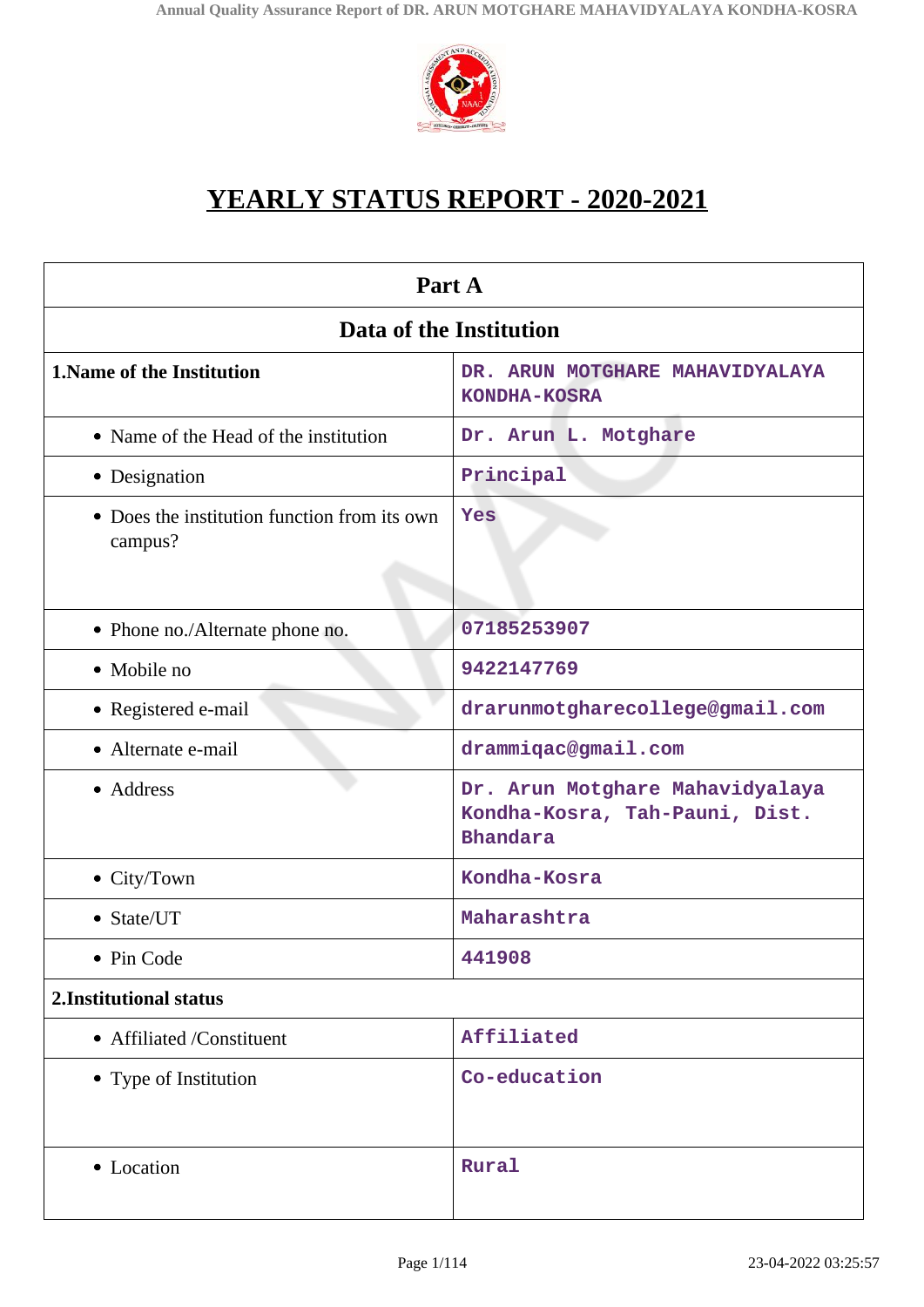# YEARLY STATUS REPORT - 2020-2021

| Part A | |
|---|---|
| **Data of the Institution** | |
| **1.Name of the Institution** | DR. ARUN MOTGHARE MAHAVIDYALAYA KONDHA-KOSRA |
| • Name of the Head of the institution | Dr. Arun L. Motghare |
| • Designation | Principal |
| • Does the institution function from its own campus? | Yes |
| • Phone no./Alternate phone no. | 07185253907 |
| • Mobile no | 9422147769 |
| • Registered e-mail | drarunmotgharecollege@gmail.com |
| • Alternate e-mail | drammiqac@gmail.com |
| • Address | Dr. Arun Motghare Mahavidyalaya Kondha-Kosra, Tah-Pauni, Dist. Bhandara |
| • City/Town | Kondha-Kosra |
| • State/UT | Maharashtra |
| • Pin Code | 441908 |
| **2.Institutional status** | |
| • Affiliated /Constituent | Affiliated |
| • Type of Institution | Co-education |
| • Location | Rural |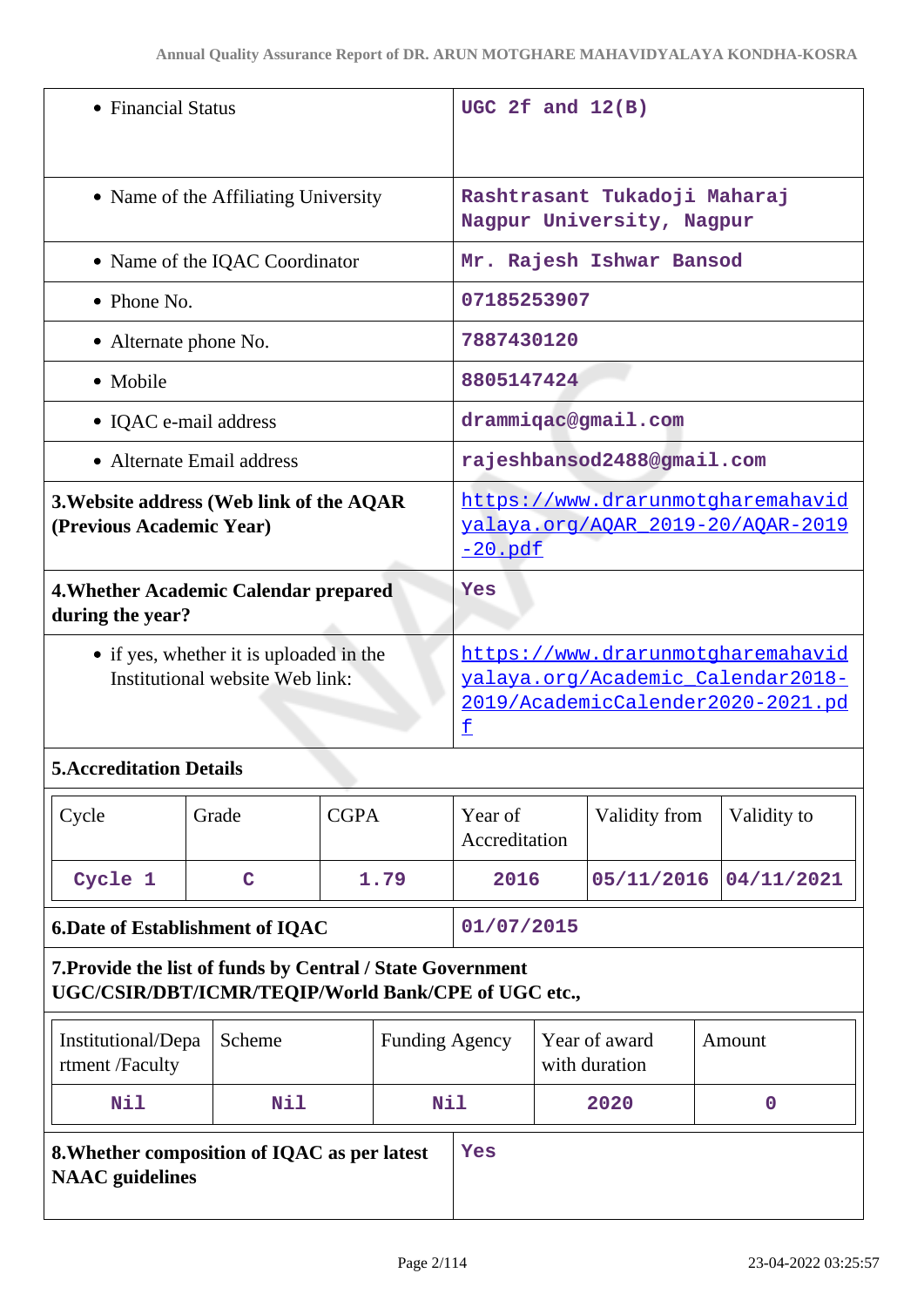| | |
|---|---|
| • Financial Status | UGC 2f and 12(B) |
| • Name of the Affiliating University | Rashtrasant Tukadoji Maharaj Nagpur University, Nagpur |
| • Name of the IQAC Coordinator | Mr. Rajesh Ishwar Bansod |
| • Phone No. | 07185253907 |
| • Alternate phone No. | 7887430120 |
| • Mobile | 8805147424 |
| • IQAC e-mail address | drammiqac@gmail.com |
| • Alternate Email address | rajeshbansod2488@gmail.com |
| **3.Website address (Web link of the AQAR (Previous Academic Year)** | https://www.drarunmotgharemahavidyalaya.org/AQAR_2019-20/AQAR-2019-20.pdf |
| **4.Whether Academic Calendar prepared during the year?** | Yes |
| • if yes, whether it is uploaded in the Institutional website Web link: | https://www.drarunmotgharemahavidyalaya.org/Academic_Calendar2018-2019/AcademicCalender2020-2021.pdf |

**5.Accreditation Details**

| Cycle | Grade | CGPA | Year of Accreditation | Validity from | Validity to |
|---|---|---|---|---|---|
| Cycle 1 | C | 1.79 | 2016 | 05/11/2016 | 04/11/2021 |

| | |
|---|---|
| **6.Date of Establishment of IQAC** | 01/07/2015 |

**7.Provide the list of funds by Central / State Government UGC/CSIR/DBT/ICMR/TEQIP/World Bank/CPE of UGC etc.,**

| Institutional/Department /Faculty | Scheme | Funding Agency | Year of award with duration | Amount |
|---|---|---|---|---|
| Nil | Nil | Nil | 2020 | 0 |

| | |
|---|---|
| **8.Whether composition of IQAC as per latest NAAC guidelines** | Yes |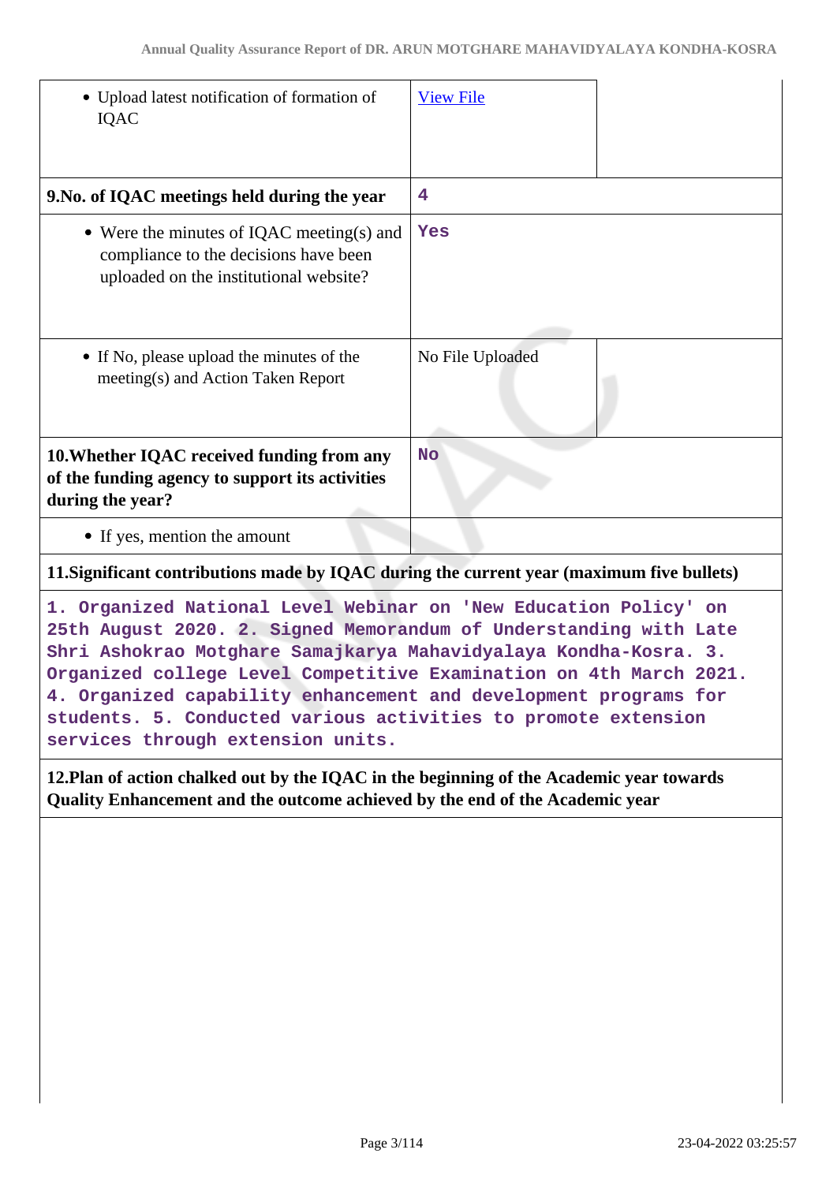| | | |
|---|---|---|
| • Upload latest notification of formation of IQAC | [View File](#) | |
| **9.No. of IQAC meetings held during the year** | 4 | |
| • Were the minutes of IQAC meeting(s) and compliance to the decisions have been uploaded on the institutional website? | Yes | |
| • If No, please upload the minutes of the meeting(s) and Action Taken Report | No File Uploaded | |
| **10.Whether IQAC received funding from any of the funding agency to support its activities during the year?** | No | |
| • If yes, mention the amount | | |

**11.Significant contributions made by IQAC during the current year (maximum five bullets)**

1. Organized National Level Webinar on 'New Education Policy' on 25th August 2020. 2. Signed Memorandum of Understanding with Late Shri Ashokrao Motghare Samajkarya Mahavidyalaya Kondha-Kosra. 3. Organized college Level Competitive Examination on 4th March 2021. 4. Organized capability enhancement and development programs for students. 5. Conducted various activities to promote extension services through extension units.

**12.Plan of action chalked out by the IQAC in the beginning of the Academic year towards Quality Enhancement and the outcome achieved by the end of the Academic year**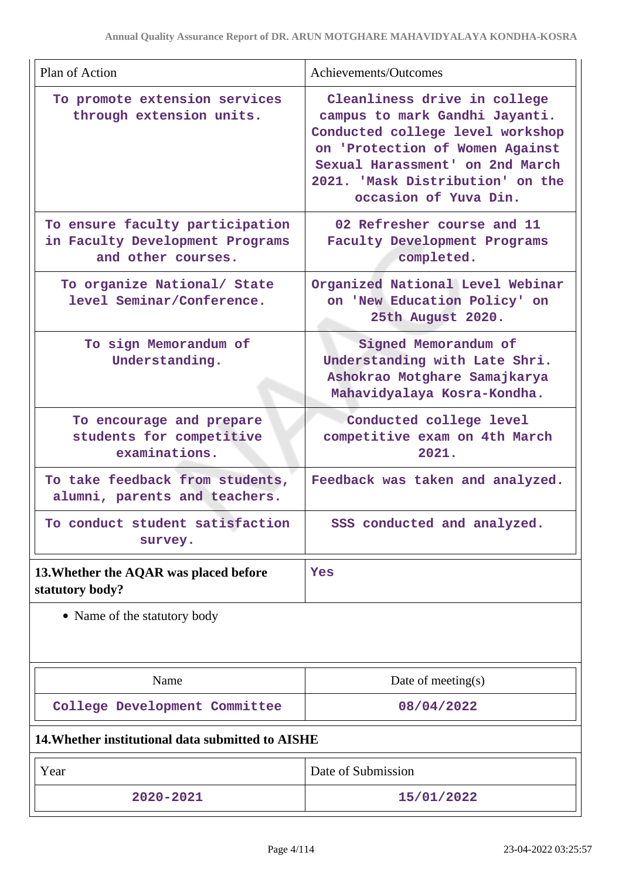| Plan of Action | Achievements/Outcomes |
|---|---|
| To promote extension services through extension units. | Cleanliness drive in college campus to mark Gandhi Jayanti. Conducted college level workshop on 'Protection of Women Against Sexual Harassment' on 2nd March 2021. 'Mask Distribution' on the occasion of Yuva Din. |
| To ensure faculty participation in Faculty Development Programs and other courses. | 02 Refresher course and 11 Faculty Development Programs completed. |
| To organize National/ State level Seminar/Conference. | Organized National Level Webinar on 'New Education Policy' on 25th August 2020. |
| To sign Memorandum of Understanding. | Signed Memorandum of Understanding with Late Shri. Ashokrao Motghare Samajkarya Mahavidyalaya Kosra-Kondha. |
| To encourage and prepare students for competitive examinations. | Conducted college level competitive exam on 4th March 2021. |
| To take feedback from students, alumni, parents and teachers. | Feedback was taken and analyzed. |
| To conduct student satisfaction survey. | SSS conducted and analyzed. |

**13.Whether the AQAR was placed before statutory body?** Yes

- Name of the statutory body

| Name | Date of meeting(s) |
|---|---|
| College Development Committee | 08/04/2022 |

**14.Whether institutional data submitted to AISHE**

| Year | Date of Submission |
|---|---|
| 2020-2021 | 15/01/2022 |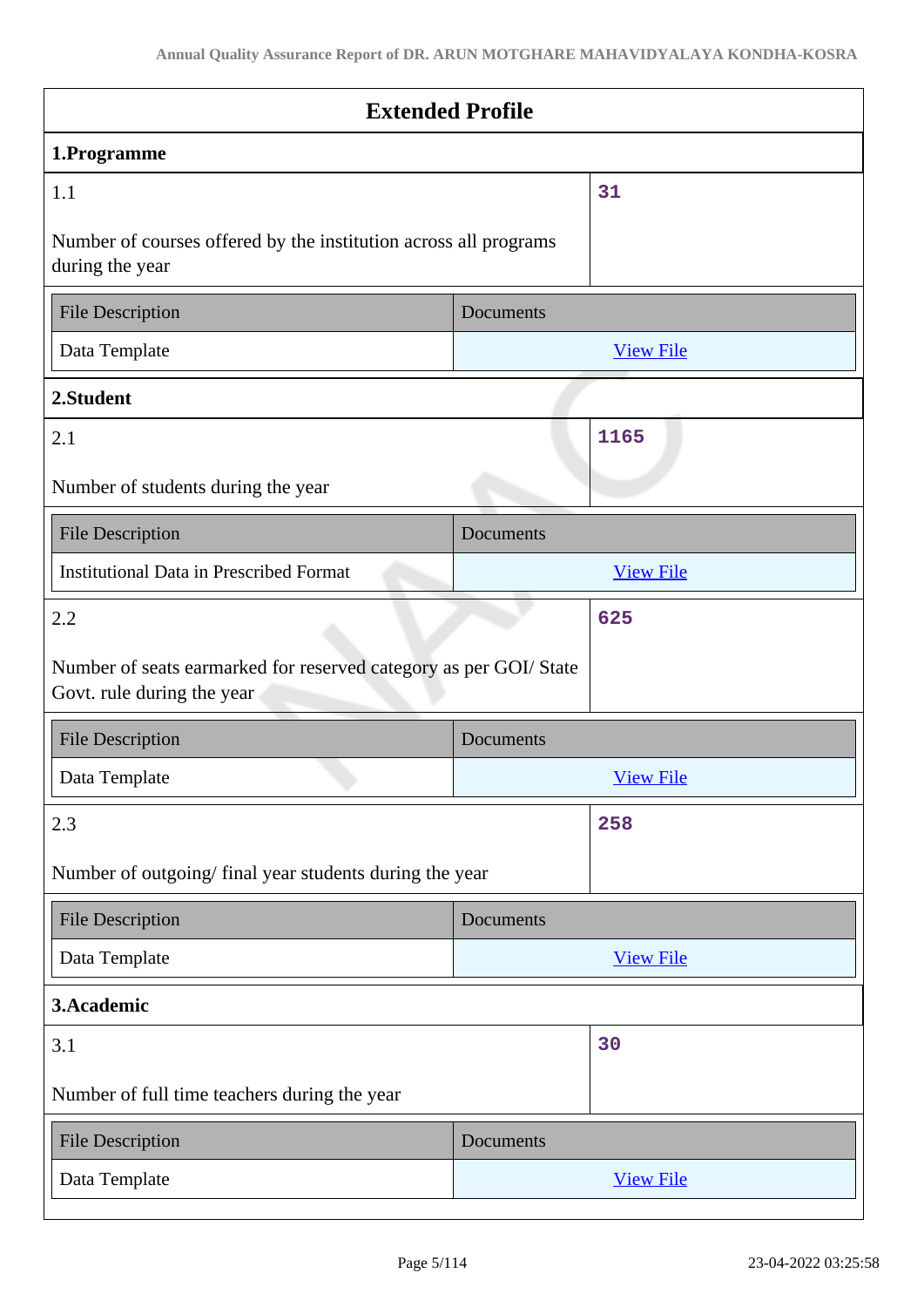# Extended Profile

## 1.Programme

| 1.1 | 31 |
|---|---|
| Number of courses offered by the institution across all programs during the year | |

| File Description | Documents |
|---|---|
| Data Template | View File |

## 2.Student

| 2.1 | 1165 |
|---|---|
| Number of students during the year | |

| File Description | Documents |
|---|---|
| Institutional Data in Prescribed Format | View File |

| 2.2 | 625 |
|---|---|
| Number of seats earmarked for reserved category as per GOI/ State Govt. rule during the year | |

| File Description | Documents |
|---|---|
| Data Template | View File |

| 2.3 | 258 |
|---|---|
| Number of outgoing/ final year students during the year | |

| File Description | Documents |
|---|---|
| Data Template | View File |

## 3.Academic

| 3.1 | 30 |
|---|---|
| Number of full time teachers during the year | |

| File Description | Documents |
|---|---|
| Data Template | View File |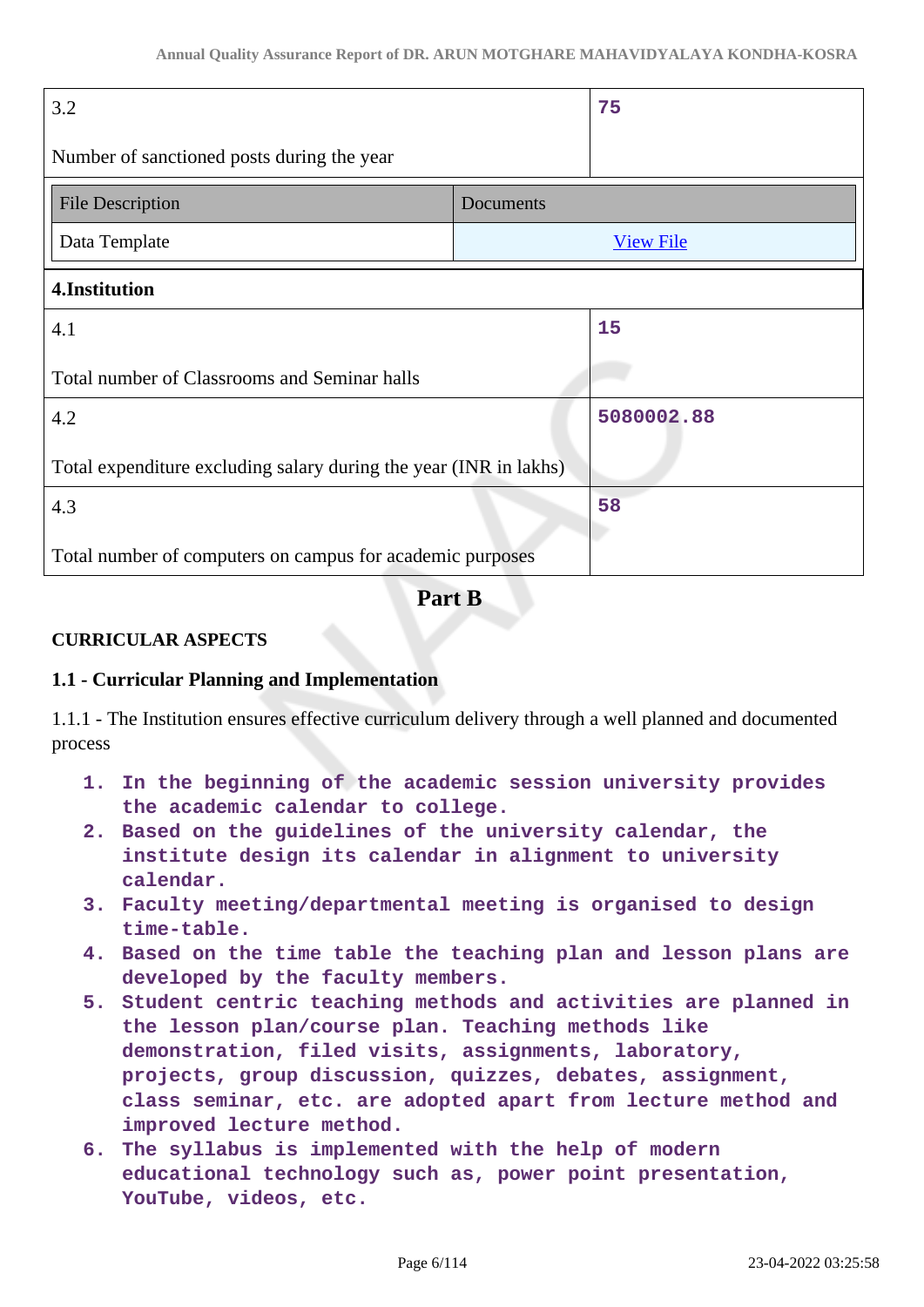| 3.2 Number of sanctioned posts during the year | 75 |
|---|---|

| File Description | Documents |
|---|---|
| Data Template | View File |

**4.Institution**

| 4.1 Total number of Classrooms and Seminar halls | 15 |
|---|---|
| 4.2 Total expenditure excluding salary during the year (INR in lakhs) | 5080002.88 |
| 4.3 Total number of computers on campus for academic purposes | 58 |

## Part B

### CURRICULAR ASPECTS

### 1.1 - Curricular Planning and Implementation

1.1.1 - The Institution ensures effective curriculum delivery through a well planned and documented process

1. In the beginning of the academic session university provides the academic calendar to college.
2. Based on the guidelines of the university calendar, the institute design its calendar in alignment to university calendar.
3. Faculty meeting/departmental meeting is organised to design time-table.
4. Based on the time table the teaching plan and lesson plans are developed by the faculty members.
5. Student centric teaching methods and activities are planned in the lesson plan/course plan. Teaching methods like demonstration, filed visits, assignments, laboratory, projects, group discussion, quizzes, debates, assignment, class seminar, etc. are adopted apart from lecture method and improved lecture method.
6. The syllabus is implemented with the help of modern educational technology such as, power point presentation, YouTube, videos, etc.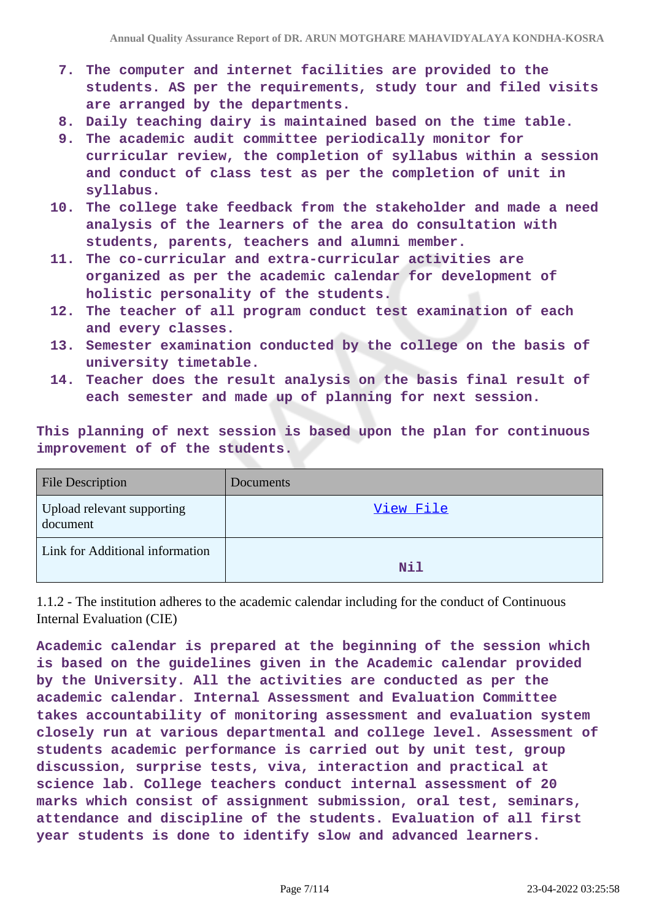7. The computer and internet facilities are provided to the students. AS per the requirements, study tour and filed visits are arranged by the departments.
8. Daily teaching dairy is maintained based on the time table.
9. The academic audit committee periodically monitor for curricular review, the completion of syllabus within a session and conduct of class test as per the completion of unit in syllabus.
10. The college take feedback from the stakeholder and made a need analysis of the learners of the area do consultation with students, parents, teachers and alumni member.
11. The co-curricular and extra-curricular activities are organized as per the academic calendar for development of holistic personality of the students.
12. The teacher of all program conduct test examination of each and every classes.
13. Semester examination conducted by the college on the basis of university timetable.
14. Teacher does the result analysis on the basis final result of each semester and made up of planning for next session.

This planning of next session is based upon the plan for continuous improvement of of the students.

| File Description | Documents |
|---|---|
| Upload relevant supporting document | View File |
| Link for Additional information | Nil |

1.1.2 - The institution adheres to the academic calendar including for the conduct of Continuous Internal Evaluation (CIE)

Academic calendar is prepared at the beginning of the session which is based on the guidelines given in the Academic calendar provided by the University. All the activities are conducted as per the academic calendar. Internal Assessment and Evaluation Committee takes accountability of monitoring assessment and evaluation system closely run at various departmental and college level. Assessment of students academic performance is carried out by unit test, group discussion, surprise tests, viva, interaction and practical at science lab. College teachers conduct internal assessment of 20 marks which consist of assignment submission, oral test, seminars, attendance and discipline of the students. Evaluation of all first year students is done to identify slow and advanced learners.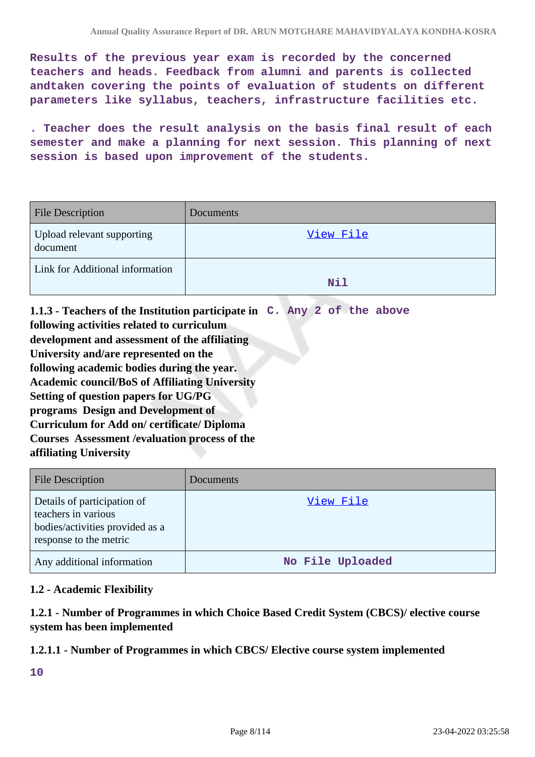Results of the previous year exam is recorded by the concerned teachers and heads. Feedback from alumni and parents is collected andtaken covering the points of evaluation of students on different parameters like syllabus, teachers, infrastructure facilities etc.

. Teacher does the result analysis on the basis final result of each semester and make a planning for next session. This planning of next session is based upon improvement of the students.

| File Description | Documents |
|---|---|
| Upload relevant supporting document | View File |
| Link for Additional information | Nil |

**1.1.3 - Teachers of the Institution participate in following activities related to curriculum development and assessment of the affiliating University and/are represented on the following academic bodies during the year. Academic council/BoS of Affiliating University Setting of question papers for UG/PG programs Design and Development of Curriculum for Add on/ certificate/ Diploma Courses Assessment /evaluation process of the affiliating University**

C. Any 2 of the above

| File Description | Documents |
|---|---|
| Details of participation of teachers in various bodies/activities provided as a response to the metric | View File |
| Any additional information | No File Uploaded |

### 1.2 - Academic Flexibility

#### 1.2.1 - Number of Programmes in which Choice Based Credit System (CBCS)/ elective course system has been implemented

#### 1.2.1.1 - Number of Programmes in which CBCS/ Elective course system implemented

10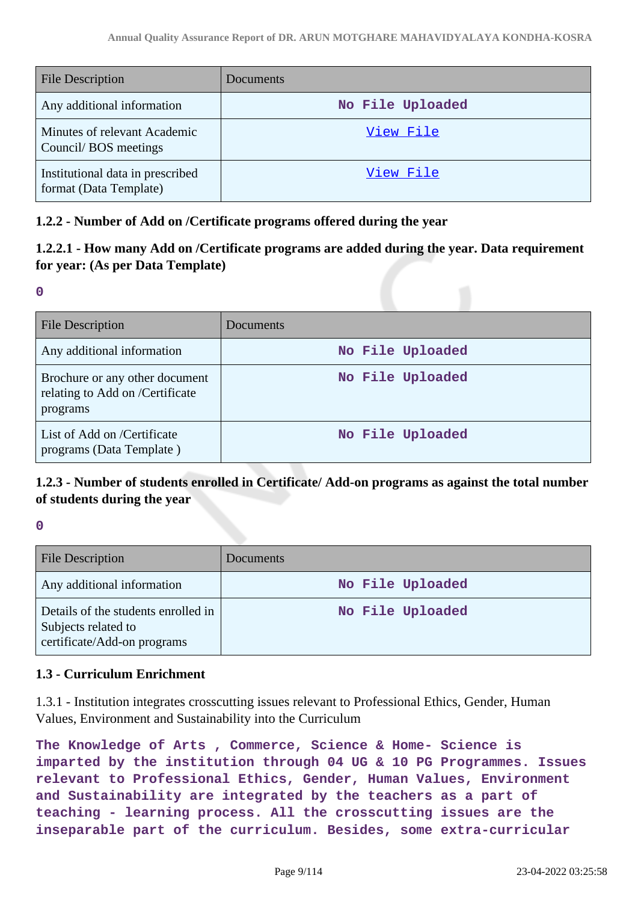| File Description | Documents |
|---|---|
| Any additional information | No File Uploaded |
| Minutes of relevant Academic Council/ BOS meetings | View File |
| Institutional data in prescribed format (Data Template) | View File |

### 1.2.2 - Number of Add on /Certificate programs offered during the year

### 1.2.2.1 - How many Add on /Certificate programs are added during the year. Data requirement for year: (As per Data Template)

**0**

| File Description | Documents |
|---|---|
| Any additional information | No File Uploaded |
| Brochure or any other document relating to Add on /Certificate programs | No File Uploaded |
| List of Add on /Certificate programs (Data Template ) | No File Uploaded |

### 1.2.3 - Number of students enrolled in Certificate/ Add-on programs as against the total number of students during the year

**0**

| File Description | Documents |
|---|---|
| Any additional information | No File Uploaded |
| Details of the students enrolled in Subjects related to certificate/Add-on programs | No File Uploaded |

### 1.3 - Curriculum Enrichment

1.3.1 - Institution integrates crosscutting issues relevant to Professional Ethics, Gender, Human Values, Environment and Sustainability into the Curriculum

**The Knowledge of Arts , Commerce, Science & Home- Science is imparted by the institution through 04 UG & 10 PG Programmes. Issues relevant to Professional Ethics, Gender, Human Values, Environment and Sustainability are integrated by the teachers as a part of teaching - learning process. All the crosscutting issues are the inseparable part of the curriculum. Besides, some extra-curricular**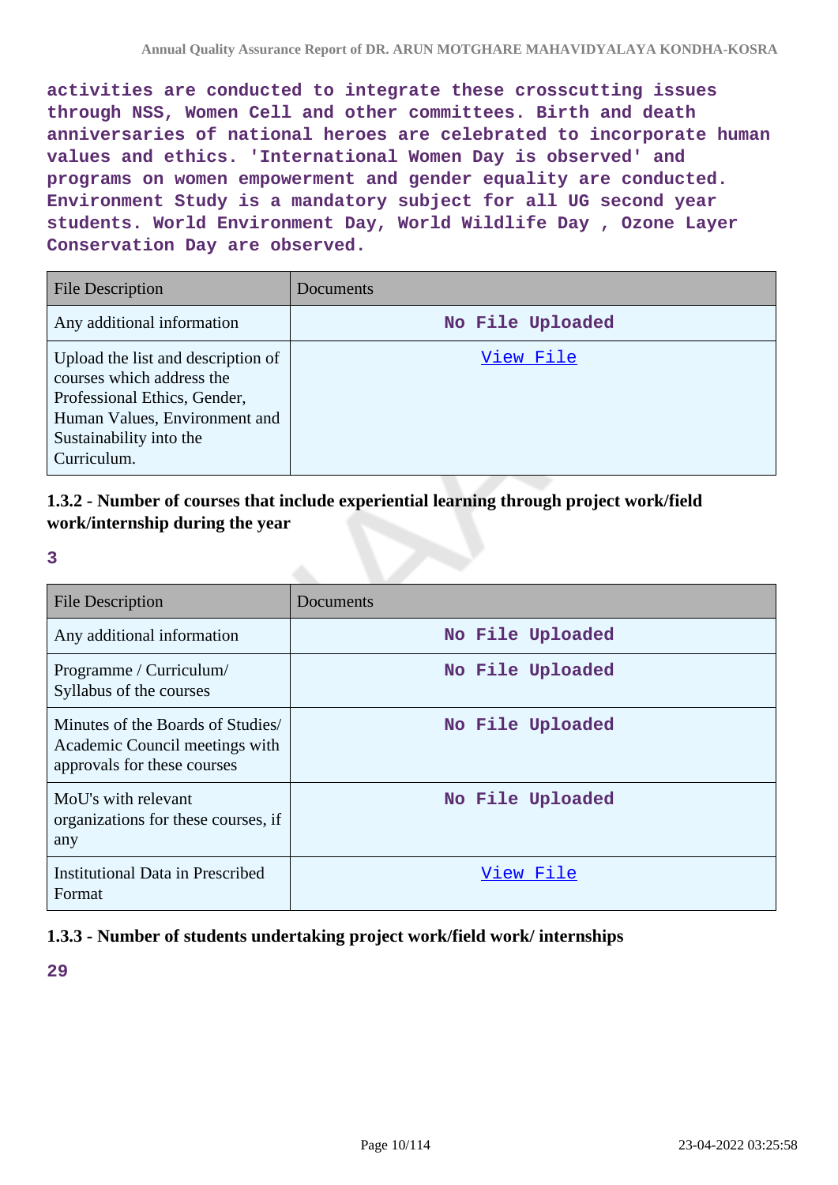activities are conducted to integrate these crosscutting issues through NSS, Women Cell and other committees. Birth and death anniversaries of national heroes are celebrated to incorporate human values and ethics. 'International Women Day is observed' and programs on women empowerment and gender equality are conducted. Environment Study is a mandatory subject for all UG second year students. World Environment Day, World Wildlife Day , Ozone Layer Conservation Day are observed.

| File Description | Documents |
|---|---|
| Any additional information | No File Uploaded |
| Upload the list and description of courses which address the Professional Ethics, Gender, Human Values, Environment and Sustainability into the Curriculum. | View File |

### 1.3.2 - Number of courses that include experiential learning through project work/field work/internship during the year

3

| File Description | Documents |
|---|---|
| Any additional information | No File Uploaded |
| Programme / Curriculum/ Syllabus of the courses | No File Uploaded |
| Minutes of the Boards of Studies/ Academic Council meetings with approvals for these courses | No File Uploaded |
| MoU's with relevant organizations for these courses, if any | No File Uploaded |
| Institutional Data in Prescribed Format | View File |

### 1.3.3 - Number of students undertaking project work/field work/ internships

29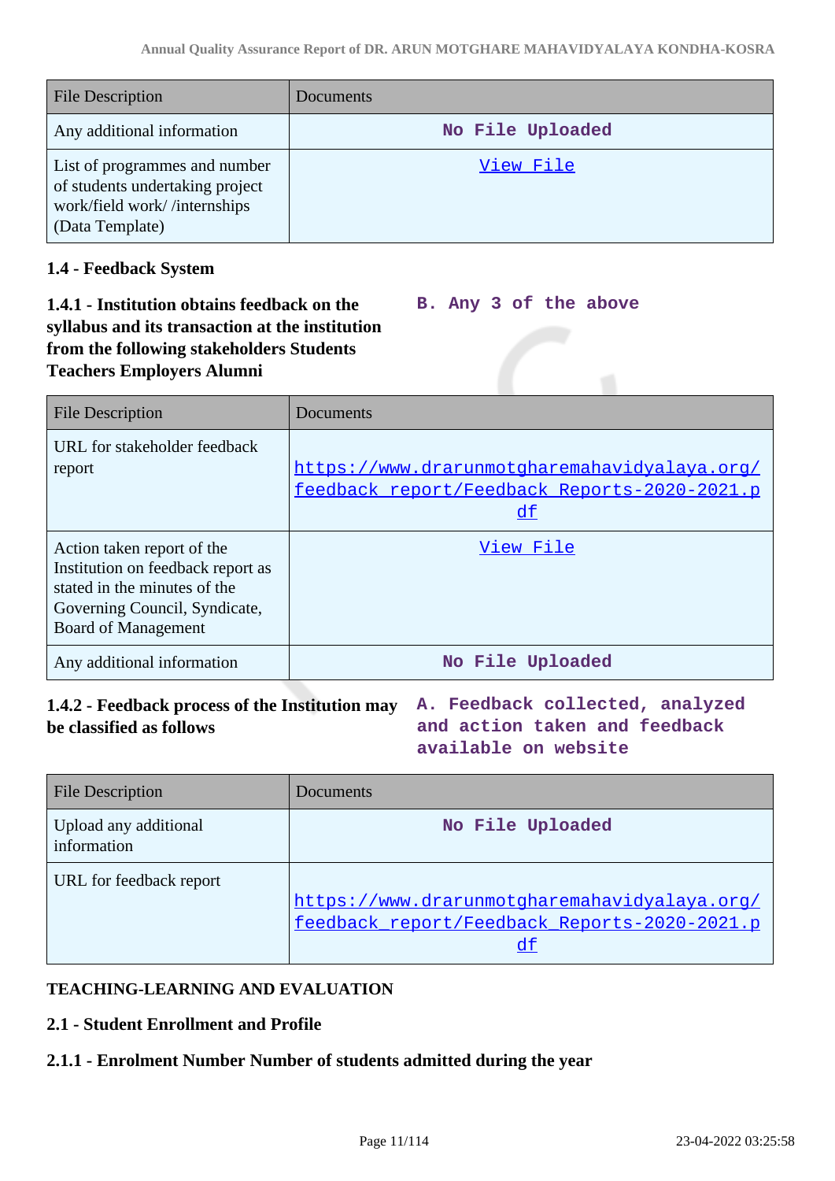| File Description | Documents |
|---|---|
| Any additional information | No File Uploaded |
| List of programmes and number of students undertaking project work/field work/ /internships (Data Template) | View File |

### 1.4 - Feedback System

**1.4.1 - Institution obtains feedback on the syllabus and its transaction at the institution from the following stakeholders Students Teachers Employers Alumni**

B. Any 3 of the above

| File Description | Documents |
|---|---|
| URL for stakeholder feedback report | https://www.drarunmotgharemahavidyalaya.org/feedback_report/Feedback_Reports-2020-2021.pdf |
| Action taken report of the Institution on feedback report as stated in the minutes of the Governing Council, Syndicate, Board of Management | View File |
| Any additional information | No File Uploaded |

**1.4.2 - Feedback process of the Institution may be classified as follows**

A. Feedback collected, analyzed and action taken and feedback available on website

| File Description | Documents |
|---|---|
| Upload any additional information | No File Uploaded |
| URL for feedback report | https://www.drarunmotgharemahavidyalaya.org/feedback_report/Feedback_Reports-2020-2021.pdf |

## TEACHING-LEARNING AND EVALUATION

### 2.1 - Student Enrollment and Profile

**2.1.1 - Enrolment Number Number of students admitted during the year**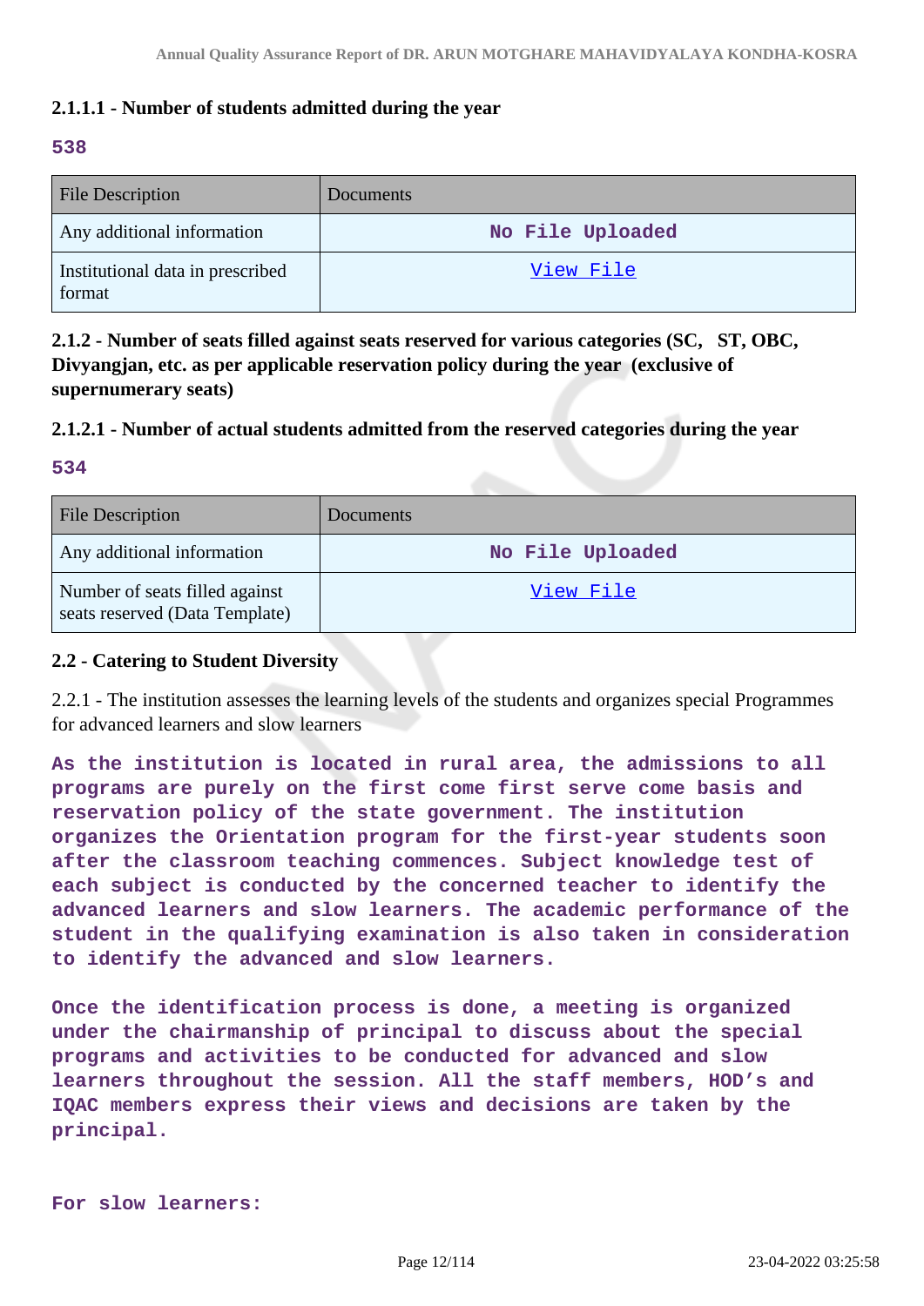### 2.1.1.1 - Number of students admitted during the year

538

| File Description | Documents |
|---|---|
| Any additional information | No File Uploaded |
| Institutional data in prescribed format | View File |

### 2.1.2 - Number of seats filled against seats reserved for various categories (SC, ST, OBC, Divyangjan, etc. as per applicable reservation policy during the year (exclusive of supernumerary seats)

### 2.1.2.1 - Number of actual students admitted from the reserved categories during the year

534

| File Description | Documents |
|---|---|
| Any additional information | No File Uploaded |
| Number of seats filled against seats reserved (Data Template) | View File |

### 2.2 - Catering to Student Diversity

2.2.1 - The institution assesses the learning levels of the students and organizes special Programmes for advanced learners and slow learners

As the institution is located in rural area, the admissions to all programs are purely on the first come first serve come basis and reservation policy of the state government. The institution organizes the Orientation program for the first-year students soon after the classroom teaching commences. Subject knowledge test of each subject is conducted by the concerned teacher to identify the advanced learners and slow learners. The academic performance of the student in the qualifying examination is also taken in consideration to identify the advanced and slow learners.

Once the identification process is done, a meeting is organized under the chairmanship of principal to discuss about the special programs and activities to be conducted for advanced and slow learners throughout the session. All the staff members, HOD's and IQAC members express their views and decisions are taken by the principal.

For slow learners: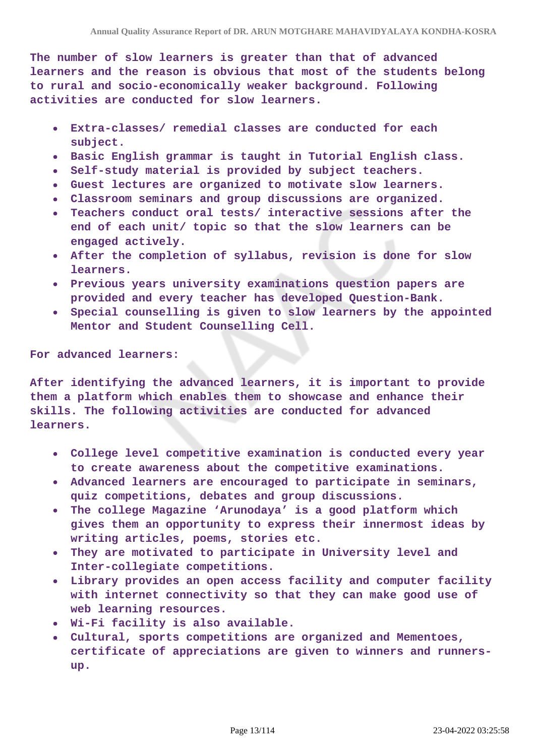The number of slow learners is greater than that of advanced learners and the reason is obvious that most of the students belong to rural and socio-economically weaker background. Following activities are conducted for slow learners.

- Extra-classes/ remedial classes are conducted for each subject.
- Basic English grammar is taught in Tutorial English class.
- Self-study material is provided by subject teachers.
- Guest lectures are organized to motivate slow learners.
- Classroom seminars and group discussions are organized.
- Teachers conduct oral tests/ interactive sessions after the end of each unit/ topic so that the slow learners can be engaged actively.
- After the completion of syllabus, revision is done for slow learners.
- Previous years university examinations question papers are provided and every teacher has developed Question-Bank.
- Special counselling is given to slow learners by the appointed Mentor and Student Counselling Cell.

For advanced learners:

After identifying the advanced learners, it is important to provide them a platform which enables them to showcase and enhance their skills. The following activities are conducted for advanced learners.

- College level competitive examination is conducted every year to create awareness about the competitive examinations.
- Advanced learners are encouraged to participate in seminars, quiz competitions, debates and group discussions.
- The college Magazine 'Arunodaya' is a good platform which gives them an opportunity to express their innermost ideas by writing articles, poems, stories etc.
- They are motivated to participate in University level and Inter-collegiate competitions.
- Library provides an open access facility and computer facility with internet connectivity so that they can make good use of web learning resources.
- Wi-Fi facility is also available.
- Cultural, sports competitions are organized and Mementoes, certificate of appreciations are given to winners and runners-up.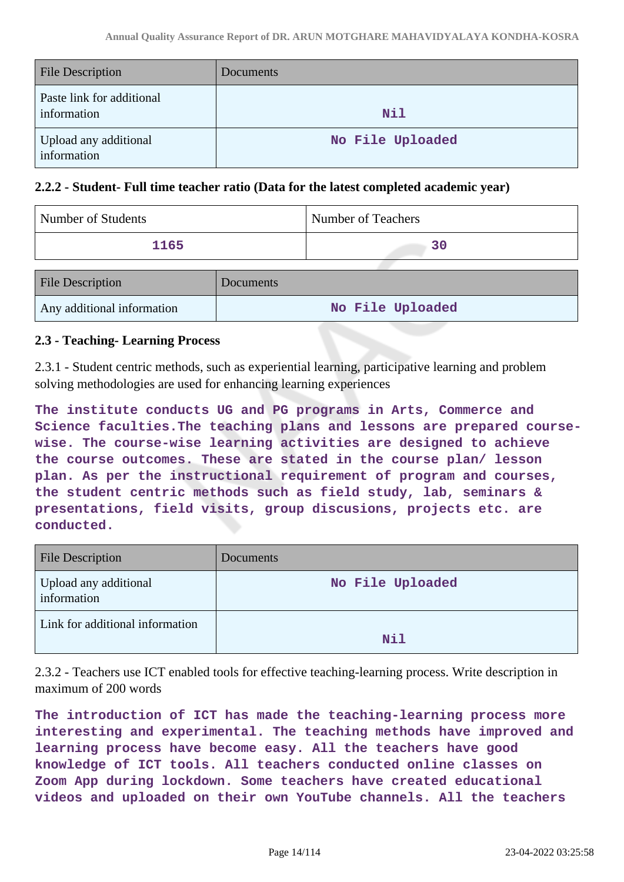| File Description | Documents |
| --- | --- |
| Paste link for additional information | Nil |
| Upload any additional information | No File Uploaded |

### 2.2.2 - Student- Full time teacher ratio (Data for the latest completed academic year)

| Number of Students | Number of Teachers |
| --- | --- |
| 1165 | 30 |

| File Description | Documents |
| --- | --- |
| Any additional information | No File Uploaded |

### 2.3 - Teaching- Learning Process

2.3.1 - Student centric methods, such as experiential learning, participative learning and problem solving methodologies are used for enhancing learning experiences

**The institute conducts UG and PG programs in Arts, Commerce and Science faculties.The teaching plans and lessons are prepared course-wise. The course-wise learning activities are designed to achieve the course outcomes. These are stated in the course plan/ lesson plan. As per the instructional requirement of program and courses, the student centric methods such as field study, lab, seminars & presentations, field visits, group discusions, projects etc. are conducted.**

| File Description | Documents |
| --- | --- |
| Upload any additional information | No File Uploaded |
| Link for additional information | Nil |

2.3.2 - Teachers use ICT enabled tools for effective teaching-learning process. Write description in maximum of 200 words

**The introduction of ICT has made the teaching-learning process more interesting and experimental. The teaching methods have improved and learning process have become easy. All the teachers have good knowledge of ICT tools. All teachers conducted online classes on Zoom App during lockdown. Some teachers have created educational videos and uploaded on their own YouTube channels. All the teachers**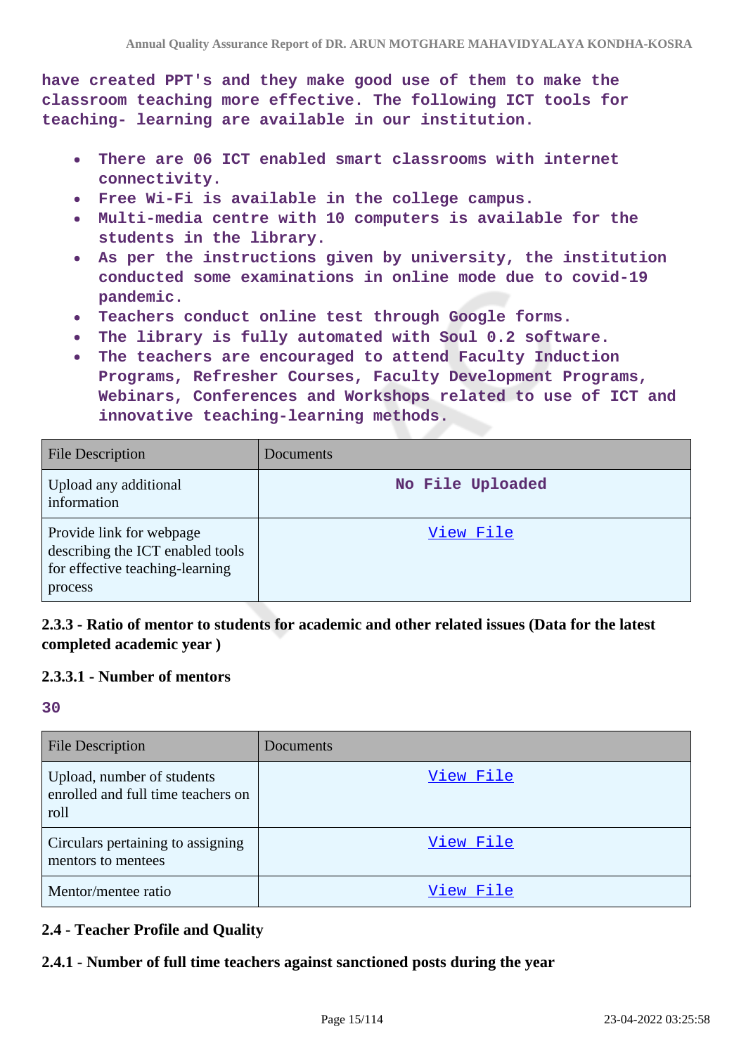have created PPT's and they make good use of them to make the classroom teaching more effective. The following ICT tools for teaching- learning are available in our institution.

- There are 06 ICT enabled smart classrooms with internet connectivity.
- Free Wi-Fi is available in the college campus.
- Multi-media centre with 10 computers is available for the students in the library.
- As per the instructions given by university, the institution conducted some examinations in online mode due to covid-19 pandemic.
- Teachers conduct online test through Google forms.
- The library is fully automated with Soul 0.2 software.
- The teachers are encouraged to attend Faculty Induction Programs, Refresher Courses, Faculty Development Programs, Webinars, Conferences and Workshops related to use of ICT and innovative teaching-learning methods.

| File Description | Documents |
| --- | --- |
| Upload any additional information | No File Uploaded |
| Provide link for webpage describing the ICT enabled tools for effective teaching-learning process | View File |

### 2.3.3 - Ratio of mentor to students for academic and other related issues (Data for the latest completed academic year )

#### 2.3.3.1 - Number of mentors

30

| File Description | Documents |
| --- | --- |
| Upload, number of students enrolled and full time teachers on roll | View File |
| Circulars pertaining to assigning mentors to mentees | View File |
| Mentor/mentee ratio | View File |

## 2.4 - Teacher Profile and Quality

### 2.4.1 - Number of full time teachers against sanctioned posts during the year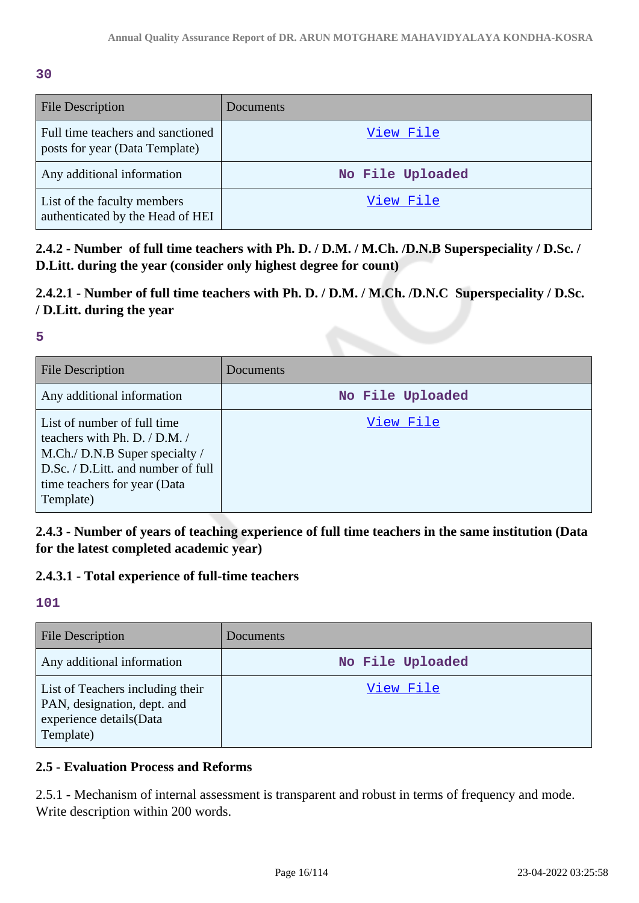**30**

| File Description | Documents |
|---|---|
| Full time teachers and sanctioned posts for year (Data Template) | View File |
| Any additional information | No File Uploaded |
| List of the faculty members authenticated by the Head of HEI | View File |

**2.4.2 - Number of full time teachers with Ph. D. / D.M. / M.Ch. /D.N.B Superspeciality / D.Sc. / D.Litt. during the year (consider only highest degree for count)**

**2.4.2.1 - Number of full time teachers with Ph. D. / D.M. / M.Ch. /D.N.C Superspeciality / D.Sc. / D.Litt. during the year**

**5**

| File Description | Documents |
|---|---|
| Any additional information | No File Uploaded |
| List of number of full time teachers with Ph. D. / D.M. / M.Ch./ D.N.B Super specialty / D.Sc. / D.Litt. and number of full time teachers for year (Data Template) | View File |

**2.4.3 - Number of years of teaching experience of full time teachers in the same institution (Data for the latest completed academic year)**

**2.4.3.1 - Total experience of full-time teachers**

**101**

| File Description | Documents |
|---|---|
| Any additional information | No File Uploaded |
| List of Teachers including their PAN, designation, dept. and experience details(Data Template) | View File |

**2.5 - Evaluation Process and Reforms**

2.5.1 - Mechanism of internal assessment is transparent and robust in terms of frequency and mode. Write description within 200 words.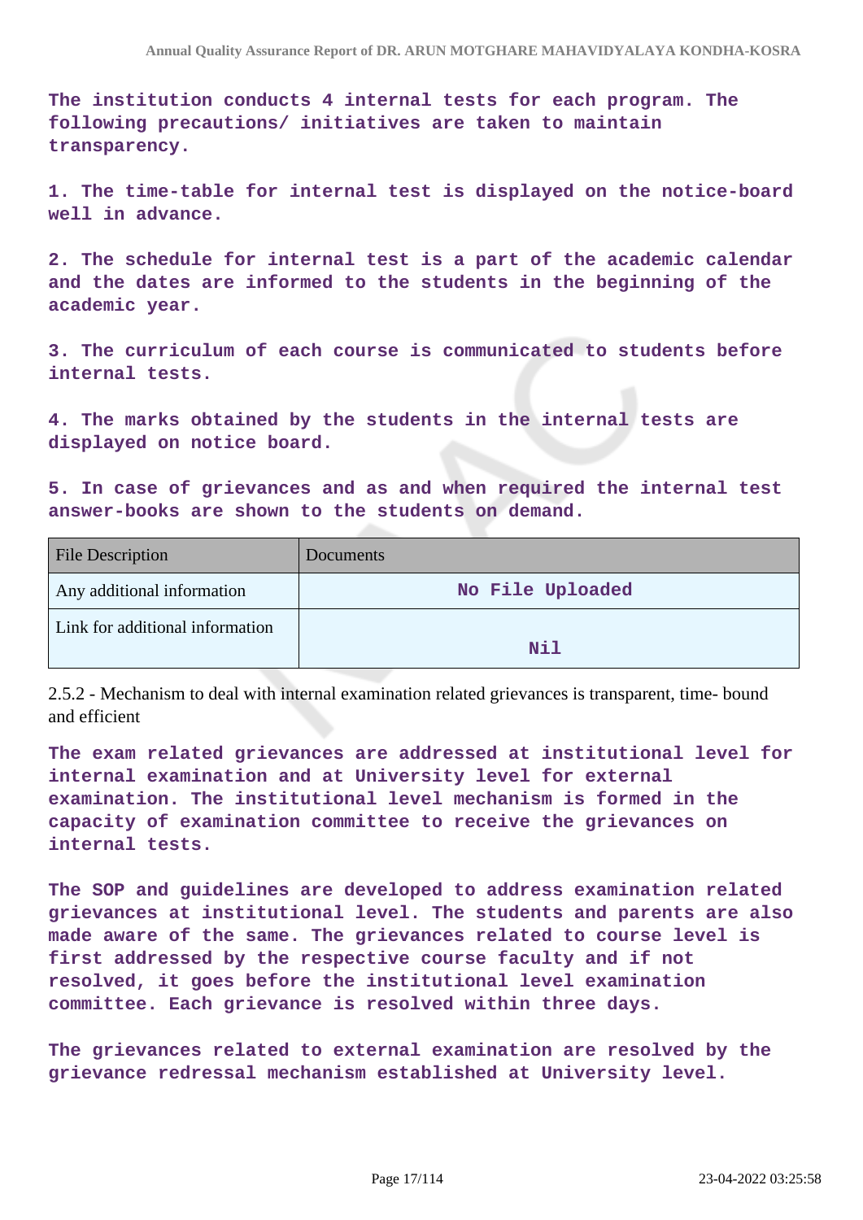The institution conducts 4 internal tests for each program. The following precautions/ initiatives are taken to maintain transparency.

1. The time-table for internal test is displayed on the notice-board well in advance.

2. The schedule for internal test is a part of the academic calendar and the dates are informed to the students in the beginning of the academic year.

3. The curriculum of each course is communicated to students before internal tests.

4. The marks obtained by the students in the internal tests are displayed on notice board.

5. In case of grievances and as and when required the internal test answer-books are shown to the students on demand.

| File Description | Documents |
|---|---|
| Any additional information | No File Uploaded |
| Link for additional information | Nil |

2.5.2 - Mechanism to deal with internal examination related grievances is transparent, time- bound and efficient

The exam related grievances are addressed at institutional level for internal examination and at University level for external examination. The institutional level mechanism is formed in the capacity of examination committee to receive the grievances on internal tests.

The SOP and guidelines are developed to address examination related grievances at institutional level. The students and parents are also made aware of the same. The grievances related to course level is first addressed by the respective course faculty and if not resolved, it goes before the institutional level examination committee. Each grievance is resolved within three days.

The grievances related to external examination are resolved by the grievance redressal mechanism established at University level.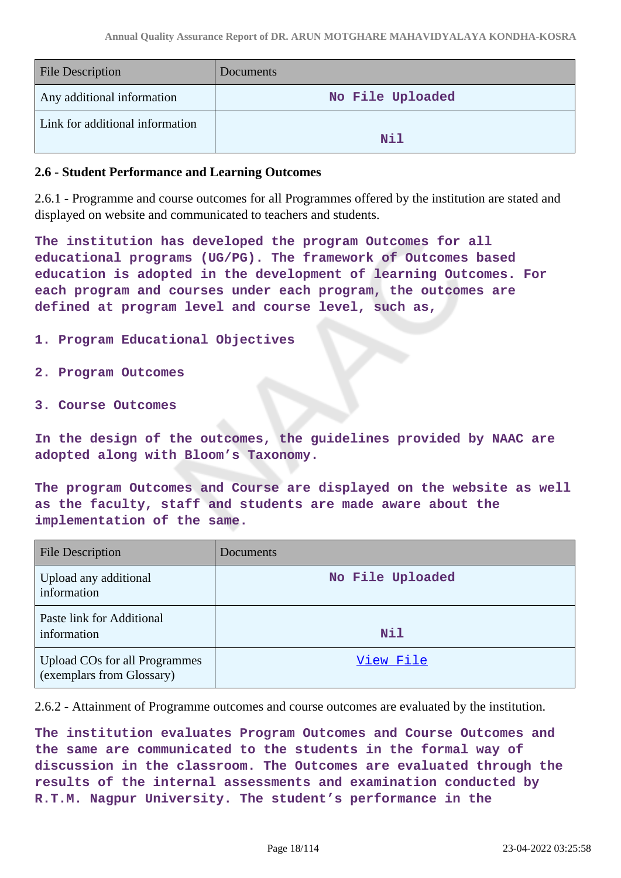| File Description | Documents |
|---|---|
| Any additional information | No File Uploaded |
| Link for additional information | Nil |

**2.6 - Student Performance and Learning Outcomes**

2.6.1 - Programme and course outcomes for all Programmes offered by the institution are stated and displayed on website and communicated to teachers and students.

**The institution has developed the program Outcomes for all educational programs (UG/PG). The framework of Outcomes based education is adopted in the development of learning Outcomes. For each program and courses under each program, the outcomes are defined at program level and course level, such as,**

1. **Program Educational Objectives**
2. **Program Outcomes**
3. **Course Outcomes**

**In the design of the outcomes, the guidelines provided by NAAC are adopted along with Bloom's Taxonomy.**

**The program Outcomes and Course are displayed on the website as well as the faculty, staff and students are made aware about the implementation of the same.**

| File Description | Documents |
|---|---|
| Upload any additional information | No File Uploaded |
| Paste link for Additional information | Nil |
| Upload COs for all Programmes (exemplars from Glossary) | View File |

2.6.2 - Attainment of Programme outcomes and course outcomes are evaluated by the institution.

**The institution evaluates Program Outcomes and Course Outcomes and the same are communicated to the students in the formal way of discussion in the classroom. The Outcomes are evaluated through the results of the internal assessments and examination conducted by R.T.M. Nagpur University. The student's performance in the**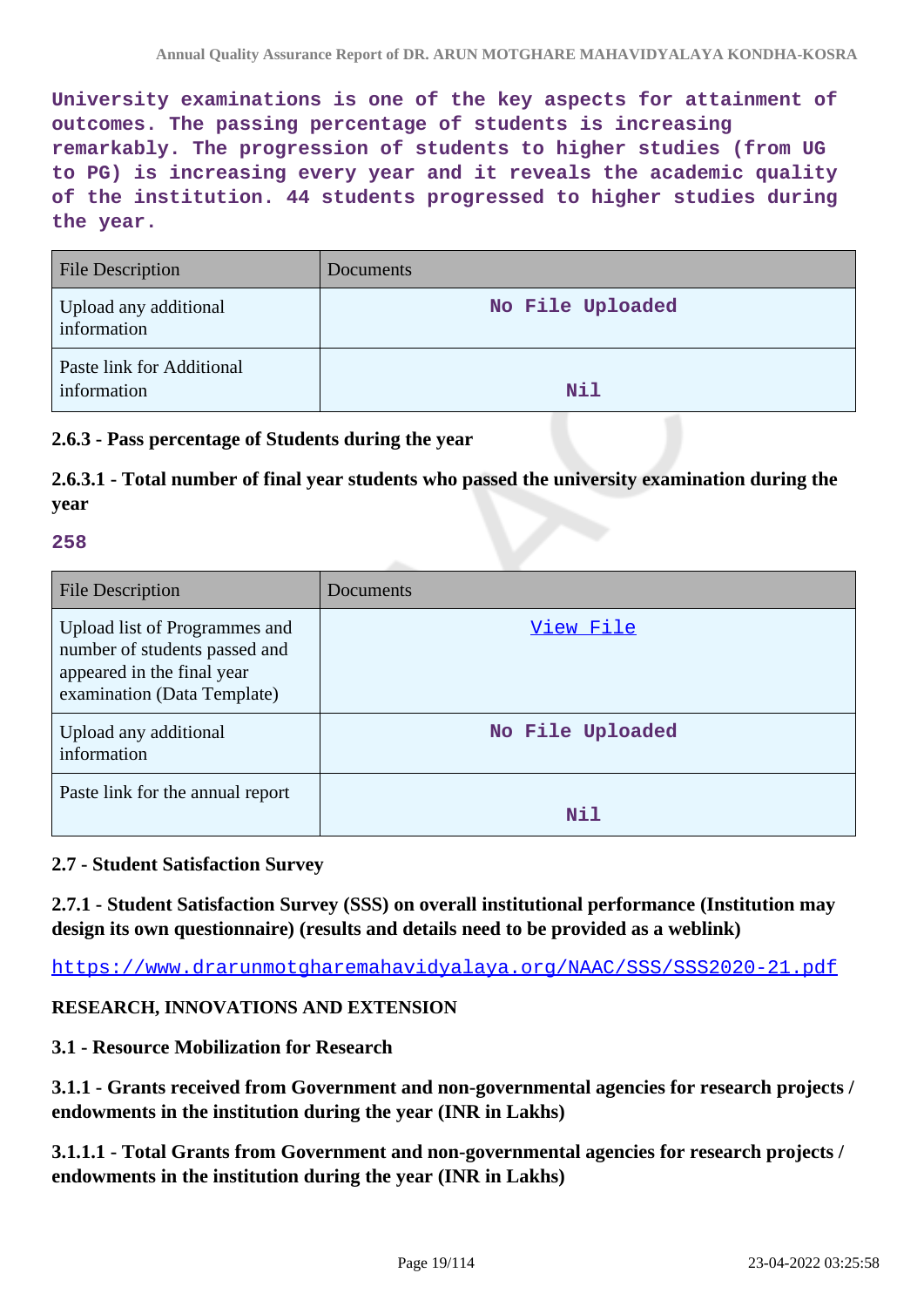University examinations is one of the key aspects for attainment of outcomes. The passing percentage of students is increasing remarkably. The progression of students to higher studies (from UG to PG) is increasing every year and it reveals the academic quality of the institution. 44 students progressed to higher studies during the year.

| File Description | Documents |
|---|---|
| Upload any additional information | No File Uploaded |
| Paste link for Additional information | Nil |

**2.6.3 - Pass percentage of Students during the year**

**2.6.3.1 - Total number of final year students who passed the university examination during the year**

258

| File Description | Documents |
|---|---|
| Upload list of Programmes and number of students passed and appeared in the final year examination (Data Template) | View File |
| Upload any additional information | No File Uploaded |
| Paste link for the annual report | Nil |

**2.7 - Student Satisfaction Survey**

**2.7.1 - Student Satisfaction Survey (SSS) on overall institutional performance (Institution may design its own questionnaire) (results and details need to be provided as a weblink)**

https://www.drarunmotgharemahavidyalaya.org/NAAC/SSS/SSS2020-21.pdf

**RESEARCH, INNOVATIONS AND EXTENSION**

**3.1 - Resource Mobilization for Research**

**3.1.1 - Grants received from Government and non-governmental agencies for research projects / endowments in the institution during the year (INR in Lakhs)**

**3.1.1.1 - Total Grants from Government and non-governmental agencies for research projects / endowments in the institution during the year (INR in Lakhs)**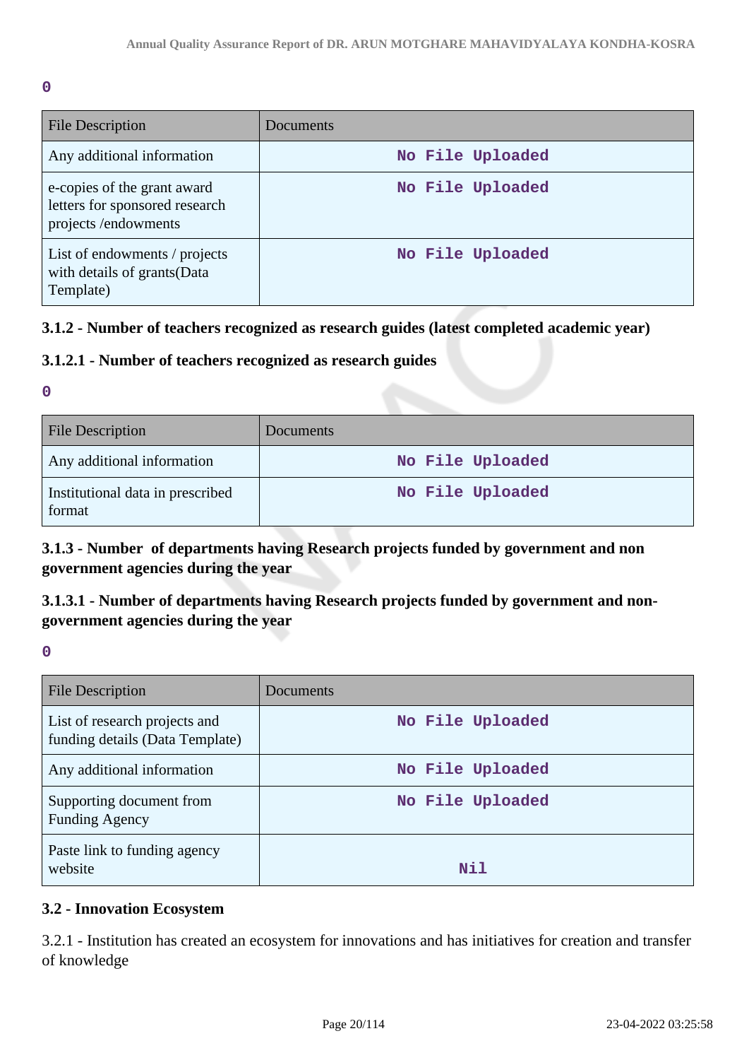**0**

| File Description | Documents |
|---|---|
| Any additional information | No File Uploaded |
| e-copies of the grant award letters for sponsored research projects /endowments | No File Uploaded |
| List of endowments / projects with details of grants(Data Template) | No File Uploaded |

### 3.1.2 - Number of teachers recognized as research guides (latest completed academic year)

### 3.1.2.1 - Number of teachers recognized as research guides

**0**

| File Description | Documents |
|---|---|
| Any additional information | No File Uploaded |
| Institutional data in prescribed format | No File Uploaded |

### 3.1.3 - Number of departments having Research projects funded by government and non government agencies during the year

### 3.1.3.1 - Number of departments having Research projects funded by government and non-government agencies during the year

**0**

| File Description | Documents |
|---|---|
| List of research projects and funding details (Data Template) | No File Uploaded |
| Any additional information | No File Uploaded |
| Supporting document from Funding Agency | No File Uploaded |
| Paste link to funding agency website | Nil |

### 3.2 - Innovation Ecosystem

3.2.1 - Institution has created an ecosystem for innovations and has initiatives for creation and transfer of knowledge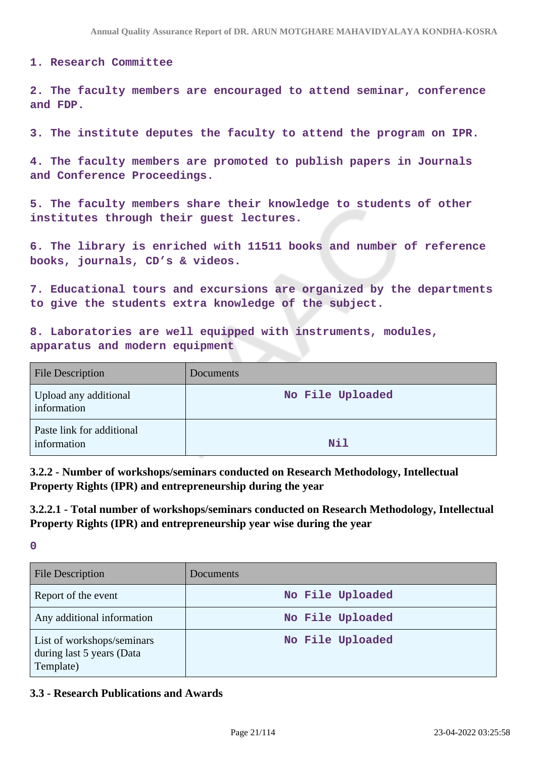1. Research Committee

2. The faculty members are encouraged to attend seminar, conference and FDP.

3. The institute deputes the faculty to attend the program on IPR.

4. The faculty members are promoted to publish papers in Journals and Conference Proceedings.

5. The faculty members share their knowledge to students of other institutes through their guest lectures.

6. The library is enriched with 11511 books and number of reference books, journals, CD's & videos.

7. Educational tours and excursions are organized by the departments to give the students extra knowledge of the subject.

8. Laboratories are well equipped with instruments, modules, apparatus and modern equipment

| File Description | Documents |
|---|---|
| Upload any additional information | No File Uploaded |
| Paste link for additional information | Nil |

**3.2.2 - Number of workshops/seminars conducted on Research Methodology, Intellectual Property Rights (IPR) and entrepreneurship during the year**

**3.2.2.1 - Total number of workshops/seminars conducted on Research Methodology, Intellectual Property Rights (IPR) and entrepreneurship year wise during the year**

0

| File Description | Documents |
|---|---|
| Report of the event | No File Uploaded |
| Any additional information | No File Uploaded |
| List of workshops/seminars during last 5 years (Data Template) | No File Uploaded |

**3.3 - Research Publications and Awards**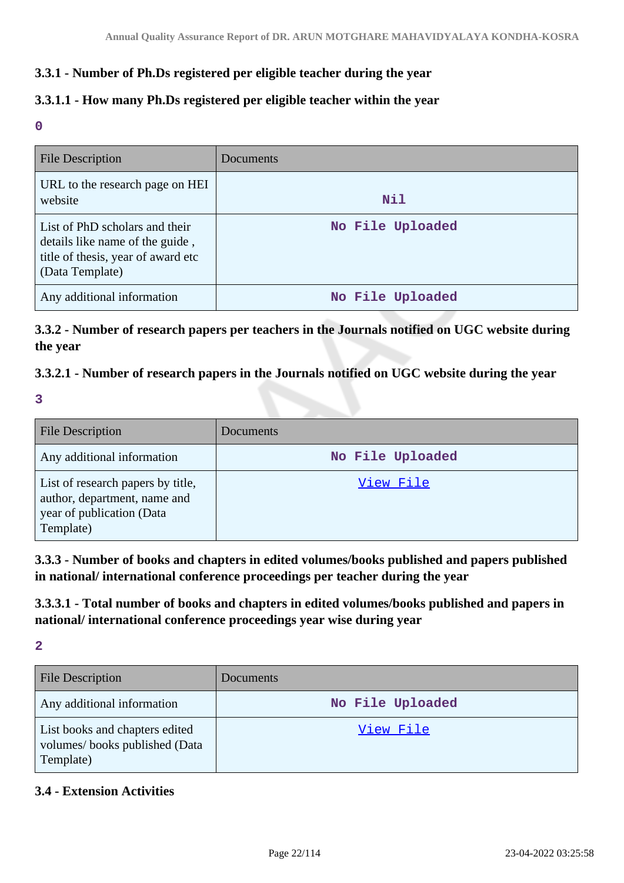### 3.3.1 - Number of Ph.Ds registered per eligible teacher during the year

### 3.3.1.1 - How many Ph.Ds registered per eligible teacher within the year

**0**

| File Description | Documents |
|---|---|
| URL to the research page on HEI website | Nil |
| List of PhD scholars and their details like name of the guide , title of thesis, year of award etc (Data Template) | No File Uploaded |
| Any additional information | No File Uploaded |

### 3.3.2 - Number of research papers per teachers in the Journals notified on UGC website during the year

### 3.3.2.1 - Number of research papers in the Journals notified on UGC website during the year

**3**

| File Description | Documents |
|---|---|
| Any additional information | No File Uploaded |
| List of research papers by title, author, department, name and year of publication (Data Template) | View File |

### 3.3.3 - Number of books and chapters in edited volumes/books published and papers published in national/ international conference proceedings per teacher during the year

### 3.3.3.1 - Total number of books and chapters in edited volumes/books published and papers in national/ international conference proceedings year wise during year

**2**

| File Description | Documents |
|---|---|
| Any additional information | No File Uploaded |
| List books and chapters edited volumes/ books published (Data Template) | View File |

### 3.4 - Extension Activities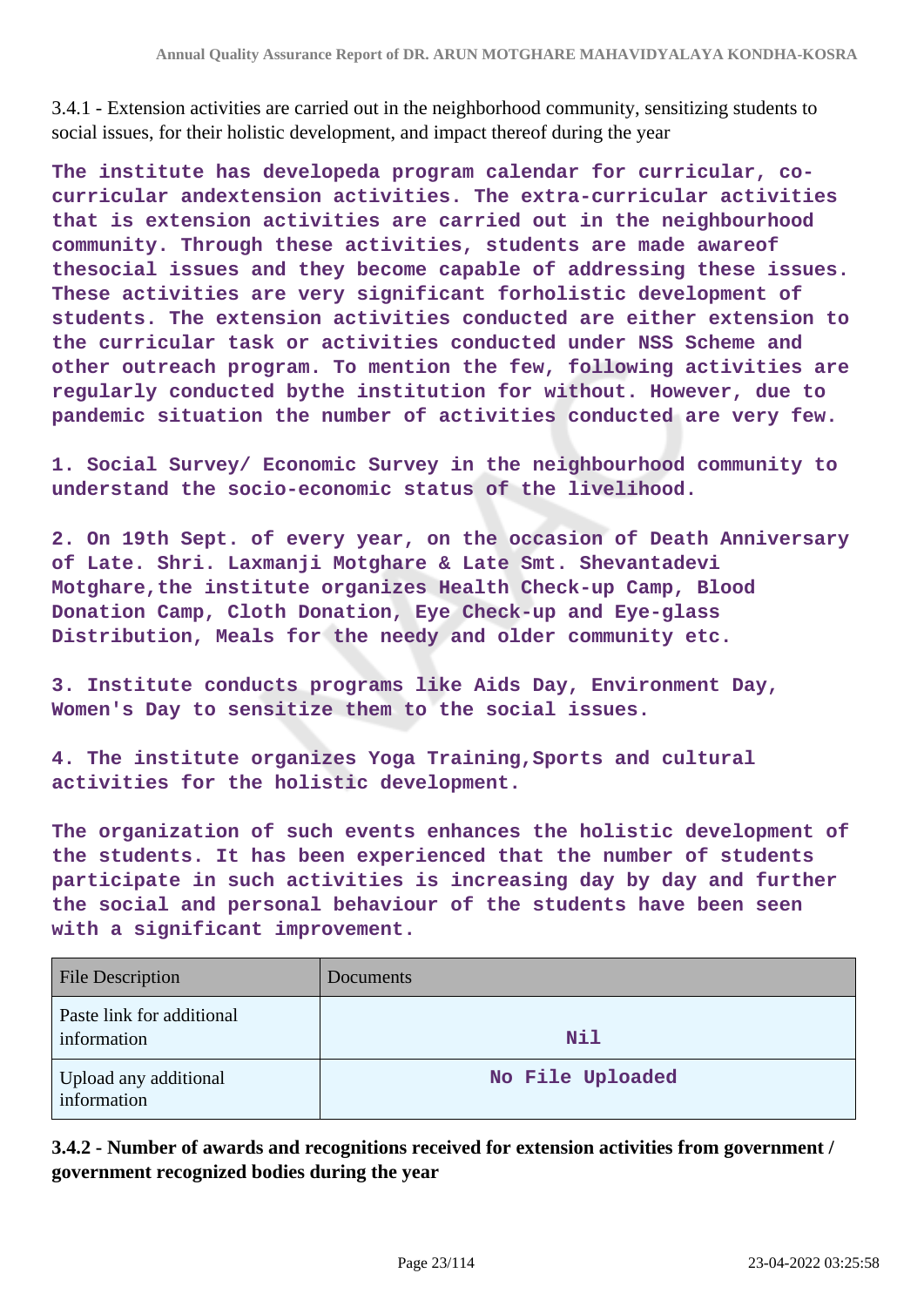3.4.1 - Extension activities are carried out in the neighborhood community, sensitizing students to social issues, for their holistic development, and impact thereof during the year

**The institute has developeda program calendar for curricular, co-curricular andextension activities. The extra-curricular activities that is extension activities are carried out in the neighbourhood community. Through these activities, students are made awareof thesocial issues and they become capable of addressing these issues. These activities are very significant forholistic development of students. The extension activities conducted are either extension to the curricular task or activities conducted under NSS Scheme and other outreach program. To mention the few, following activities are regularly conducted bythe institution for without. However, due to pandemic situation the number of activities conducted are very few.**

**1. Social Survey/ Economic Survey in the neighbourhood community to understand the socio-economic status of the livelihood.**

**2. On 19th Sept. of every year, on the occasion of Death Anniversary of Late. Shri. Laxmanji Motghare & Late Smt. Shevantadevi Motghare,the institute organizes Health Check-up Camp, Blood Donation Camp, Cloth Donation, Eye Check-up and Eye-glass Distribution, Meals for the needy and older community etc.**

**3. Institute conducts programs like Aids Day, Environment Day, Women's Day to sensitize them to the social issues.**

**4. The institute organizes Yoga Training,Sports and cultural activities for the holistic development.**

**The organization of such events enhances the holistic development of the students. It has been experienced that the number of students participate in such activities is increasing day by day and further the social and personal behaviour of the students have been seen with a significant improvement.**

| File Description | Documents |
|---|---|
| Paste link for additional information | **Nil** |
| Upload any additional information | **No File Uploaded** |

**3.4.2 - Number of awards and recognitions received for extension activities from government / government recognized bodies during the year**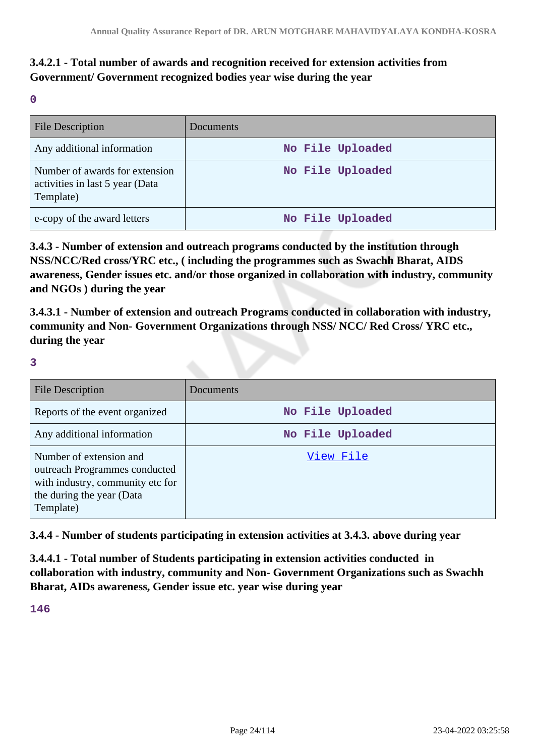**3.4.2.1 - Total number of awards and recognition received for extension activities from Government/ Government recognized bodies year wise during the year**

0

| File Description | Documents |
| --- | --- |
| Any additional information | No File Uploaded |
| Number of awards for extension activities in last 5 year (Data Template) | No File Uploaded |
| e-copy of the award letters | No File Uploaded |

**3.4.3 - Number of extension and outreach programs conducted by the institution through NSS/NCC/Red cross/YRC etc., ( including the programmes such as Swachh Bharat, AIDS awareness, Gender issues etc. and/or those organized in collaboration with industry, community and NGOs ) during the year**

**3.4.3.1 - Number of extension and outreach Programs conducted in collaboration with industry, community and Non- Government Organizations through NSS/ NCC/ Red Cross/ YRC etc., during the year**

3

| File Description | Documents |
| --- | --- |
| Reports of the event organized | No File Uploaded |
| Any additional information | No File Uploaded |
| Number of extension and outreach Programmes conducted with industry, community etc for the during the year (Data Template) | View File |

**3.4.4 - Number of students participating in extension activities at 3.4.3. above during year**

**3.4.4.1 - Total number of Students participating in extension activities conducted in collaboration with industry, community and Non- Government Organizations such as Swachh Bharat, AIDs awareness, Gender issue etc. year wise during year**

146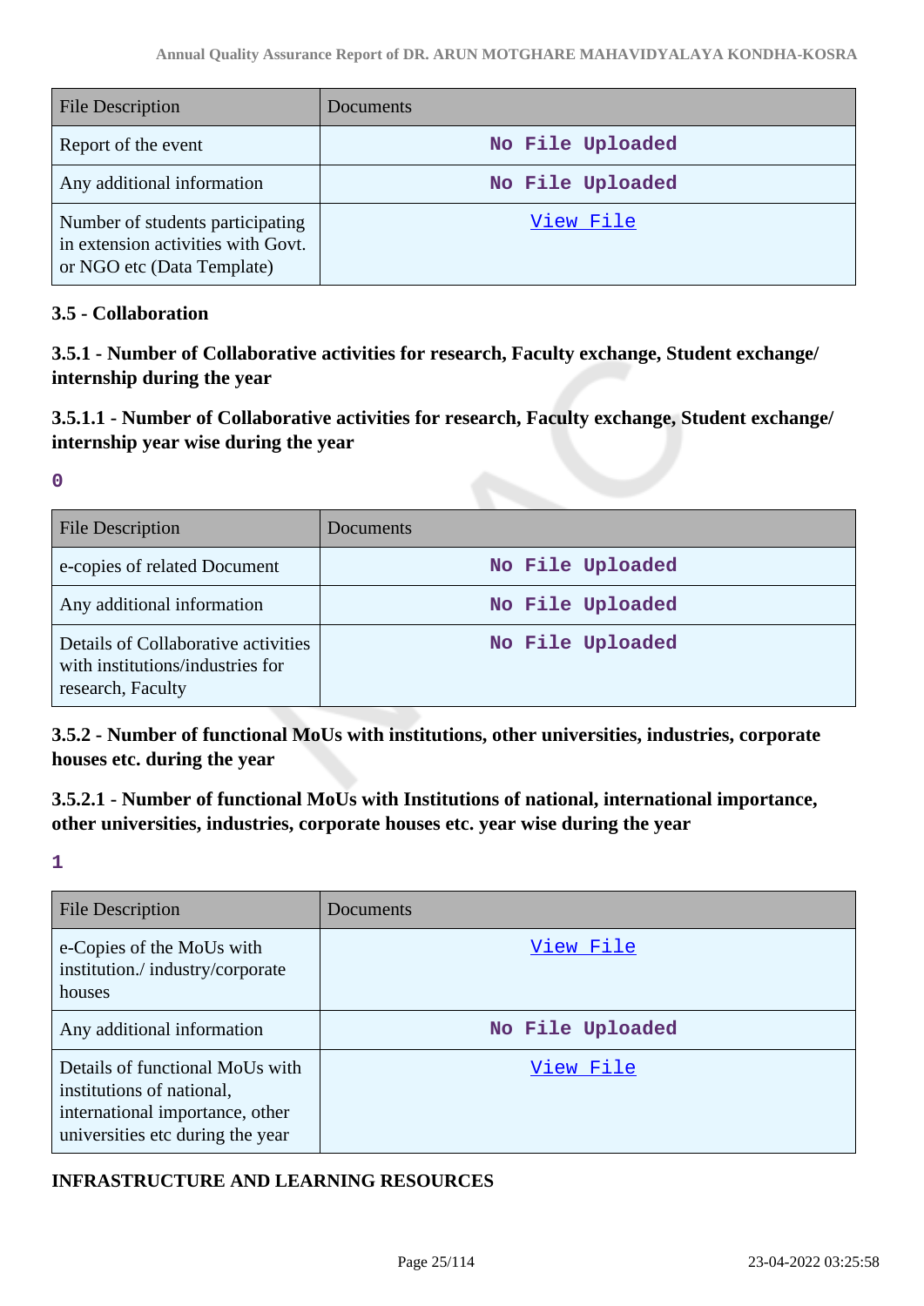| File Description | Documents |
|---|---|
| Report of the event | No File Uploaded |
| Any additional information | No File Uploaded |
| Number of students participating in extension activities with Govt. or NGO etc (Data Template) | View File |

### 3.5 - Collaboration

#### 3.5.1 - Number of Collaborative activities for research, Faculty exchange, Student exchange/ internship during the year

#### 3.5.1.1 - Number of Collaborative activities for research, Faculty exchange, Student exchange/ internship year wise during the year

0

| File Description | Documents |
|---|---|
| e-copies of related Document | No File Uploaded |
| Any additional information | No File Uploaded |
| Details of Collaborative activities with institutions/industries for research, Faculty | No File Uploaded |

#### 3.5.2 - Number of functional MoUs with institutions, other universities, industries, corporate houses etc. during the year

#### 3.5.2.1 - Number of functional MoUs with Institutions of national, international importance, other universities, industries, corporate houses etc. year wise during the year

1

| File Description | Documents |
|---|---|
| e-Copies of the MoUs with institution./ industry/corporate houses | View File |
| Any additional information | No File Uploaded |
| Details of functional MoUs with institutions of national, international importance, other universities etc during the year | View File |

## INFRASTRUCTURE AND LEARNING RESOURCES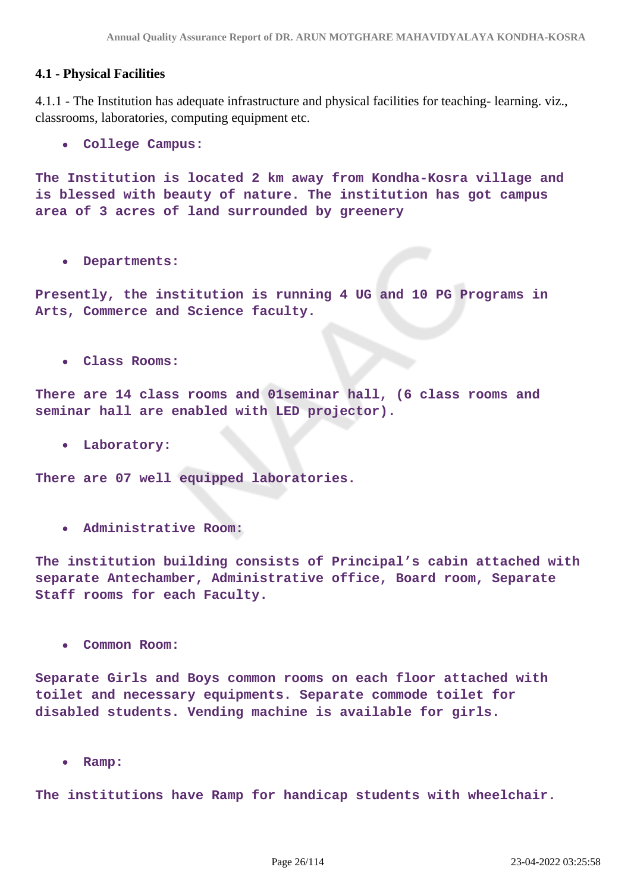**4.1 - Physical Facilities**

4.1.1 - The Institution has adequate infrastructure and physical facilities for teaching- learning. viz., classrooms, laboratories, computing equipment etc.

- **College Campus:**

**The Institution is located 2 km away from Kondha-Kosra village and is blessed with beauty of nature. The institution has got campus area of 3 acres of land surrounded by greenery**

- **Departments:**

**Presently, the institution is running 4 UG and 10 PG Programs in Arts, Commerce and Science faculty.**

- **Class Rooms:**

**There are 14 class rooms and 01seminar hall, (6 class rooms and seminar hall are enabled with LED projector).**

- **Laboratory:**

**There are 07 well equipped laboratories.**

- **Administrative Room:**

**The institution building consists of Principal's cabin attached with separate Antechamber, Administrative office, Board room, Separate Staff rooms for each Faculty.**

- **Common Room:**

**Separate Girls and Boys common rooms on each floor attached with toilet and necessary equipments. Separate commode toilet for disabled students. Vending machine is available for girls.**

- **Ramp:**

**The institutions have Ramp for handicap students with wheelchair.**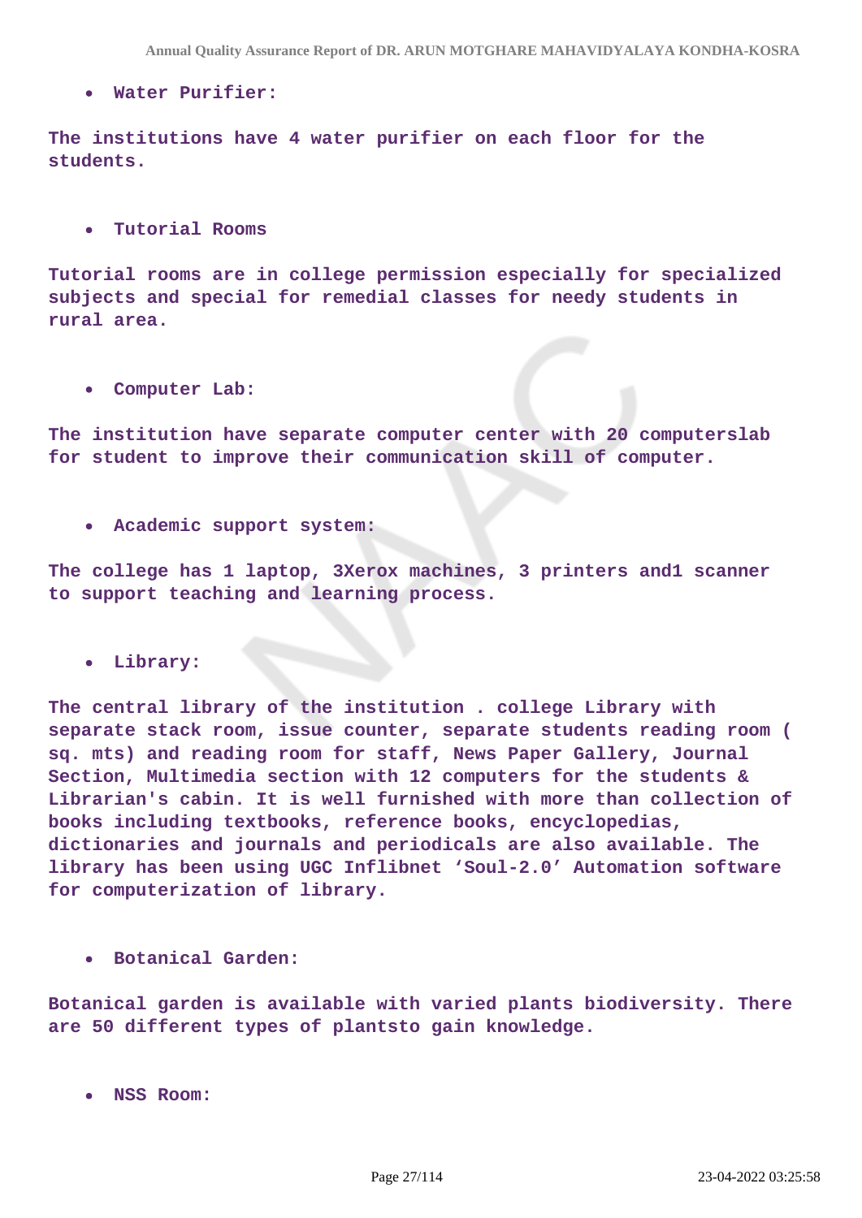- **Water Purifier:**

**The institutions have 4 water purifier on each floor for the students.**

- **Tutorial Rooms**

**Tutorial rooms are in college permission especially for specialized subjects and special for remedial classes for needy students in rural area.**

- **Computer Lab:**

**The institution have separate computer center with 20 computerslab for student to improve their communication skill of computer.**

- **Academic support system:**

**The college has 1 laptop, 3Xerox machines, 3 printers and1 scanner to support teaching and learning process.**

- **Library:**

**The central library of the institution . college Library with separate stack room, issue counter, separate students reading room ( sq. mts) and reading room for staff, News Paper Gallery, Journal Section, Multimedia section with 12 computers for the students & Librarian's cabin. It is well furnished with more than collection of books including textbooks, reference books, encyclopedias, dictionaries and journals and periodicals are also available. The library has been using UGC Inflibnet 'Soul-2.0' Automation software for computerization of library.**

- **Botanical Garden:**

**Botanical garden is available with varied plants biodiversity. There are 50 different types of plantsto gain knowledge.**

- **NSS Room:**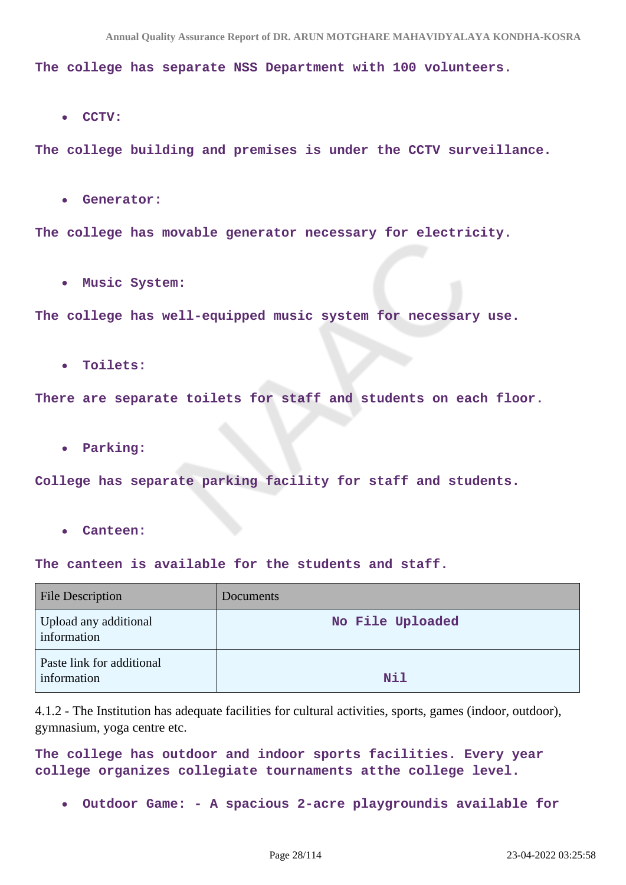**The college has separate NSS Department with 100 volunteers.**

- **CCTV:**

**The college building and premises is under the CCTV surveillance.**

- **Generator:**

**The college has movable generator necessary for electricity.**

- **Music System:**

**The college has well-equipped music system for necessary use.**

- **Toilets:**

**There are separate toilets for staff and students on each floor.**

- **Parking:**

**College has separate parking facility for staff and students.**

- **Canteen:**

**The canteen is available for the students and staff.**

| File Description | Documents |
|---|---|
| Upload any additional information | **No File Uploaded** |
| Paste link for additional information | **Nil** |

4.1.2 - The Institution has adequate facilities for cultural activities, sports, games (indoor, outdoor), gymnasium, yoga centre etc.

**The college has outdoor and indoor sports facilities. Every year college organizes collegiate tournaments atthe college level.**

- **Outdoor Game: - A spacious 2-acre playgroundis available for**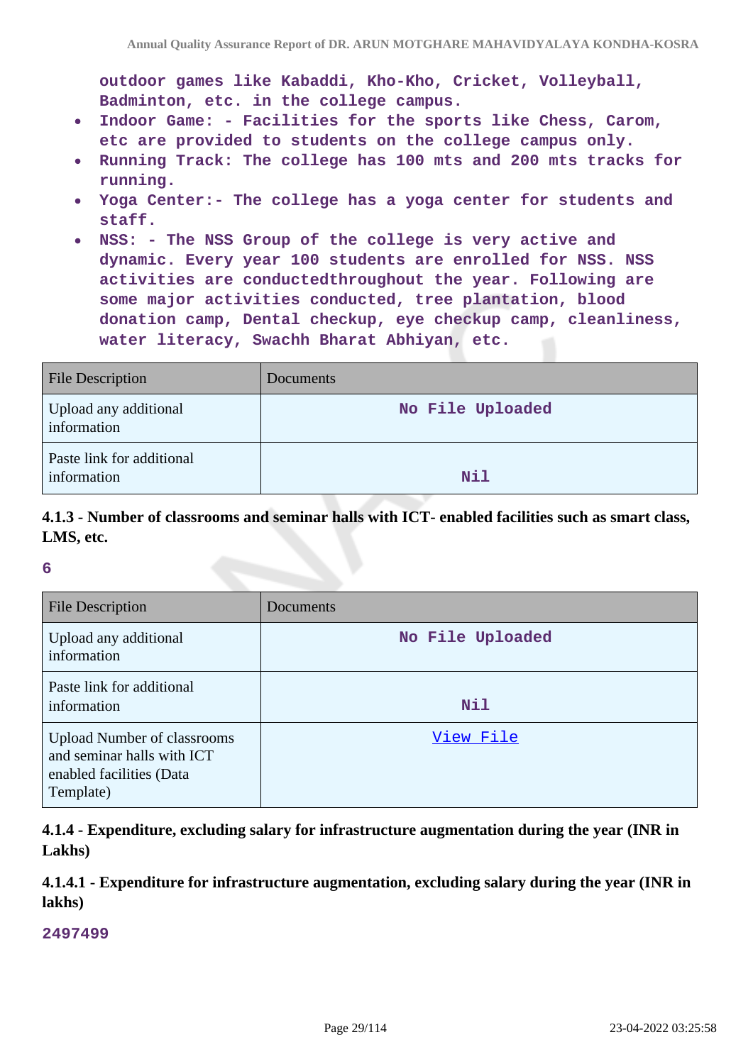outdoor games like Kabaddi, Kho-Kho, Cricket, Volleyball, Badminton, etc. in the college campus.

- Indoor Game: - Facilities for the sports like Chess, Carom, etc are provided to students on the college campus only.
- Running Track: The college has 100 mts and 200 mts tracks for running.
- Yoga Center:- The college has a yoga center for students and staff.
- NSS: - The NSS Group of the college is very active and dynamic. Every year 100 students are enrolled for NSS. NSS activities are conductedthroughout the year. Following are some major activities conducted, tree plantation, blood donation camp, Dental checkup, eye checkup camp, cleanliness, water literacy, Swachh Bharat Abhiyan, etc.

| File Description | Documents |
|---|---|
| Upload any additional information | No File Uploaded |
| Paste link for additional information | Nil |

**4.1.3 - Number of classrooms and seminar halls with ICT- enabled facilities such as smart class, LMS, etc.**

**6**

| File Description | Documents |
|---|---|
| Upload any additional information | No File Uploaded |
| Paste link for additional information | Nil |
| Upload Number of classrooms and seminar halls with ICT enabled facilities (Data Template) | View File |

**4.1.4 - Expenditure, excluding salary for infrastructure augmentation during the year (INR in Lakhs)**

**4.1.4.1 - Expenditure for infrastructure augmentation, excluding salary during the year (INR in lakhs)**

**2497499**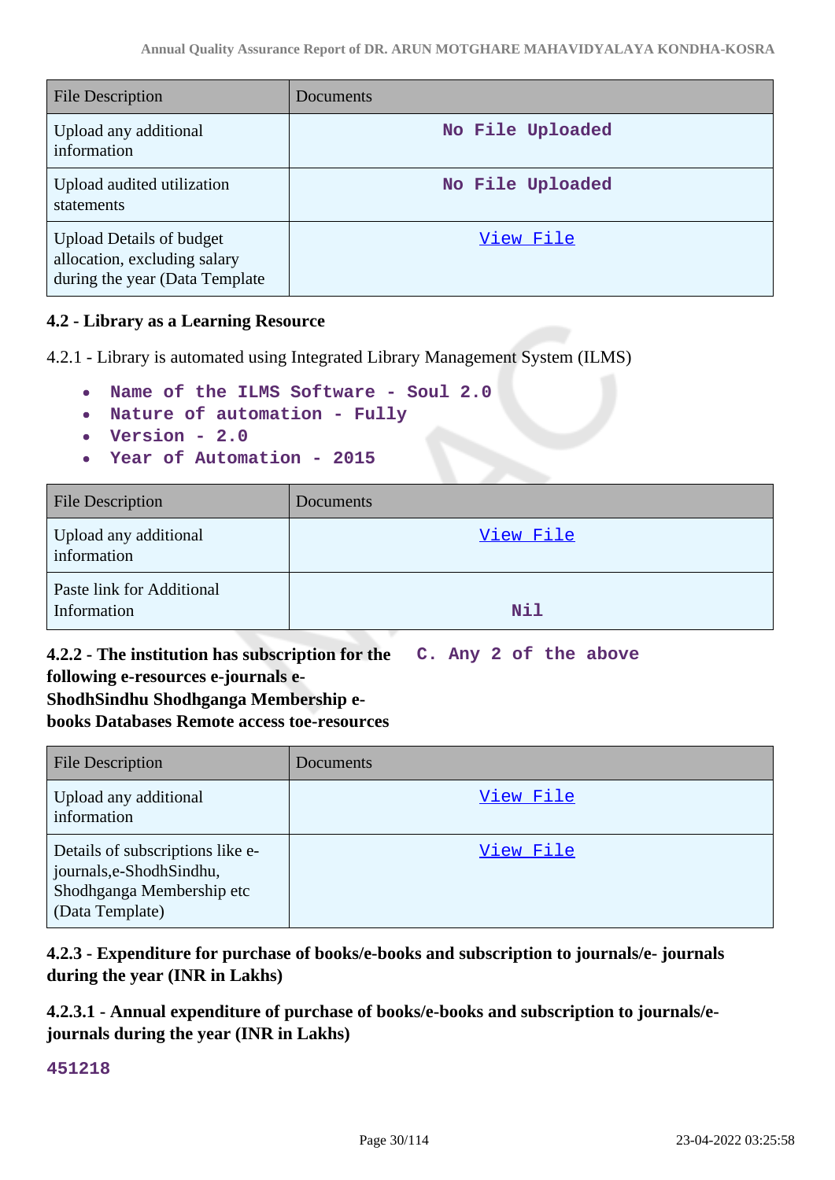| File Description | Documents |
|---|---|
| Upload any additional information | No File Uploaded |
| Upload audited utilization statements | No File Uploaded |
| Upload Details of budget allocation, excluding salary during the year (Data Template | View File |

### 4.2 - Library as a Learning Resource

4.2.1 - Library is automated using Integrated Library Management System (ILMS)

- Name of the ILMS Software - Soul 2.0
- Nature of automation - Fully
- Version - 2.0
- Year of Automation - 2015

| File Description | Documents |
|---|---|
| Upload any additional information | View File |
| Paste link for Additional Information | Nil |

**4.2.2 - The institution has subscription for the following e-resources e-journals e-ShodhSindhu Shodhganga Membership e-books Databases Remote access toe-resources**

C. Any 2 of the above

| File Description | Documents |
|---|---|
| Upload any additional information | View File |
| Details of subscriptions like e-journals,e-ShodhSindhu, Shodhganga Membership etc (Data Template) | View File |

**4.2.3 - Expenditure for purchase of books/e-books and subscription to journals/e- journals during the year (INR in Lakhs)**

**4.2.3.1 - Annual expenditure of purchase of books/e-books and subscription to journals/e-journals during the year (INR in Lakhs)**

451218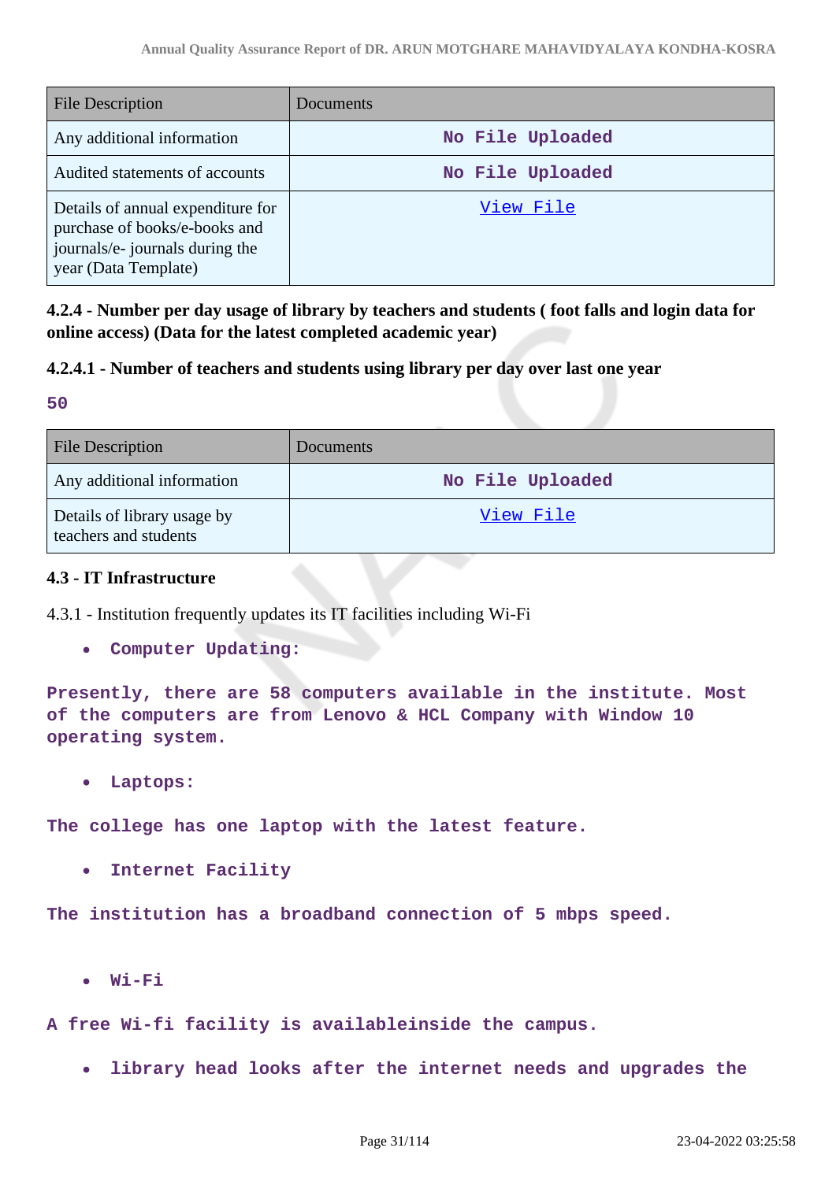| File Description | Documents |
| --- | --- |
| Any additional information | No File Uploaded |
| Audited statements of accounts | No File Uploaded |
| Details of annual expenditure for purchase of books/e-books and journals/e- journals during the year (Data Template) | View File |

**4.2.4 - Number per day usage of library by teachers and students ( foot falls and login data for online access) (Data for the latest completed academic year)**

**4.2.4.1 - Number of teachers and students using library per day over last one year**

**50**

| File Description | Documents |
| --- | --- |
| Any additional information | No File Uploaded |
| Details of library usage by teachers and students | View File |

**4.3 - IT Infrastructure**

4.3.1 - Institution frequently updates its IT facilities including Wi-Fi

- **Computer Updating:**

**Presently, there are 58 computers available in the institute. Most of the computers are from Lenovo & HCL Company with Window 10 operating system.**

- **Laptops:**

**The college has one laptop with the latest feature.**

- **Internet Facility**

**The institution has a broadband connection of 5 mbps speed.**

- **Wi-Fi**

**A free Wi-fi facility is availableinside the campus.**

- **library head looks after the internet needs and upgrades the**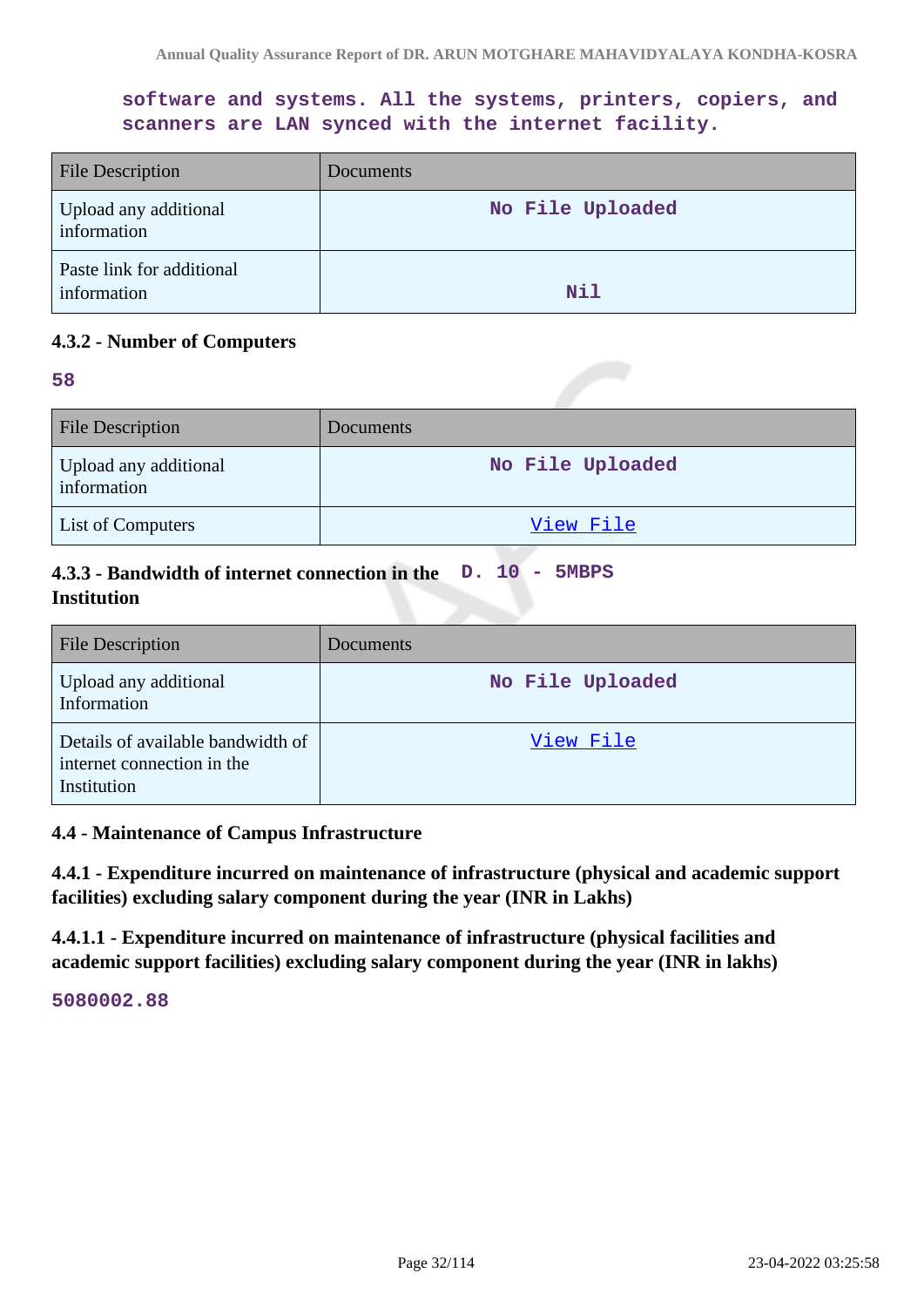software and systems. All the systems, printers, copiers, and scanners are LAN synced with the internet facility.

| File Description | Documents |
|---|---|
| Upload any additional information | No File Uploaded |
| Paste link for additional information | Nil |

### 4.3.2 - Number of Computers

58

| File Description | Documents |
|---|---|
| Upload any additional information | No File Uploaded |
| List of Computers | View File |

### 4.3.3 - Bandwidth of internet connection in the Institution

D. 10 - 5MBPS

| File Description | Documents |
|---|---|
| Upload any additional Information | No File Uploaded |
| Details of available bandwidth of internet connection in the Institution | View File |

### 4.4 - Maintenance of Campus Infrastructure

**4.4.1 - Expenditure incurred on maintenance of infrastructure (physical and academic support facilities) excluding salary component during the year (INR in Lakhs)**

**4.4.1.1 - Expenditure incurred on maintenance of infrastructure (physical facilities and academic support facilities) excluding salary component during the year (INR in lakhs)**

5080002.88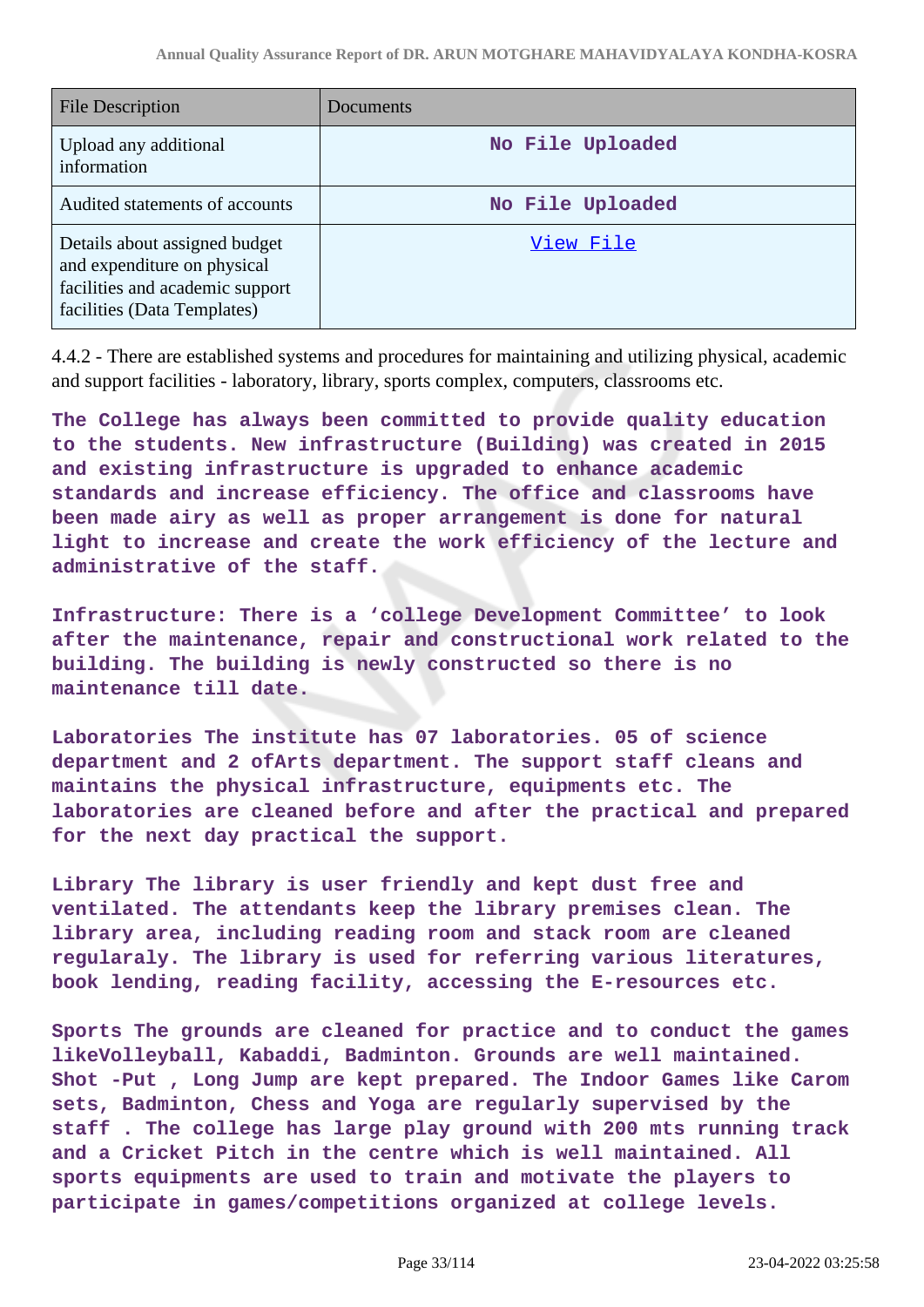| File Description | Documents |
|---|---|
| Upload any additional information | No File Uploaded |
| Audited statements of accounts | No File Uploaded |
| Details about assigned budget and expenditure on physical facilities and academic support facilities (Data Templates) | View File |

4.4.2 - There are established systems and procedures for maintaining and utilizing physical, academic and support facilities - laboratory, library, sports complex, computers, classrooms etc.

**The College has always been committed to provide quality education to the students. New infrastructure (Building) was created in 2015 and existing infrastructure is upgraded to enhance academic standards and increase efficiency. The office and classrooms have been made airy as well as proper arrangement is done for natural light to increase and create the work efficiency of the lecture and administrative of the staff.**

**Infrastructure: There is a 'college Development Committee' to look after the maintenance, repair and constructional work related to the building. The building is newly constructed so there is no maintenance till date.**

**Laboratories The institute has 07 laboratories. 05 of science department and 2 ofArts department. The support staff cleans and maintains the physical infrastructure, equipments etc. The laboratories are cleaned before and after the practical and prepared for the next day practical the support.**

**Library The library is user friendly and kept dust free and ventilated. The attendants keep the library premises clean. The library area, including reading room and stack room are cleaned regularaly. The library is used for referring various literatures, book lending, reading facility, accessing the E-resources etc.**

**Sports The grounds are cleaned for practice and to conduct the games likeVolleyball, Kabaddi, Badminton. Grounds are well maintained. Shot -Put , Long Jump are kept prepared. The Indoor Games like Carom sets, Badminton, Chess and Yoga are regularly supervised by the staff . The college has large play ground with 200 mts running track and a Cricket Pitch in the centre which is well maintained. All sports equipments are used to train and motivate the players to participate in games/competitions organized at college levels.**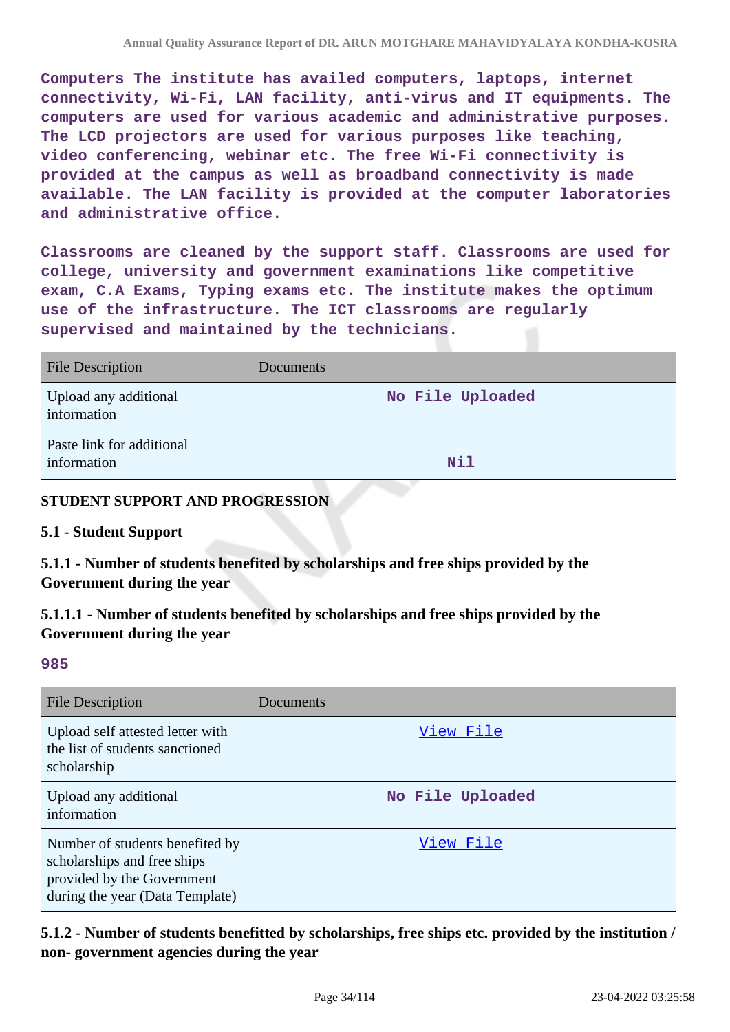Computers The institute has availed computers, laptops, internet connectivity, Wi-Fi, LAN facility, anti-virus and IT equipments. The computers are used for various academic and administrative purposes. The LCD projectors are used for various purposes like teaching, video conferencing, webinar etc. The free Wi-Fi connectivity is provided at the campus as well as broadband connectivity is made available. The LAN facility is provided at the computer laboratories and administrative office.

Classrooms are cleaned by the support staff. Classrooms are used for college, university and government examinations like competitive exam, C.A Exams, Typing exams etc. The institute makes the optimum use of the infrastructure. The ICT classrooms are regularly supervised and maintained by the technicians.

| File Description | Documents |
|---|---|
| Upload any additional information | No File Uploaded |
| Paste link for additional information | Nil |

**STUDENT SUPPORT AND PROGRESSION**

**5.1 - Student Support**

### 5.1.1 - Number of students benefited by scholarships and free ships provided by the Government during the year

### 5.1.1.1 - Number of students benefited by scholarships and free ships provided by the Government during the year

**985**

| File Description | Documents |
|---|---|
| Upload self attested letter with the list of students sanctioned scholarship | View File |
| Upload any additional information | No File Uploaded |
| Number of students benefited by scholarships and free ships provided by the Government during the year (Data Template) | View File |

### 5.1.2 - Number of students benefitted by scholarships, free ships etc. provided by the institution / non- government agencies during the year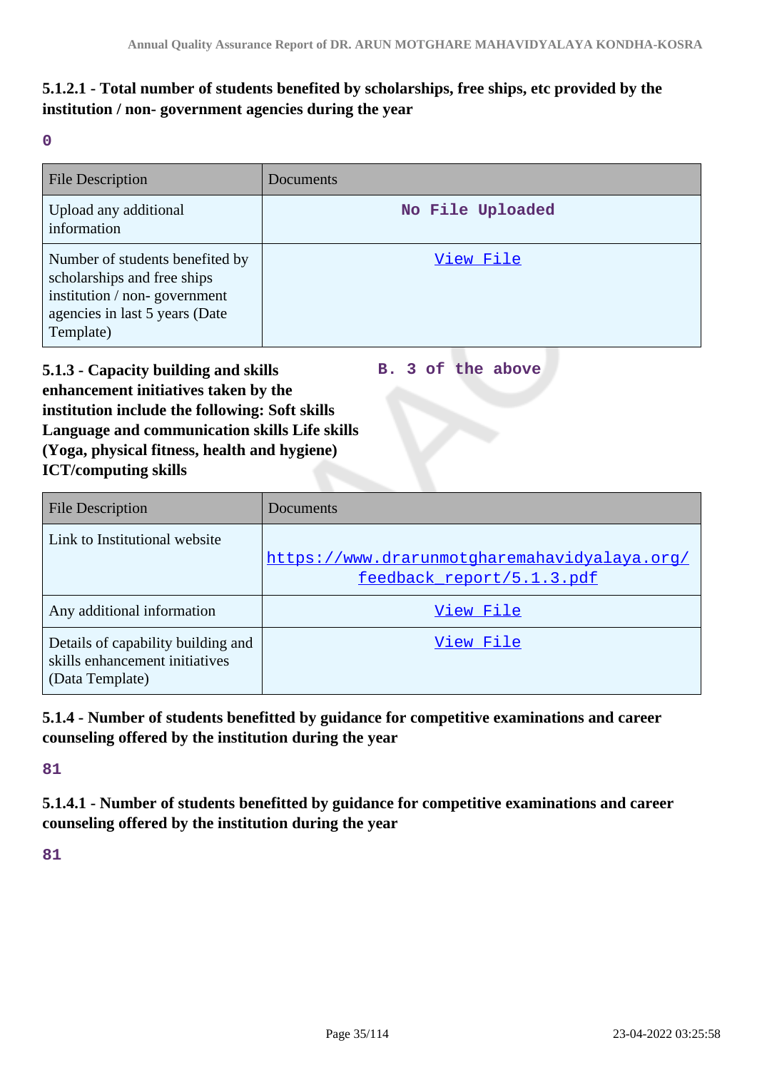### 5.1.2.1 - Total number of students benefited by scholarships, free ships, etc provided by the institution / non- government agencies during the year

**0**

| File Description | Documents |
| --- | --- |
| Upload any additional information | No File Uploaded |
| Number of students benefited by scholarships and free ships institution / non- government agencies in last 5 years (Date Template) | View File |

### 5.1.3 - Capacity building and skills enhancement initiatives taken by the institution include the following: Soft skills Language and communication skills Life skills (Yoga, physical fitness, health and hygiene) ICT/computing skills

**B. 3 of the above**

| File Description | Documents |
| --- | --- |
| Link to Institutional website | https://www.drarunmotgharemahavidyalaya.org/feedback_report/5.1.3.pdf |
| Any additional information | View File |
| Details of capability building and skills enhancement initiatives (Data Template) | View File |

### 5.1.4 - Number of students benefitted by guidance for competitive examinations and career counseling offered by the institution during the year

**81**

### 5.1.4.1 - Number of students benefitted by guidance for competitive examinations and career counseling offered by the institution during the year

**81**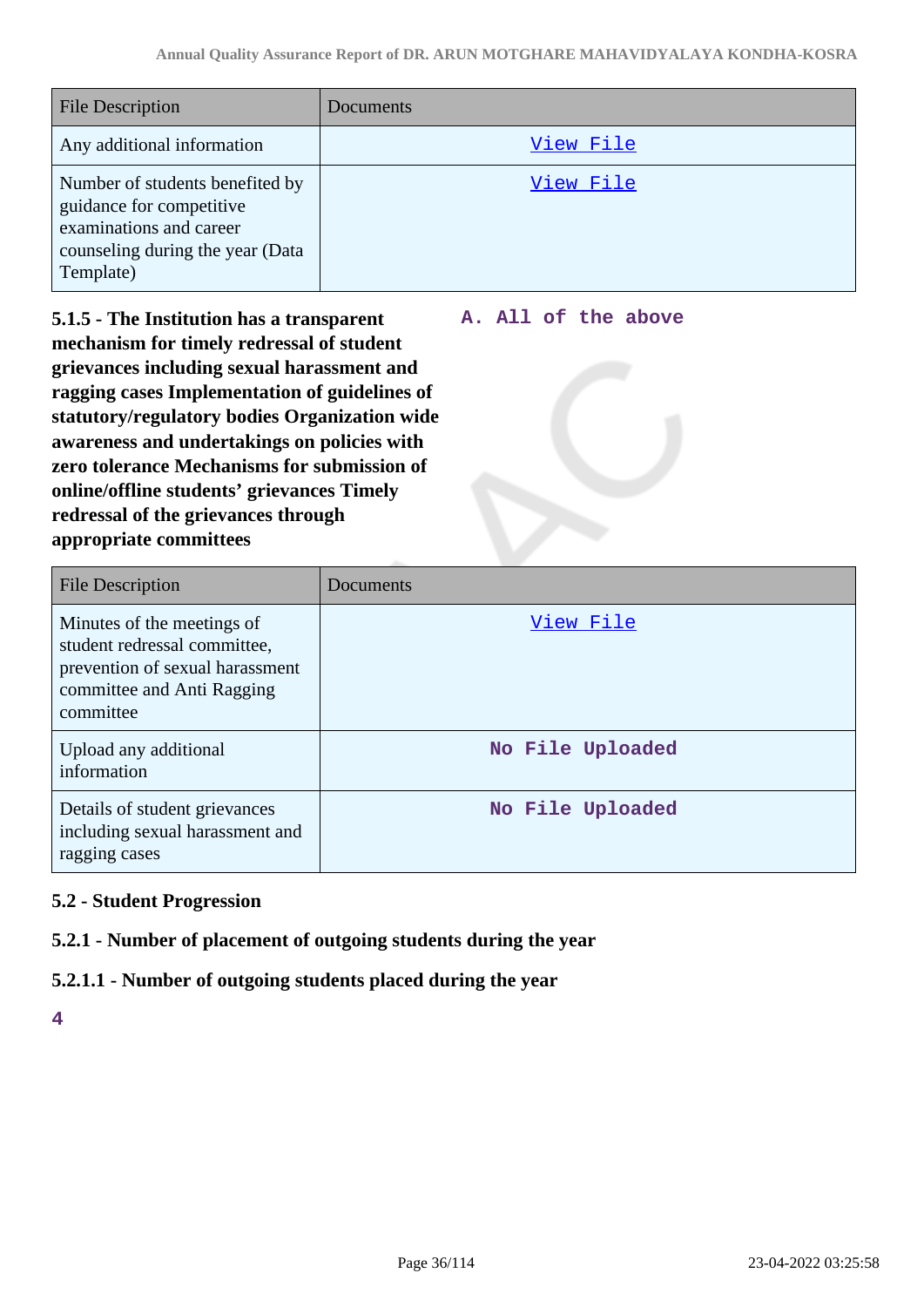| File Description | Documents |
| --- | --- |
| Any additional information | View File |
| Number of students benefited by guidance for competitive examinations and career counseling during the year (Data Template) | View File |

**5.1.5 - The Institution has a transparent mechanism for timely redressal of student grievances including sexual harassment and ragging cases Implementation of guidelines of statutory/regulatory bodies Organization wide awareness and undertakings on policies with zero tolerance Mechanisms for submission of online/offline students' grievances Timely redressal of the grievances through appropriate committees**

A. All of the above

| File Description | Documents |
| --- | --- |
| Minutes of the meetings of student redressal committee, prevention of sexual harassment committee and Anti Ragging committee | View File |
| Upload any additional information | No File Uploaded |
| Details of student grievances including sexual harassment and ragging cases | No File Uploaded |

### 5.2 - Student Progression

**5.2.1 - Number of placement of outgoing students during the year**

**5.2.1.1 - Number of outgoing students placed during the year**

4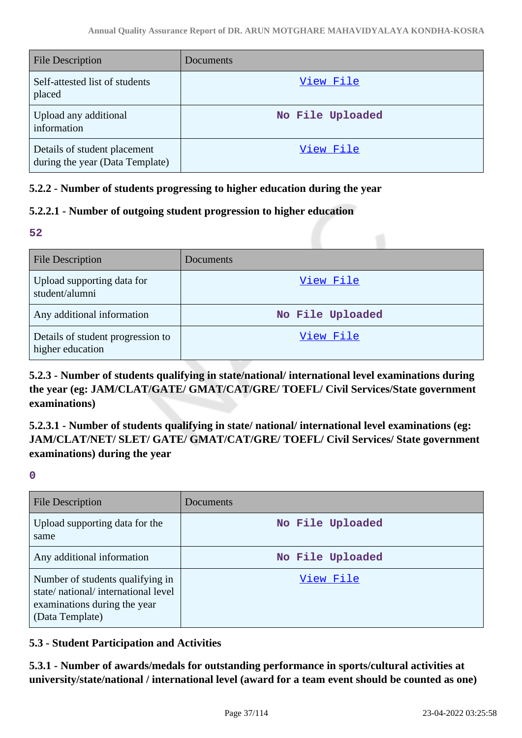| File Description | Documents |
| --- | --- |
| Self-attested list of students placed | View File |
| Upload any additional information | No File Uploaded |
| Details of student placement during the year (Data Template) | View File |

### 5.2.2 - Number of students progressing to higher education during the year

### 5.2.2.1 - Number of outgoing student progression to higher education

**52**

| File Description | Documents |
| --- | --- |
| Upload supporting data for student/alumni | View File |
| Any additional information | No File Uploaded |
| Details of student progression to higher education | View File |

### 5.2.3 - Number of students qualifying in state/national/ international level examinations during the year (eg: JAM/CLAT/GATE/ GMAT/CAT/GRE/ TOEFL/ Civil Services/State government examinations)

### 5.2.3.1 - Number of students qualifying in state/ national/ international level examinations (eg: JAM/CLAT/NET/ SLET/ GATE/ GMAT/CAT/GRE/ TOEFL/ Civil Services/ State government examinations) during the year

**0**

| File Description | Documents |
| --- | --- |
| Upload supporting data for the same | No File Uploaded |
| Any additional information | No File Uploaded |
| Number of students qualifying in state/ national/ international level examinations during the year (Data Template) | View File |

### 5.3 - Student Participation and Activities

### 5.3.1 - Number of awards/medals for outstanding performance in sports/cultural activities at university/state/national / international level (award for a team event should be counted as one)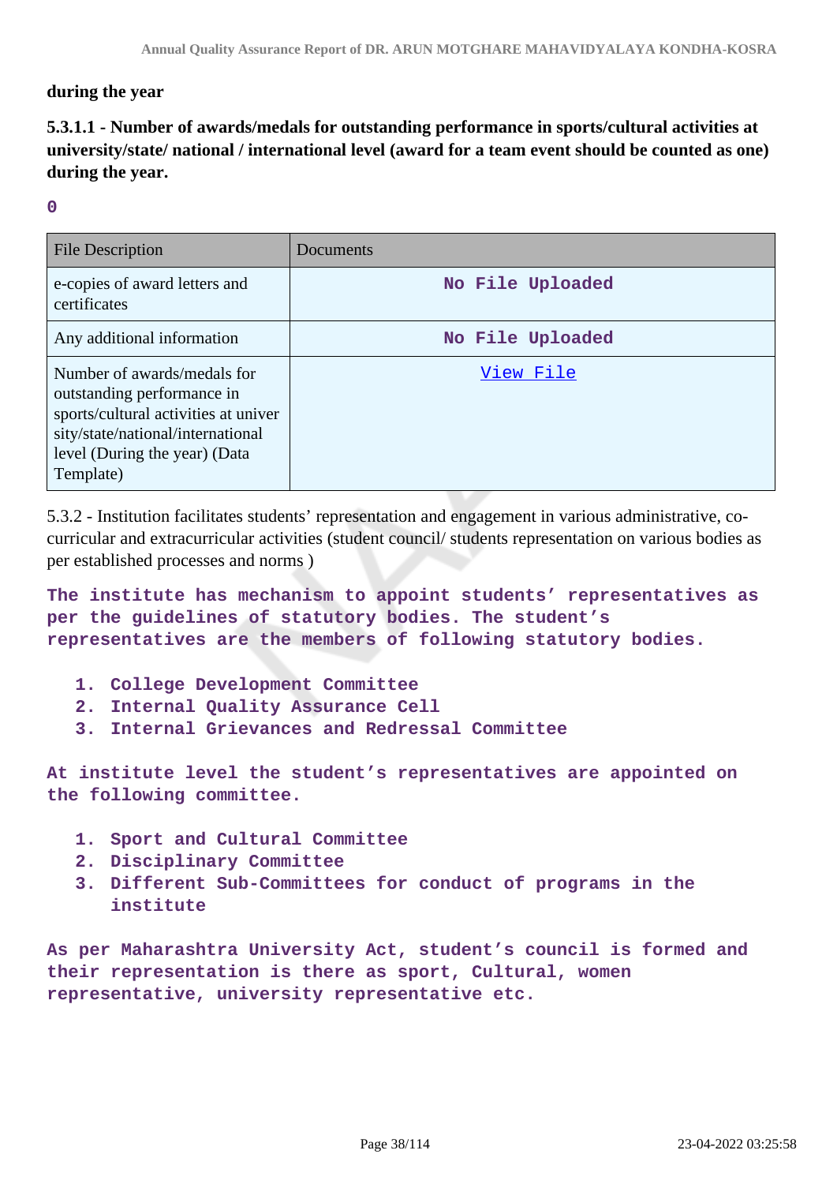**during the year**

**5.3.1.1 - Number of awards/medals for outstanding performance in sports/cultural activities at university/state/ national / international level (award for a team event should be counted as one) during the year.**

**0**

| File Description | Documents |
|---|---|
| e-copies of award letters and certificates | No File Uploaded |
| Any additional information | No File Uploaded |
| Number of awards/medals for outstanding performance in sports/cultural activities at university/state/national/international level (During the year) (Data Template) | View File |

5.3.2 - Institution facilitates students' representation and engagement in various administrative, co-curricular and extracurricular activities (student council/ students representation on various bodies as per established processes and norms )

**The institute has mechanism to appoint students' representatives as per the guidelines of statutory bodies. The student's representatives are the members of following statutory bodies.**

1. **College Development Committee**
2. **Internal Quality Assurance Cell**
3. **Internal Grievances and Redressal Committee**

**At institute level the student's representatives are appointed on the following committee.**

1. **Sport and Cultural Committee**
2. **Disciplinary Committee**
3. **Different Sub-Committees for conduct of programs in the institute**

**As per Maharashtra University Act, student's council is formed and their representation is there as sport, Cultural, women representative, university representative etc.**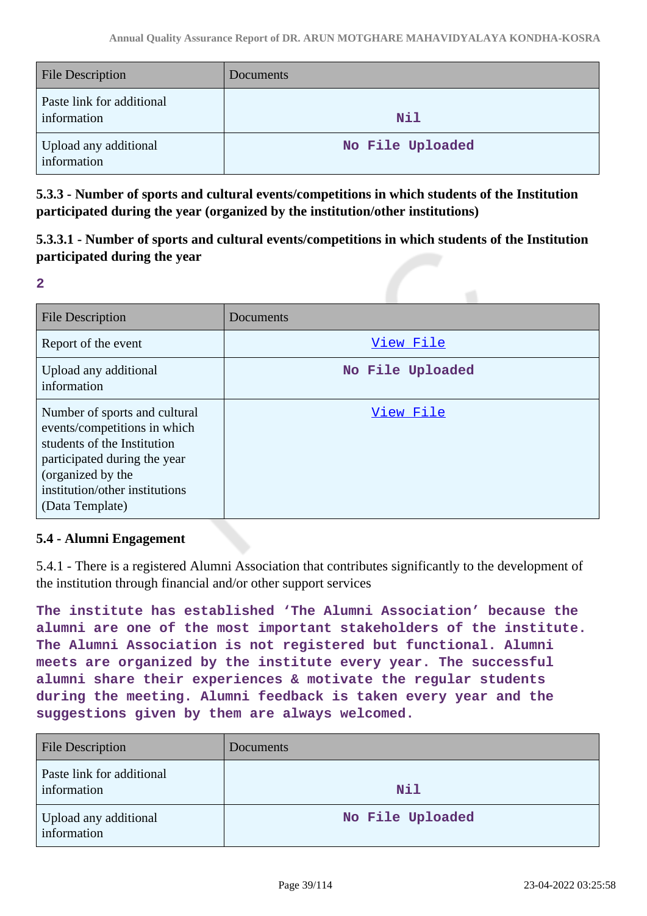| File Description | Documents |
|---|---|
| Paste link for additional information | Nil |
| Upload any additional information | No File Uploaded |

**5.3.3 - Number of sports and cultural events/competitions in which students of the Institution participated during the year (organized by the institution/other institutions)**

**5.3.3.1 - Number of sports and cultural events/competitions in which students of the Institution participated during the year**

**2**

| File Description | Documents |
|---|---|
| Report of the event | View File |
| Upload any additional information | No File Uploaded |
| Number of sports and cultural events/competitions in which students of the Institution participated during the year (organized by the institution/other institutions (Data Template) | View File |

**5.4 - Alumni Engagement**

5.4.1 - There is a registered Alumni Association that contributes significantly to the development of the institution through financial and/or other support services

**The institute has established 'The Alumni Association' because the alumni are one of the most important stakeholders of the institute. The Alumni Association is not registered but functional. Alumni meets are organized by the institute every year. The successful alumni share their experiences & motivate the regular students during the meeting. Alumni feedback is taken every year and the suggestions given by them are always welcomed.**

| File Description | Documents |
|---|---|
| Paste link for additional information | Nil |
| Upload any additional information | No File Uploaded |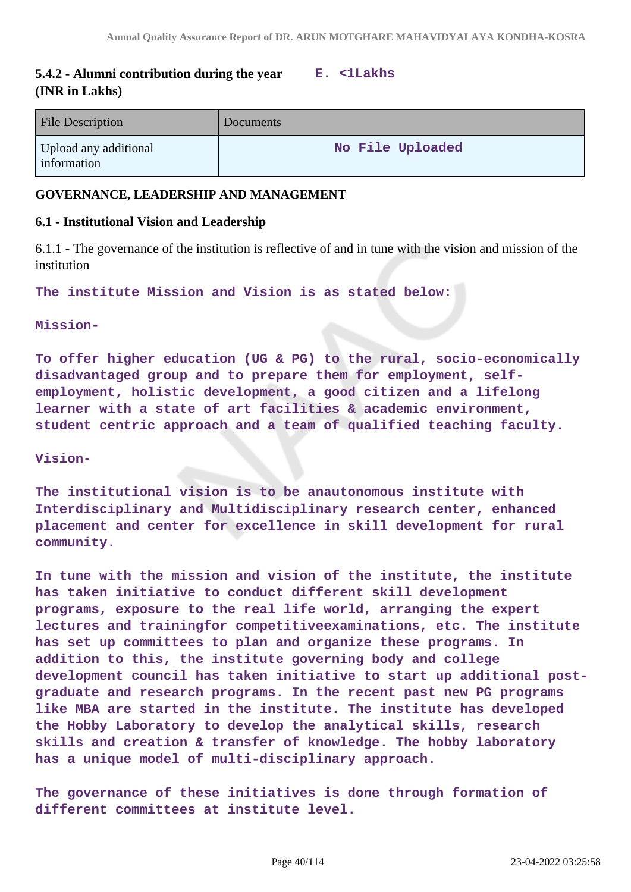**5.4.2 - Alumni contribution during the year (INR in Lakhs)** E. <1Lakhs

| File Description | Documents |
|---|---|
| Upload any additional information | No File Uploaded |

**GOVERNANCE, LEADERSHIP AND MANAGEMENT**

**6.1 - Institutional Vision and Leadership**

6.1.1 - The governance of the institution is reflective of and in tune with the vision and mission of the institution

The institute Mission and Vision is as stated below:

Mission-

To offer higher education (UG & PG) to the rural, socio-economically disadvantaged group and to prepare them for employment, self-employment, holistic development, a good citizen and a lifelong learner with a state of art facilities & academic environment, student centric approach and a team of qualified teaching faculty.

Vision-

The institutional vision is to be anautonomous institute with Interdisciplinary and Multidisciplinary research center, enhanced placement and center for excellence in skill development for rural community.

In tune with the mission and vision of the institute, the institute has taken initiative to conduct different skill development programs, exposure to the real life world, arranging the expert lectures and trainingfor competitiveexaminations, etc. The institute has set up committees to plan and organize these programs. In addition to this, the institute governing body and college development council has taken initiative to start up additional post-graduate and research programs. In the recent past new PG programs like MBA are started in the institute. The institute has developed the Hobby Laboratory to develop the analytical skills, research skills and creation & transfer of knowledge. The hobby laboratory has a unique model of multi-disciplinary approach.

The governance of these initiatives is done through formation of different committees at institute level.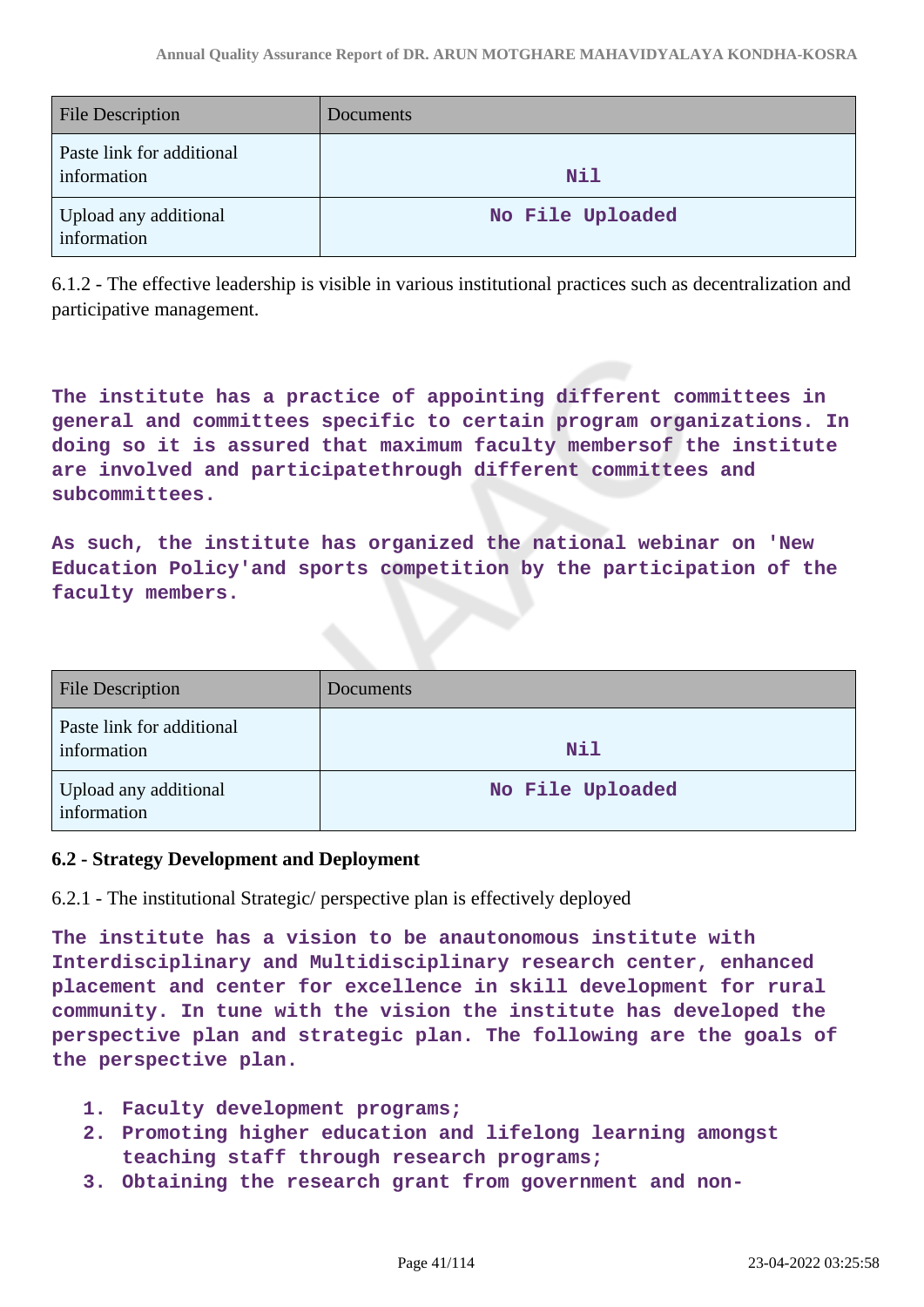| File Description | Documents |
| --- | --- |
| Paste link for additional information | Nil |
| Upload any additional information | No File Uploaded |

6.1.2 - The effective leadership is visible in various institutional practices such as decentralization and participative management.

**The institute has a practice of appointing different committees in general and committees specific to certain program organizations. In doing so it is assured that maximum faculty membersof the institute are involved and participatethrough different committees and subcommittees.**

**As such, the institute has organized the national webinar on 'New Education Policy'and sports competition by the participation of the faculty members.**

| File Description | Documents |
| --- | --- |
| Paste link for additional information | Nil |
| Upload any additional information | No File Uploaded |

**6.2 - Strategy Development and Deployment**

6.2.1 - The institutional Strategic/ perspective plan is effectively deployed

**The institute has a vision to be anautonomous institute with Interdisciplinary and Multidisciplinary research center, enhanced placement and center for excellence in skill development for rural community. In tune with the vision the institute has developed the perspective plan and strategic plan. The following are the goals of the perspective plan.**

1. **Faculty development programs;**
2. **Promoting higher education and lifelong learning amongst teaching staff through research programs;**
3. **Obtaining the research grant from government and non-**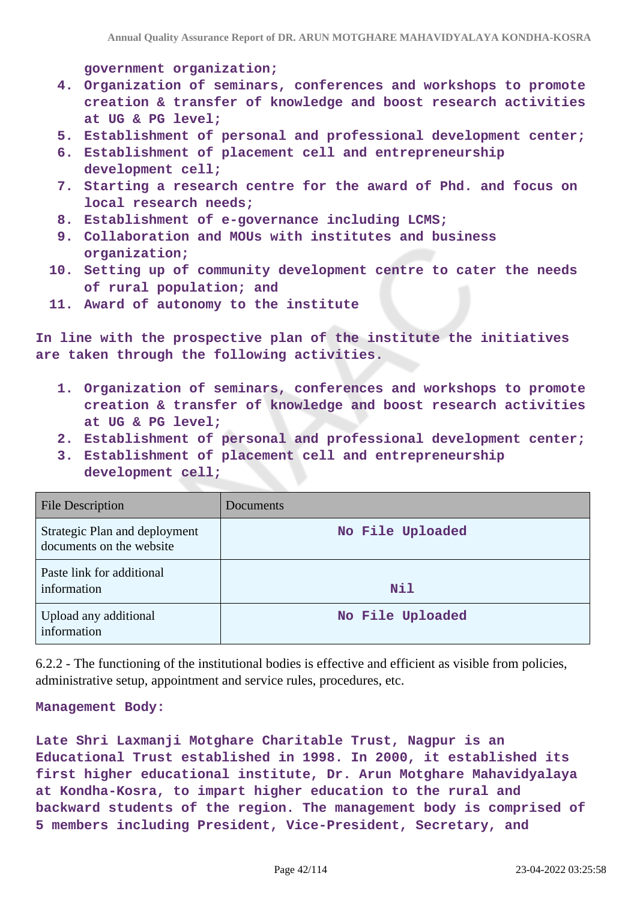government organization;

4. Organization of seminars, conferences and workshops to promote creation & transfer of knowledge and boost research activities at UG & PG level;
5. Establishment of personal and professional development center;
6. Establishment of placement cell and entrepreneurship development cell;
7. Starting a research centre for the award of Phd. and focus on local research needs;
8. Establishment of e-governance including LCMS;
9. Collaboration and MOUs with institutes and business organization;
10. Setting up of community development centre to cater the needs of rural population; and
11. Award of autonomy to the institute

In line with the prospective plan of the institute the initiatives are taken through the following activities.

1. Organization of seminars, conferences and workshops to promote creation & transfer of knowledge and boost research activities at UG & PG level;
2. Establishment of personal and professional development center;
3. Establishment of placement cell and entrepreneurship development cell;

| File Description | Documents |
|---|---|
| Strategic Plan and deployment documents on the website | No File Uploaded |
| Paste link for additional information | Nil |
| Upload any additional information | No File Uploaded |

6.2.2 - The functioning of the institutional bodies is effective and efficient as visible from policies, administrative setup, appointment and service rules, procedures, etc.

Management Body:

Late Shri Laxmanji Motghare Charitable Trust, Nagpur is an Educational Trust established in 1998. In 2000, it established its first higher educational institute, Dr. Arun Motghare Mahavidyalaya at Kondha-Kosra, to impart higher education to the rural and backward students of the region. The management body is comprised of 5 members including President, Vice-President, Secretary, and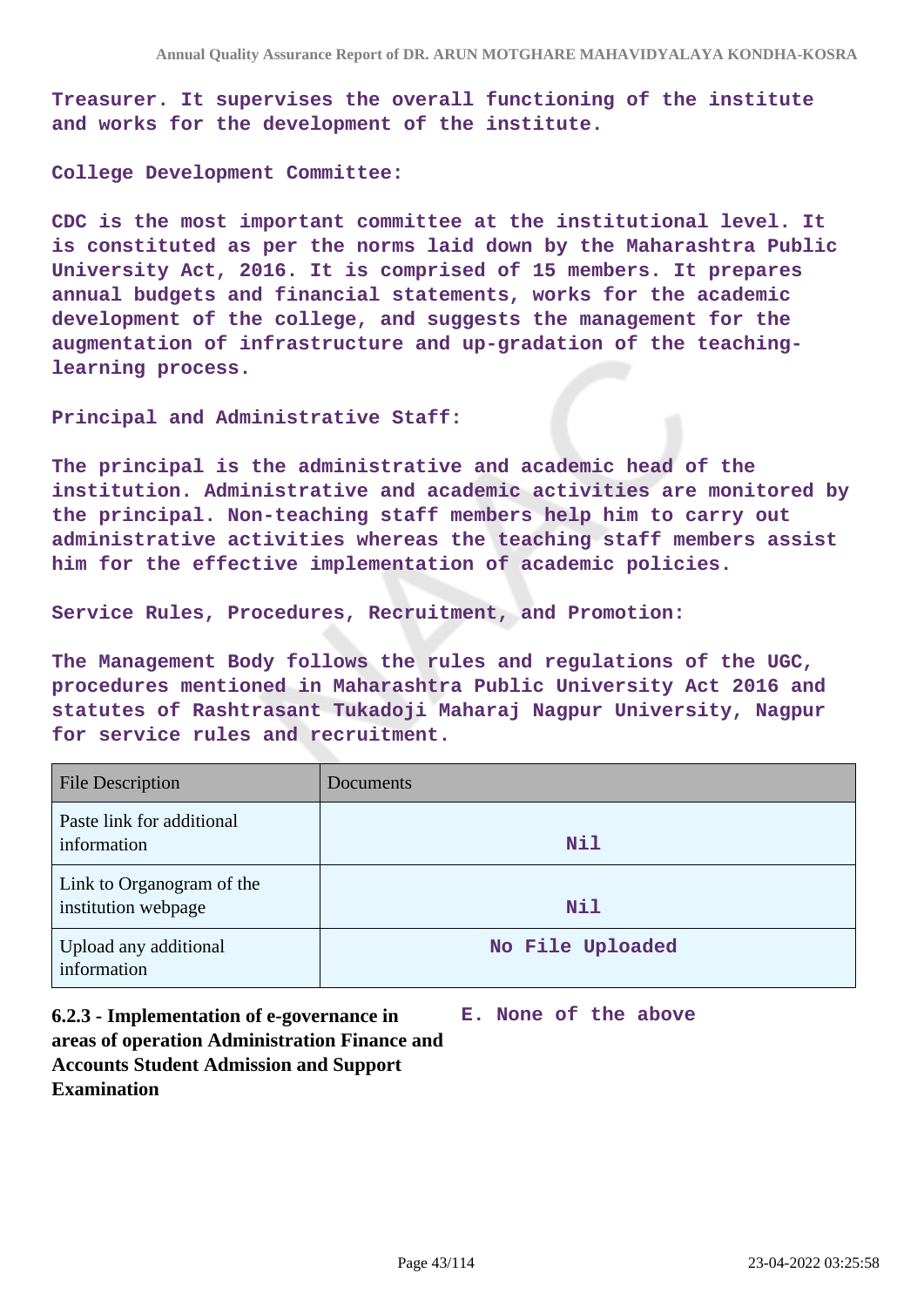Treasurer. It supervises the overall functioning of the institute and works for the development of the institute.

College Development Committee:

CDC is the most important committee at the institutional level. It is constituted as per the norms laid down by the Maharashtra Public University Act, 2016. It is comprised of 15 members. It prepares annual budgets and financial statements, works for the academic development of the college, and suggests the management for the augmentation of infrastructure and up-gradation of the teaching-learning process.

Principal and Administrative Staff:

The principal is the administrative and academic head of the institution. Administrative and academic activities are monitored by the principal. Non-teaching staff members help him to carry out administrative activities whereas the teaching staff members assist him for the effective implementation of academic policies.

Service Rules, Procedures, Recruitment, and Promotion:

The Management Body follows the rules and regulations of the UGC, procedures mentioned in Maharashtra Public University Act 2016 and statutes of Rashtrasant Tukadoji Maharaj Nagpur University, Nagpur for service rules and recruitment.

| File Description | Documents |
|---|---|
| Paste link for additional information | Nil |
| Link to Organogram of the institution webpage | Nil |
| Upload any additional information | No File Uploaded |

**6.2.3 - Implementation of e-governance in areas of operation Administration Finance and Accounts Student Admission and Support Examination**

**E. None of the above**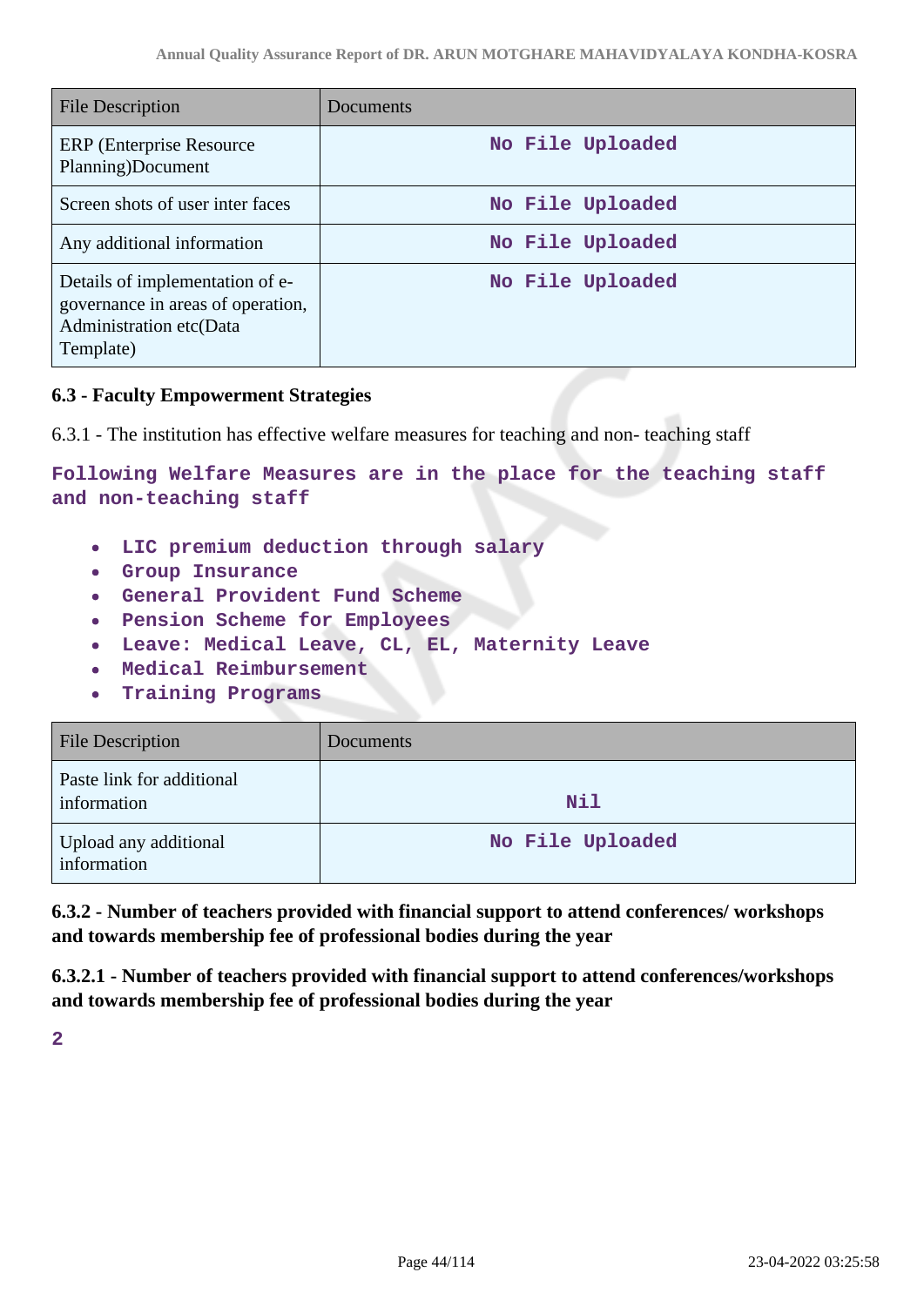| File Description | Documents |
| --- | --- |
| ERP (Enterprise Resource Planning)Document | No File Uploaded |
| Screen shots of user inter faces | No File Uploaded |
| Any additional information | No File Uploaded |
| Details of implementation of e-governance in areas of operation, Administration etc(Data Template) | No File Uploaded |

**6.3 - Faculty Empowerment Strategies**

6.3.1 - The institution has effective welfare measures for teaching and non- teaching staff

Following Welfare Measures are in the place for the teaching staff and non-teaching staff

- LIC premium deduction through salary
- Group Insurance
- General Provident Fund Scheme
- Pension Scheme for Employees
- Leave: Medical Leave, CL, EL, Maternity Leave
- Medical Reimbursement
- Training Programs

| File Description | Documents |
| --- | --- |
| Paste link for additional information | Nil |
| Upload any additional information | No File Uploaded |

**6.3.2 - Number of teachers provided with financial support to attend conferences/ workshops and towards membership fee of professional bodies during the year**

**6.3.2.1 - Number of teachers provided with financial support to attend conferences/workshops and towards membership fee of professional bodies during the year**

2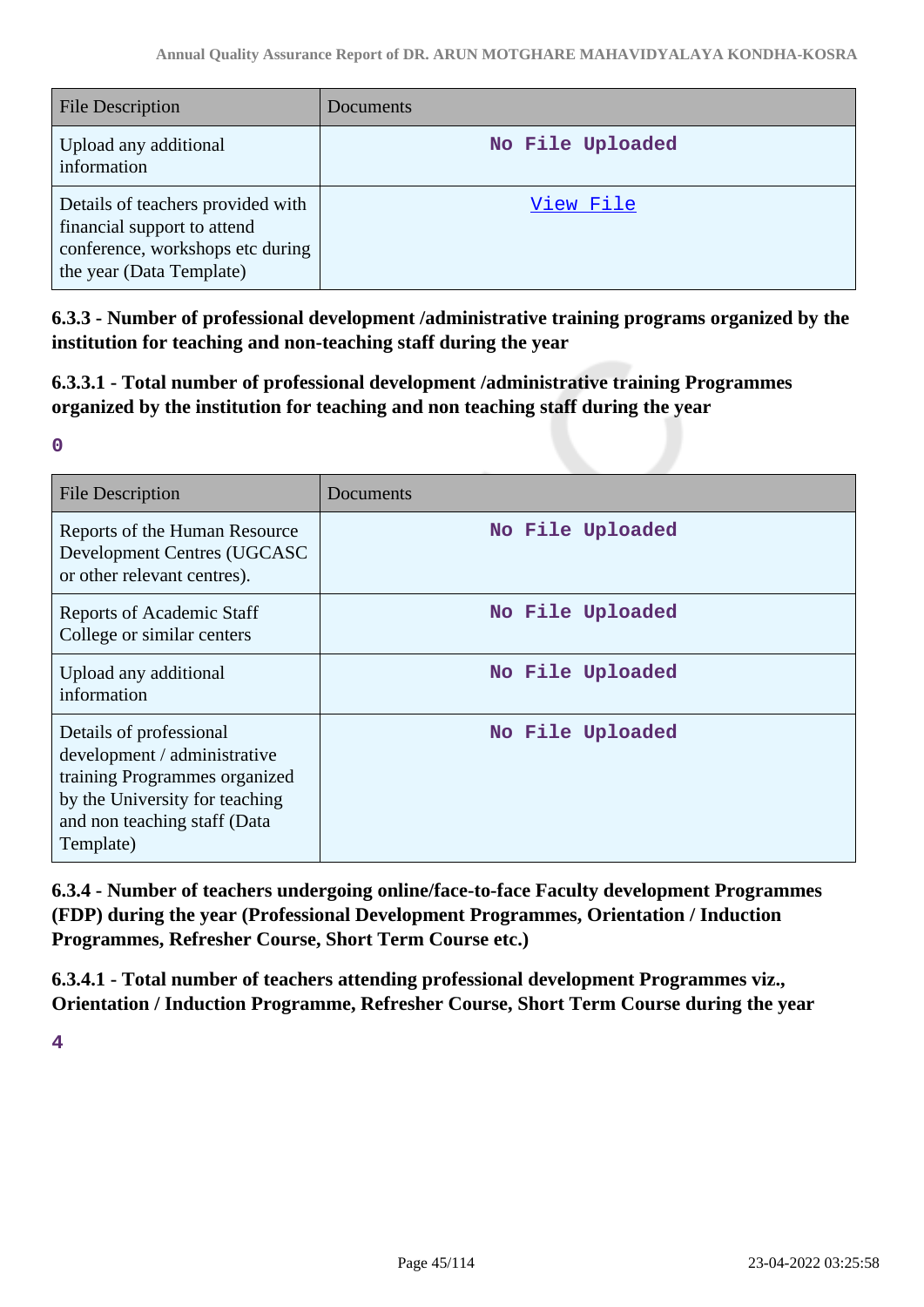| File Description | Documents |
| --- | --- |
| Upload any additional information | No File Uploaded |
| Details of teachers provided with financial support to attend conference, workshops etc during the year (Data Template) | [View File]() |

**6.3.3 - Number of professional development /administrative training programs organized by the institution for teaching and non-teaching staff during the year**

**6.3.3.1 - Total number of professional development /administrative training Programmes organized by the institution for teaching and non teaching staff during the year**

**0**

| File Description | Documents |
| --- | --- |
| Reports of the Human Resource Development Centres (UGCASC or other relevant centres). | No File Uploaded |
| Reports of Academic Staff College or similar centers | No File Uploaded |
| Upload any additional information | No File Uploaded |
| Details of professional development / administrative training Programmes organized by the University for teaching and non teaching staff (Data Template) | No File Uploaded |

**6.3.4 - Number of teachers undergoing online/face-to-face Faculty development Programmes (FDP) during the year (Professional Development Programmes, Orientation / Induction Programmes, Refresher Course, Short Term Course etc.)**

**6.3.4.1 - Total number of teachers attending professional development Programmes viz., Orientation / Induction Programme, Refresher Course, Short Term Course during the year**

**4**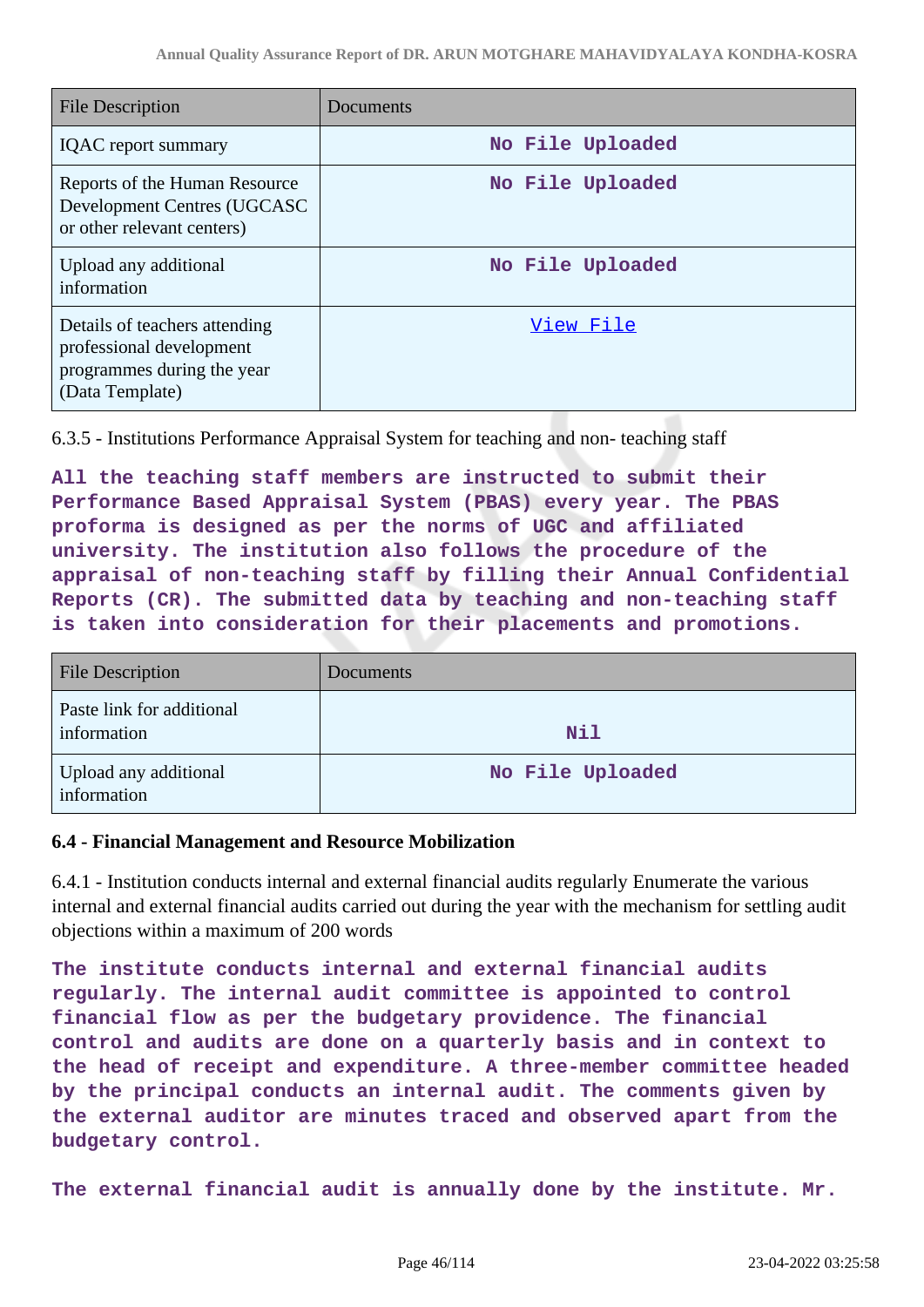| File Description | Documents |
|---|---|
| IQAC report summary | No File Uploaded |
| Reports of the Human Resource Development Centres (UGCASC or other relevant centers) | No File Uploaded |
| Upload any additional information | No File Uploaded |
| Details of teachers attending professional development programmes during the year (Data Template) | View File |

6.3.5 - Institutions Performance Appraisal System for teaching and non- teaching staff

All the teaching staff members are instructed to submit their Performance Based Appraisal System (PBAS) every year. The PBAS proforma is designed as per the norms of UGC and affiliated university. The institution also follows the procedure of the appraisal of non-teaching staff by filling their Annual Confidential Reports (CR). The submitted data by teaching and non-teaching staff is taken into consideration for their placements and promotions.

| File Description | Documents |
|---|---|
| Paste link for additional information | Nil |
| Upload any additional information | No File Uploaded |

**6.4 - Financial Management and Resource Mobilization**

6.4.1 - Institution conducts internal and external financial audits regularly Enumerate the various internal and external financial audits carried out during the year with the mechanism for settling audit objections within a maximum of 200 words

The institute conducts internal and external financial audits regularly. The internal audit committee is appointed to control financial flow as per the budgetary providence. The financial control and audits are done on a quarterly basis and in context to the head of receipt and expenditure. A three-member committee headed by the principal conducts an internal audit. The comments given by the external auditor are minutes traced and observed apart from the budgetary control.

The external financial audit is annually done by the institute. Mr.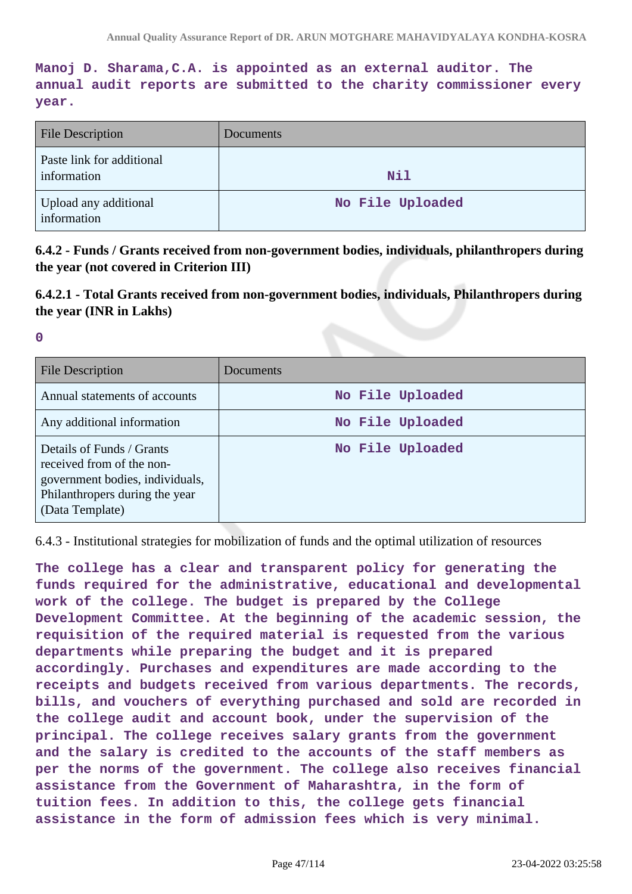**Manoj D. Sharama,C.A. is appointed as an external auditor. The annual audit reports are submitted to the charity commissioner every year.**

| File Description | Documents |
| --- | --- |
| Paste link for additional information | Nil |
| Upload any additional information | No File Uploaded |

**6.4.2 - Funds / Grants received from non-government bodies, individuals, philanthropers during the year (not covered in Criterion III)**

**6.4.2.1 - Total Grants received from non-government bodies, individuals, Philanthropers during the year (INR in Lakhs)**

0

| File Description | Documents |
| --- | --- |
| Annual statements of accounts | No File Uploaded |
| Any additional information | No File Uploaded |
| Details of Funds / Grants received from of the non-government bodies, individuals, Philanthropers during the year (Data Template) | No File Uploaded |

6.4.3 - Institutional strategies for mobilization of funds and the optimal utilization of resources

**The college has a clear and transparent policy for generating the funds required for the administrative, educational and developmental work of the college. The budget is prepared by the College Development Committee. At the beginning of the academic session, the requisition of the required material is requested from the various departments while preparing the budget and it is prepared accordingly. Purchases and expenditures are made according to the receipts and budgets received from various departments. The records, bills, and vouchers of everything purchased and sold are recorded in the college audit and account book, under the supervision of the principal. The college receives salary grants from the government and the salary is credited to the accounts of the staff members as per the norms of the government. The college also receives financial assistance from the Government of Maharashtra, in the form of tuition fees. In addition to this, the college gets financial assistance in the form of admission fees which is very minimal.**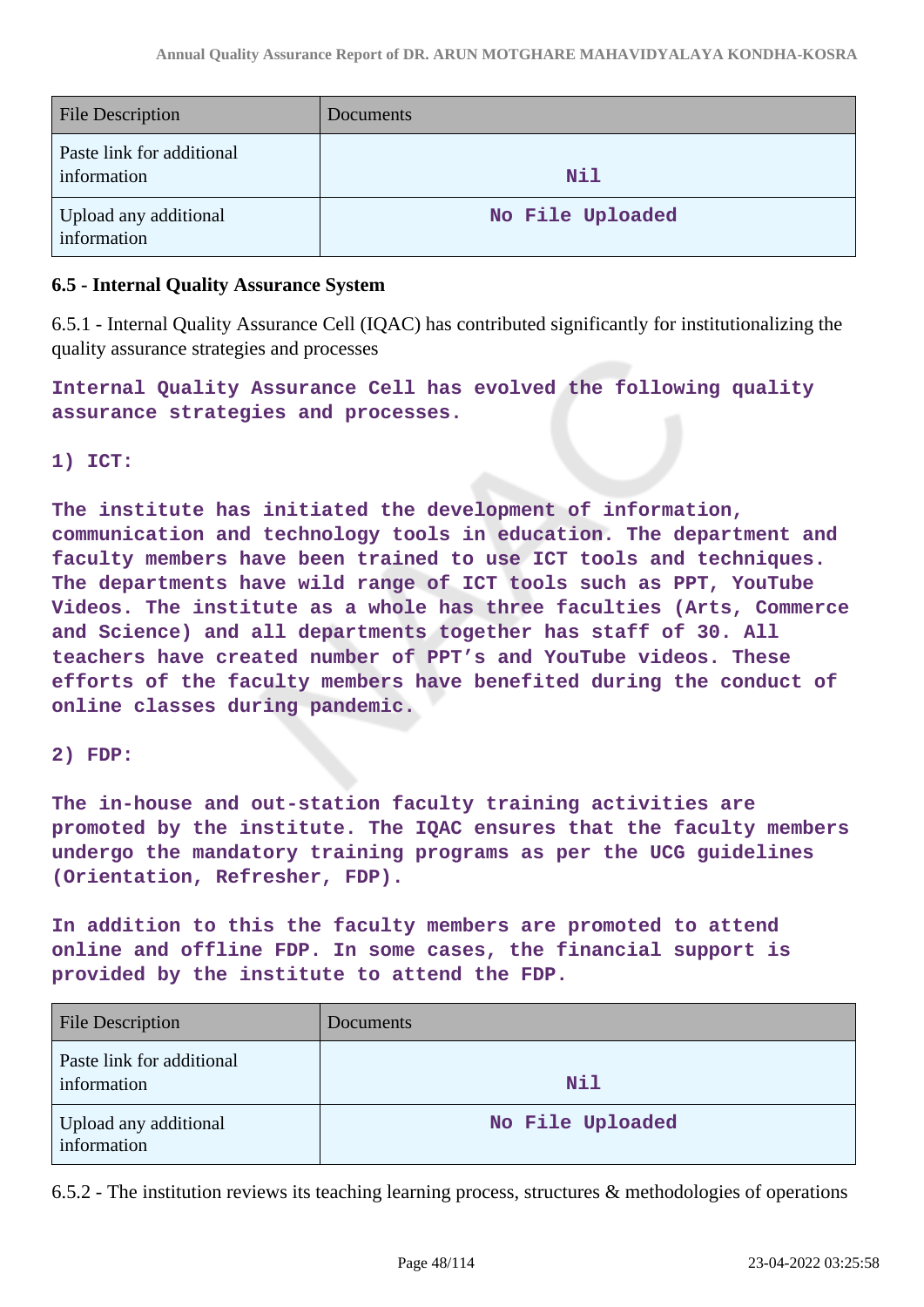| File Description | Documents |
|---|---|
| Paste link for additional information | Nil |
| Upload any additional information | No File Uploaded |

### 6.5 - Internal Quality Assurance System

6.5.1 - Internal Quality Assurance Cell (IQAC) has contributed significantly for institutionalizing the quality assurance strategies and processes

**Internal Quality Assurance Cell has evolved the following quality assurance strategies and processes.**

**1) ICT:**

**The institute has initiated the development of information, communication and technology tools in education. The department and faculty members have been trained to use ICT tools and techniques. The departments have wild range of ICT tools such as PPT, YouTube Videos. The institute as a whole has three faculties (Arts, Commerce and Science) and all departments together has staff of 30. All teachers have created number of PPT's and YouTube videos. These efforts of the faculty members have benefited during the conduct of online classes during pandemic.**

**2) FDP:**

**The in-house and out-station faculty training activities are promoted by the institute. The IQAC ensures that the faculty members undergo the mandatory training programs as per the UGC guidelines (Orientation, Refresher, FDP).**

**In addition to this the faculty members are promoted to attend online and offline FDP. In some cases, the financial support is provided by the institute to attend the FDP.**

| File Description | Documents |
|---|---|
| Paste link for additional information | Nil |
| Upload any additional information | No File Uploaded |

6.5.2 - The institution reviews its teaching learning process, structures & methodologies of operations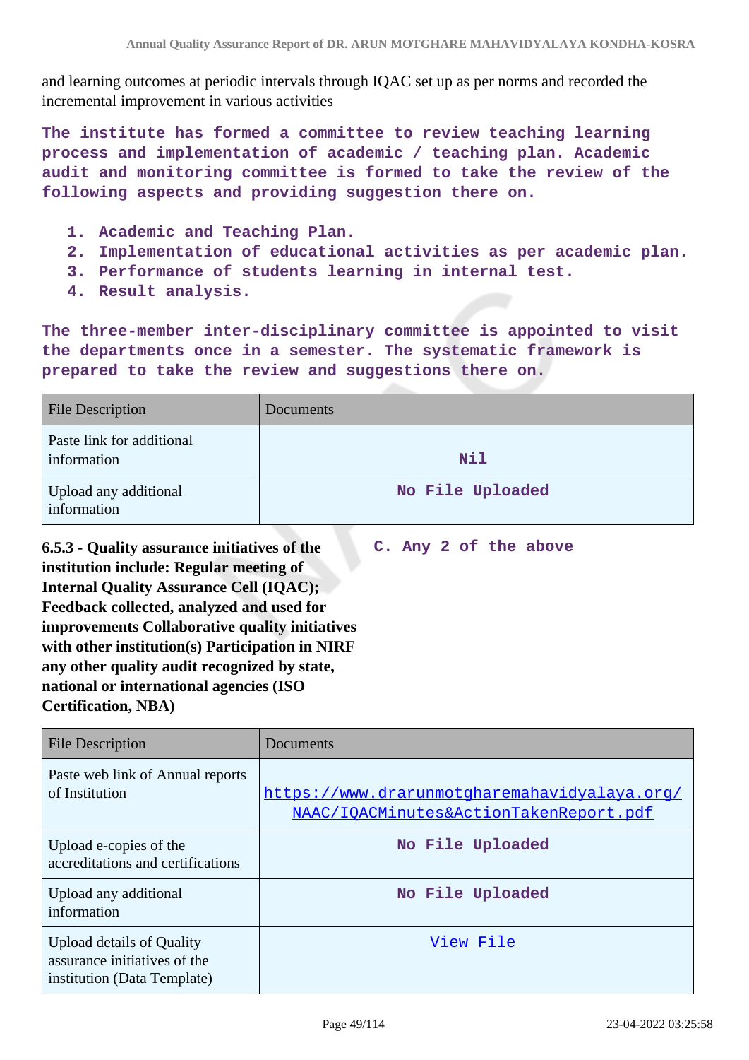and learning outcomes at periodic intervals through IQAC set up as per norms and recorded the incremental improvement in various activities

**The institute has formed a committee to review teaching learning process and implementation of academic / teaching plan. Academic audit and monitoring committee is formed to take the review of the following aspects and providing suggestion there on.**

1. **Academic and Teaching Plan.**
2. **Implementation of educational activities as per academic plan.**
3. **Performance of students learning in internal test.**
4. **Result analysis.**

**The three-member inter-disciplinary committee is appointed to visit the departments once in a semester. The systematic framework is prepared to take the review and suggestions there on.**

| File Description | Documents |
|---|---|
| Paste link for additional information | Nil |
| Upload any additional information | No File Uploaded |

**6.5.3 - Quality assurance initiatives of the institution include: Regular meeting of Internal Quality Assurance Cell (IQAC); Feedback collected, analyzed and used for improvements Collaborative quality initiatives with other institution(s) Participation in NIRF any other quality audit recognized by state, national or international agencies (ISO Certification, NBA)**

**C. Any 2 of the above**

| File Description | Documents |
|---|---|
| Paste web link of Annual reports of Institution | https://www.drarunmotgharemahavidyalaya.org/NAAC/IQACMinutes&ActionTakenReport.pdf |
| Upload e-copies of the accreditations and certifications | No File Uploaded |
| Upload any additional information | No File Uploaded |
| Upload details of Quality assurance initiatives of the institution (Data Template) | View File |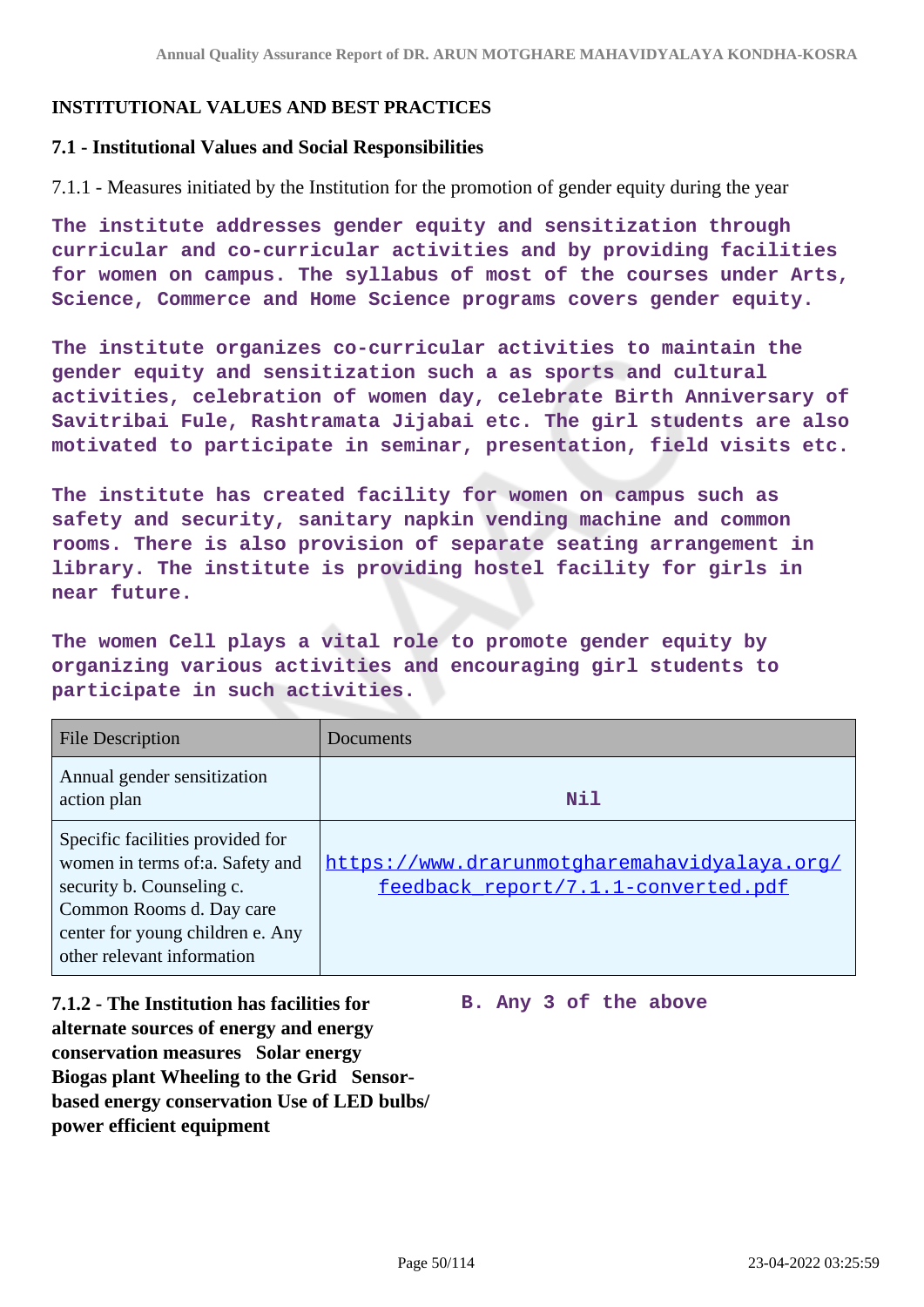## INSTITUTIONAL VALUES AND BEST PRACTICES

### 7.1 - Institutional Values and Social Responsibilities

7.1.1 - Measures initiated by the Institution for the promotion of gender equity during the year

The institute addresses gender equity and sensitization through curricular and co-curricular activities and by providing facilities for women on campus. The syllabus of most of the courses under Arts, Science, Commerce and Home Science programs covers gender equity.

The institute organizes co-curricular activities to maintain the gender equity and sensitization such a as sports and cultural activities, celebration of women day, celebrate Birth Anniversary of Savitribai Fule, Rashtramata Jijabai etc. The girl students are also motivated to participate in seminar, presentation, field visits etc.

The institute has created facility for women on campus such as safety and security, sanitary napkin vending machine and common rooms. There is also provision of separate seating arrangement in library. The institute is providing hostel facility for girls in near future.

The women Cell plays a vital role to promote gender equity by organizing various activities and encouraging girl students to participate in such activities.

| File Description | Documents |
|---|---|
| Annual gender sensitization action plan | Nil |
| Specific facilities provided for women in terms of:a. Safety and security b. Counseling c. Common Rooms d. Day care center for young children e. Any other relevant information | https://www.drarunmotgharemahavidyalaya.org/feedback_report/7.1.1-converted.pdf |

**7.1.2 - The Institution has facilities for alternate sources of energy and energy conservation measures Solar energy Biogas plant Wheeling to the Grid Sensor-based energy conservation Use of LED bulbs/ power efficient equipment**

B. Any 3 of the above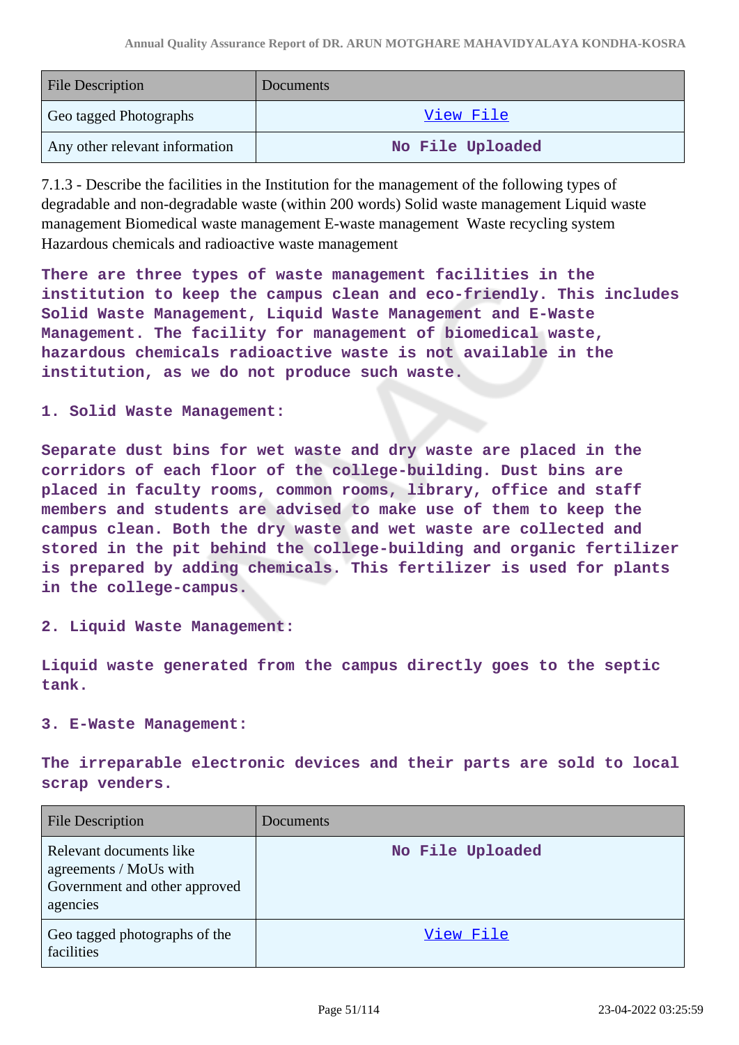| File Description | Documents |
|---|---|
| Geo tagged Photographs | View File |
| Any other relevant information | No File Uploaded |

7.1.3 - Describe the facilities in the Institution for the management of the following types of degradable and non-degradable waste (within 200 words) Solid waste management Liquid waste management Biomedical waste management E-waste management Waste recycling system Hazardous chemicals and radioactive waste management

There are three types of waste management facilities in the institution to keep the campus clean and eco-friendly. This includes Solid Waste Management, Liquid Waste Management and E-Waste Management. The facility for management of biomedical waste, hazardous chemicals radioactive waste is not available in the institution, as we do not produce such waste.

1. Solid Waste Management:

Separate dust bins for wet waste and dry waste are placed in the corridors of each floor of the college-building. Dust bins are placed in faculty rooms, common rooms, library, office and staff members and students are advised to make use of them to keep the campus clean. Both the dry waste and wet waste are collected and stored in the pit behind the college-building and organic fertilizer is prepared by adding chemicals. This fertilizer is used for plants in the college-campus.

2. Liquid Waste Management:

Liquid waste generated from the campus directly goes to the septic tank.

3. E-Waste Management:

The irreparable electronic devices and their parts are sold to local scrap venders.

| File Description | Documents |
|---|---|
| Relevant documents like agreements / MoUs with Government and other approved agencies | No File Uploaded |
| Geo tagged photographs of the facilities | View File |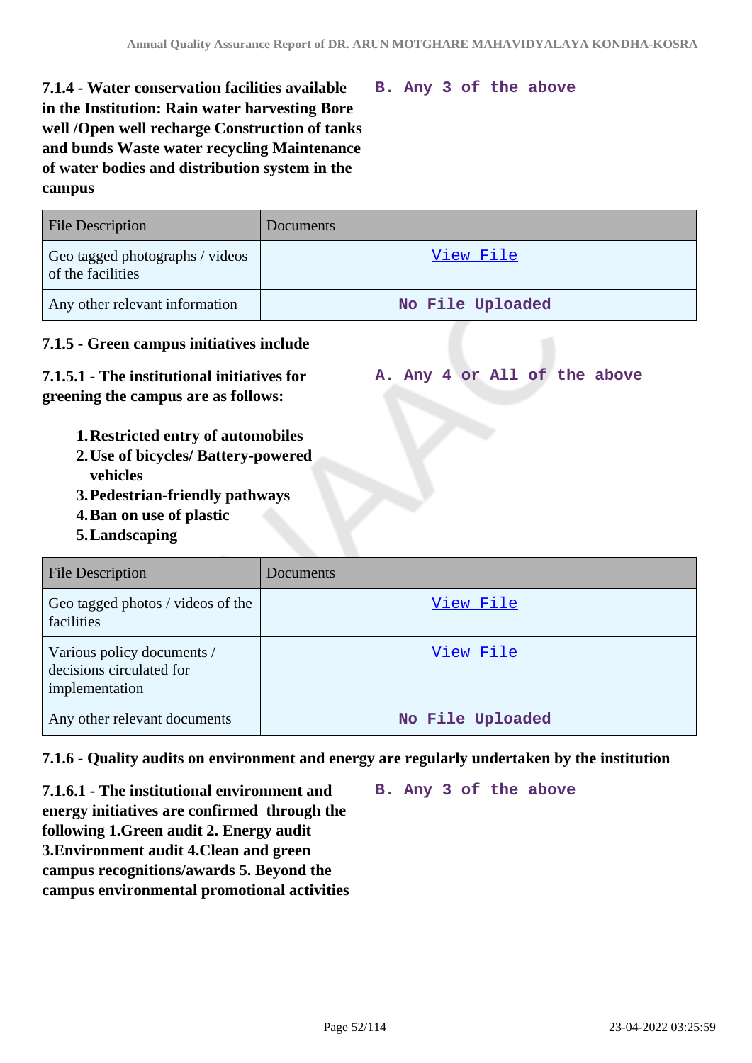**7.1.4 - Water conservation facilities available in the Institution: Rain water harvesting Bore well /Open well recharge Construction of tanks and bunds Waste water recycling Maintenance of water bodies and distribution system in the campus**

**B. Any 3 of the above**

| File Description | Documents |
|---|---|
| Geo tagged photographs / videos of the facilities | View File |
| Any other relevant information | No File Uploaded |

**7.1.5 - Green campus initiatives include**

**7.1.5.1 - The institutional initiatives for greening the campus are as follows:**

**A. Any 4 or All of the above**

1. **Restricted entry of automobiles**
2. **Use of bicycles/ Battery-powered vehicles**
3. **Pedestrian-friendly pathways**
4. **Ban on use of plastic**
5. **Landscaping**

| File Description | Documents |
|---|---|
| Geo tagged photos / videos of the facilities | View File |
| Various policy documents / decisions circulated for implementation | View File |
| Any other relevant documents | No File Uploaded |

**7.1.6 - Quality audits on environment and energy are regularly undertaken by the institution**

**7.1.6.1 - The institutional environment and energy initiatives are confirmed through the following 1.Green audit 2. Energy audit 3.Environment audit 4.Clean and green campus recognitions/awards 5. Beyond the campus environmental promotional activities**

**B. Any 3 of the above**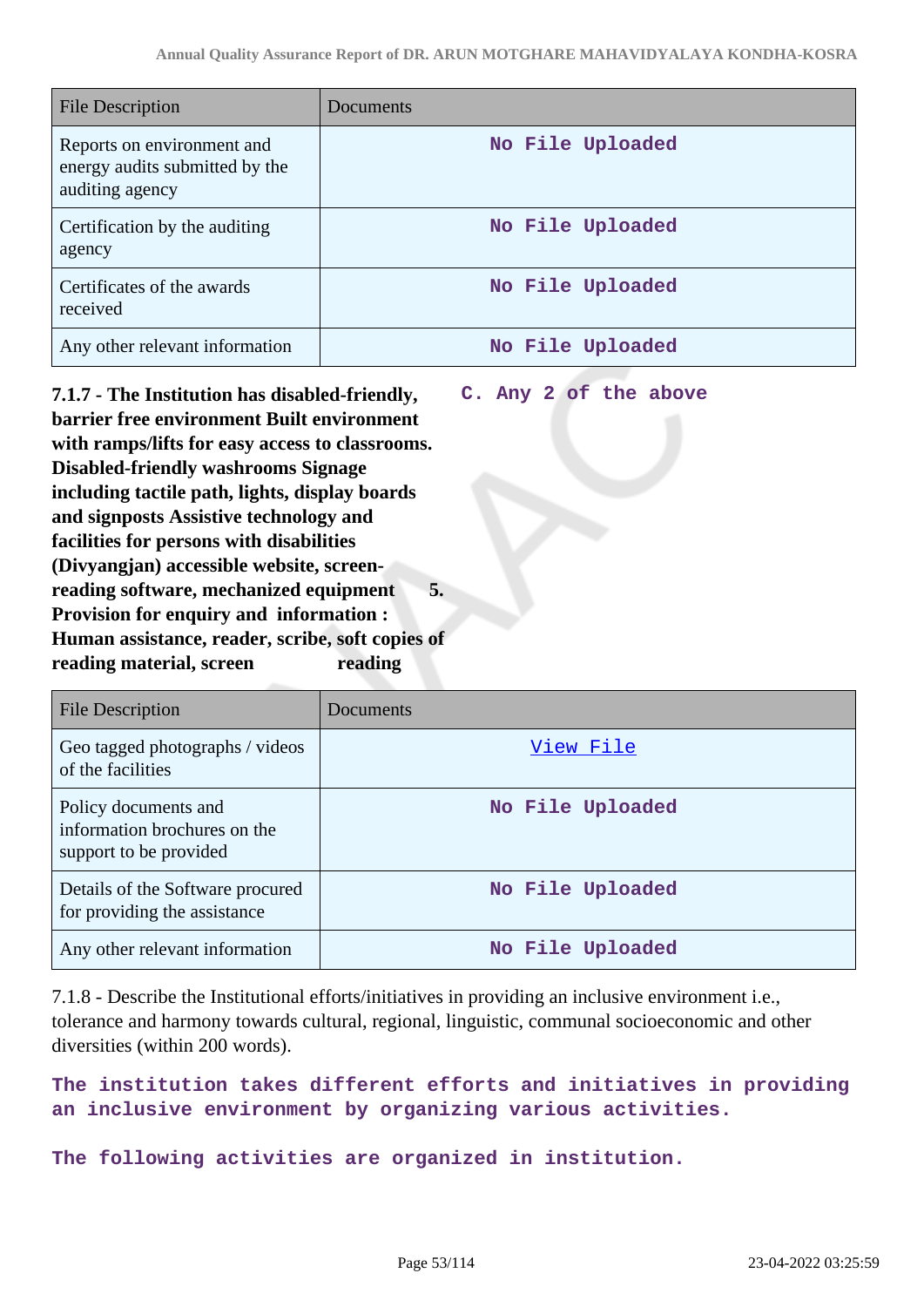| File Description | Documents |
|---|---|
| Reports on environment and energy audits submitted by the auditing agency | No File Uploaded |
| Certification by the auditing agency | No File Uploaded |
| Certificates of the awards received | No File Uploaded |
| Any other relevant information | No File Uploaded |

**7.1.7 - The Institution has disabled-friendly, barrier free environment Built environment with ramps/lifts for easy access to classrooms. Disabled-friendly washrooms Signage including tactile path, lights, display boards and signposts Assistive technology and facilities for persons with disabilities (Divyangjan) accessible website, screen-reading software, mechanized equipment 5. Provision for enquiry and information : Human assistance, reader, scribe, soft copies of reading material, screen reading**

**C. Any 2 of the above**

| File Description | Documents |
|---|---|
| Geo tagged photographs / videos of the facilities | View File |
| Policy documents and information brochures on the support to be provided | No File Uploaded |
| Details of the Software procured for providing the assistance | No File Uploaded |
| Any other relevant information | No File Uploaded |

7.1.8 - Describe the Institutional efforts/initiatives in providing an inclusive environment i.e., tolerance and harmony towards cultural, regional, linguistic, communal socioeconomic and other diversities (within 200 words).

The institution takes different efforts and initiatives in providing an inclusive environment by organizing various activities.

The following activities are organized in institution.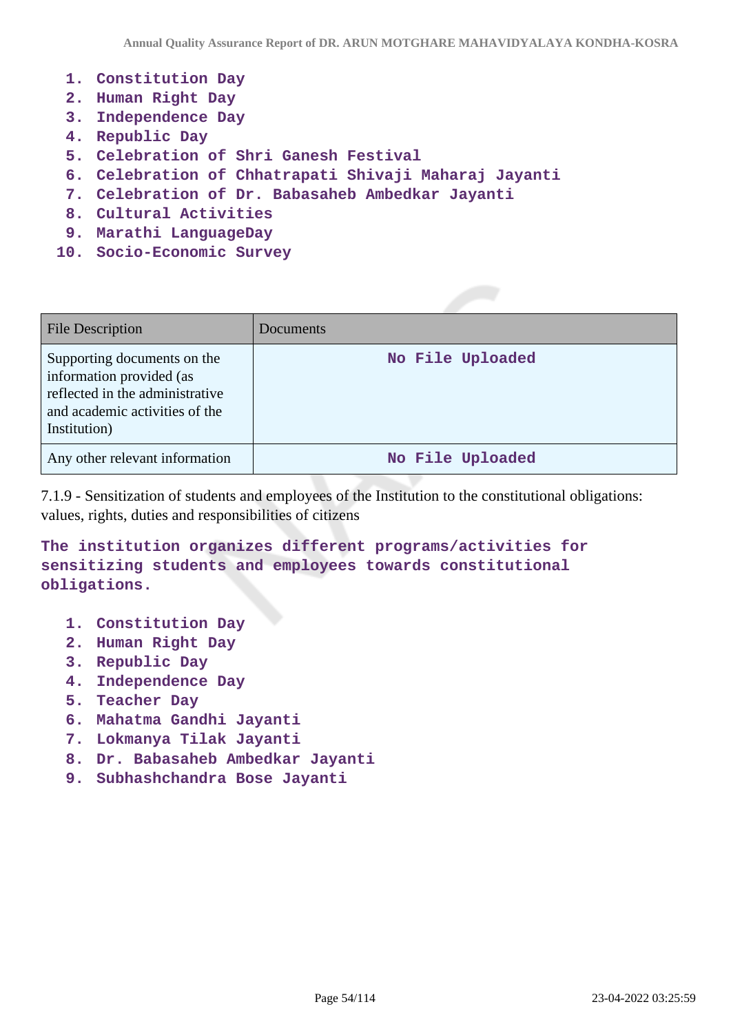1. Constitution Day
2. Human Right Day
3. Independence Day
4. Republic Day
5. Celebration of Shri Ganesh Festival
6. Celebration of Chhatrapati Shivaji Maharaj Jayanti
7. Celebration of Dr. Babasaheb Ambedkar Jayanti
8. Cultural Activities
9. Marathi LanguageDay
10. Socio-Economic Survey

| File Description | Documents |
| --- | --- |
| Supporting documents on the information provided (as reflected in the administrative and academic activities of the Institution) | No File Uploaded |
| Any other relevant information | No File Uploaded |

7.1.9 - Sensitization of students and employees of the Institution to the constitutional obligations: values, rights, duties and responsibilities of citizens

**The institution organizes different programs/activities for sensitizing students and employees towards constitutional obligations.**

1. Constitution Day
2. Human Right Day
3. Republic Day
4. Independence Day
5. Teacher Day
6. Mahatma Gandhi Jayanti
7. Lokmanya Tilak Jayanti
8. Dr. Babasaheb Ambedkar Jayanti
9. Subhashchandra Bose Jayanti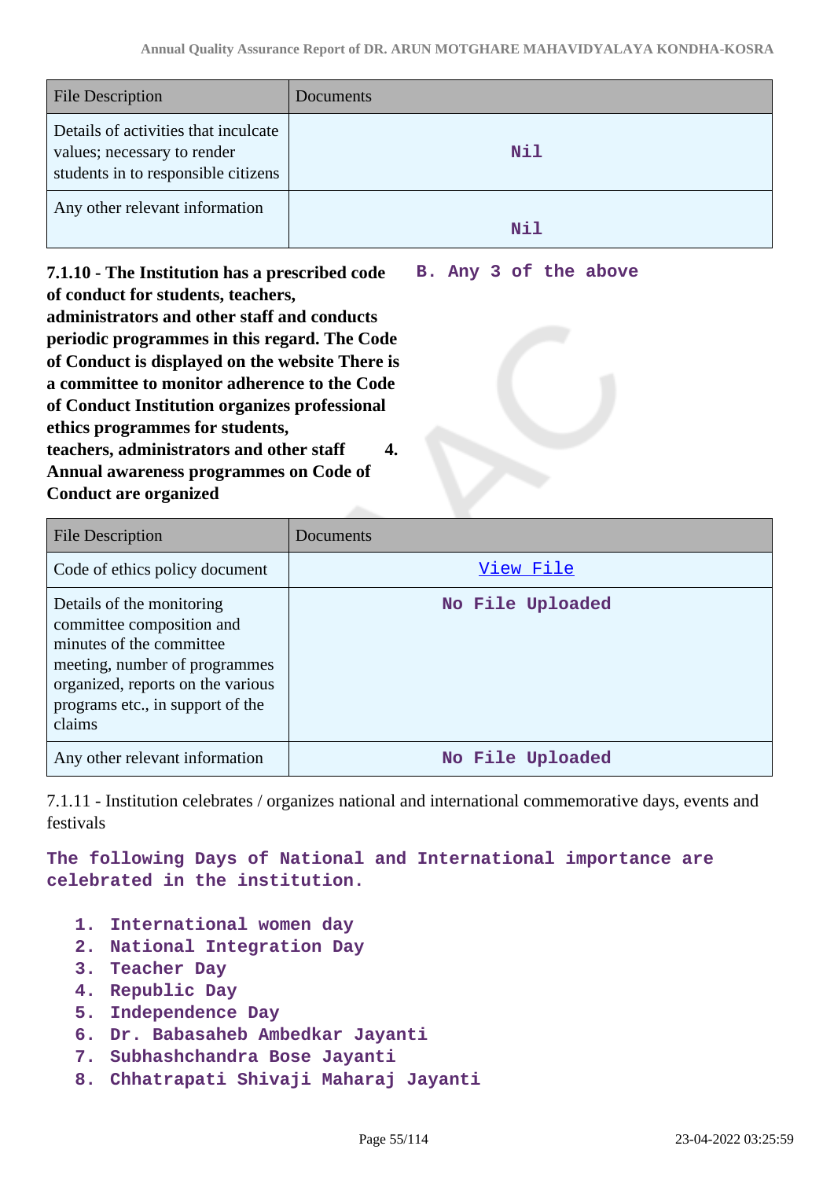| File Description | Documents |
| --- | --- |
| Details of activities that inculcate values; necessary to render students in to responsible citizens | Nil |
| Any other relevant information | Nil |

**7.1.10 - The Institution has a prescribed code of conduct for students, teachers, administrators and other staff and conducts periodic programmes in this regard. The Code of Conduct is displayed on the website There is a committee to monitor adherence to the Code of Conduct Institution organizes professional ethics programmes for students, teachers, administrators and other staff 4. Annual awareness programmes on Code of Conduct are organized**

**B. Any 3 of the above**

| File Description | Documents |
| --- | --- |
| Code of ethics policy document | View File |
| Details of the monitoring committee composition and minutes of the committee meeting, number of programmes organized, reports on the various programs etc., in support of the claims | No File Uploaded |
| Any other relevant information | No File Uploaded |

7.1.11 - Institution celebrates / organizes national and international commemorative days, events and festivals

**The following Days of National and International importance are celebrated in the institution.**

1. **International women day**
2. **National Integration Day**
3. **Teacher Day**
4. **Republic Day**
5. **Independence Day**
6. **Dr. Babasaheb Ambedkar Jayanti**
7. **Subhashchandra Bose Jayanti**
8. **Chhatrapati Shivaji Maharaj Jayanti**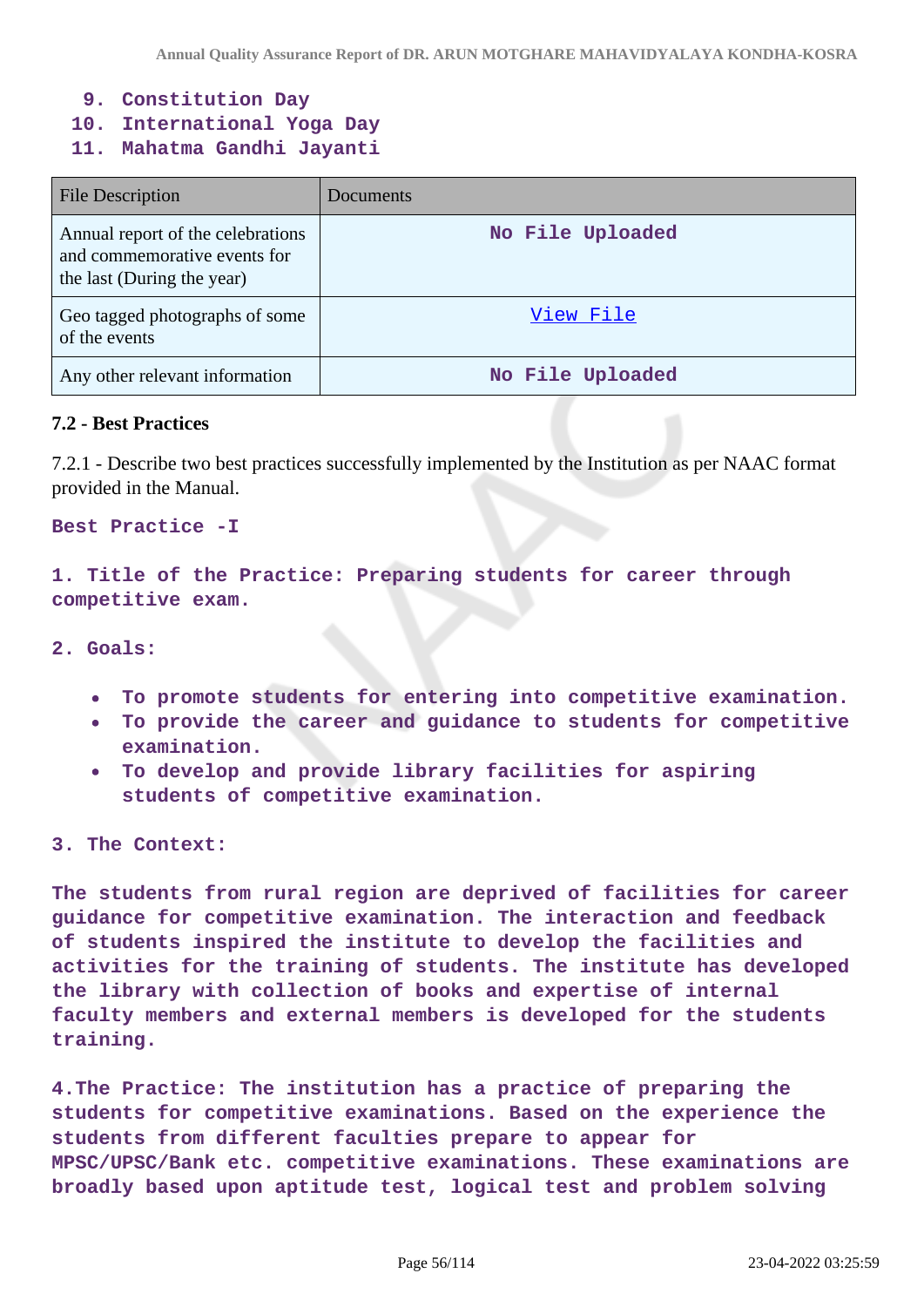9. Constitution Day
10. International Yoga Day
11. Mahatma Gandhi Jayanti

| File Description | Documents |
|---|---|
| Annual report of the celebrations and commemorative events for the last (During the year) | No File Uploaded |
| Geo tagged photographs of some of the events | View File |
| Any other relevant information | No File Uploaded |

### 7.2 - Best Practices

7.2.1 - Describe two best practices successfully implemented by the Institution as per NAAC format provided in the Manual.

**Best Practice -I**

**1. Title of the Practice: Preparing students for career through competitive exam.**

**2. Goals:**

- To promote students for entering into competitive examination.
- To provide the career and guidance to students for competitive examination.
- To develop and provide library facilities for aspiring students of competitive examination.

**3. The Context:**

The students from rural region are deprived of facilities for career guidance for competitive examination. The interaction and feedback of students inspired the institute to develop the facilities and activities for the training of students. The institute has developed the library with collection of books and expertise of internal faculty members and external members is developed for the students training.

4.The Practice: The institution has a practice of preparing the students for competitive examinations. Based on the experience the students from different faculties prepare to appear for MPSC/UPSC/Bank etc. competitive examinations. These examinations are broadly based upon aptitude test, logical test and problem solving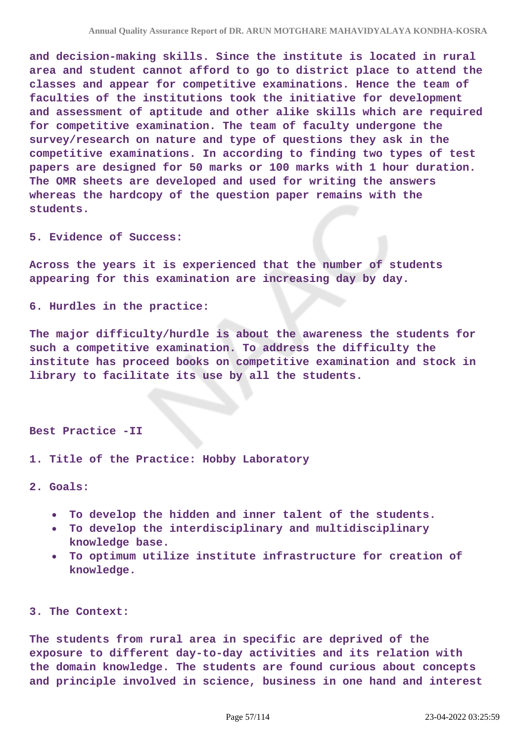**and decision-making skills. Since the institute is located in rural area and student cannot afford to go to district place to attend the classes and appear for competitive examinations. Hence the team of faculties of the institutions took the initiative for development and assessment of aptitude and other alike skills which are required for competitive examination. The team of faculty undergone the survey/research on nature and type of questions they ask in the competitive examinations. In according to finding two types of test papers are designed for 50 marks or 100 marks with 1 hour duration. The OMR sheets are developed and used for writing the answers whereas the hardcopy of the question paper remains with the students.**

**5. Evidence of Success:**

**Across the years it is experienced that the number of students appearing for this examination are increasing day by day.**

**6. Hurdles in the practice:**

**The major difficulty/hurdle is about the awareness the students for such a competitive examination. To address the difficulty the institute has proceed books on competitive examination and stock in library to facilitate its use by all the students.**

**Best Practice -II**

**1. Title of the Practice: Hobby Laboratory**

**2. Goals:**

- **To develop the hidden and inner talent of the students.**
- **To develop the interdisciplinary and multidisciplinary knowledge base.**
- **To optimum utilize institute infrastructure for creation of knowledge.**

**3. The Context:**

**The students from rural area in specific are deprived of the exposure to different day-to-day activities and its relation with the domain knowledge. The students are found curious about concepts and principle involved in science, business in one hand and interest**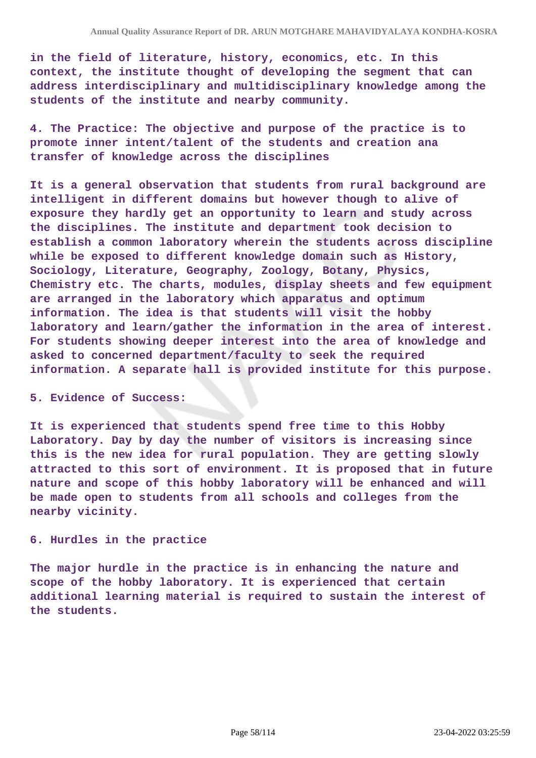in the field of literature, history, economics, etc. In this context, the institute thought of developing the segment that can address interdisciplinary and multidisciplinary knowledge among the students of the institute and nearby community.

4. The Practice: The objective and purpose of the practice is to promote inner intent/talent of the students and creation ana transfer of knowledge across the disciplines

It is a general observation that students from rural background are intelligent in different domains but however though to alive of exposure they hardly get an opportunity to learn and study across the disciplines. The institute and department took decision to establish a common laboratory wherein the students across discipline while be exposed to different knowledge domain such as History, Sociology, Literature, Geography, Zoology, Botany, Physics, Chemistry etc. The charts, modules, display sheets and few equipment are arranged in the laboratory which apparatus and optimum information. The idea is that students will visit the hobby laboratory and learn/gather the information in the area of interest. For students showing deeper interest into the area of knowledge and asked to concerned department/faculty to seek the required information. A separate hall is provided institute for this purpose.

5. Evidence of Success:

It is experienced that students spend free time to this Hobby Laboratory. Day by day the number of visitors is increasing since this is the new idea for rural population. They are getting slowly attracted to this sort of environment. It is proposed that in future nature and scope of this hobby laboratory will be enhanced and will be made open to students from all schools and colleges from the nearby vicinity.

6. Hurdles in the practice

The major hurdle in the practice is in enhancing the nature and scope of the hobby laboratory. It is experienced that certain additional learning material is required to sustain the interest of the students.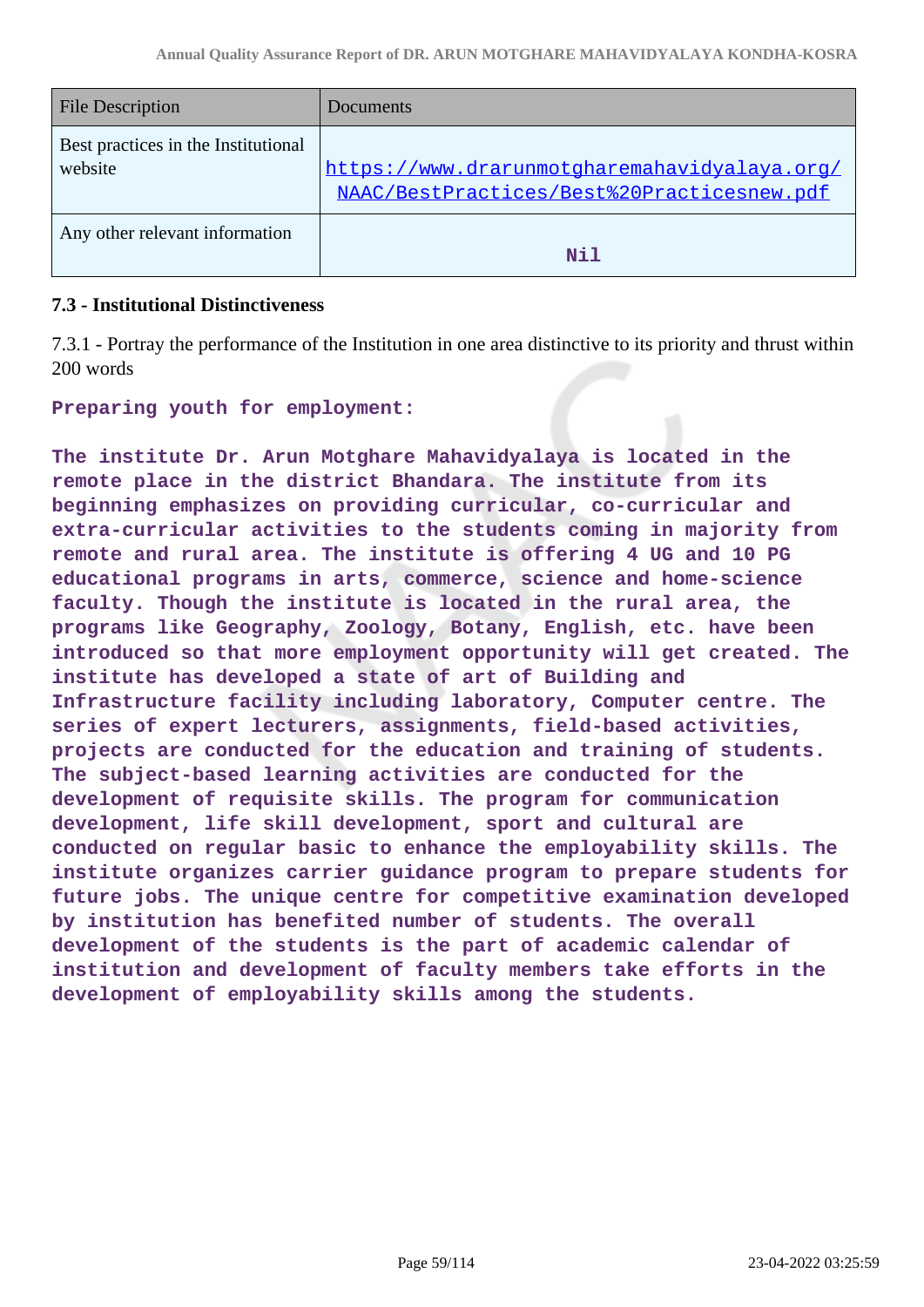| File Description | Documents |
|---|---|
| Best practices in the Institutional website | https://www.drarunmotgharemahavidyalaya.org/NAAC/BestPractices/Best%20Practicesnew.pdf |
| Any other relevant information | Nil |

### 7.3 - Institutional Distinctiveness

7.3.1 - Portray the performance of the Institution in one area distinctive to its priority and thrust within 200 words

**Preparing youth for employment:**

**The institute Dr. Arun Motghare Mahavidyalaya is located in the remote place in the district Bhandara. The institute from its beginning emphasizes on providing curricular, co-curricular and extra-curricular activities to the students coming in majority from remote and rural area. The institute is offering 4 UG and 10 PG educational programs in arts, commerce, science and home-science faculty. Though the institute is located in the rural area, the programs like Geography, Zoology, Botany, English, etc. have been introduced so that more employment opportunity will get created. The institute has developed a state of art of Building and Infrastructure facility including laboratory, Computer centre. The series of expert lecturers, assignments, field-based activities, projects are conducted for the education and training of students. The subject-based learning activities are conducted for the development of requisite skills. The program for communication development, life skill development, sport and cultural are conducted on regular basic to enhance the employability skills. The institute organizes carrier guidance program to prepare students for future jobs. The unique centre for competitive examination developed by institution has benefited number of students. The overall development of the students is the part of academic calendar of institution and development of faculty members take efforts in the development of employability skills among the students.**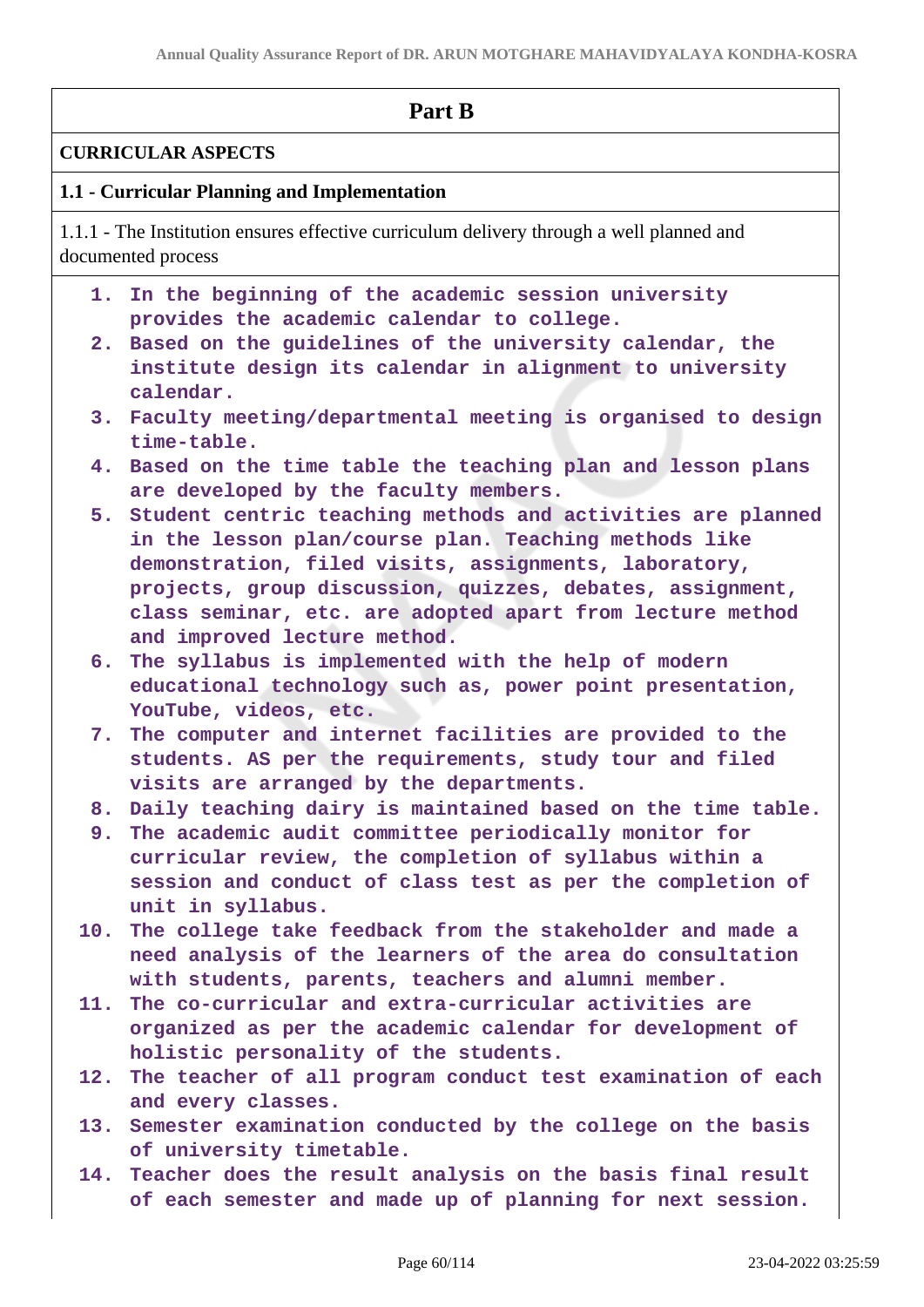## Part B

**CURRICULAR ASPECTS**

**1.1 - Curricular Planning and Implementation**

1.1.1 - The Institution ensures effective curriculum delivery through a well planned and documented process

1. **In the beginning of the academic session university provides the academic calendar to college.**
2. **Based on the guidelines of the university calendar, the institute design its calendar in alignment to university calendar.**
3. **Faculty meeting/departmental meeting is organised to design time-table.**
4. **Based on the time table the teaching plan and lesson plans are developed by the faculty members.**
5. **Student centric teaching methods and activities are planned in the lesson plan/course plan. Teaching methods like demonstration, filed visits, assignments, laboratory, projects, group discussion, quizzes, debates, assignment, class seminar, etc. are adopted apart from lecture method and improved lecture method.**
6. **The syllabus is implemented with the help of modern educational technology such as, power point presentation, YouTube, videos, etc.**
7. **The computer and internet facilities are provided to the students. AS per the requirements, study tour and filed visits are arranged by the departments.**
8. **Daily teaching dairy is maintained based on the time table.**
9. **The academic audit committee periodically monitor for curricular review, the completion of syllabus within a session and conduct of class test as per the completion of unit in syllabus.**
10. **The college take feedback from the stakeholder and made a need analysis of the learners of the area do consultation with students, parents, teachers and alumni member.**
11. **The co-curricular and extra-curricular activities are organized as per the academic calendar for development of holistic personality of the students.**
12. **The teacher of all program conduct test examination of each and every classes.**
13. **Semester examination conducted by the college on the basis of university timetable.**
14. **Teacher does the result analysis on the basis final result of each semester and made up of planning for next session.**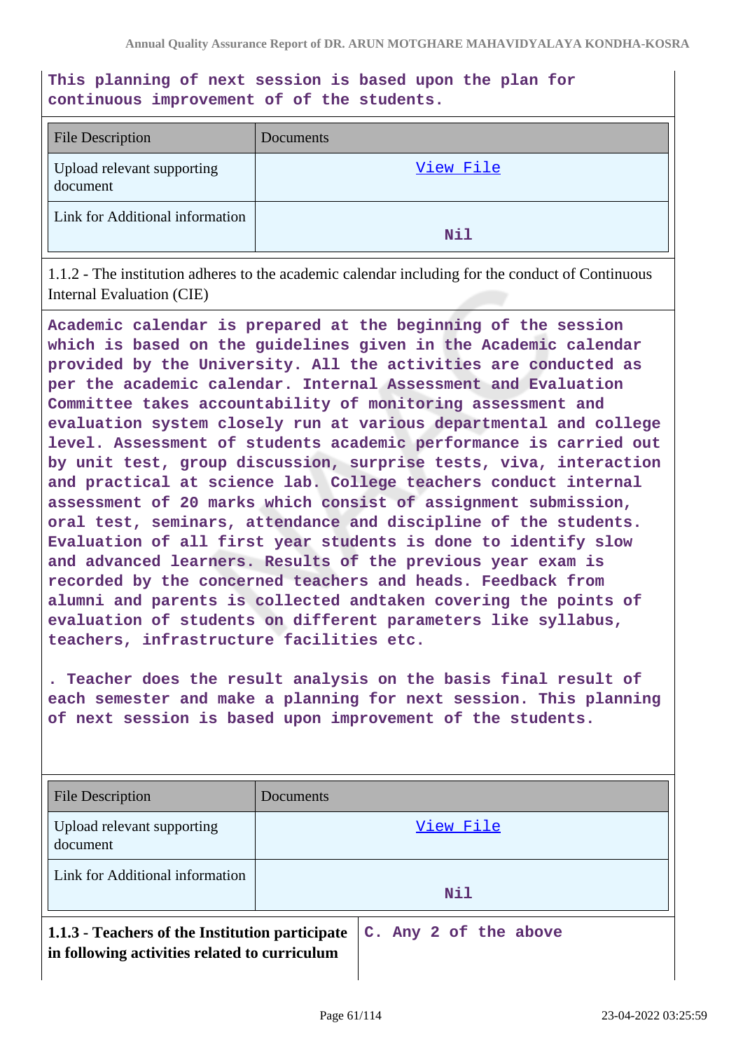This planning of next session is based upon the plan for continuous improvement of of the students.

| File Description | Documents |
|---|---|
| Upload relevant supporting document | View File |
| Link for Additional information | Nil |

1.1.2 - The institution adheres to the academic calendar including for the conduct of Continuous Internal Evaluation (CIE)

Academic calendar is prepared at the beginning of the session which is based on the guidelines given in the Academic calendar provided by the University. All the activities are conducted as per the academic calendar. Internal Assessment and Evaluation Committee takes accountability of monitoring assessment and evaluation system closely run at various departmental and college level. Assessment of students academic performance is carried out by unit test, group discussion, surprise tests, viva, interaction and practical at science lab. College teachers conduct internal assessment of 20 marks which consist of assignment submission, oral test, seminars, attendance and discipline of the students. Evaluation of all first year students is done to identify slow and advanced learners. Results of the previous year exam is recorded by the concerned teachers and heads. Feedback from alumni and parents is collected andtaken covering the points of evaluation of students on different parameters like syllabus, teachers, infrastructure facilities etc.

. Teacher does the result analysis on the basis final result of each semester and make a planning for next session. This planning of next session is based upon improvement of the students.

| File Description | Documents |
|---|---|
| Upload relevant supporting document | View File |
| Link for Additional information | Nil |

| 1.1.3 - Teachers of the Institution participate in following activities related to curriculum | C. Any 2 of the above |
|---|---|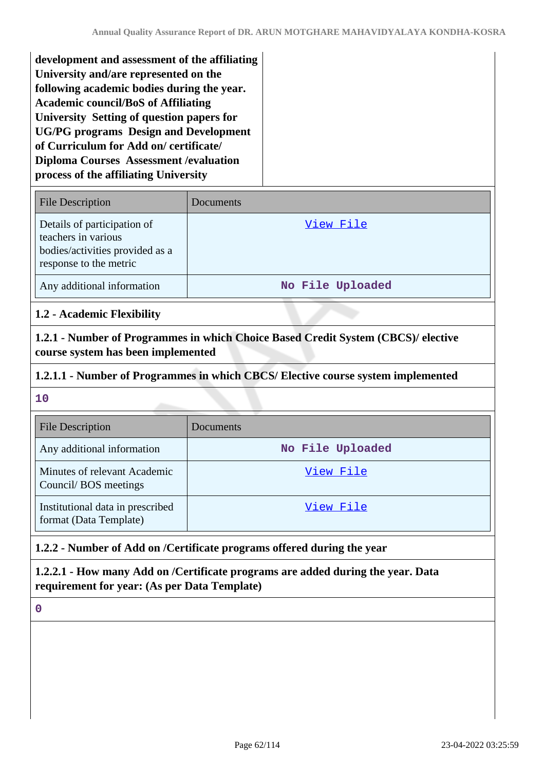**development and assessment of the affiliating University and/are represented on the following academic bodies during the year. Academic council/BoS of Affiliating University Setting of question papers for UG/PG programs Design and Development of Curriculum for Add on/ certificate/ Diploma Courses Assessment /evaluation process of the affiliating University**

| File Description | Documents |
|---|---|
| Details of participation of teachers in various bodies/activities provided as a response to the metric | View File |
| Any additional information | No File Uploaded |

### 1.2 - Academic Flexibility

**1.2.1 - Number of Programmes in which Choice Based Credit System (CBCS)/ elective course system has been implemented**

**1.2.1.1 - Number of Programmes in which CBCS/ Elective course system implemented**

10

| File Description | Documents |
|---|---|
| Any additional information | No File Uploaded |
| Minutes of relevant Academic Council/ BOS meetings | View File |
| Institutional data in prescribed format (Data Template) | View File |

**1.2.2 - Number of Add on /Certificate programs offered during the year**

**1.2.2.1 - How many Add on /Certificate programs are added during the year. Data requirement for year: (As per Data Template)**

0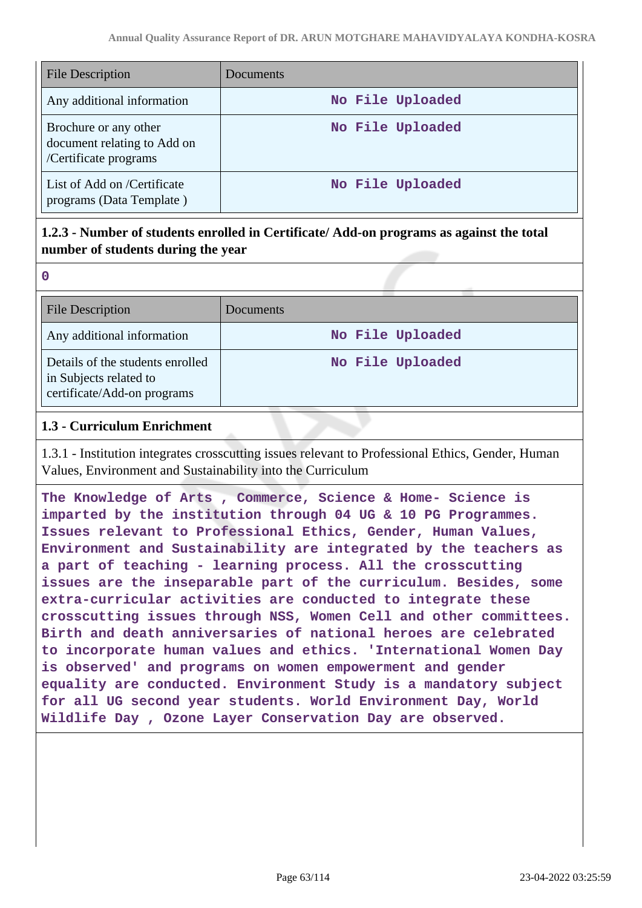| File Description | Documents |
|---|---|
| Any additional information | No File Uploaded |
| Brochure or any other document relating to Add on /Certificate programs | No File Uploaded |
| List of Add on /Certificate programs (Data Template ) | No File Uploaded |

**1.2.3 - Number of students enrolled in Certificate/ Add-on programs as against the total number of students during the year**

0

| File Description | Documents |
|---|---|
| Any additional information | No File Uploaded |
| Details of the students enrolled in Subjects related to certificate/Add-on programs | No File Uploaded |

## 1.3 - Curriculum Enrichment

1.3.1 - Institution integrates crosscutting issues relevant to Professional Ethics, Gender, Human Values, Environment and Sustainability into the Curriculum

The Knowledge of Arts , Commerce, Science & Home- Science is imparted by the institution through 04 UG & 10 PG Programmes. Issues relevant to Professional Ethics, Gender, Human Values, Environment and Sustainability are integrated by the teachers as a part of teaching - learning process. All the crosscutting issues are the inseparable part of the curriculum. Besides, some extra-curricular activities are conducted to integrate these crosscutting issues through NSS, Women Cell and other committees. Birth and death anniversaries of national heroes are celebrated to incorporate human values and ethics. 'International Women Day is observed' and programs on women empowerment and gender equality are conducted. Environment Study is a mandatory subject for all UG second year students. World Environment Day, World Wildlife Day , Ozone Layer Conservation Day are observed.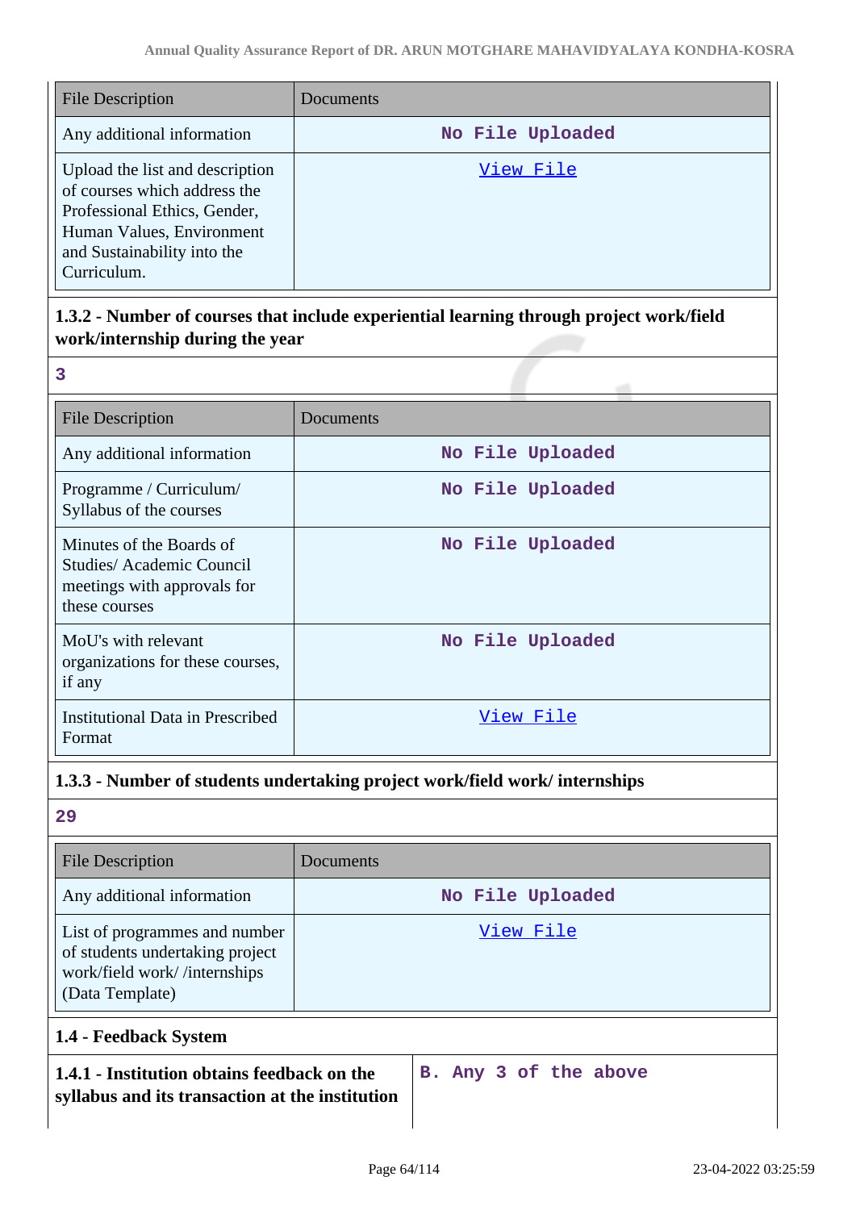| File Description | Documents |
|---|---|
| Any additional information | No File Uploaded |
| Upload the list and description of courses which address the Professional Ethics, Gender, Human Values, Environment and Sustainability into the Curriculum. | View File |

**1.3.2 - Number of courses that include experiential learning through project work/field work/internship during the year**

3

| File Description | Documents |
|---|---|
| Any additional information | No File Uploaded |
| Programme / Curriculum/ Syllabus of the courses | No File Uploaded |
| Minutes of the Boards of Studies/ Academic Council meetings with approvals for these courses | No File Uploaded |
| MoU's with relevant organizations for these courses, if any | No File Uploaded |
| Institutional Data in Prescribed Format | View File |

**1.3.3 - Number of students undertaking project work/field work/ internships**

29

| File Description | Documents |
|---|---|
| Any additional information | No File Uploaded |
| List of programmes and number of students undertaking project work/field work/ /internships (Data Template) | View File |

**1.4 - Feedback System**

| **1.4.1 - Institution obtains feedback on the syllabus and its transaction at the institution** | B. Any 3 of the above |
|---|---|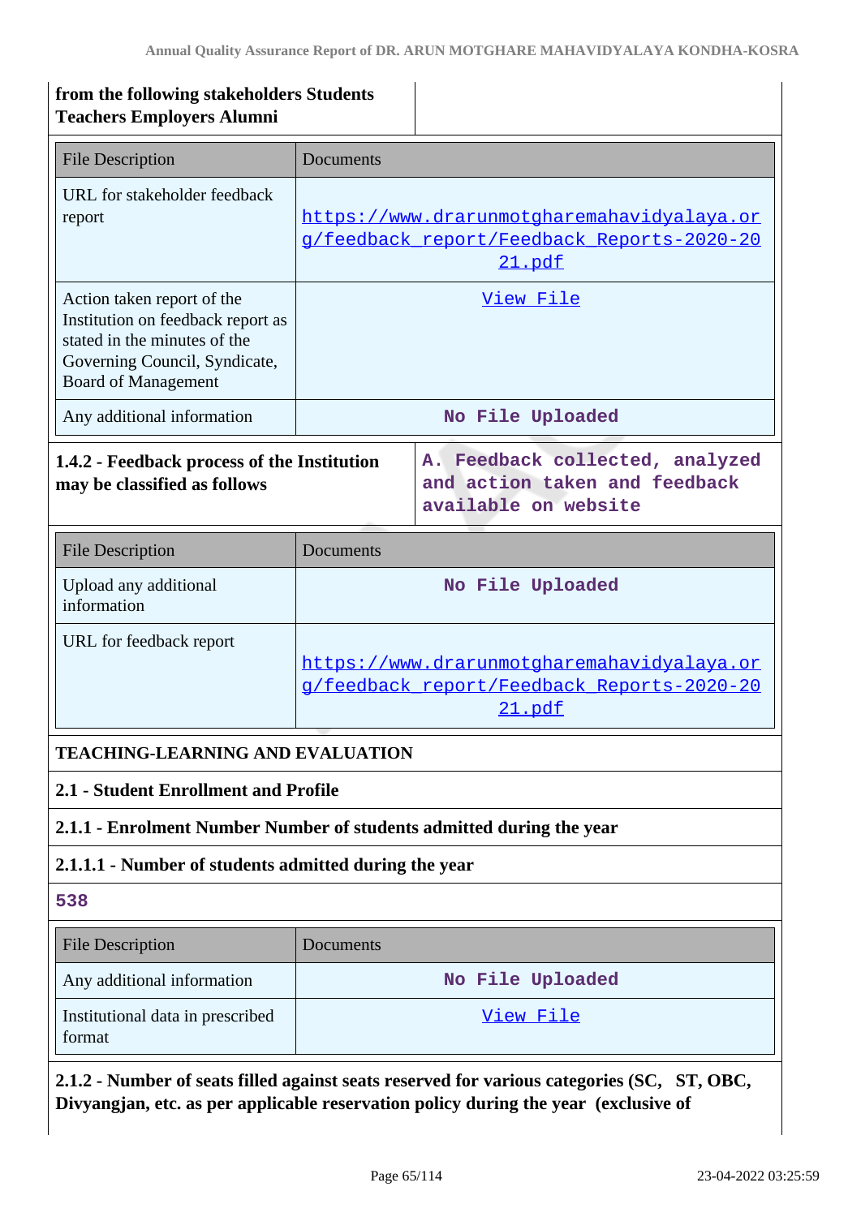| from the following stakeholders Students Teachers Employers Alumni | |
|---|---|

| File Description | Documents |
|---|---|
| URL for stakeholder feedback report | https://www.drarunmotgharemahavidyalaya.org/feedback_report/Feedback_Reports-2020-2021.pdf |
| Action taken report of the Institution on feedback report as stated in the minutes of the Governing Council, Syndicate, Board of Management | View File |
| Any additional information | No File Uploaded |

| **1.4.2 - Feedback process of the Institution may be classified as follows** | A. Feedback collected, analyzed and action taken and feedback available on website |
|---|---|

| File Description | Documents |
|---|---|
| Upload any additional information | No File Uploaded |
| URL for feedback report | https://www.drarunmotgharemahavidyalaya.org/feedback_report/Feedback_Reports-2020-2021.pdf |

**TEACHING-LEARNING AND EVALUATION**

**2.1 - Student Enrollment and Profile**

**2.1.1 - Enrolment Number Number of students admitted during the year**

**2.1.1.1 - Number of students admitted during the year**

538

| File Description | Documents |
|---|---|
| Any additional information | No File Uploaded |
| Institutional data in prescribed format | View File |

**2.1.2 - Number of seats filled against seats reserved for various categories (SC, ST, OBC, Divyangjan, etc. as per applicable reservation policy during the year (exclusive of**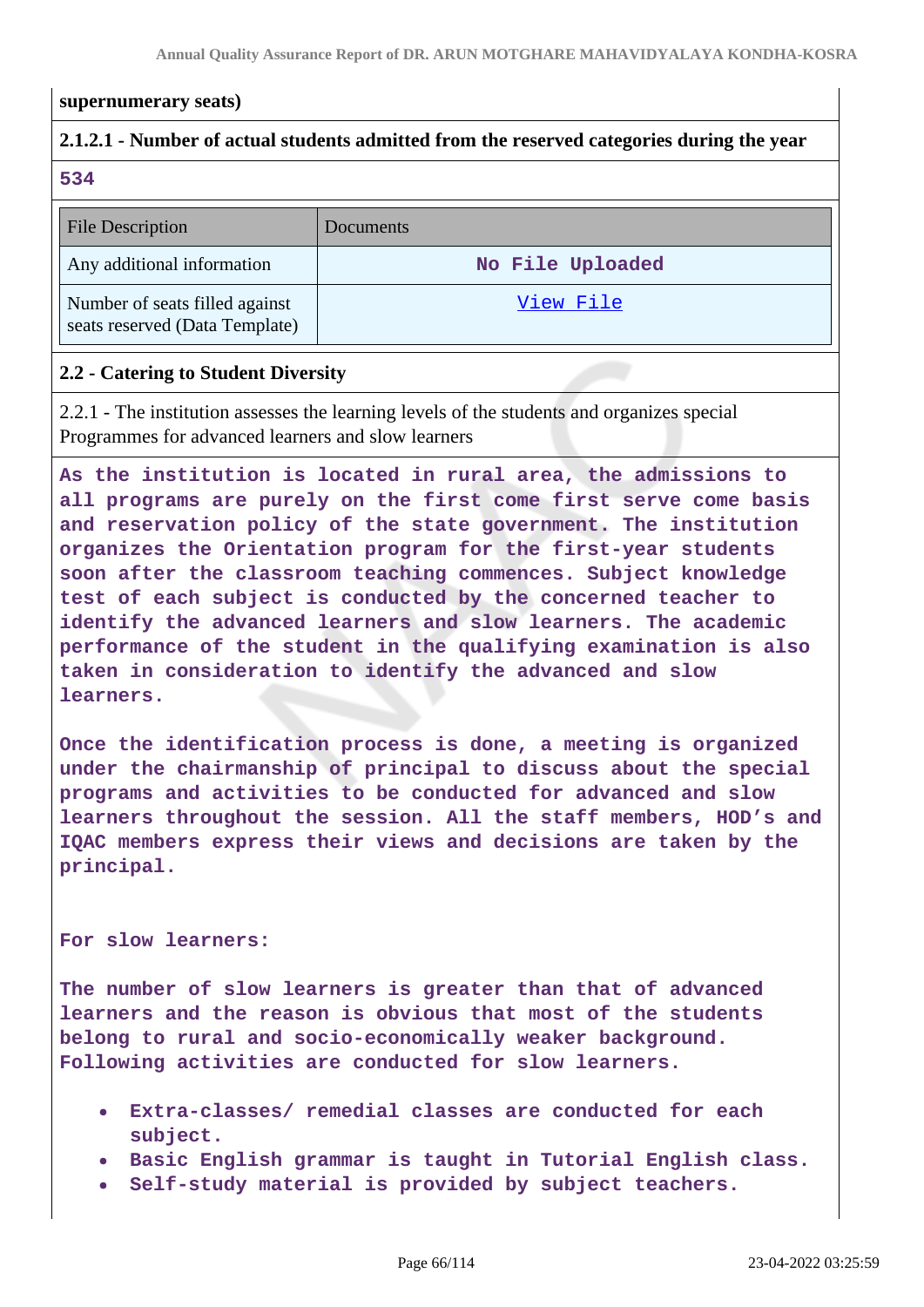**supernumerary seats)**

**2.1.2.1 - Number of actual students admitted from the reserved categories during the year**

534

| File Description | Documents |
|---|---|
| Any additional information | No File Uploaded |
| Number of seats filled against seats reserved (Data Template) | View File |

**2.2 - Catering to Student Diversity**

2.2.1 - The institution assesses the learning levels of the students and organizes special Programmes for advanced learners and slow learners

As the institution is located in rural area, the admissions to all programs are purely on the first come first serve come basis and reservation policy of the state government. The institution organizes the Orientation program for the first-year students soon after the classroom teaching commences. Subject knowledge test of each subject is conducted by the concerned teacher to identify the advanced learners and slow learners. The academic performance of the student in the qualifying examination is also taken in consideration to identify the advanced and slow learners.

Once the identification process is done, a meeting is organized under the chairmanship of principal to discuss about the special programs and activities to be conducted for advanced and slow learners throughout the session. All the staff members, HOD's and IQAC members express their views and decisions are taken by the principal.

For slow learners:

The number of slow learners is greater than that of advanced learners and the reason is obvious that most of the students belong to rural and socio-economically weaker background. Following activities are conducted for slow learners.

- Extra-classes/ remedial classes are conducted for each subject.
- Basic English grammar is taught in Tutorial English class.
- Self-study material is provided by subject teachers.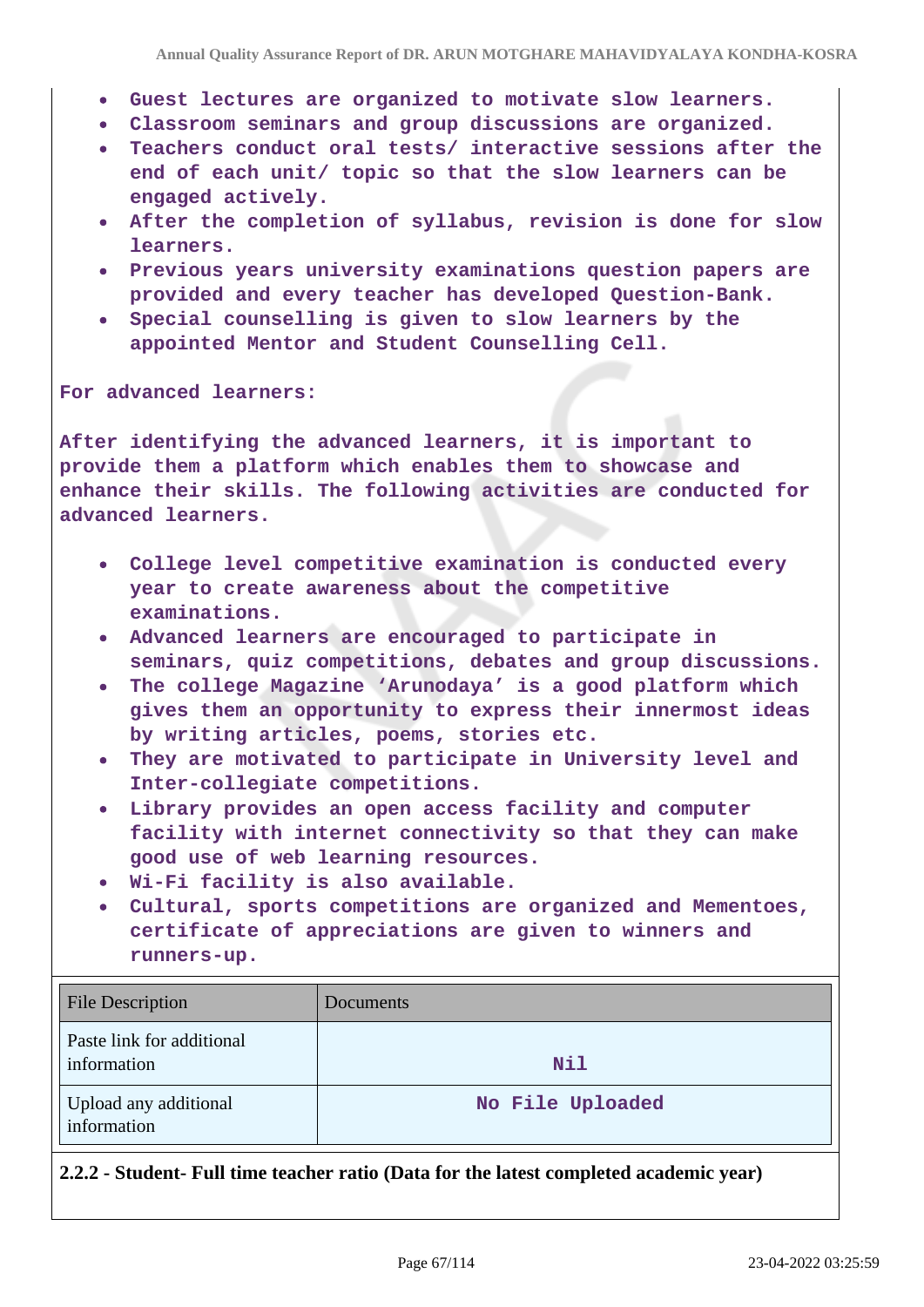- Guest lectures are organized to motivate slow learners.
- Classroom seminars and group discussions are organized.
- Teachers conduct oral tests/ interactive sessions after the end of each unit/ topic so that the slow learners can be engaged actively.
- After the completion of syllabus, revision is done for slow learners.
- Previous years university examinations question papers are provided and every teacher has developed Question-Bank.
- Special counselling is given to slow learners by the appointed Mentor and Student Counselling Cell.

For advanced learners:

After identifying the advanced learners, it is important to provide them a platform which enables them to showcase and enhance their skills. The following activities are conducted for advanced learners.

- College level competitive examination is conducted every year to create awareness about the competitive examinations.
- Advanced learners are encouraged to participate in seminars, quiz competitions, debates and group discussions.
- The college Magazine 'Arunodaya' is a good platform which gives them an opportunity to express their innermost ideas by writing articles, poems, stories etc.
- They are motivated to participate in University level and Inter-collegiate competitions.
- Library provides an open access facility and computer facility with internet connectivity so that they can make good use of web learning resources.
- Wi-Fi facility is also available.
- Cultural, sports competitions are organized and Mementoes, certificate of appreciations are given to winners and runners-up.

| File Description | Documents |
|---|---|
| Paste link for additional information | Nil |
| Upload any additional information | No File Uploaded |

**2.2.2 - Student- Full time teacher ratio (Data for the latest completed academic year)**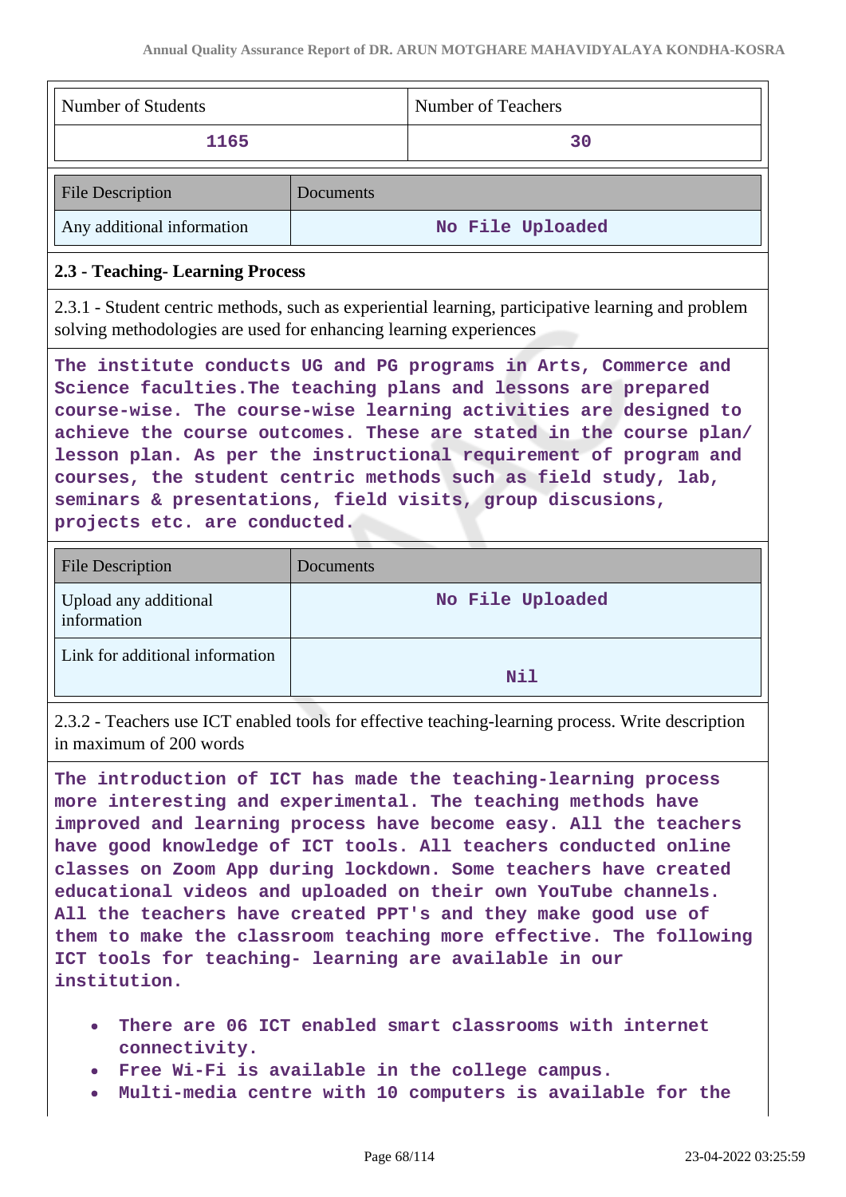| Number of Students | Number of Teachers |
|---|---|
| 1165 | 30 |

| File Description | Documents |
|---|---|
| Any additional information | No File Uploaded |

### 2.3 - Teaching- Learning Process

2.3.1 - Student centric methods, such as experiential learning, participative learning and problem solving methodologies are used for enhancing learning experiences

**The institute conducts UG and PG programs in Arts, Commerce and Science faculties.The teaching plans and lessons are prepared course-wise. The course-wise learning activities are designed to achieve the course outcomes. These are stated in the course plan/ lesson plan. As per the instructional requirement of program and courses, the student centric methods such as field study, lab, seminars & presentations, field visits, group discusions, projects etc. are conducted.**

| File Description | Documents |
|---|---|
| Upload any additional information | No File Uploaded |
| Link for additional information | Nil |

2.3.2 - Teachers use ICT enabled tools for effective teaching-learning process. Write description in maximum of 200 words

**The introduction of ICT has made the teaching-learning process more interesting and experimental. The teaching methods have improved and learning process have become easy. All the teachers have good knowledge of ICT tools. All teachers conducted online classes on Zoom App during lockdown. Some teachers have created educational videos and uploaded on their own YouTube channels. All the teachers have created PPT's and they make good use of them to make the classroom teaching more effective. The following ICT tools for teaching- learning are available in our institution.**

- **There are 06 ICT enabled smart classrooms with internet connectivity.**
- **Free Wi-Fi is available in the college campus.**
- **Multi-media centre with 10 computers is available for the**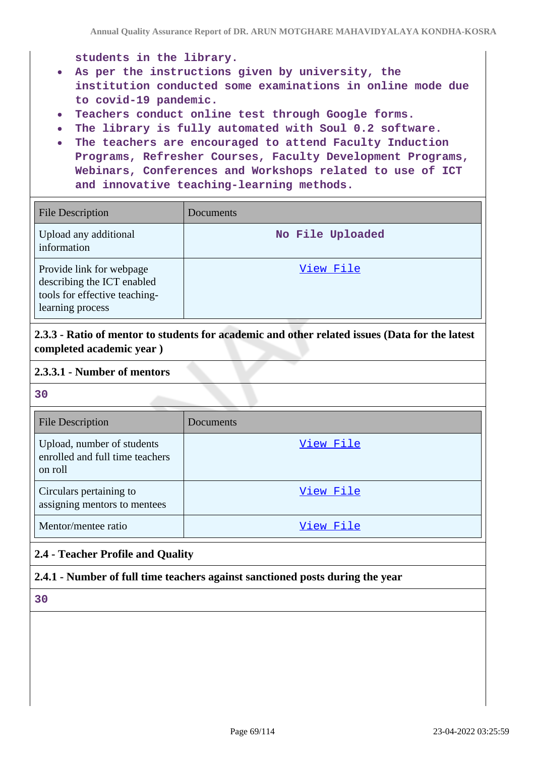students in the library.

- As per the instructions given by university, the institution conducted some examinations in online mode due to covid-19 pandemic.
- Teachers conduct online test through Google forms.
- The library is fully automated with Soul 0.2 software.
- The teachers are encouraged to attend Faculty Induction Programs, Refresher Courses, Faculty Development Programs, Webinars, Conferences and Workshops related to use of ICT and innovative teaching-learning methods.

| File Description | Documents |
|---|---|
| Upload any additional information | No File Uploaded |
| Provide link for webpage describing the ICT enabled tools for effective teaching-learning process | View File |

**2.3.3 - Ratio of mentor to students for academic and other related issues (Data for the latest completed academic year )**

**2.3.3.1 - Number of mentors**

30

| File Description | Documents |
|---|---|
| Upload, number of students enrolled and full time teachers on roll | View File |
| Circulars pertaining to assigning mentors to mentees | View File |
| Mentor/mentee ratio | View File |

**2.4 - Teacher Profile and Quality**

**2.4.1 - Number of full time teachers against sanctioned posts during the year**

30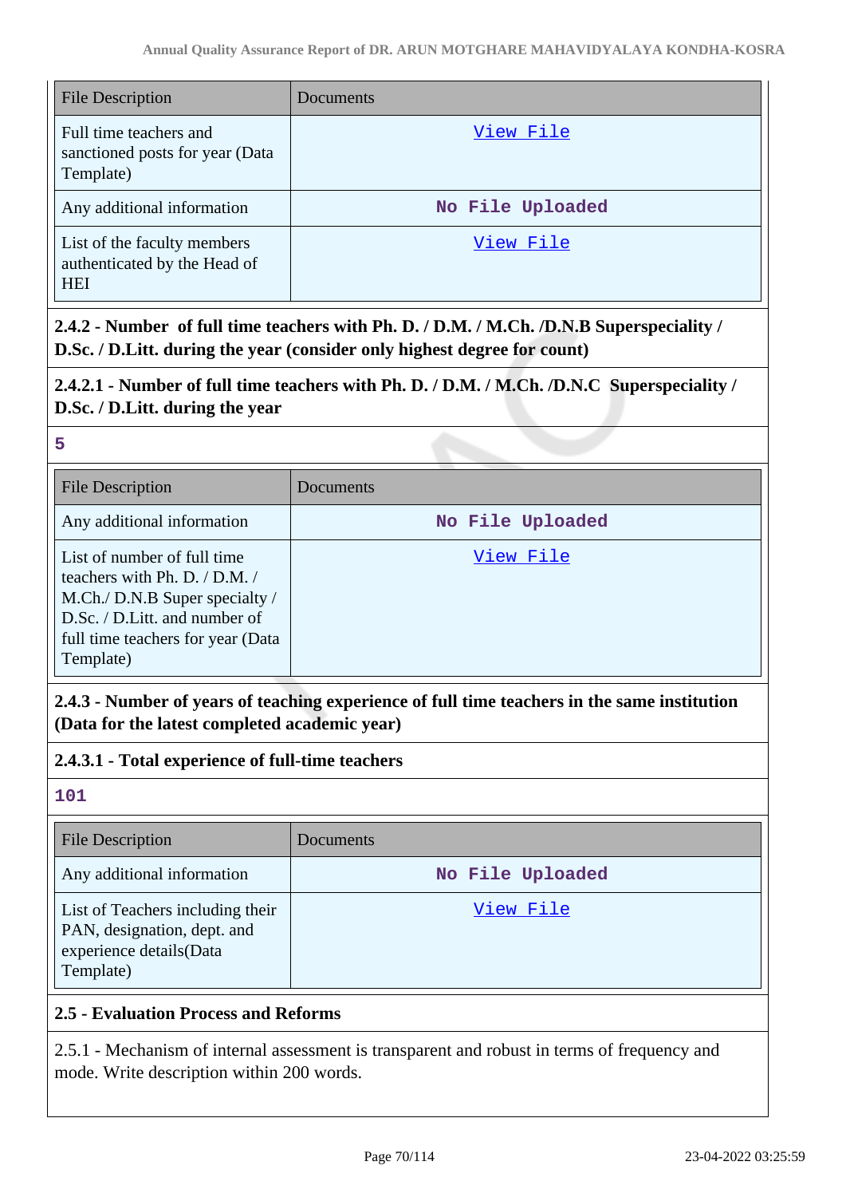| File Description | Documents |
| --- | --- |
| Full time teachers and sanctioned posts for year (Data Template) | View File |
| Any additional information | No File Uploaded |
| List of the faculty members authenticated by the Head of HEI | View File |

**2.4.2 - Number of full time teachers with Ph. D. / D.M. / M.Ch. /D.N.B Superspeciality / D.Sc. / D.Litt. during the year (consider only highest degree for count)**

**2.4.2.1 - Number of full time teachers with Ph. D. / D.M. / M.Ch. /D.N.C Superspeciality / D.Sc. / D.Litt. during the year**

**5**

| File Description | Documents |
| --- | --- |
| Any additional information | No File Uploaded |
| List of number of full time teachers with Ph. D. / D.M. / M.Ch./ D.N.B Super specialty / D.Sc. / D.Litt. and number of full time teachers for year (Data Template) | View File |

**2.4.3 - Number of years of teaching experience of full time teachers in the same institution (Data for the latest completed academic year)**

**2.4.3.1 - Total experience of full-time teachers**

**101**

| File Description | Documents |
| --- | --- |
| Any additional information | No File Uploaded |
| List of Teachers including their PAN, designation, dept. and experience details(Data Template) | View File |

**2.5 - Evaluation Process and Reforms**

2.5.1 - Mechanism of internal assessment is transparent and robust in terms of frequency and mode. Write description within 200 words.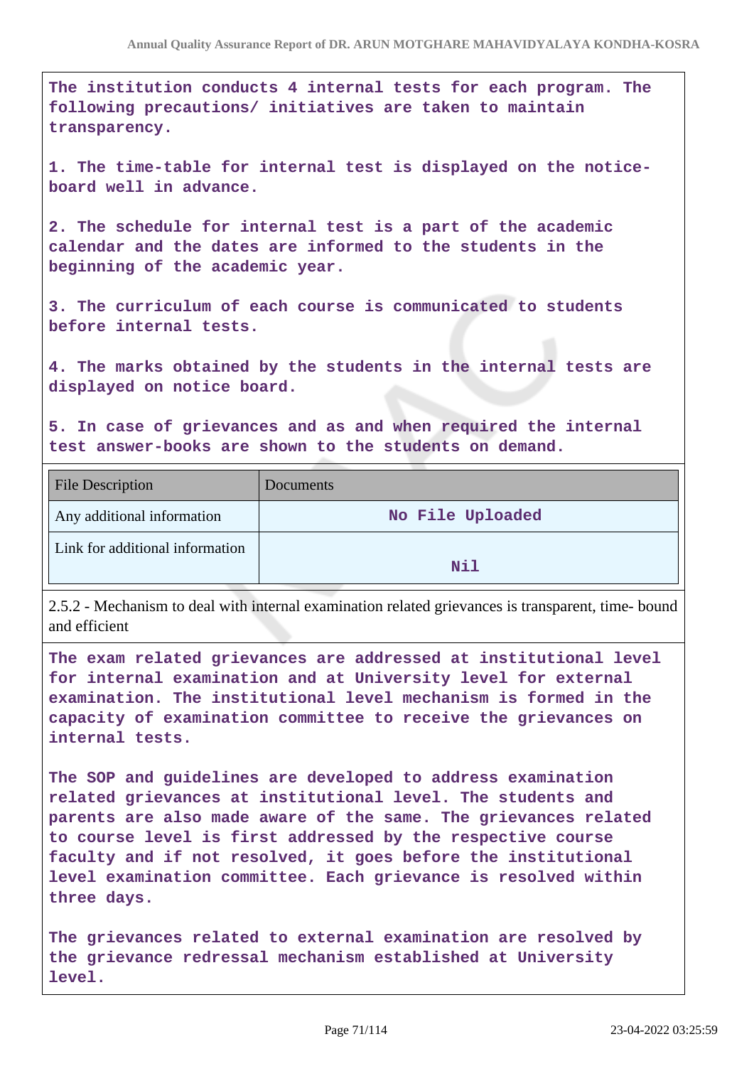The institution conducts 4 internal tests for each program. The following precautions/ initiatives are taken to maintain transparency.

1. The time-table for internal test is displayed on the notice-board well in advance.

2. The schedule for internal test is a part of the academic calendar and the dates are informed to the students in the beginning of the academic year.

3. The curriculum of each course is communicated to students before internal tests.

4. The marks obtained by the students in the internal tests are displayed on notice board.

5. In case of grievances and as and when required the internal test answer-books are shown to the students on demand.

| File Description | Documents |
|---|---|
| Any additional information | No File Uploaded |
| Link for additional information | Nil |

2.5.2 - Mechanism to deal with internal examination related grievances is transparent, time- bound and efficient

The exam related grievances are addressed at institutional level for internal examination and at University level for external examination. The institutional level mechanism is formed in the capacity of examination committee to receive the grievances on internal tests.

The SOP and guidelines are developed to address examination related grievances at institutional level. The students and parents are also made aware of the same. The grievances related to course level is first addressed by the respective course faculty and if not resolved, it goes before the institutional level examination committee. Each grievance is resolved within three days.

The grievances related to external examination are resolved by the grievance redressal mechanism established at University level.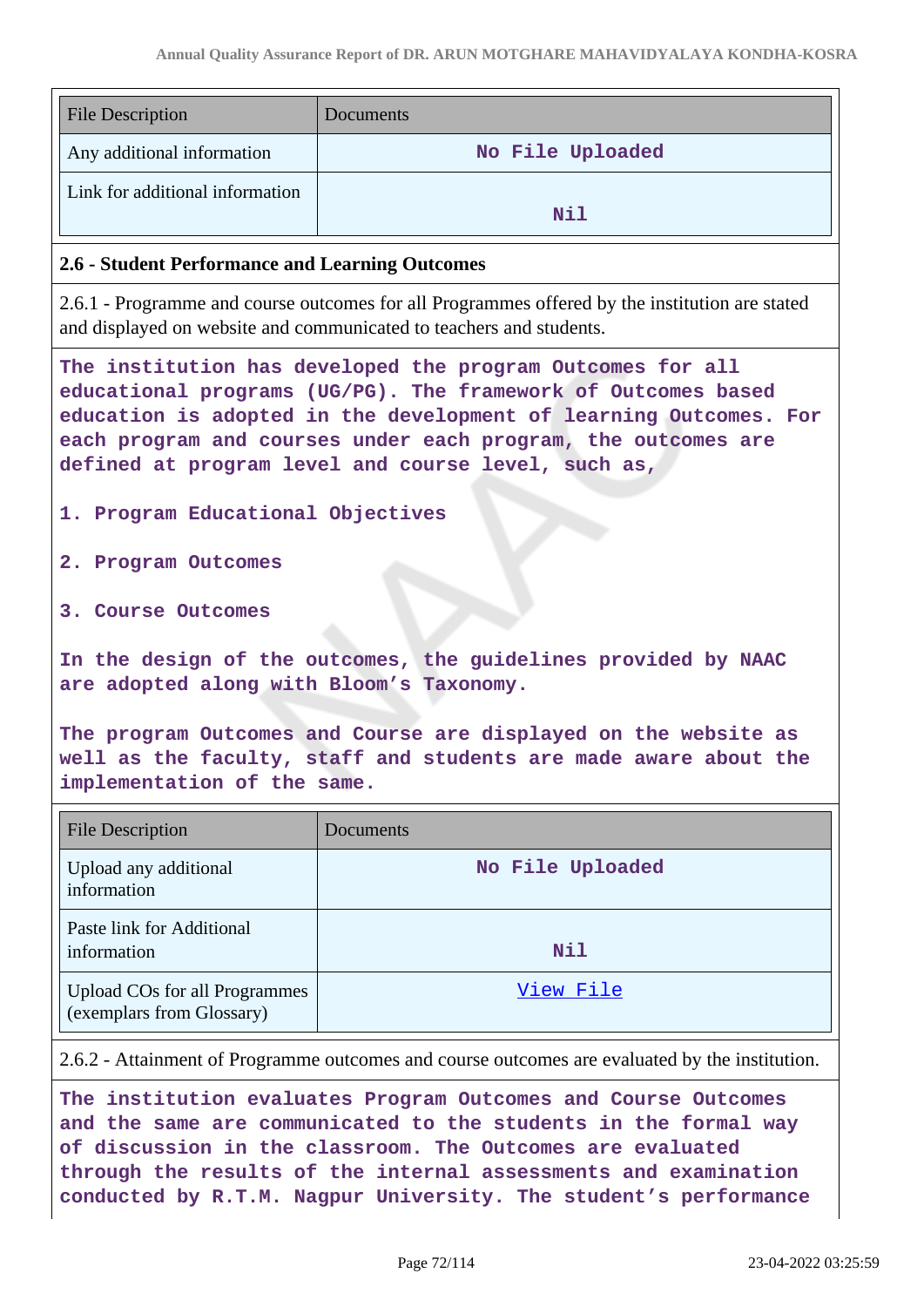| File Description | Documents |
|---|---|
| Any additional information | No File Uploaded |
| Link for additional information | Nil |

**2.6 - Student Performance and Learning Outcomes**

2.6.1 - Programme and course outcomes for all Programmes offered by the institution are stated and displayed on website and communicated to teachers and students.

**The institution has developed the program Outcomes for all educational programs (UG/PG). The framework of Outcomes based education is adopted in the development of learning Outcomes. For each program and courses under each program, the outcomes are defined at program level and course level, such as,**

**1. Program Educational Objectives**

**2. Program Outcomes**

**3. Course Outcomes**

**In the design of the outcomes, the guidelines provided by NAAC are adopted along with Bloom's Taxonomy.**

**The program Outcomes and Course are displayed on the website as well as the faculty, staff and students are made aware about the implementation of the same.**

| File Description | Documents |
|---|---|
| Upload any additional information | No File Uploaded |
| Paste link for Additional information | Nil |
| Upload COs for all Programmes (exemplars from Glossary) | View File |

2.6.2 - Attainment of Programme outcomes and course outcomes are evaluated by the institution.

**The institution evaluates Program Outcomes and Course Outcomes and the same are communicated to the students in the formal way of discussion in the classroom. The Outcomes are evaluated through the results of the internal assessments and examination conducted by R.T.M. Nagpur University. The student's performance**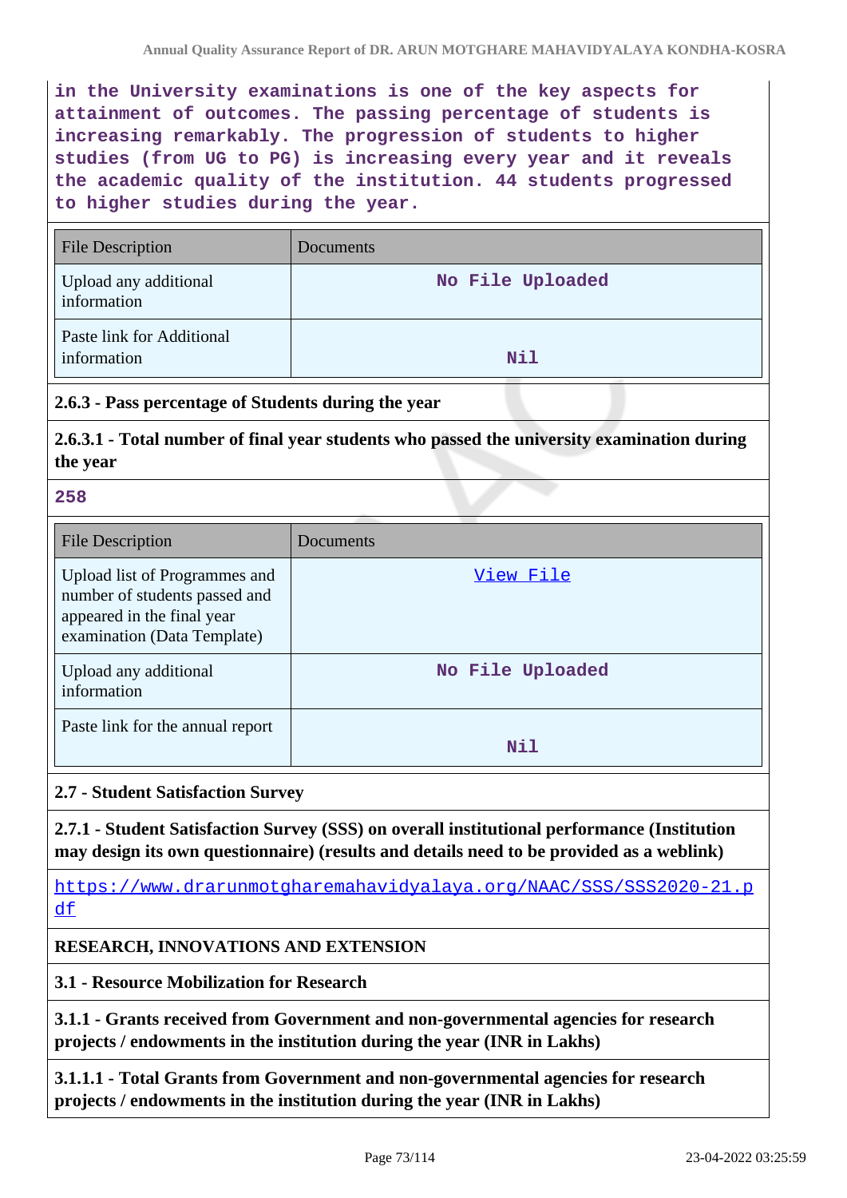in the University examinations is one of the key aspects for attainment of outcomes. The passing percentage of students is increasing remarkably. The progression of students to higher studies (from UG to PG) is increasing every year and it reveals the academic quality of the institution. 44 students progressed to higher studies during the year.

| File Description | Documents |
|---|---|
| Upload any additional information | No File Uploaded |
| Paste link for Additional information | Nil |

**2.6.3 - Pass percentage of Students during the year**

**2.6.3.1 - Total number of final year students who passed the university examination during the year**

258

| File Description | Documents |
|---|---|
| Upload list of Programmes and number of students passed and appeared in the final year examination (Data Template) | View File |
| Upload any additional information | No File Uploaded |
| Paste link for the annual report | Nil |

**2.7 - Student Satisfaction Survey**

**2.7.1 - Student Satisfaction Survey (SSS) on overall institutional performance (Institution may design its own questionnaire) (results and details need to be provided as a weblink)**

https://www.drarunmotgharemahavidyalaya.org/NAAC/SSS/SSS2020-21.pdf

**RESEARCH, INNOVATIONS AND EXTENSION**

**3.1 - Resource Mobilization for Research**

**3.1.1 - Grants received from Government and non-governmental agencies for research projects / endowments in the institution during the year (INR in Lakhs)**

**3.1.1.1 - Total Grants from Government and non-governmental agencies for research projects / endowments in the institution during the year (INR in Lakhs)**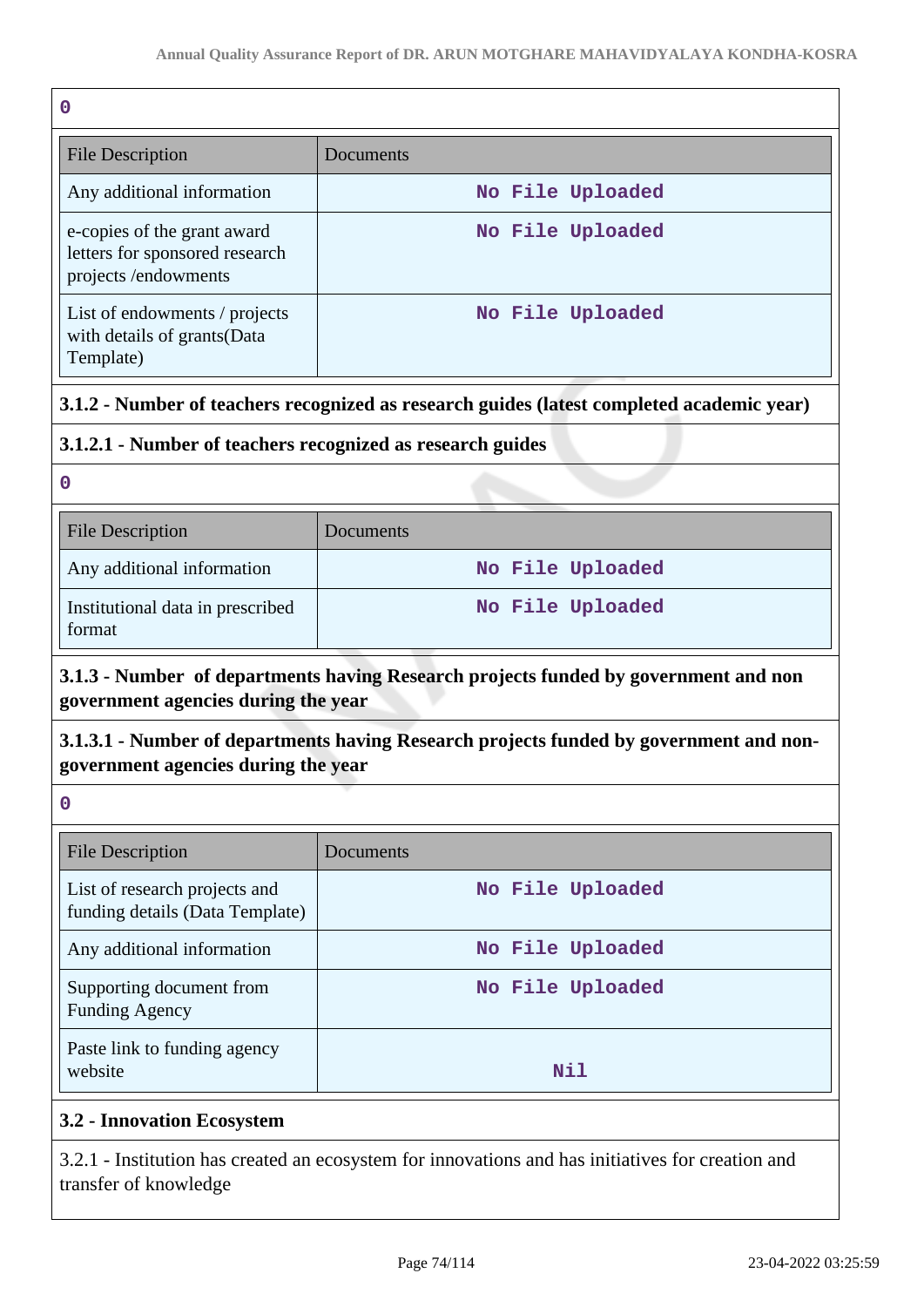0

| File Description | Documents |
|---|---|
| Any additional information | No File Uploaded |
| e-copies of the grant award letters for sponsored research projects /endowments | No File Uploaded |
| List of endowments / projects with details of grants(Data Template) | No File Uploaded |

**3.1.2 - Number of teachers recognized as research guides (latest completed academic year)**

**3.1.2.1 - Number of teachers recognized as research guides**

0

| File Description | Documents |
|---|---|
| Any additional information | No File Uploaded |
| Institutional data in prescribed format | No File Uploaded |

**3.1.3 - Number of departments having Research projects funded by government and non government agencies during the year**

**3.1.3.1 - Number of departments having Research projects funded by government and non-government agencies during the year**

0

| File Description | Documents |
|---|---|
| List of research projects and funding details (Data Template) | No File Uploaded |
| Any additional information | No File Uploaded |
| Supporting document from Funding Agency | No File Uploaded |
| Paste link to funding agency website | Nil |

**3.2 - Innovation Ecosystem**

3.2.1 - Institution has created an ecosystem for innovations and has initiatives for creation and transfer of knowledge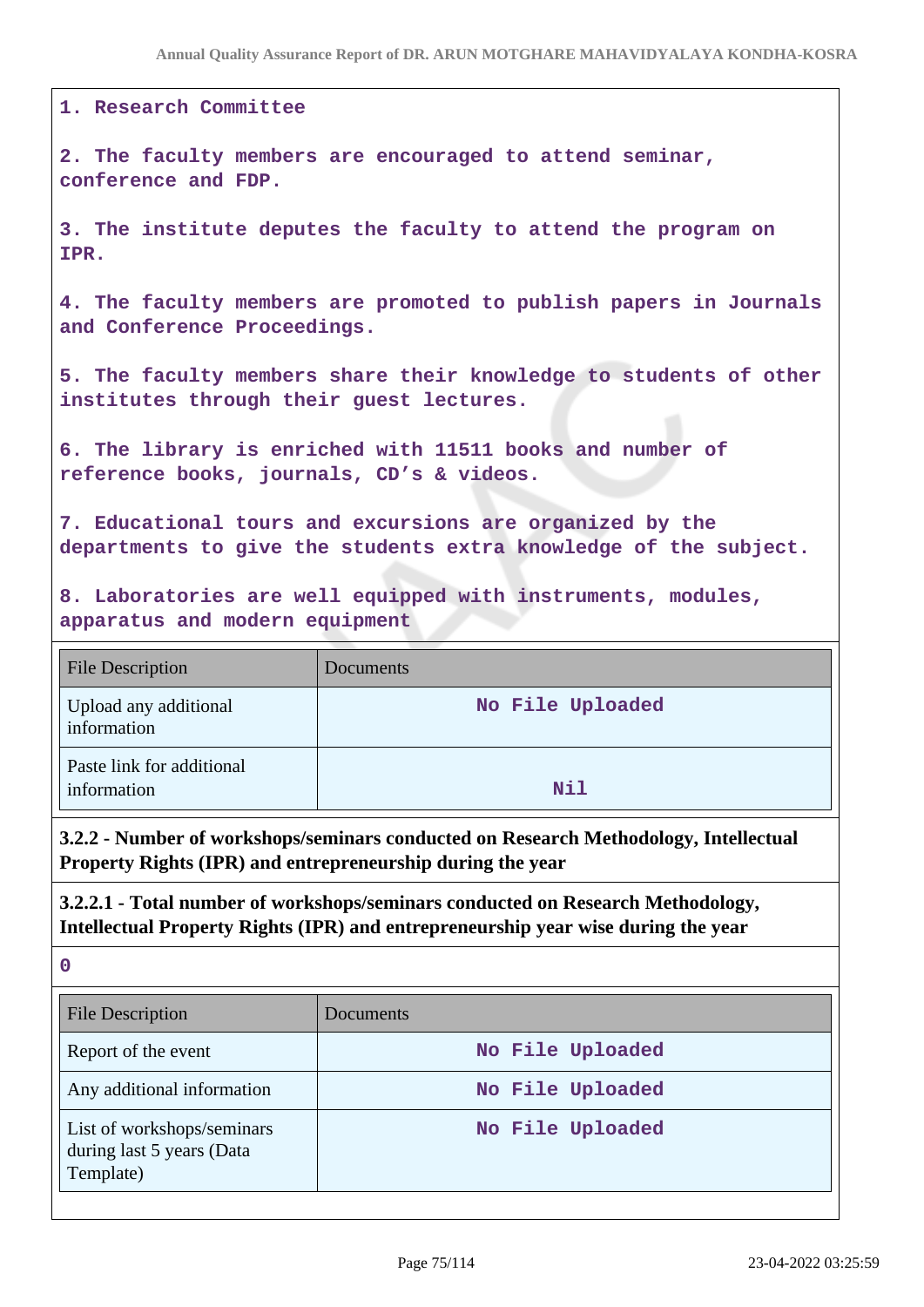1. Research Committee

2. The faculty members are encouraged to attend seminar, conference and FDP.

3. The institute deputes the faculty to attend the program on IPR.

4. The faculty members are promoted to publish papers in Journals and Conference Proceedings.

5. The faculty members share their knowledge to students of other institutes through their guest lectures.

6. The library is enriched with 11511 books and number of reference books, journals, CD’s & videos.

7. Educational tours and excursions are organized by the departments to give the students extra knowledge of the subject.

8. Laboratories are well equipped with instruments, modules, apparatus and modern equipment

| File Description | Documents |
|---|---|
| Upload any additional information | No File Uploaded |
| Paste link for additional information | Nil |

**3.2.2 - Number of workshops/seminars conducted on Research Methodology, Intellectual Property Rights (IPR) and entrepreneurship during the year**

**3.2.2.1 - Total number of workshops/seminars conducted on Research Methodology, Intellectual Property Rights (IPR) and entrepreneurship year wise during the year**

0

| File Description | Documents |
|---|---|
| Report of the event | No File Uploaded |
| Any additional information | No File Uploaded |
| List of workshops/seminars during last 5 years (Data Template) | No File Uploaded |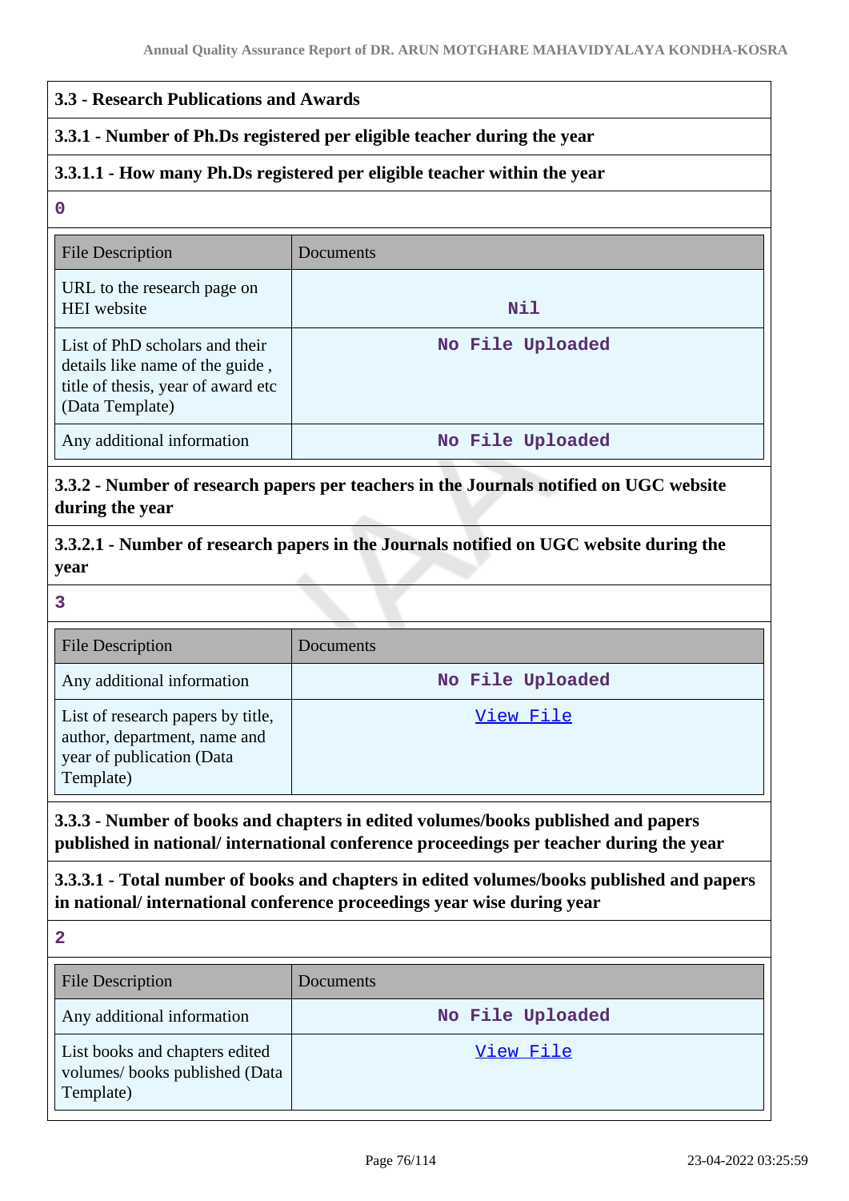### 3.3 - Research Publications and Awards

#### 3.3.1 - Number of Ph.Ds registered per eligible teacher during the year

#### 3.3.1.1 - How many Ph.Ds registered per eligible teacher within the year

0

| File Description | Documents |
|---|---|
| URL to the research page on HEI website | Nil |
| List of PhD scholars and their details like name of the guide , title of thesis, year of award etc (Data Template) | No File Uploaded |
| Any additional information | No File Uploaded |

#### 3.3.2 - Number of research papers per teachers in the Journals notified on UGC website during the year

#### 3.3.2.1 - Number of research papers in the Journals notified on UGC website during the year

3

| File Description | Documents |
|---|---|
| Any additional information | No File Uploaded |
| List of research papers by title, author, department, name and year of publication (Data Template) | View File |

#### 3.3.3 - Number of books and chapters in edited volumes/books published and papers published in national/ international conference proceedings per teacher during the year

#### 3.3.3.1 - Total number of books and chapters in edited volumes/books published and papers in national/ international conference proceedings year wise during year

2

| File Description | Documents |
|---|---|
| Any additional information | No File Uploaded |
| List books and chapters edited volumes/ books published (Data Template) | View File |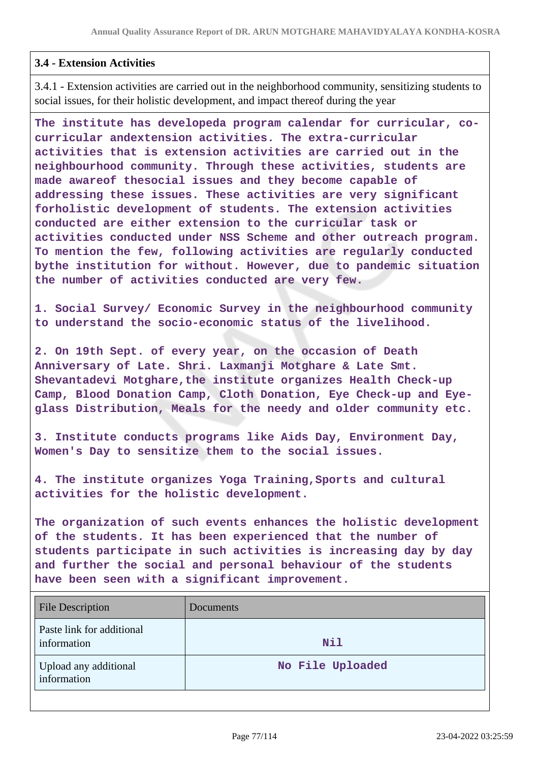**3.4 - Extension Activities**

3.4.1 - Extension activities are carried out in the neighborhood community, sensitizing students to social issues, for their holistic development, and impact thereof during the year

The institute has developeda program calendar for curricular, co-curricular andextension activities. The extra-curricular activities that is extension activities are carried out in the neighbourhood community. Through these activities, students are made awareof thesocial issues and they become capable of addressing these issues. These activities are very significant forholistic development of students. The extension activities conducted are either extension to the curricular task or activities conducted under NSS Scheme and other outreach program. To mention the few, following activities are regularly conducted bythe institution for without. However, due to pandemic situation the number of activities conducted are very few.

1. Social Survey/ Economic Survey in the neighbourhood community to understand the socio-economic status of the livelihood.

2. On 19th Sept. of every year, on the occasion of Death Anniversary of Late. Shri. Laxmanji Motghare & Late Smt. Shevantadevi Motghare,the institute organizes Health Check-up Camp, Blood Donation Camp, Cloth Donation, Eye Check-up and Eye-glass Distribution, Meals for the needy and older community etc.

3. Institute conducts programs like Aids Day, Environment Day, Women's Day to sensitize them to the social issues.

4. The institute organizes Yoga Training,Sports and cultural activities for the holistic development.

The organization of such events enhances the holistic development of the students. It has been experienced that the number of students participate in such activities is increasing day by day and further the social and personal behaviour of the students have been seen with a significant improvement.

| File Description | Documents |
|---|---|
| Paste link for additional information | Nil |
| Upload any additional information | No File Uploaded |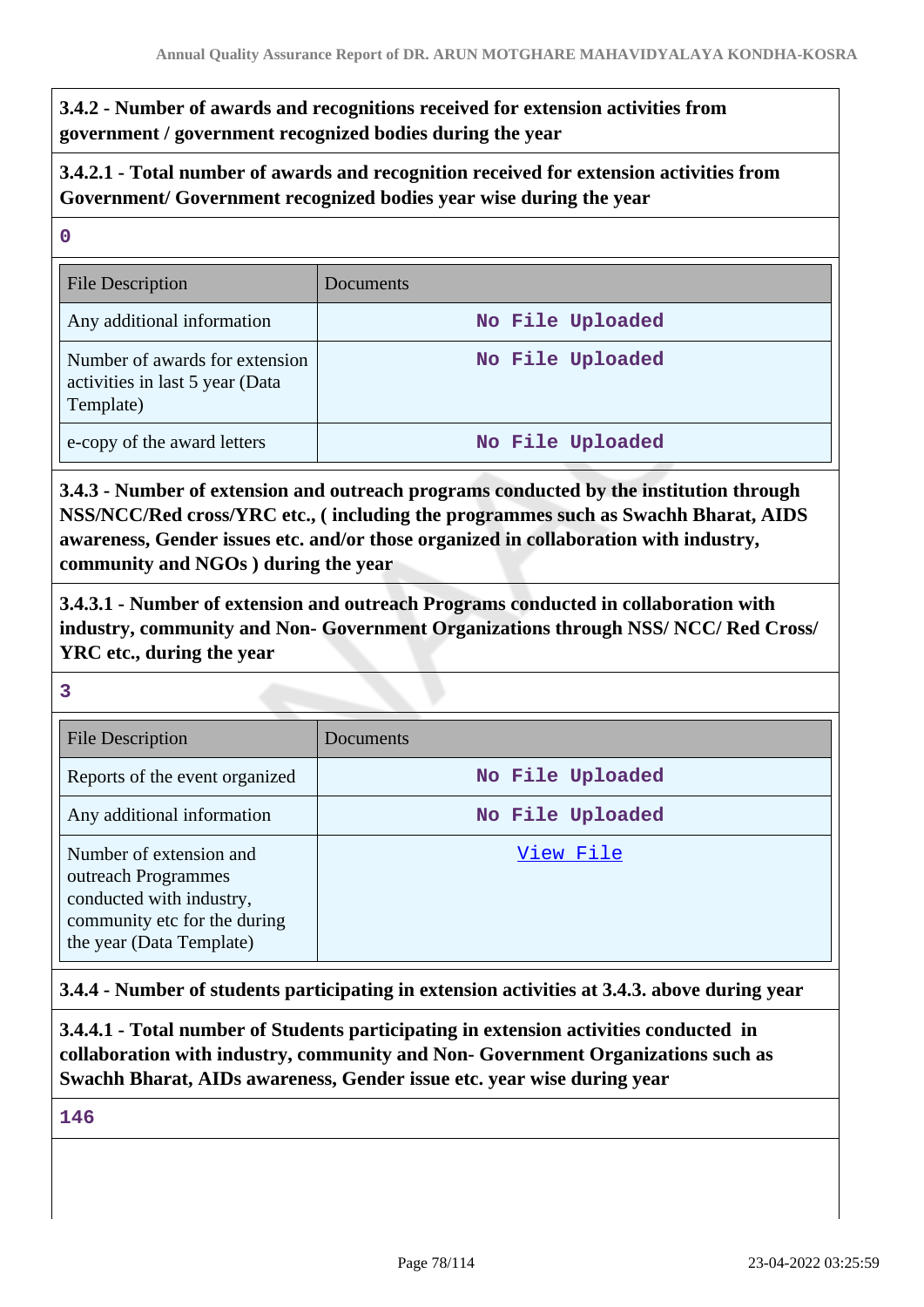**3.4.2 - Number of awards and recognitions received for extension activities from government / government recognized bodies during the year**

**3.4.2.1 - Total number of awards and recognition received for extension activities from Government/ Government recognized bodies year wise during the year**

**0**

| File Description | Documents |
|---|---|
| Any additional information | No File Uploaded |
| Number of awards for extension activities in last 5 year (Data Template) | No File Uploaded |
| e-copy of the award letters | No File Uploaded |

**3.4.3 - Number of extension and outreach programs conducted by the institution through NSS/NCC/Red cross/YRC etc., ( including the programmes such as Swachh Bharat, AIDS awareness, Gender issues etc. and/or those organized in collaboration with industry, community and NGOs ) during the year**

**3.4.3.1 - Number of extension and outreach Programs conducted in collaboration with industry, community and Non- Government Organizations through NSS/ NCC/ Red Cross/ YRC etc., during the year**

**3**

| File Description | Documents |
|---|---|
| Reports of the event organized | No File Uploaded |
| Any additional information | No File Uploaded |
| Number of extension and outreach Programmes conducted with industry, community etc for the during the year (Data Template) | View File |

**3.4.4 - Number of students participating in extension activities at 3.4.3. above during year**

**3.4.4.1 - Total number of Students participating in extension activities conducted in collaboration with industry, community and Non- Government Organizations such as Swachh Bharat, AIDs awareness, Gender issue etc. year wise during year**

**146**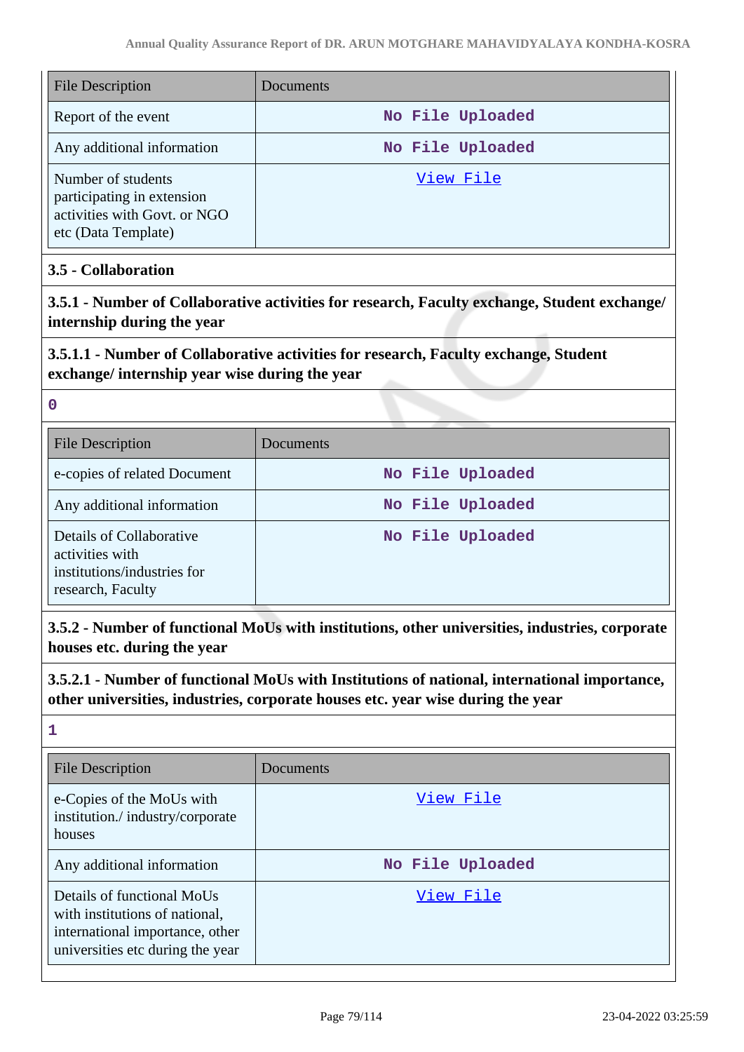| File Description | Documents |
|---|---|
| Report of the event | No File Uploaded |
| Any additional information | No File Uploaded |
| Number of students participating in extension activities with Govt. or NGO etc (Data Template) | View File |

### 3.5 - Collaboration

**3.5.1 - Number of Collaborative activities for research, Faculty exchange, Student exchange/ internship during the year**

**3.5.1.1 - Number of Collaborative activities for research, Faculty exchange, Student exchange/ internship year wise during the year**

0

| File Description | Documents |
|---|---|
| e-copies of related Document | No File Uploaded |
| Any additional information | No File Uploaded |
| Details of Collaborative activities with institutions/industries for research, Faculty | No File Uploaded |

**3.5.2 - Number of functional MoUs with institutions, other universities, industries, corporate houses etc. during the year**

**3.5.2.1 - Number of functional MoUs with Institutions of national, international importance, other universities, industries, corporate houses etc. year wise during the year**

1

| File Description | Documents |
|---|---|
| e-Copies of the MoUs with institution./ industry/corporate houses | View File |
| Any additional information | No File Uploaded |
| Details of functional MoUs with institutions of national, international importance, other universities etc during the year | View File |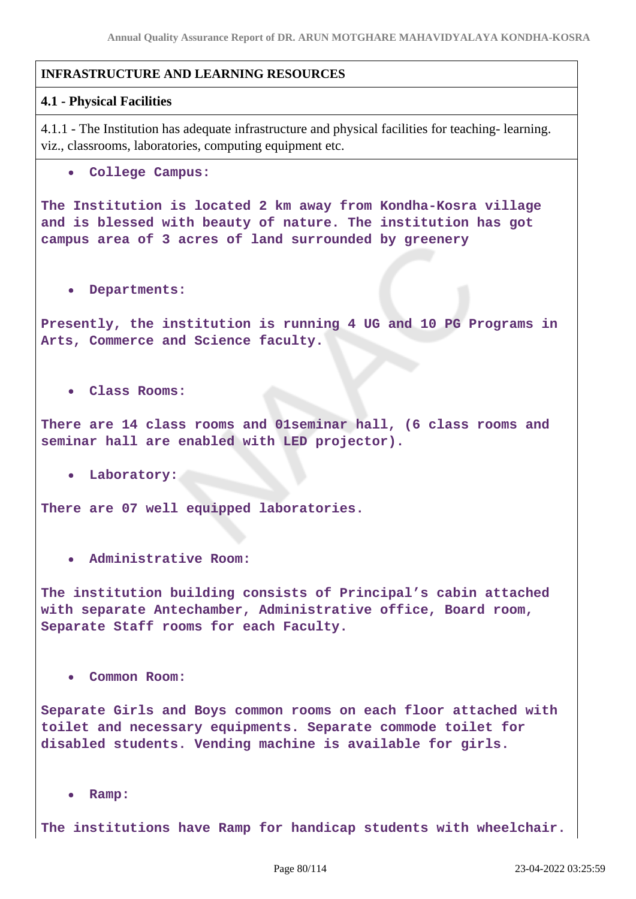## INFRASTRUCTURE AND LEARNING RESOURCES

### 4.1 - Physical Facilities

4.1.1 - The Institution has adequate infrastructure and physical facilities for teaching- learning. viz., classrooms, laboratories, computing equipment etc.

- **College Campus:**

**The Institution is located 2 km away from Kondha-Kosra village and is blessed with beauty of nature. The institution has got campus area of 3 acres of land surrounded by greenery**

- **Departments:**

**Presently, the institution is running 4 UG and 10 PG Programs in Arts, Commerce and Science faculty.**

- **Class Rooms:**

**There are 14 class rooms and 01seminar hall, (6 class rooms and seminar hall are enabled with LED projector).**

- **Laboratory:**

**There are 07 well equipped laboratories.**

- **Administrative Room:**

**The institution building consists of Principal's cabin attached with separate Antechamber, Administrative office, Board room, Separate Staff rooms for each Faculty.**

- **Common Room:**

**Separate Girls and Boys common rooms on each floor attached with toilet and necessary equipments. Separate commode toilet for disabled students. Vending machine is available for girls.**

- **Ramp:**

**The institutions have Ramp for handicap students with wheelchair.**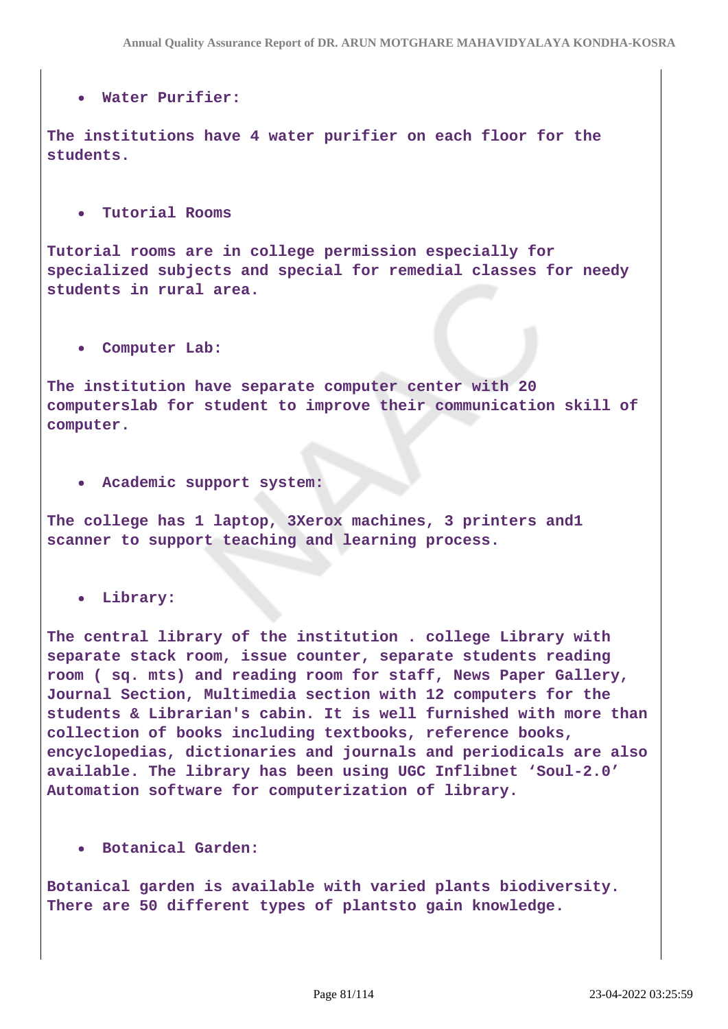- **Water Purifier:**

**The institutions have 4 water purifier on each floor for the students.**

- **Tutorial Rooms**

**Tutorial rooms are in college permission especially for specialized subjects and special for remedial classes for needy students in rural area.**

- **Computer Lab:**

**The institution have separate computer center with 20 computerslab for student to improve their communication skill of computer.**

- **Academic support system:**

**The college has 1 laptop, 3Xerox machines, 3 printers and1 scanner to support teaching and learning process.**

- **Library:**

**The central library of the institution . college Library with separate stack room, issue counter, separate students reading room ( sq. mts) and reading room for staff, News Paper Gallery, Journal Section, Multimedia section with 12 computers for the students & Librarian's cabin. It is well furnished with more than collection of books including textbooks, reference books, encyclopedias, dictionaries and journals and periodicals are also available. The library has been using UGC Inflibnet 'Soul-2.0' Automation software for computerization of library.**

- **Botanical Garden:**

**Botanical garden is available with varied plants biodiversity. There are 50 different types of plantsto gain knowledge.**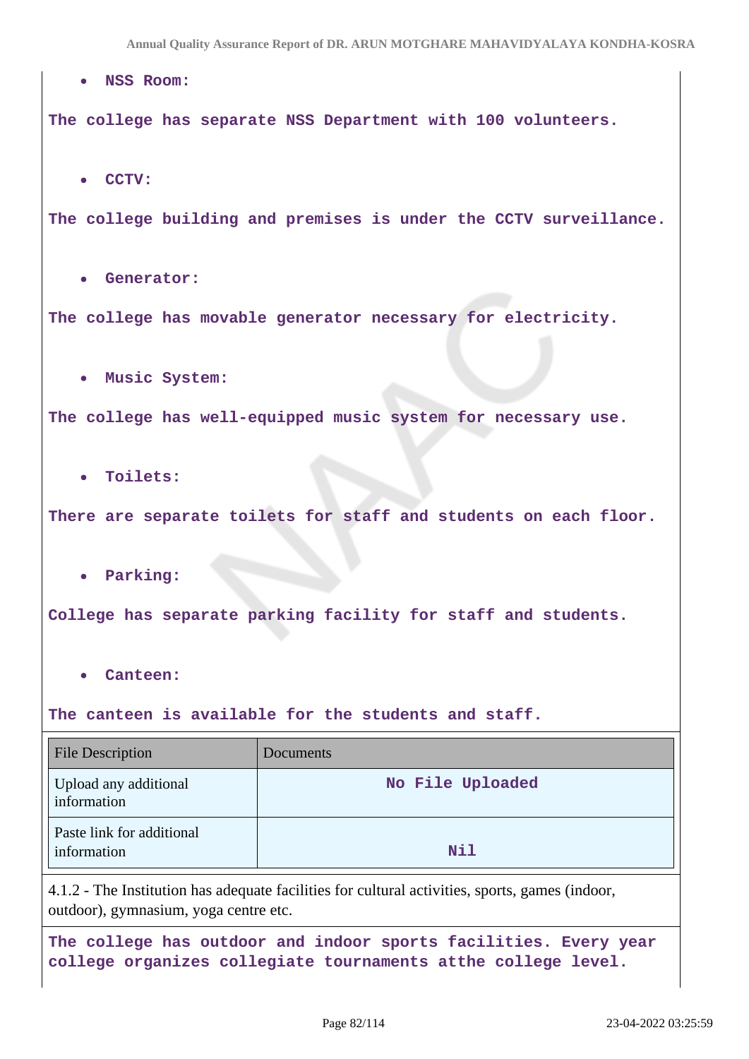- **NSS Room:**

**The college has separate NSS Department with 100 volunteers.**

- **CCTV:**

**The college building and premises is under the CCTV surveillance.**

- **Generator:**

**The college has movable generator necessary for electricity.**

- **Music System:**

**The college has well-equipped music system for necessary use.**

- **Toilets:**

**There are separate toilets for staff and students on each floor.**

- **Parking:**

**College has separate parking facility for staff and students.**

- **Canteen:**

**The canteen is available for the students and staff.**

| File Description | Documents |
|---|---|
| Upload any additional information | **No File Uploaded** |
| Paste link for additional information | **Nil** |

4.1.2 - The Institution has adequate facilities for cultural activities, sports, games (indoor, outdoor), gymnasium, yoga centre etc.

**The college has outdoor and indoor sports facilities. Every year college organizes collegiate tournaments atthe college level.**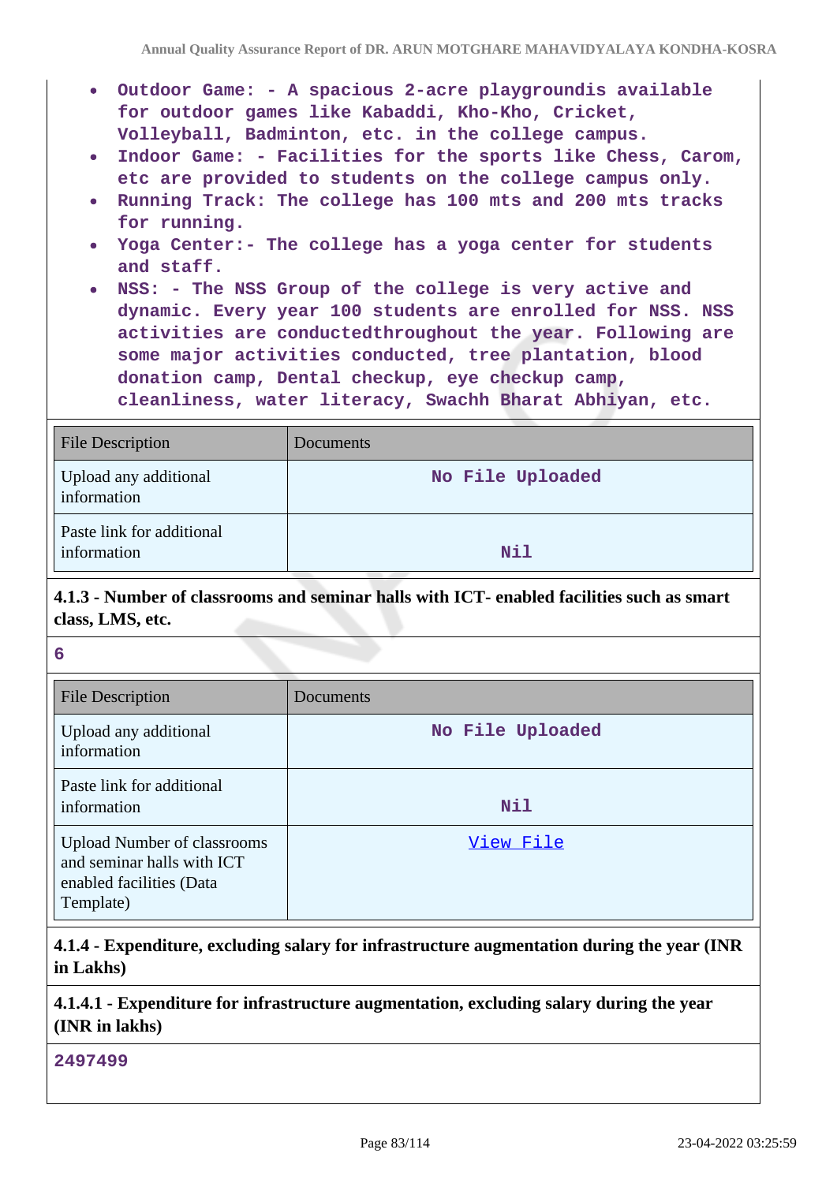- Outdoor Game: - A spacious 2-acre playgroundis available for outdoor games like Kabaddi, Kho-Kho, Cricket, Volleyball, Badminton, etc. in the college campus.
- Indoor Game: - Facilities for the sports like Chess, Carom, etc are provided to students on the college campus only.
- Running Track: The college has 100 mts and 200 mts tracks for running.
- Yoga Center:- The college has a yoga center for students and staff.
- NSS: - The NSS Group of the college is very active and dynamic. Every year 100 students are enrolled for NSS. NSS activities are conductedthroughout the year. Following are some major activities conducted, tree plantation, blood donation camp, Dental checkup, eye checkup camp, cleanliness, water literacy, Swachh Bharat Abhiyan, etc.

| File Description | Documents |
|---|---|
| Upload any additional information | No File Uploaded |
| Paste link for additional information | Nil |

**4.1.3 - Number of classrooms and seminar halls with ICT- enabled facilities such as smart class, LMS, etc.**

6

| File Description | Documents |
|---|---|
| Upload any additional information | No File Uploaded |
| Paste link for additional information | Nil |
| Upload Number of classrooms and seminar halls with ICT enabled facilities (Data Template) | View File |

**4.1.4 - Expenditure, excluding salary for infrastructure augmentation during the year (INR in Lakhs)**

**4.1.4.1 - Expenditure for infrastructure augmentation, excluding salary during the year (INR in lakhs)**

2497499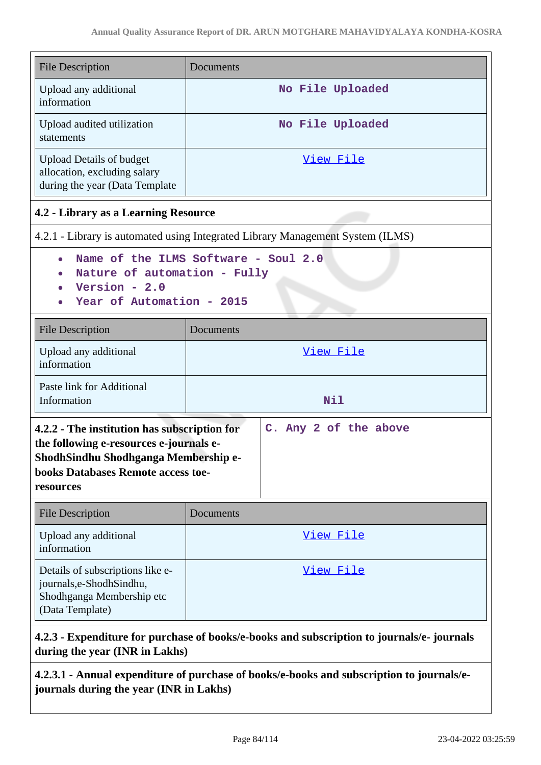| File Description | Documents |
| --- | --- |
| Upload any additional information | No File Uploaded |
| Upload audited utilization statements | No File Uploaded |
| Upload Details of budget allocation, excluding salary during the year (Data Template | View File |

**4.2 - Library as a Learning Resource**

4.2.1 - Library is automated using Integrated Library Management System (ILMS)

- Name of the ILMS Software - Soul 2.0
- Nature of automation - Fully
- Version - 2.0
- Year of Automation - 2015

| File Description | Documents |
| --- | --- |
| Upload any additional information | View File |
| Paste link for Additional Information | Nil |

| **4.2.2 - The institution has subscription for the following e-resources e-journals e-ShodhSindhu Shodhganga Membership e-books Databases Remote access toe-resources** | C. Any 2 of the above |
| --- | --- |

| File Description | Documents |
| --- | --- |
| Upload any additional information | View File |
| Details of subscriptions like e-journals,e-ShodhSindhu, Shodhganga Membership etc (Data Template) | View File |

**4.2.3 - Expenditure for purchase of books/e-books and subscription to journals/e- journals during the year (INR in Lakhs)**

**4.2.3.1 - Annual expenditure of purchase of books/e-books and subscription to journals/e-journals during the year (INR in Lakhs)**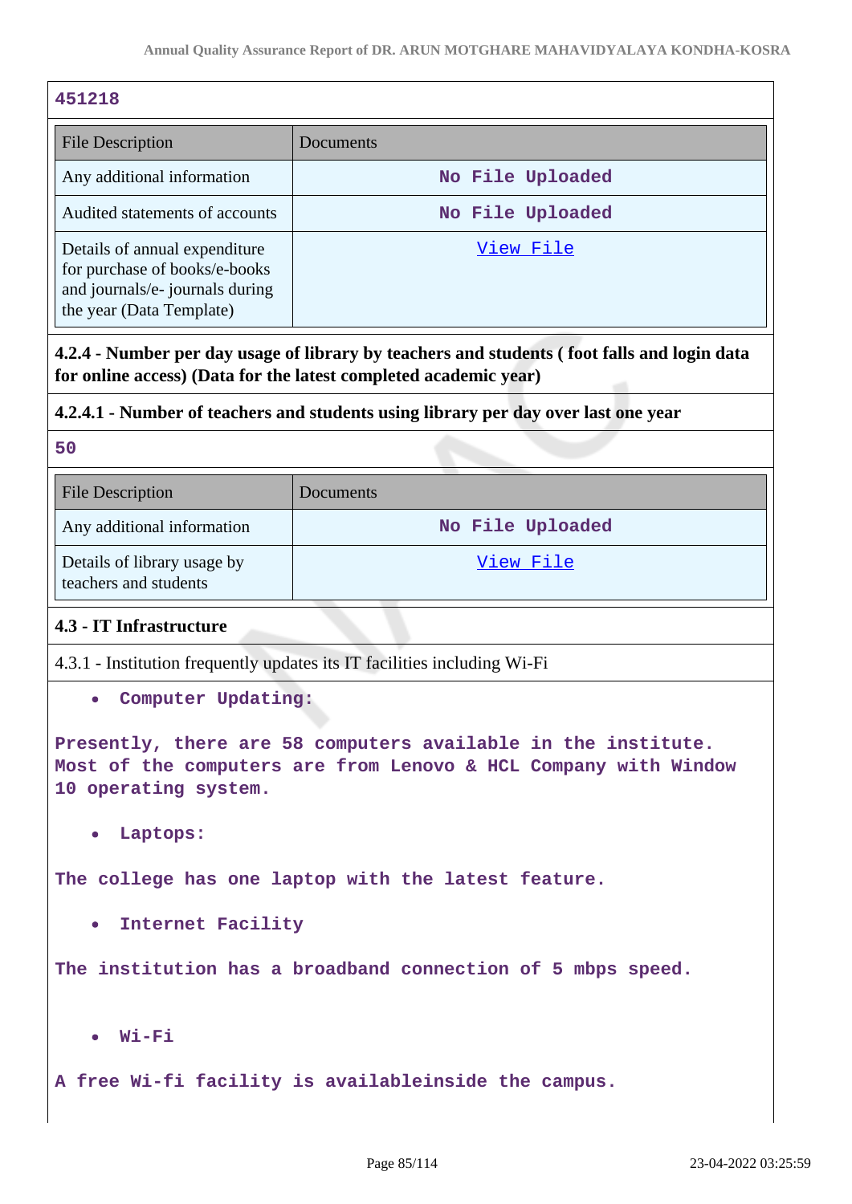451218

| File Description | Documents |
|---|---|
| Any additional information | No File Uploaded |
| Audited statements of accounts | No File Uploaded |
| Details of annual expenditure for purchase of books/e-books and journals/e- journals during the year (Data Template) | View File |

**4.2.4 - Number per day usage of library by teachers and students ( foot falls and login data for online access) (Data for the latest completed academic year)**

**4.2.4.1 - Number of teachers and students using library per day over last one year**

50

| File Description | Documents |
|---|---|
| Any additional information | No File Uploaded |
| Details of library usage by teachers and students | View File |

## 4.3 - IT Infrastructure

4.3.1 - Institution frequently updates its IT facilities including Wi-Fi

- **Computer Updating:**

Presently, there are 58 computers available in the institute. Most of the computers are from Lenovo & HCL Company with Window 10 operating system.

- **Laptops:**

The college has one laptop with the latest feature.

- **Internet Facility**

The institution has a broadband connection of 5 mbps speed.

- **Wi-Fi**

A free Wi-fi facility is availableinside the campus.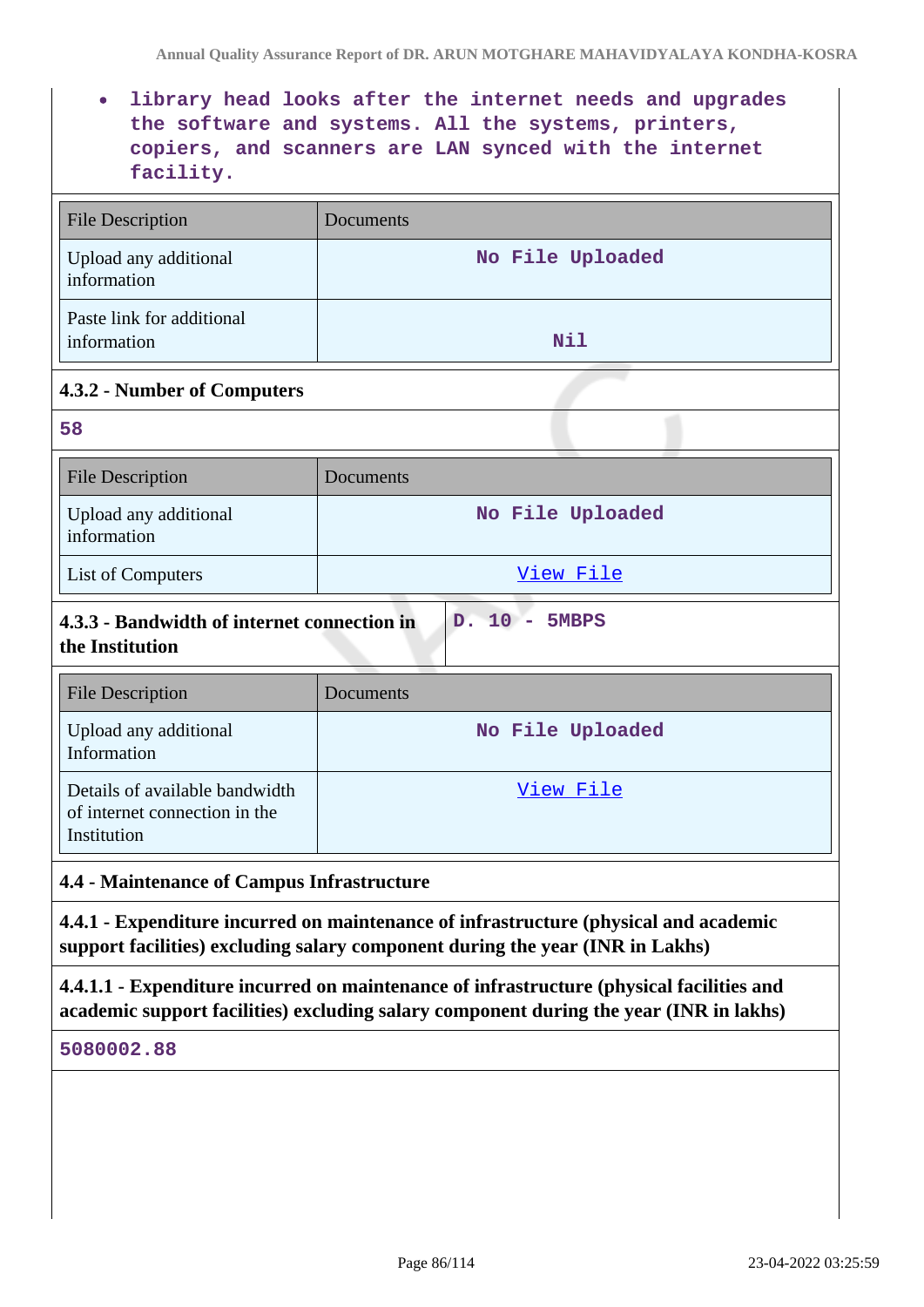- library head looks after the internet needs and upgrades the software and systems. All the systems, printers, copiers, and scanners are LAN synced with the internet facility.

| File Description | Documents |
|---|---|
| Upload any additional information | No File Uploaded |
| Paste link for additional information | Nil |

### 4.3.2 - Number of Computers

58

| File Description | Documents |
|---|---|
| Upload any additional information | No File Uploaded |
| List of Computers | View File |

### 4.3.3 - Bandwidth of internet connection in the Institution

D. 10 - 5MBPS

| File Description | Documents |
|---|---|
| Upload any additional Information | No File Uploaded |
| Details of available bandwidth of internet connection in the Institution | View File |

## 4.4 - Maintenance of Campus Infrastructure

### 4.4.1 - Expenditure incurred on maintenance of infrastructure (physical and academic support facilities) excluding salary component during the year (INR in Lakhs)

### 4.4.1.1 - Expenditure incurred on maintenance of infrastructure (physical facilities and academic support facilities) excluding salary component during the year (INR in lakhs)

5080002.88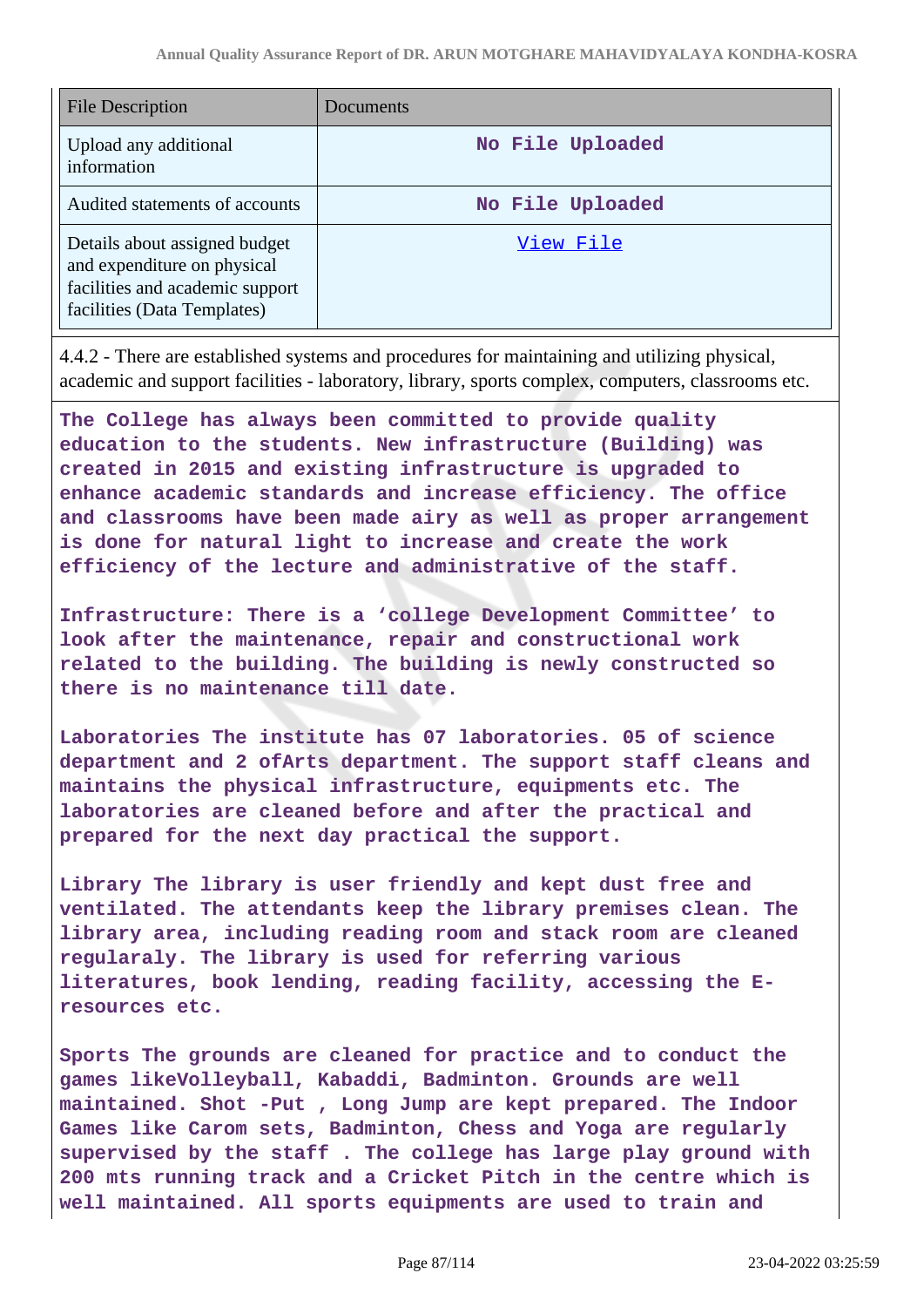| File Description | Documents |
|---|---|
| Upload any additional information | No File Uploaded |
| Audited statements of accounts | No File Uploaded |
| Details about assigned budget and expenditure on physical facilities and academic support facilities (Data Templates) | View File |

4.4.2 - There are established systems and procedures for maintaining and utilizing physical, academic and support facilities - laboratory, library, sports complex, computers, classrooms etc.

**The College has always been committed to provide quality education to the students. New infrastructure (Building) was created in 2015 and existing infrastructure is upgraded to enhance academic standards and increase efficiency. The office and classrooms have been made airy as well as proper arrangement is done for natural light to increase and create the work efficiency of the lecture and administrative of the staff.**

**Infrastructure: There is a 'college Development Committee' to look after the maintenance, repair and constructional work related to the building. The building is newly constructed so there is no maintenance till date.**

**Laboratories The institute has 07 laboratories. 05 of science department and 2 ofArts department. The support staff cleans and maintains the physical infrastructure, equipments etc. The laboratories are cleaned before and after the practical and prepared for the next day practical the support.**

**Library The library is user friendly and kept dust free and ventilated. The attendants keep the library premises clean. The library area, including reading room and stack room are cleaned regularaly. The library is used for referring various literatures, book lending, reading facility, accessing the E-resources etc.**

**Sports The grounds are cleaned for practice and to conduct the games likeVolleyball, Kabaddi, Badminton. Grounds are well maintained. Shot -Put , Long Jump are kept prepared. The Indoor Games like Carom sets, Badminton, Chess and Yoga are regularly supervised by the staff . The college has large play ground with 200 mts running track and a Cricket Pitch in the centre which is well maintained. All sports equipments are used to train and**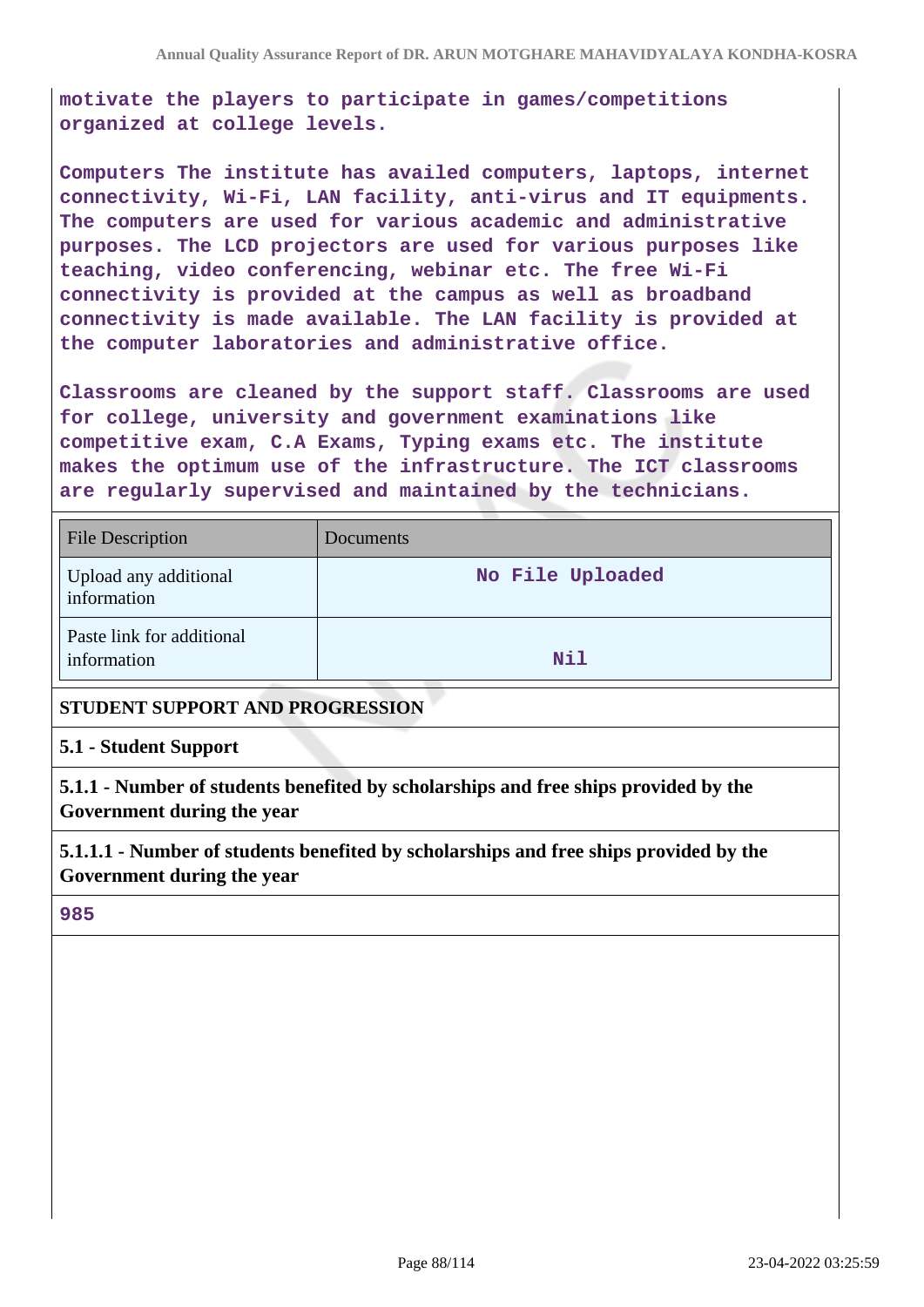motivate the players to participate in games/competitions organized at college levels.

Computers The institute has availed computers, laptops, internet connectivity, Wi-Fi, LAN facility, anti-virus and IT equipments. The computers are used for various academic and administrative purposes. The LCD projectors are used for various purposes like teaching, video conferencing, webinar etc. The free Wi-Fi connectivity is provided at the campus as well as broadband connectivity is made available. The LAN facility is provided at the computer laboratories and administrative office.

Classrooms are cleaned by the support staff. Classrooms are used for college, university and government examinations like competitive exam, C.A Exams, Typing exams etc. The institute makes the optimum use of the infrastructure. The ICT classrooms are regularly supervised and maintained by the technicians.

| File Description | Documents |
|---|---|
| Upload any additional information | No File Uploaded |
| Paste link for additional information | Nil |

**STUDENT SUPPORT AND PROGRESSION**

**5.1 - Student Support**

**5.1.1 - Number of students benefited by scholarships and free ships provided by the Government during the year**

**5.1.1.1 - Number of students benefited by scholarships and free ships provided by the Government during the year**

985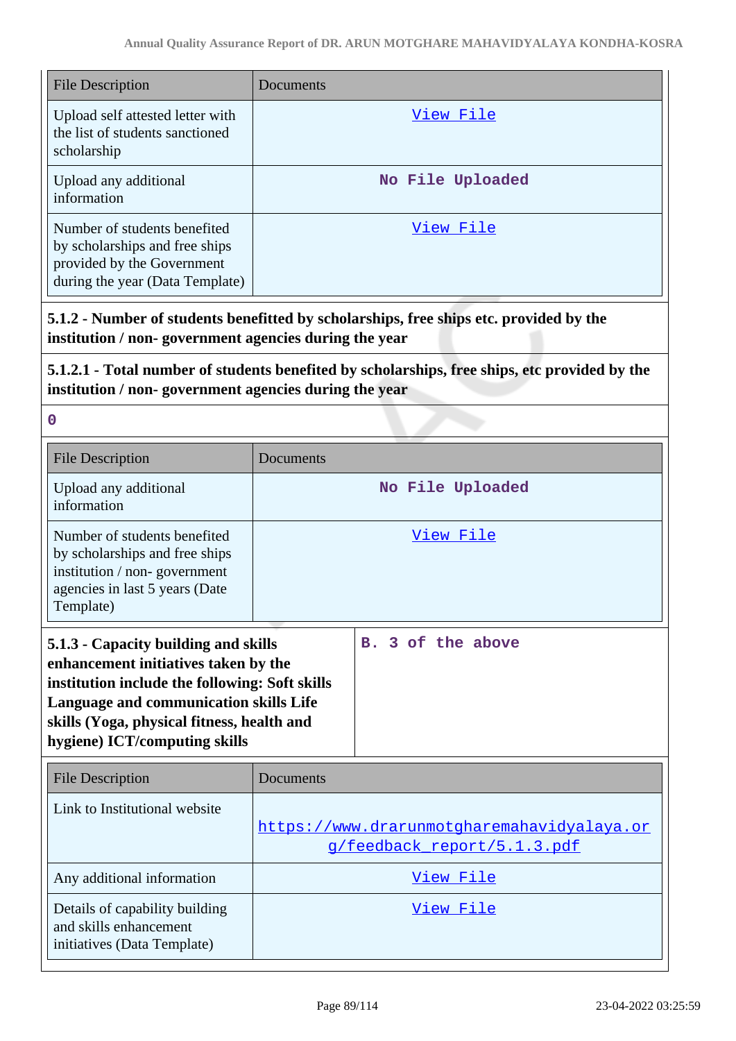| File Description | Documents |
|---|---|
| Upload self attested letter with the list of students sanctioned scholarship | View File |
| Upload any additional information | No File Uploaded |
| Number of students benefited by scholarships and free ships provided by the Government during the year (Data Template) | View File |

**5.1.2 - Number of students benefitted by scholarships, free ships etc. provided by the institution / non- government agencies during the year**

**5.1.2.1 - Total number of students benefited by scholarships, free ships, etc provided by the institution / non- government agencies during the year**

0

| File Description | Documents |
|---|---|
| Upload any additional information | No File Uploaded |
| Number of students benefited by scholarships and free ships institution / non- government agencies in last 5 years (Date Template) | View File |

| **5.1.3 - Capacity building and skills enhancement initiatives taken by the institution include the following: Soft skills Language and communication skills Life skills (Yoga, physical fitness, health and hygiene) ICT/computing skills** | B. 3 of the above |
|---|---|

| File Description | Documents |
|---|---|
| Link to Institutional website | https://www.drarunmotgharemahavidyalaya.org/feedback_report/5.1.3.pdf |
| Any additional information | View File |
| Details of capability building and skills enhancement initiatives (Data Template) | View File |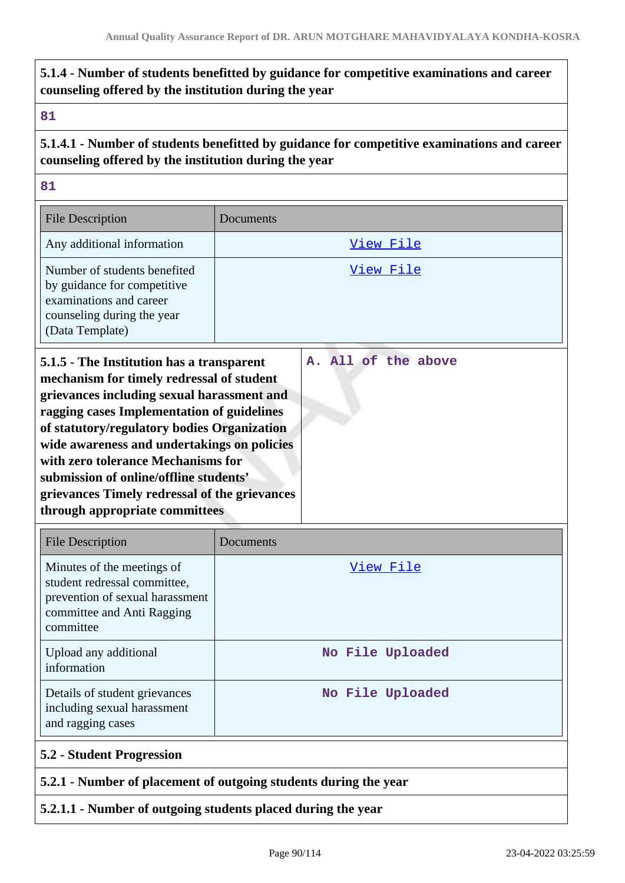**5.1.4 - Number of students benefitted by guidance for competitive examinations and career counseling offered by the institution during the year**

81

**5.1.4.1 - Number of students benefitted by guidance for competitive examinations and career counseling offered by the institution during the year**

81

| File Description | Documents |
|---|---|
| Any additional information | View File |
| Number of students benefited by guidance for competitive examinations and career counseling during the year (Data Template) | View File |

| **5.1.5 - The Institution has a transparent mechanism for timely redressal of student grievances including sexual harassment and ragging cases Implementation of guidelines of statutory/regulatory bodies Organization wide awareness and undertakings on policies with zero tolerance Mechanisms for submission of online/offline students' grievances Timely redressal of the grievances through appropriate committees** | A. All of the above |
|---|---|

| File Description | Documents |
|---|---|
| Minutes of the meetings of student redressal committee, prevention of sexual harassment committee and Anti Ragging committee | View File |
| Upload any additional information | No File Uploaded |
| Details of student grievances including sexual harassment and ragging cases | No File Uploaded |

**5.2 - Student Progression**

**5.2.1 - Number of placement of outgoing students during the year**

**5.2.1.1 - Number of outgoing students placed during the year**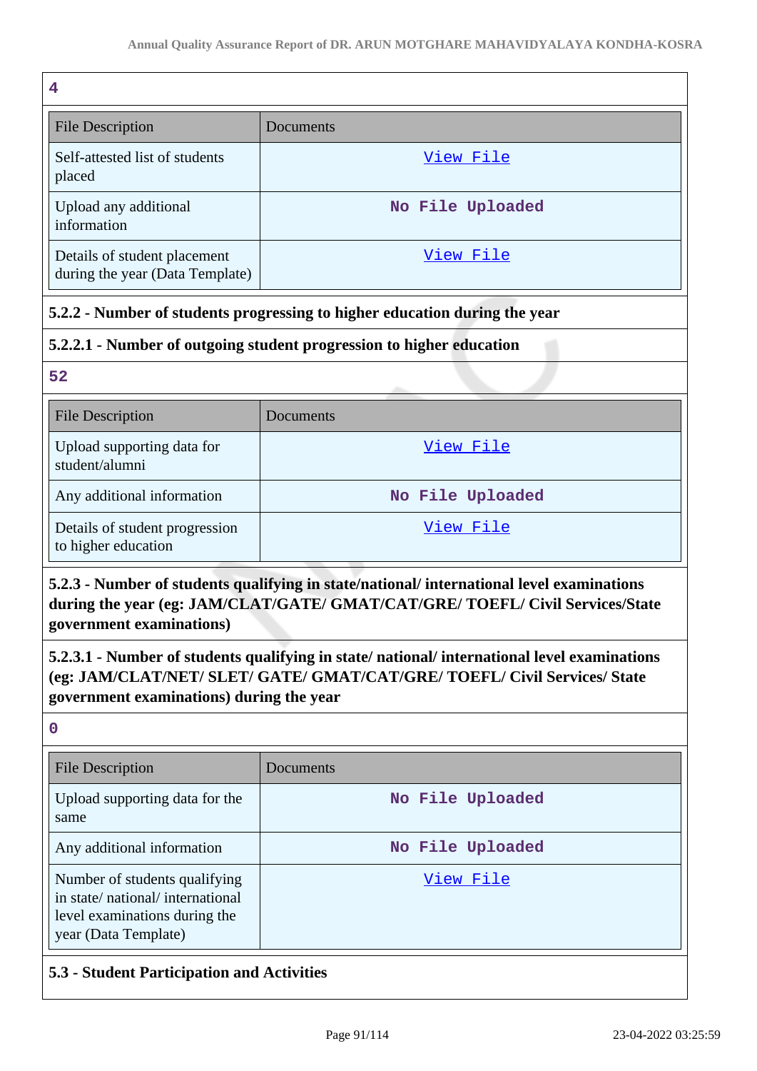4

| File Description | Documents |
|---|---|
| Self-attested list of students placed | View File |
| Upload any additional information | No File Uploaded |
| Details of student placement during the year (Data Template) | View File |

**5.2.2 - Number of students progressing to higher education during the year**

**5.2.2.1 - Number of outgoing student progression to higher education**

52

| File Description | Documents |
|---|---|
| Upload supporting data for student/alumni | View File |
| Any additional information | No File Uploaded |
| Details of student progression to higher education | View File |

**5.2.3 - Number of students qualifying in state/national/ international level examinations during the year (eg: JAM/CLAT/GATE/ GMAT/CAT/GRE/ TOEFL/ Civil Services/State government examinations)**

**5.2.3.1 - Number of students qualifying in state/ national/ international level examinations (eg: JAM/CLAT/NET/ SLET/ GATE/ GMAT/CAT/GRE/ TOEFL/ Civil Services/ State government examinations) during the year**

0

| File Description | Documents |
|---|---|
| Upload supporting data for the same | No File Uploaded |
| Any additional information | No File Uploaded |
| Number of students qualifying in state/ national/ international level examinations during the year (Data Template) | View File |

**5.3 - Student Participation and Activities**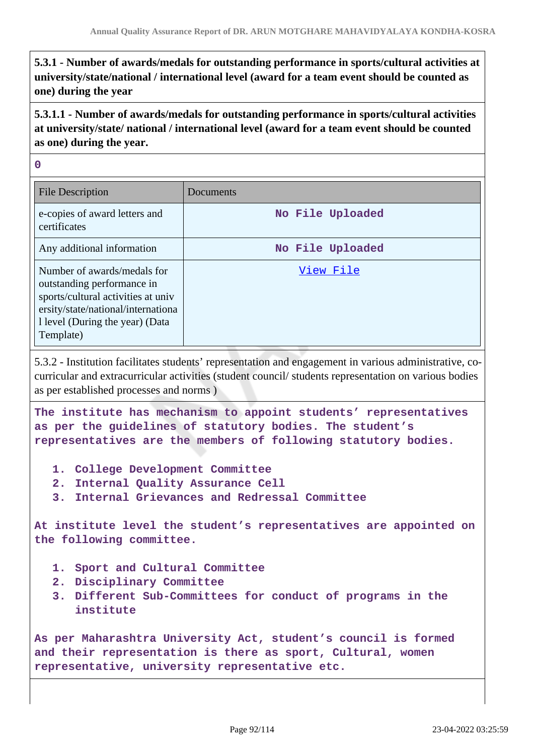**5.3.1 - Number of awards/medals for outstanding performance in sports/cultural activities at university/state/national / international level (award for a team event should be counted as one) during the year**

**5.3.1.1 - Number of awards/medals for outstanding performance in sports/cultural activities at university/state/ national / international level (award for a team event should be counted as one) during the year.**

**0**

| File Description | Documents |
|---|---|
| e-copies of award letters and certificates | No File Uploaded |
| Any additional information | No File Uploaded |
| Number of awards/medals for outstanding performance in sports/cultural activities at university/state/national/international level (During the year) (Data Template) | View File |

5.3.2 - Institution facilitates students' representation and engagement in various administrative, co-curricular and extracurricular activities (student council/ students representation on various bodies as per established processes and norms )

**The institute has mechanism to appoint students' representatives as per the guidelines of statutory bodies. The student's representatives are the members of following statutory bodies.**

1. **College Development Committee**
2. **Internal Quality Assurance Cell**
3. **Internal Grievances and Redressal Committee**

**At institute level the student's representatives are appointed on the following committee.**

1. **Sport and Cultural Committee**
2. **Disciplinary Committee**
3. **Different Sub-Committees for conduct of programs in the institute**

**As per Maharashtra University Act, student's council is formed and their representation is there as sport, Cultural, women representative, university representative etc.**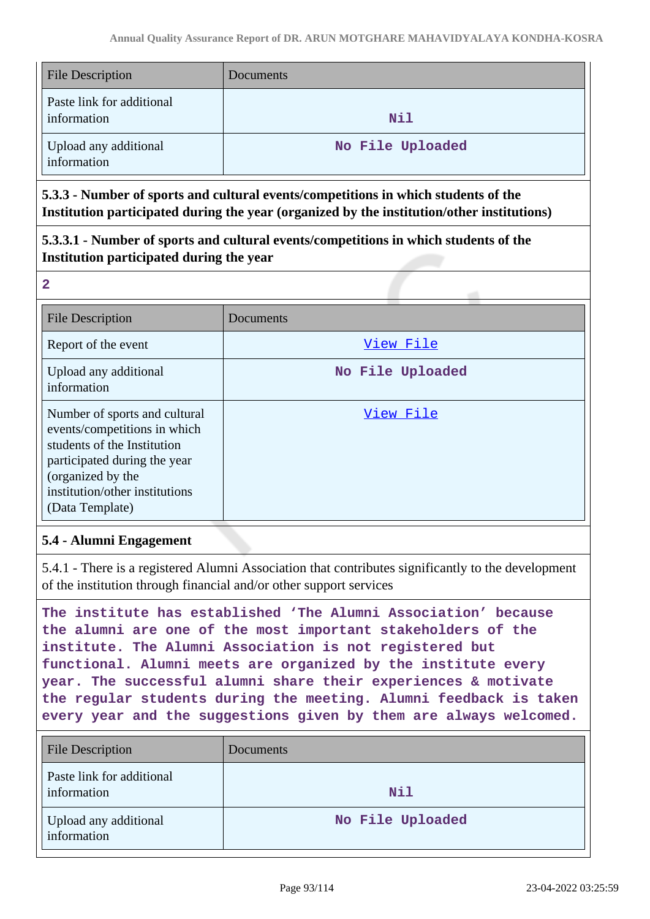| File Description | Documents |
|---|---|
| Paste link for additional information | Nil |
| Upload any additional information | No File Uploaded |

**5.3.3 - Number of sports and cultural events/competitions in which students of the Institution participated during the year (organized by the institution/other institutions)**

**5.3.3.1 - Number of sports and cultural events/competitions in which students of the Institution participated during the year**

**2**

| File Description | Documents |
|---|---|
| Report of the event | View File |
| Upload any additional information | No File Uploaded |
| Number of sports and cultural events/competitions in which students of the Institution participated during the year (organized by the institution/other institutions (Data Template) | View File |

**5.4 - Alumni Engagement**

5.4.1 - There is a registered Alumni Association that contributes significantly to the development of the institution through financial and/or other support services

**The institute has established 'The Alumni Association' because the alumni are one of the most important stakeholders of the institute. The Alumni Association is not registered but functional. Alumni meets are organized by the institute every year. The successful alumni share their experiences & motivate the regular students during the meeting. Alumni feedback is taken every year and the suggestions given by them are always welcomed.**

| File Description | Documents |
|---|---|
| Paste link for additional information | Nil |
| Upload any additional information | No File Uploaded |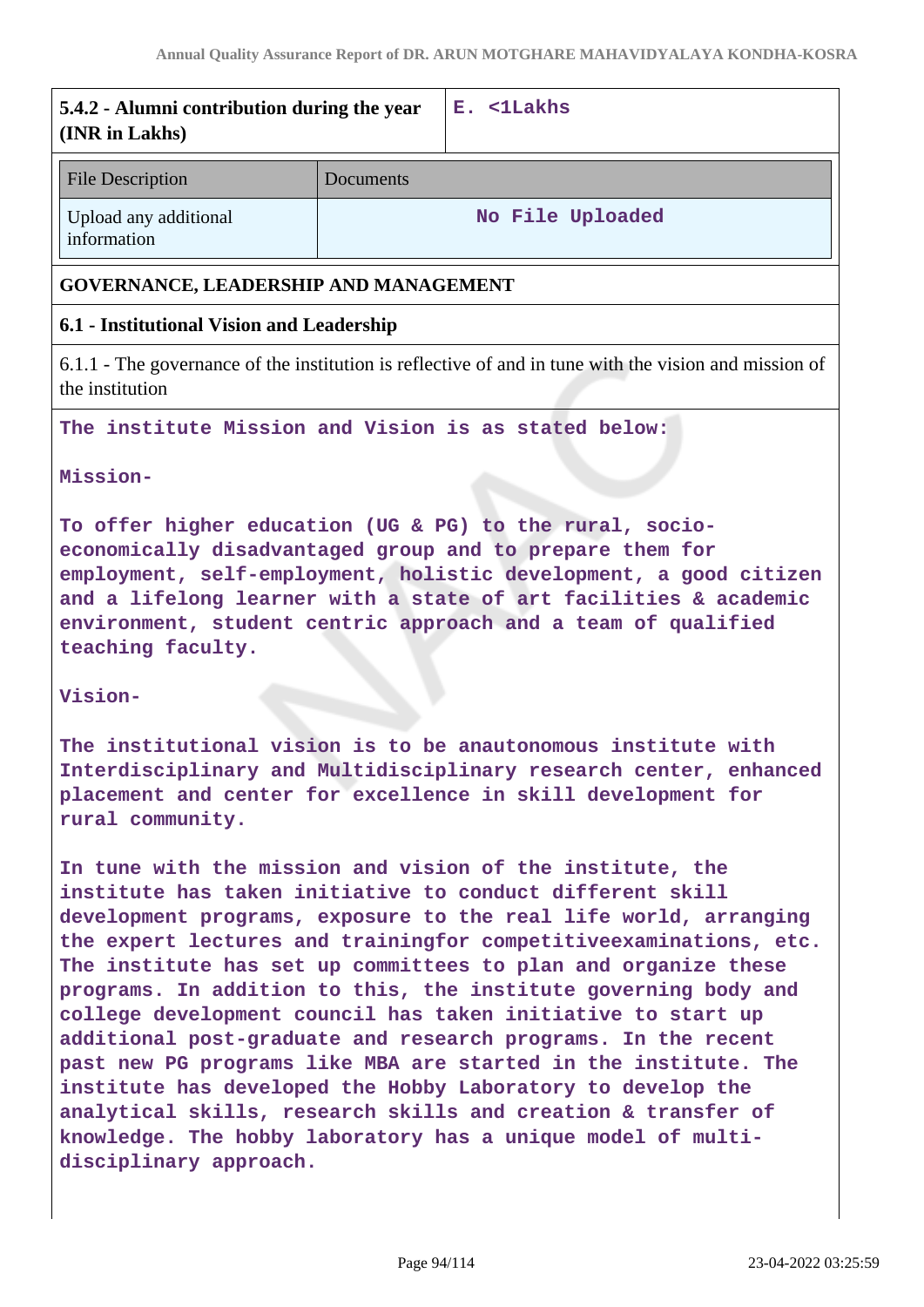| 5.4.2 - Alumni contribution during the year (INR in Lakhs) | E. <1Lakhs |
|---|---|

| File Description | Documents |
|---|---|
| Upload any additional information | No File Uploaded |

## GOVERNANCE, LEADERSHIP AND MANAGEMENT

### 6.1 - Institutional Vision and Leadership

6.1.1 - The governance of the institution is reflective of and in tune with the vision and mission of the institution

The institute Mission and Vision is as stated below:

Mission-

To offer higher education (UG & PG) to the rural, socio-economically disadvantaged group and to prepare them for employment, self-employment, holistic development, a good citizen and a lifelong learner with a state of art facilities & academic environment, student centric approach and a team of qualified teaching faculty.

Vision-

The institutional vision is to be anautonomous institute with Interdisciplinary and Multidisciplinary research center, enhanced placement and center for excellence in skill development for rural community.

In tune with the mission and vision of the institute, the institute has taken initiative to conduct different skill development programs, exposure to the real life world, arranging the expert lectures and trainingfor competitiveexaminations, etc. The institute has set up committees to plan and organize these programs. In addition to this, the institute governing body and college development council has taken initiative to start up additional post-graduate and research programs. In the recent past new PG programs like MBA are started in the institute. The institute has developed the Hobby Laboratory to develop the analytical skills, research skills and creation & transfer of knowledge. The hobby laboratory has a unique model of multi-disciplinary approach.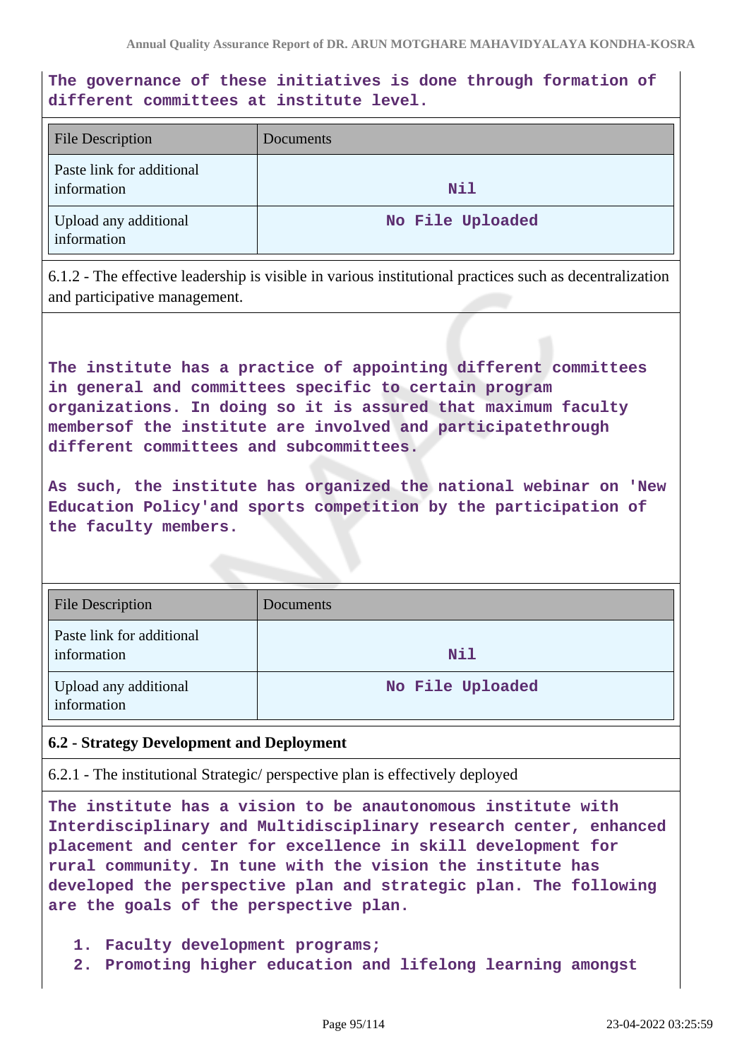**The governance of these initiatives is done through formation of different committees at institute level.**

| File Description | Documents |
|---|---|
| Paste link for additional information | **Nil** |
| Upload any additional information | **No File Uploaded** |

6.1.2 - The effective leadership is visible in various institutional practices such as decentralization and participative management.

**The institute has a practice of appointing different committees in general and committees specific to certain program organizations. In doing so it is assured that maximum faculty membersof the institute are involved and participatethrough different committees and subcommittees.**

**As such, the institute has organized the national webinar on 'New Education Policy'and sports competition by the participation of the faculty members.**

| File Description | Documents |
|---|---|
| Paste link for additional information | **Nil** |
| Upload any additional information | **No File Uploaded** |

### 6.2 - Strategy Development and Deployment

6.2.1 - The institutional Strategic/ perspective plan is effectively deployed

**The institute has a vision to be anautonomous institute with Interdisciplinary and Multidisciplinary research center, enhanced placement and center for excellence in skill development for rural community. In tune with the vision the institute has developed the perspective plan and strategic plan. The following are the goals of the perspective plan.**

1. **Faculty development programs;**
2. **Promoting higher education and lifelong learning amongst**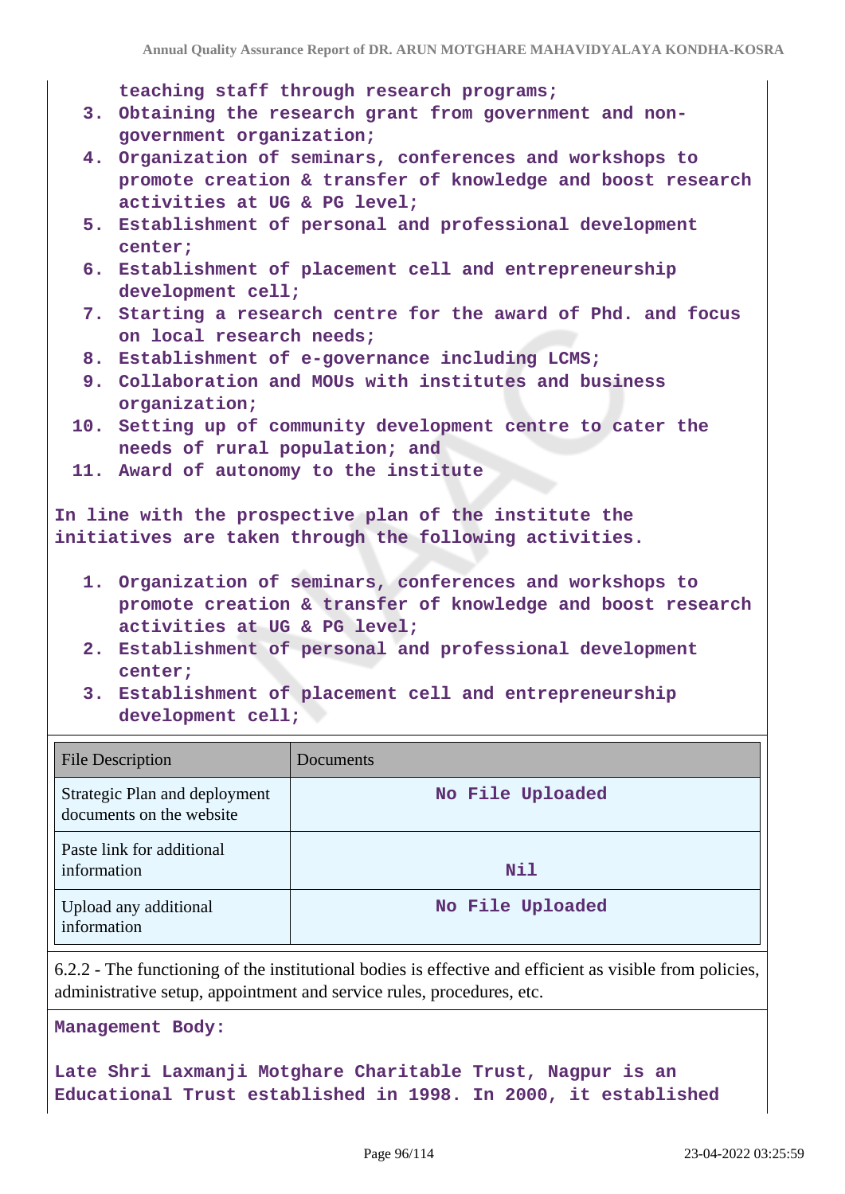teaching staff through research programs;

3. Obtaining the research grant from government and non-government organization;
4. Organization of seminars, conferences and workshops to promote creation & transfer of knowledge and boost research activities at UG & PG level;
5. Establishment of personal and professional development center;
6. Establishment of placement cell and entrepreneurship development cell;
7. Starting a research centre for the award of Phd. and focus on local research needs;
8. Establishment of e-governance including LCMS;
9. Collaboration and MOUs with institutes and business organization;
10. Setting up of community development centre to cater the needs of rural population; and
11. Award of autonomy to the institute

In line with the prospective plan of the institute the initiatives are taken through the following activities.

1. Organization of seminars, conferences and workshops to promote creation & transfer of knowledge and boost research activities at UG & PG level;
2. Establishment of personal and professional development center;
3. Establishment of placement cell and entrepreneurship development cell;

| File Description | Documents |
|---|---|
| Strategic Plan and deployment documents on the website | No File Uploaded |
| Paste link for additional information | Nil |
| Upload any additional information | No File Uploaded |

6.2.2 - The functioning of the institutional bodies is effective and efficient as visible from policies, administrative setup, appointment and service rules, procedures, etc.

**Management Body:**

Late Shri Laxmanji Motghare Charitable Trust, Nagpur is an Educational Trust established in 1998. In 2000, it established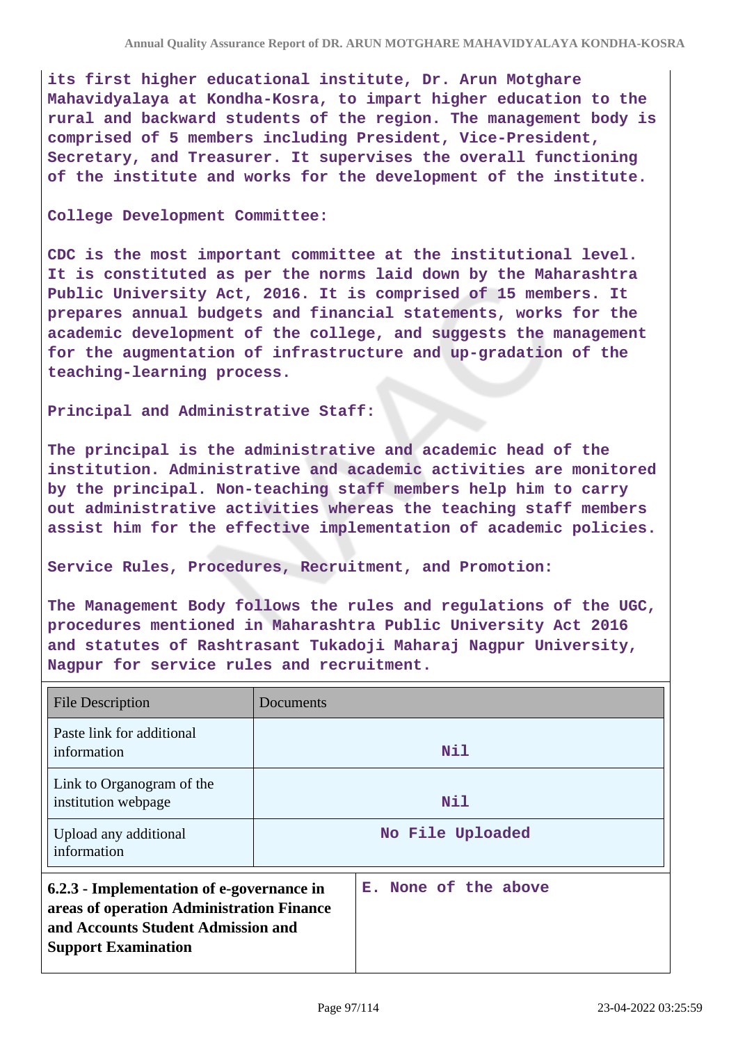its first higher educational institute, Dr. Arun Motghare Mahavidyalaya at Kondha-Kosra, to impart higher education to the rural and backward students of the region. The management body is comprised of 5 members including President, Vice-President, Secretary, and Treasurer. It supervises the overall functioning of the institute and works for the development of the institute.

College Development Committee:

CDC is the most important committee at the institutional level. It is constituted as per the norms laid down by the Maharashtra Public University Act, 2016. It is comprised of 15 members. It prepares annual budgets and financial statements, works for the academic development of the college, and suggests the management for the augmentation of infrastructure and up-gradation of the teaching-learning process.

Principal and Administrative Staff:

The principal is the administrative and academic head of the institution. Administrative and academic activities are monitored by the principal. Non-teaching staff members help him to carry out administrative activities whereas the teaching staff members assist him for the effective implementation of academic policies.

Service Rules, Procedures, Recruitment, and Promotion:

The Management Body follows the rules and regulations of the UGC, procedures mentioned in Maharashtra Public University Act 2016 and statutes of Rashtrasant Tukadoji Maharaj Nagpur University, Nagpur for service rules and recruitment.

| File Description | Documents |
|---|---|
| Paste link for additional information | Nil |
| Link to Organogram of the institution webpage | Nil |
| Upload any additional information | No File Uploaded |

| **6.2.3 - Implementation of e-governance in areas of operation Administration Finance and Accounts Student Admission and Support Examination** | E. None of the above |
|---|---|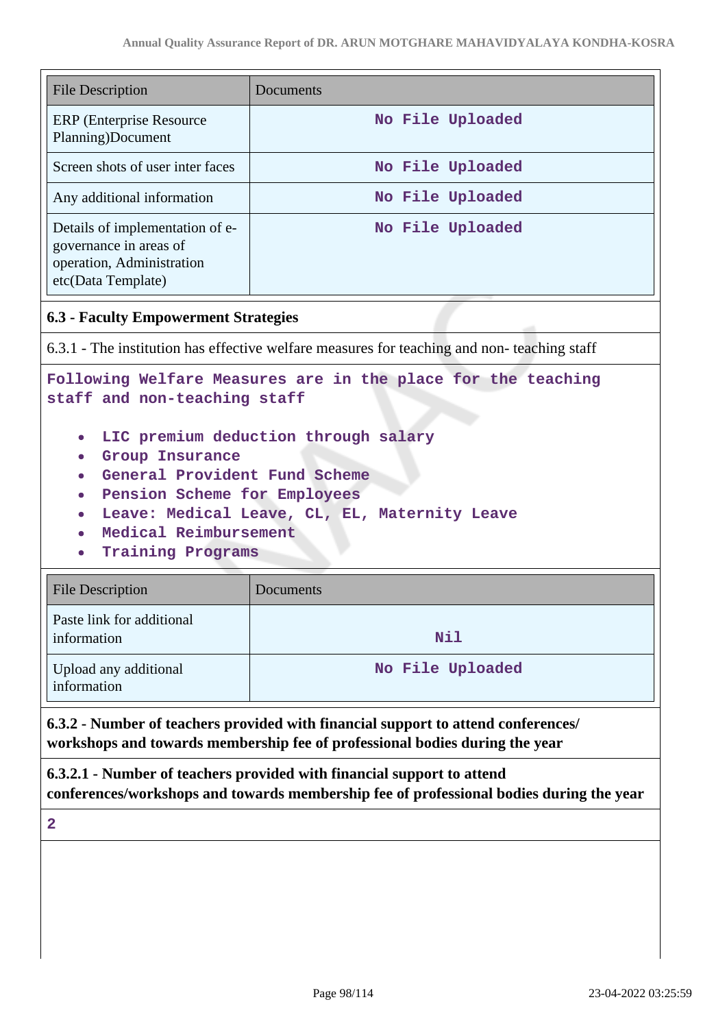| File Description | Documents |
|---|---|
| ERP (Enterprise Resource Planning)Document | No File Uploaded |
| Screen shots of user inter faces | No File Uploaded |
| Any additional information | No File Uploaded |
| Details of implementation of e-governance in areas of operation, Administration etc(Data Template) | No File Uploaded |

### 6.3 - Faculty Empowerment Strategies

6.3.1 - The institution has effective welfare measures for teaching and non- teaching staff

Following Welfare Measures are in the place for the teaching staff and non-teaching staff

- LIC premium deduction through salary
- Group Insurance
- General Provident Fund Scheme
- Pension Scheme for Employees
- Leave: Medical Leave, CL, EL, Maternity Leave
- Medical Reimbursement
- Training Programs

| File Description | Documents |
|---|---|
| Paste link for additional information | Nil |
| Upload any additional information | No File Uploaded |

**6.3.2 - Number of teachers provided with financial support to attend conferences/ workshops and towards membership fee of professional bodies during the year**

**6.3.2.1 - Number of teachers provided with financial support to attend conferences/workshops and towards membership fee of professional bodies during the year**

2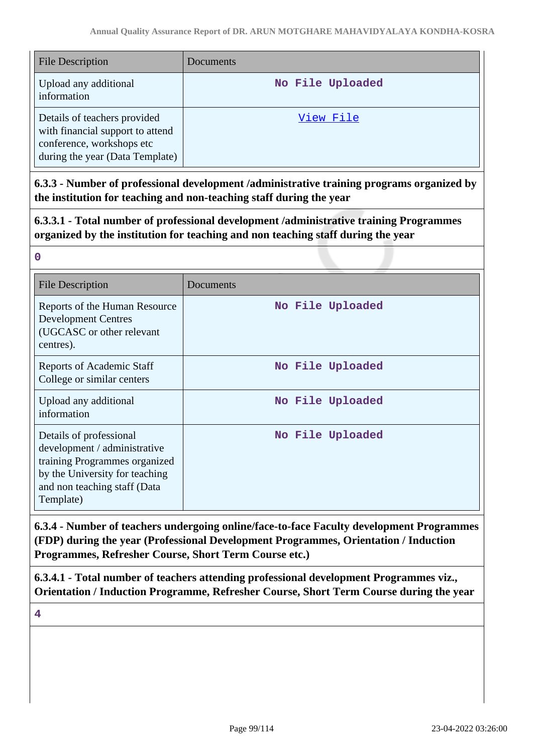| File Description | Documents |
|---|---|
| Upload any additional information | No File Uploaded |
| Details of teachers provided with financial support to attend conference, workshops etc during the year (Data Template) | View File |

**6.3.3 - Number of professional development /administrative training programs organized by the institution for teaching and non-teaching staff during the year**

**6.3.3.1 - Total number of professional development /administrative training Programmes organized by the institution for teaching and non teaching staff during the year**

**0**

| File Description | Documents |
|---|---|
| Reports of the Human Resource Development Centres (UGCASC or other relevant centres). | No File Uploaded |
| Reports of Academic Staff College or similar centers | No File Uploaded |
| Upload any additional information | No File Uploaded |
| Details of professional development / administrative training Programmes organized by the University for teaching and non teaching staff (Data Template) | No File Uploaded |

**6.3.4 - Number of teachers undergoing online/face-to-face Faculty development Programmes (FDP) during the year (Professional Development Programmes, Orientation / Induction Programmes, Refresher Course, Short Term Course etc.)**

**6.3.4.1 - Total number of teachers attending professional development Programmes viz., Orientation / Induction Programme, Refresher Course, Short Term Course during the year**

**4**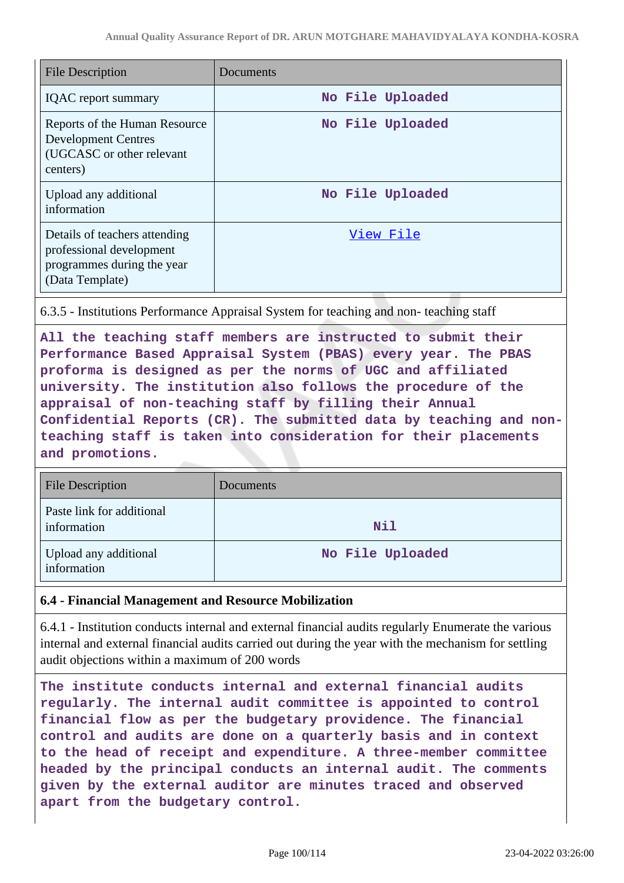| File Description | Documents |
|---|---|
| IQAC report summary | No File Uploaded |
| Reports of the Human Resource Development Centres (UGCASC or other relevant centers) | No File Uploaded |
| Upload any additional information | No File Uploaded |
| Details of teachers attending professional development programmes during the year (Data Template) | View File |

6.3.5 - Institutions Performance Appraisal System for teaching and non- teaching staff

**All the teaching staff members are instructed to submit their Performance Based Appraisal System (PBAS) every year. The PBAS proforma is designed as per the norms of UGC and affiliated university. The institution also follows the procedure of the appraisal of non-teaching staff by filling their Annual Confidential Reports (CR). The submitted data by teaching and non-teaching staff is taken into consideration for their placements and promotions.**

| File Description | Documents |
|---|---|
| Paste link for additional information | Nil |
| Upload any additional information | No File Uploaded |

### 6.4 - Financial Management and Resource Mobilization

6.4.1 - Institution conducts internal and external financial audits regularly Enumerate the various internal and external financial audits carried out during the year with the mechanism for settling audit objections within a maximum of 200 words

**The institute conducts internal and external financial audits regularly. The internal audit committee is appointed to control financial flow as per the budgetary providence. The financial control and audits are done on a quarterly basis and in context to the head of receipt and expenditure. A three-member committee headed by the principal conducts an internal audit. The comments given by the external auditor are minutes traced and observed apart from the budgetary control.**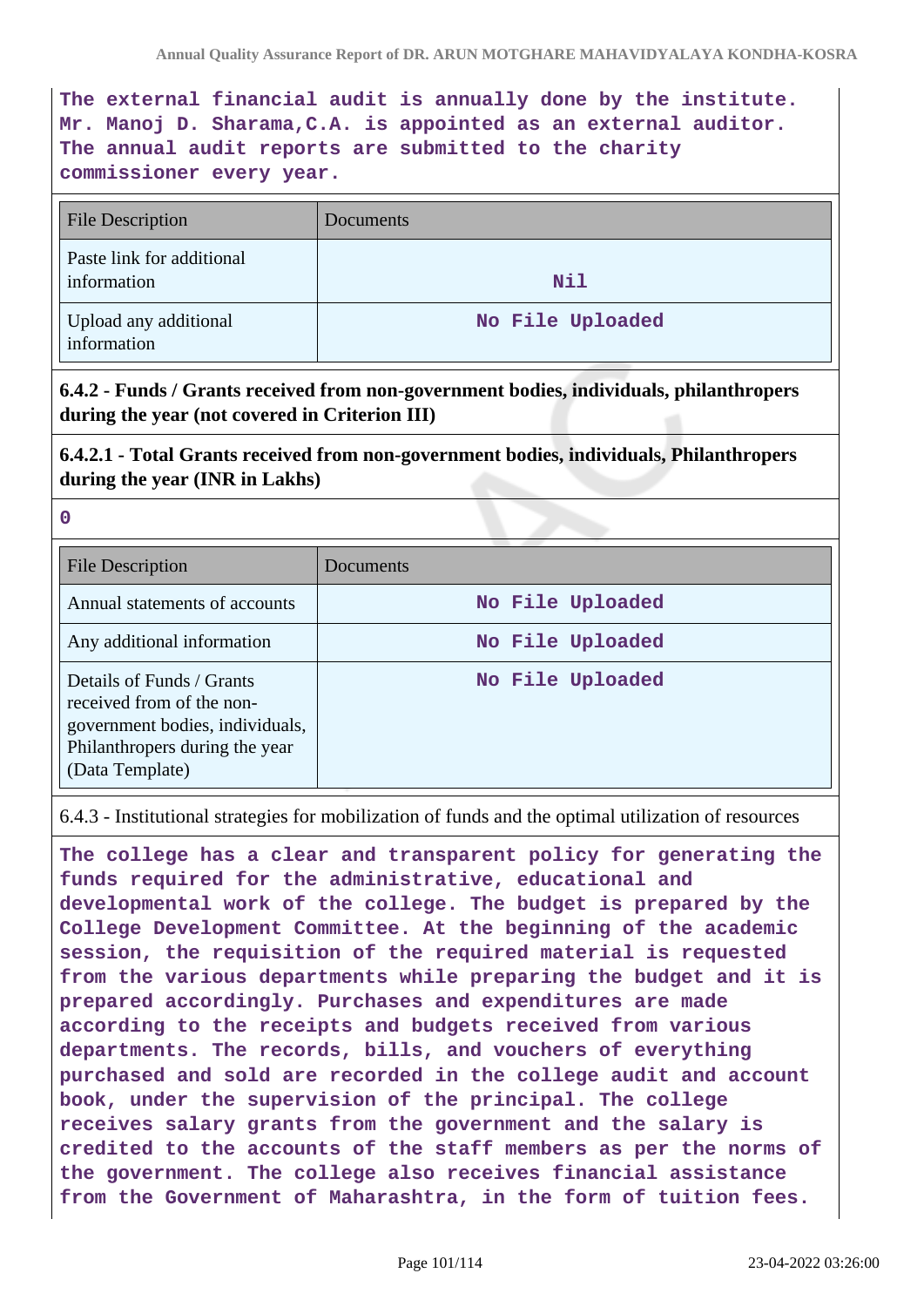**The external financial audit is annually done by the institute. Mr. Manoj D. Sharama,C.A. is appointed as an external auditor. The annual audit reports are submitted to the charity commissioner every year.**

| File Description | Documents |
|---|---|
| Paste link for additional information | **Nil** |
| Upload any additional information | **No File Uploaded** |

**6.4.2 - Funds / Grants received from non-government bodies, individuals, philanthropers during the year (not covered in Criterion III)**

**6.4.2.1 - Total Grants received from non-government bodies, individuals, Philanthropers during the year (INR in Lakhs)**

**0**

| File Description | Documents |
|---|---|
| Annual statements of accounts | **No File Uploaded** |
| Any additional information | **No File Uploaded** |
| Details of Funds / Grants received from of the non-government bodies, individuals, Philanthropers during the year (Data Template) | **No File Uploaded** |

6.4.3 - Institutional strategies for mobilization of funds and the optimal utilization of resources

**The college has a clear and transparent policy for generating the funds required for the administrative, educational and developmental work of the college. The budget is prepared by the College Development Committee. At the beginning of the academic session, the requisition of the required material is requested from the various departments while preparing the budget and it is prepared accordingly. Purchases and expenditures are made according to the receipts and budgets received from various departments. The records, bills, and vouchers of everything purchased and sold are recorded in the college audit and account book, under the supervision of the principal. The college receives salary grants from the government and the salary is credited to the accounts of the staff members as per the norms of the government. The college also receives financial assistance from the Government of Maharashtra, in the form of tuition fees.**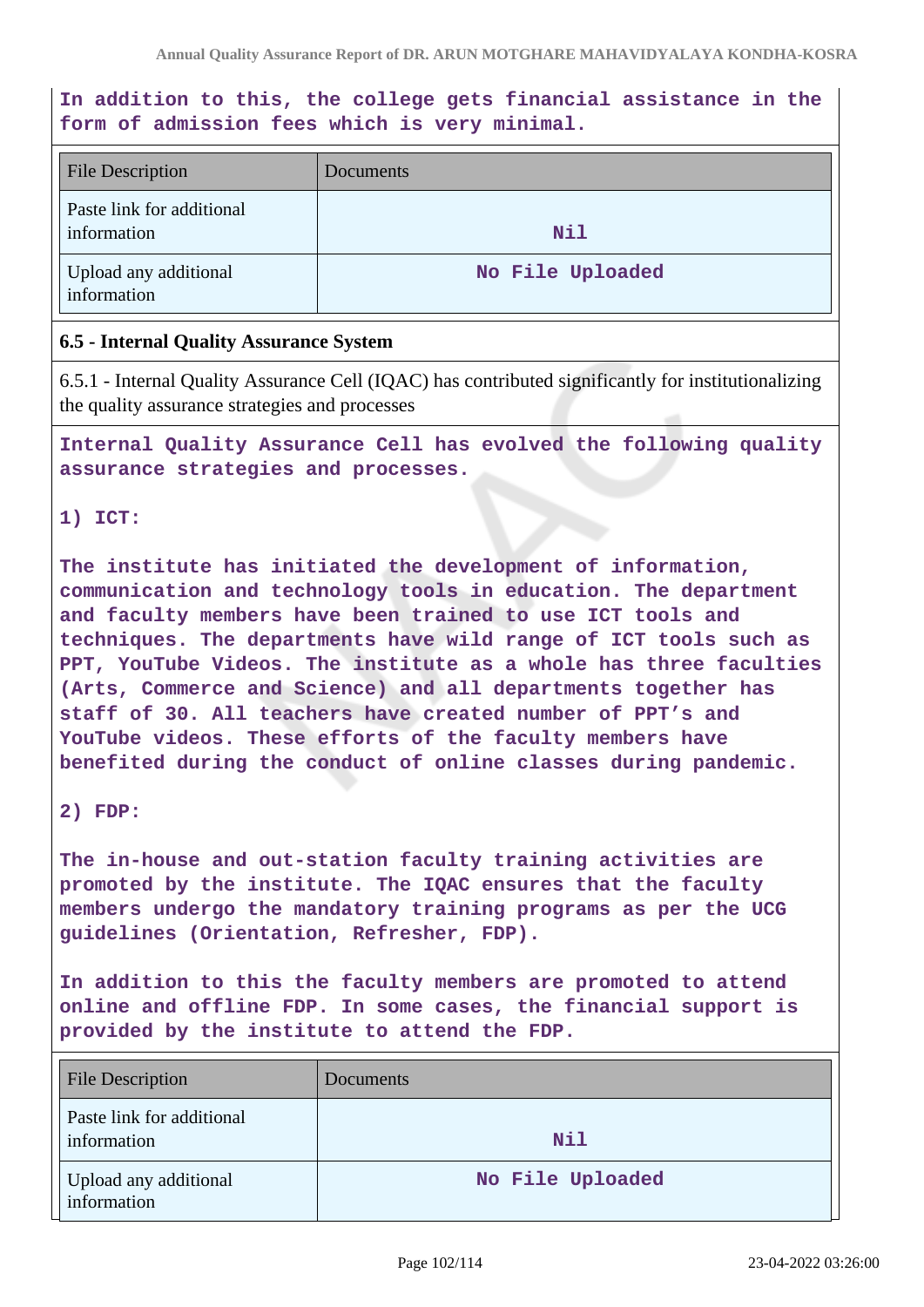**In addition to this, the college gets financial assistance in the form of admission fees which is very minimal.**

| File Description | Documents |
|---|---|
| Paste link for additional information | Nil |
| Upload any additional information | No File Uploaded |

### 6.5 - Internal Quality Assurance System

6.5.1 - Internal Quality Assurance Cell (IQAC) has contributed significantly for institutionalizing the quality assurance strategies and processes

**Internal Quality Assurance Cell has evolved the following quality assurance strategies and processes.**

**1) ICT:**

**The institute has initiated the development of information, communication and technology tools in education. The department and faculty members have been trained to use ICT tools and techniques. The departments have wild range of ICT tools such as PPT, YouTube Videos. The institute as a whole has three faculties (Arts, Commerce and Science) and all departments together has staff of 30. All teachers have created number of PPT's and YouTube videos. These efforts of the faculty members have benefited during the conduct of online classes during pandemic.**

**2) FDP:**

**The in-house and out-station faculty training activities are promoted by the institute. The IQAC ensures that the faculty members undergo the mandatory training programs as per the UGC guidelines (Orientation, Refresher, FDP).**

**In addition to this the faculty members are promoted to attend online and offline FDP. In some cases, the financial support is provided by the institute to attend the FDP.**

| File Description | Documents |
|---|---|
| Paste link for additional information | Nil |
| Upload any additional information | No File Uploaded |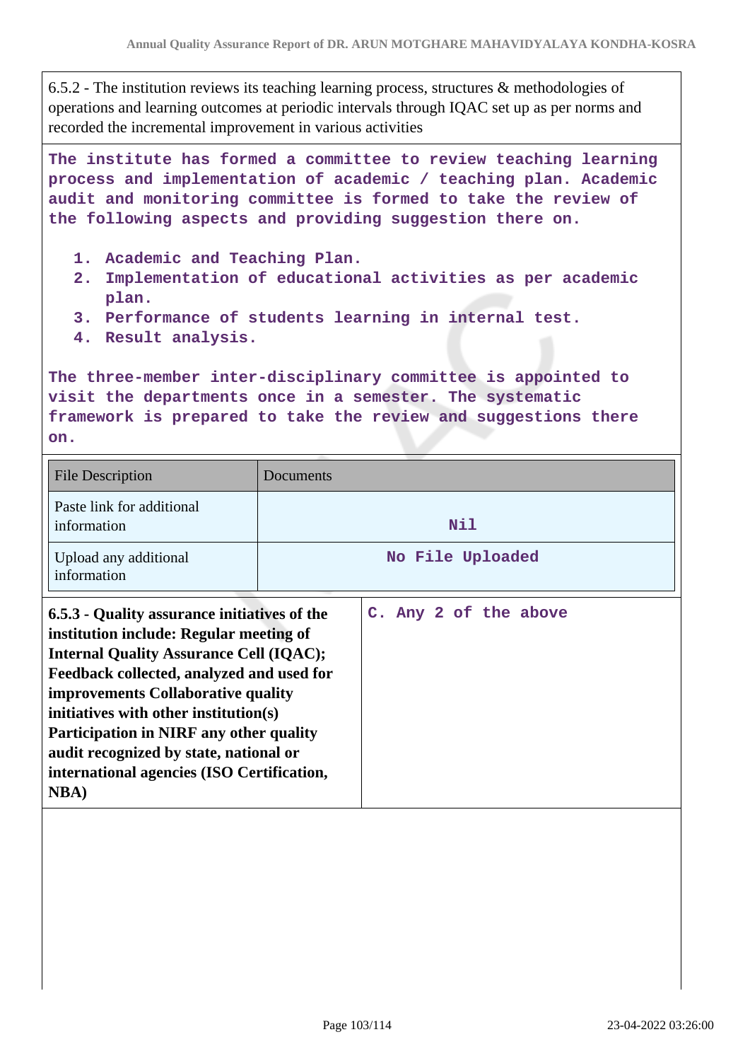6.5.2 - The institution reviews its teaching learning process, structures & methodologies of operations and learning outcomes at periodic intervals through IQAC set up as per norms and recorded the incremental improvement in various activities

**The institute has formed a committee to review teaching learning process and implementation of academic / teaching plan. Academic audit and monitoring committee is formed to take the review of the following aspects and providing suggestion there on.**

1. **Academic and Teaching Plan.**
2. **Implementation of educational activities as per academic plan.**
3. **Performance of students learning in internal test.**
4. **Result analysis.**

**The three-member inter-disciplinary committee is appointed to visit the departments once in a semester. The systematic framework is prepared to take the review and suggestions there on.**

| File Description | Documents |
|---|---|
| Paste link for additional information | **Nil** |
| Upload any additional information | **No File Uploaded** |

| | |
|---|---|
| **6.5.3 - Quality assurance initiatives of the institution include: Regular meeting of Internal Quality Assurance Cell (IQAC); Feedback collected, analyzed and used for improvements Collaborative quality initiatives with other institution(s) Participation in NIRF any other quality audit recognized by state, national or international agencies (ISO Certification, NBA)** | **C. Any 2 of the above** |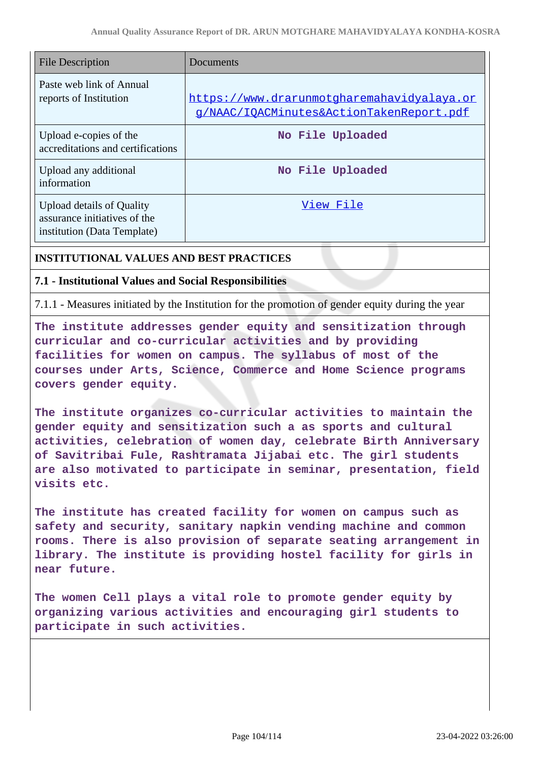| File Description | Documents |
|---|---|
| Paste web link of Annual reports of Institution | https://www.drarunmotgharemahavidyalaya.org/NAAC/IQACMinutes&ActionTakenReport.pdf |
| Upload e-copies of the accreditations and certifications | No File Uploaded |
| Upload any additional information | No File Uploaded |
| Upload details of Quality assurance initiatives of the institution (Data Template) | View File |

## INSTITUTIONAL VALUES AND BEST PRACTICES

### 7.1 - Institutional Values and Social Responsibilities

7.1.1 - Measures initiated by the Institution for the promotion of gender equity during the year

**The institute addresses gender equity and sensitization through curricular and co-curricular activities and by providing facilities for women on campus. The syllabus of most of the courses under Arts, Science, Commerce and Home Science programs covers gender equity.**

**The institute organizes co-curricular activities to maintain the gender equity and sensitization such a as sports and cultural activities, celebration of women day, celebrate Birth Anniversary of Savitribai Fule, Rashtramata Jijabai etc. The girl students are also motivated to participate in seminar, presentation, field visits etc.**

**The institute has created facility for women on campus such as safety and security, sanitary napkin vending machine and common rooms. There is also provision of separate seating arrangement in library. The institute is providing hostel facility for girls in near future.**

**The women Cell plays a vital role to promote gender equity by organizing various activities and encouraging girl students to participate in such activities.**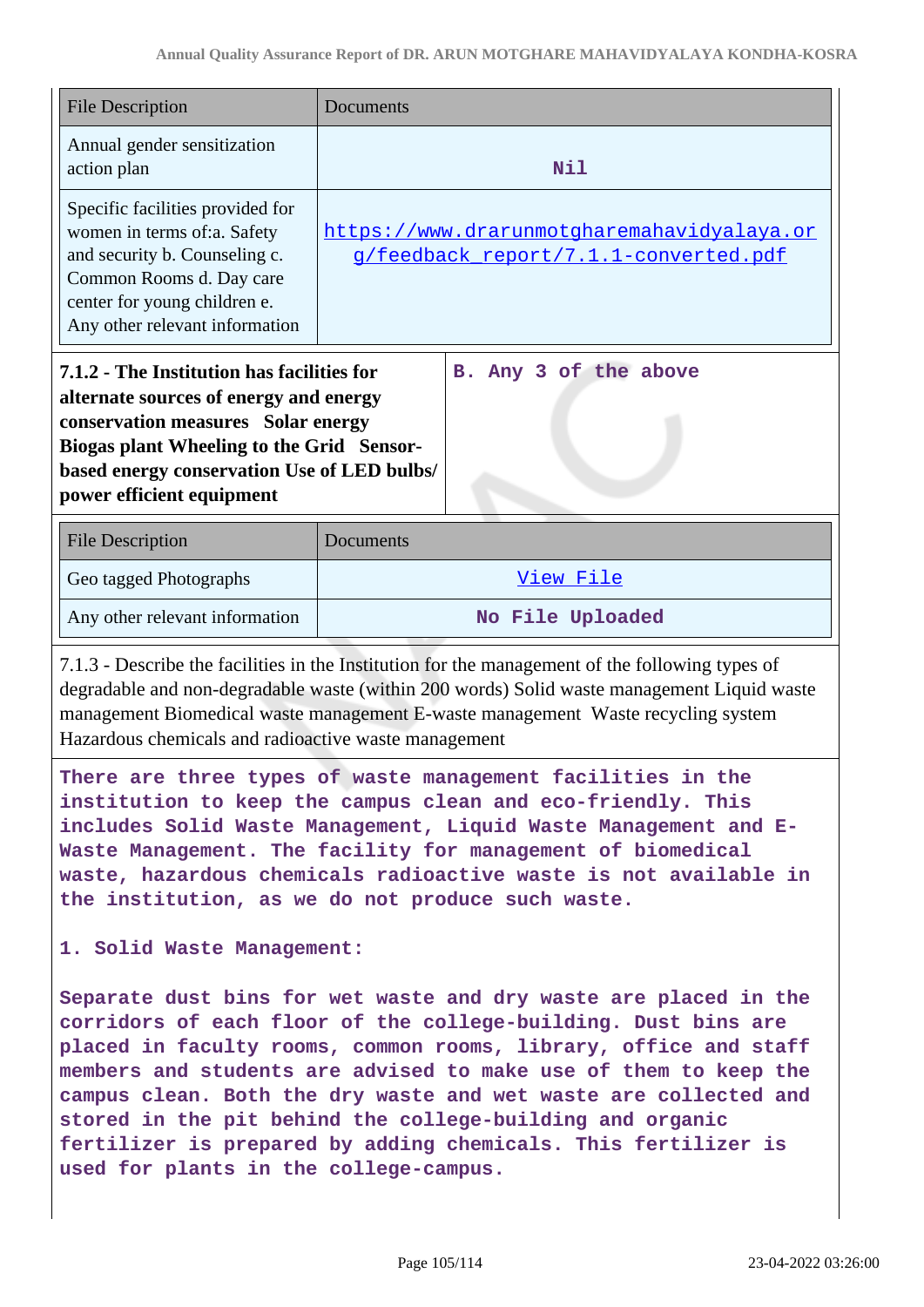| File Description | Documents |
| --- | --- |
| Annual gender sensitization action plan | **Nil** |
| Specific facilities provided for women in terms of:a. Safety and security b. Counseling c. Common Rooms d. Day care center for young children e. Any other relevant information | https://www.drarunmotgharemahavidyalaya.org/feedback_report/7.1.1-converted.pdf |

| **7.1.2 - The Institution has facilities for alternate sources of energy and energy conservation measures Solar energy Biogas plant Wheeling to the Grid Sensor-based energy conservation Use of LED bulbs/ power efficient equipment** | **B. Any 3 of the above** |
| --- | --- |

| File Description | Documents |
| --- | --- |
| Geo tagged Photographs | View File |
| Any other relevant information | **No File Uploaded** |

7.1.3 - Describe the facilities in the Institution for the management of the following types of degradable and non-degradable waste (within 200 words) Solid waste management Liquid waste management Biomedical waste management E-waste management Waste recycling system Hazardous chemicals and radioactive waste management

**There are three types of waste management facilities in the institution to keep the campus clean and eco-friendly. This includes Solid Waste Management, Liquid Waste Management and E-Waste Management. The facility for management of biomedical waste, hazardous chemicals radioactive waste is not available in the institution, as we do not produce such waste.**

**1. Solid Waste Management:**

**Separate dust bins for wet waste and dry waste are placed in the corridors of each floor of the college-building. Dust bins are placed in faculty rooms, common rooms, library, office and staff members and students are advised to make use of them to keep the campus clean. Both the dry waste and wet waste are collected and stored in the pit behind the college-building and organic fertilizer is prepared by adding chemicals. This fertilizer is used for plants in the college-campus.**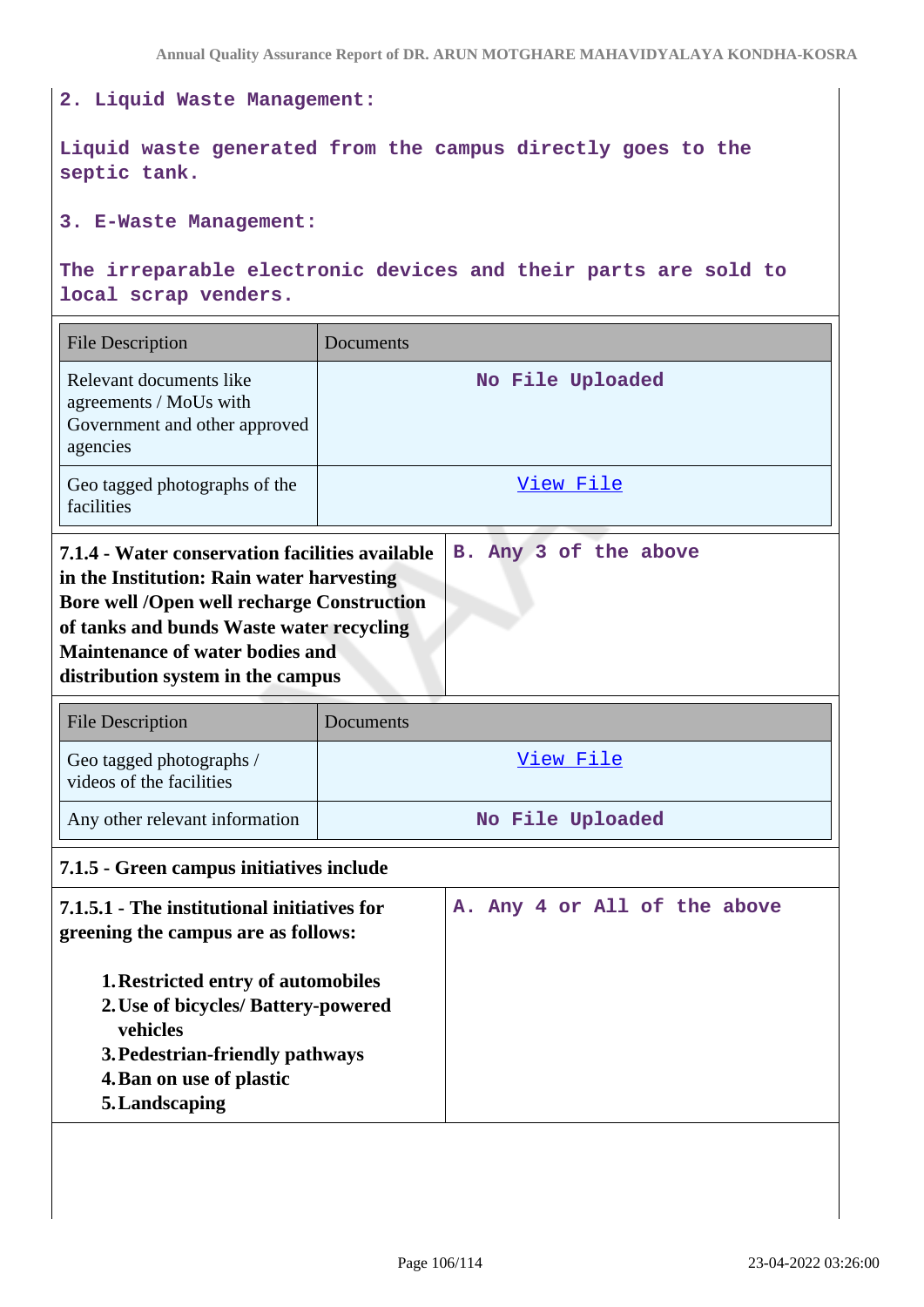2. Liquid Waste Management:

Liquid waste generated from the campus directly goes to the septic tank.

3. E-Waste Management:

The irreparable electronic devices and their parts are sold to local scrap venders.

| File Description | Documents |
|---|---|
| Relevant documents like agreements / MoUs with Government and other approved agencies | No File Uploaded |
| Geo tagged photographs of the facilities | View File |

| **7.1.4 - Water conservation facilities available in the Institution: Rain water harvesting Bore well /Open well recharge Construction of tanks and bunds Waste water recycling Maintenance of water bodies and distribution system in the campus** | B. Any 3 of the above |
|---|---|

| File Description | Documents |
|---|---|
| Geo tagged photographs / videos of the facilities | View File |
| Any other relevant information | No File Uploaded |

**7.1.5 - Green campus initiatives include**

| **7.1.5.1 - The institutional initiatives for greening the campus are as follows:**<br><br>1. **Restricted entry of automobiles**<br>2. **Use of bicycles/ Battery-powered vehicles**<br>3. **Pedestrian-friendly pathways**<br>4. **Ban on use of plastic**<br>5. **Landscaping** | A. Any 4 or All of the above |
|---|---|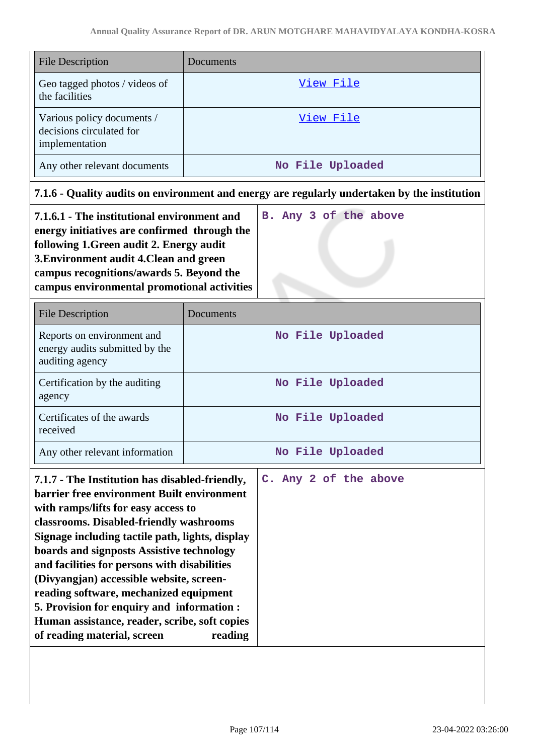| File Description | Documents |
|---|---|
| Geo tagged photos / videos of the facilities | View File |
| Various policy documents / decisions circulated for implementation | View File |
| Any other relevant documents | No File Uploaded |

**7.1.6 - Quality audits on environment and energy are regularly undertaken by the institution**

| | |
|---|---|
| **7.1.6.1 - The institutional environment and energy initiatives are confirmed through the following 1.Green audit 2. Energy audit 3.Environment audit 4.Clean and green campus recognitions/awards 5. Beyond the campus environmental promotional activities** | B. Any 3 of the above |

| File Description | Documents |
|---|---|
| Reports on environment and energy audits submitted by the auditing agency | No File Uploaded |
| Certification by the auditing agency | No File Uploaded |
| Certificates of the awards received | No File Uploaded |
| Any other relevant information | No File Uploaded |

| | |
|---|---|
| **7.1.7 - The Institution has disabled-friendly, barrier free environment Built environment with ramps/lifts for easy access to classrooms. Disabled-friendly washrooms Signage including tactile path, lights, display boards and signposts Assistive technology and facilities for persons with disabilities (Divyangjan) accessible website, screen-reading software, mechanized equipment 5. Provision for enquiry and information : Human assistance, reader, scribe, soft copies of reading material, screen reading** | C. Any 2 of the above |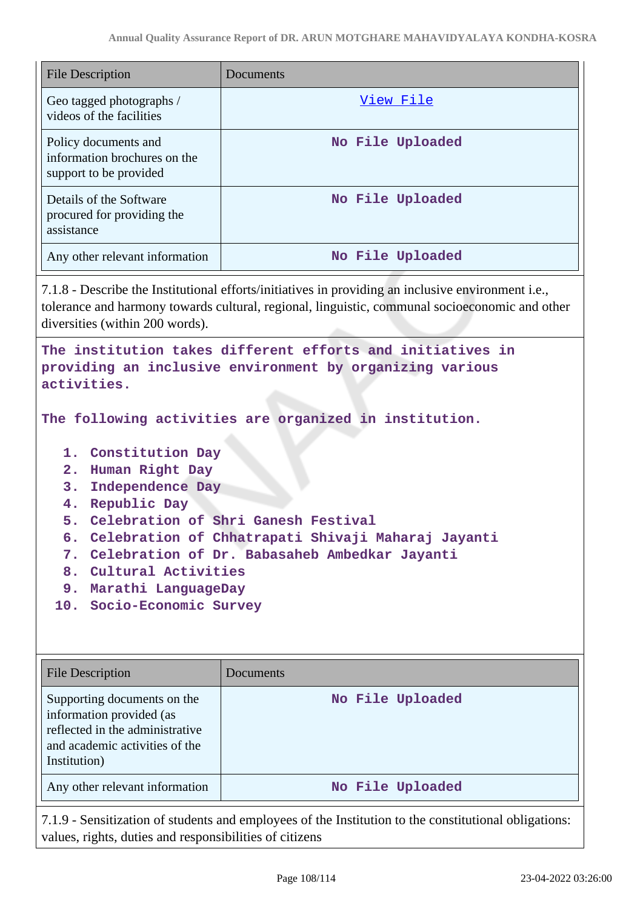| File Description | Documents |
|---|---|
| Geo tagged photographs / videos of the facilities | View File |
| Policy documents and information brochures on the support to be provided | No File Uploaded |
| Details of the Software procured for providing the assistance | No File Uploaded |
| Any other relevant information | No File Uploaded |

7.1.8 - Describe the Institutional efforts/initiatives in providing an inclusive environment i.e., tolerance and harmony towards cultural, regional, linguistic, communal socioeconomic and other diversities (within 200 words).

**The institution takes different efforts and initiatives in providing an inclusive environment by organizing various activities.**

**The following activities are organized in institution.**

1. **Constitution Day**
2. **Human Right Day**
3. **Independence Day**
4. **Republic Day**
5. **Celebration of Shri Ganesh Festival**
6. **Celebration of Chhatrapati Shivaji Maharaj Jayanti**
7. **Celebration of Dr. Babasaheb Ambedkar Jayanti**
8. **Cultural Activities**
9. **Marathi LanguageDay**
10. **Socio-Economic Survey**

| File Description | Documents |
|---|---|
| Supporting documents on the information provided (as reflected in the administrative and academic activities of the Institution) | No File Uploaded |
| Any other relevant information | No File Uploaded |

7.1.9 - Sensitization of students and employees of the Institution to the constitutional obligations: values, rights, duties and responsibilities of citizens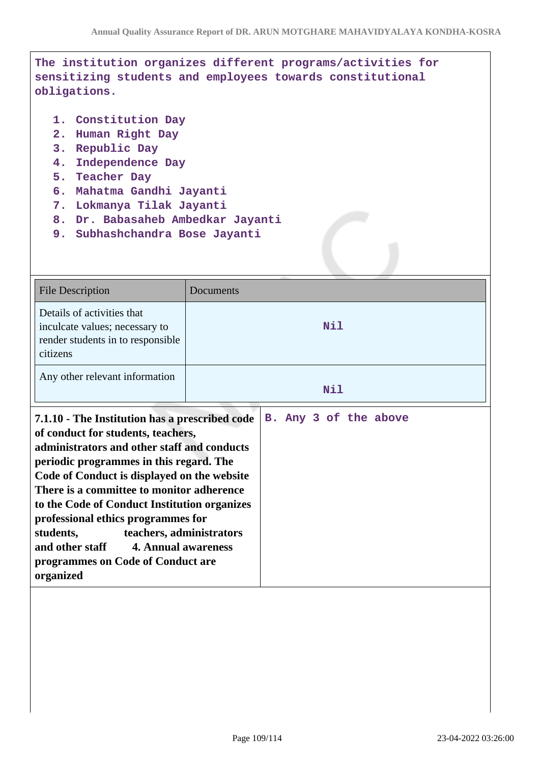The institution organizes different programs/activities for sensitizing students and employees towards constitutional obligations.

1. Constitution Day
2. Human Right Day
3. Republic Day
4. Independence Day
5. Teacher Day
6. Mahatma Gandhi Jayanti
7. Lokmanya Tilak Jayanti
8. Dr. Babasaheb Ambedkar Jayanti
9. Subhashchandra Bose Jayanti

| File Description | Documents |
| --- | --- |
| Details of activities that inculcate values; necessary to render students in to responsible citizens | Nil |
| Any other relevant information | Nil |

| | |
| --- | --- |
| **7.1.10 - The Institution has a prescribed code of conduct for students, teachers, administrators and other staff and conducts periodic programmes in this regard. The Code of Conduct is displayed on the website There is a committee to monitor adherence to the Code of Conduct Institution organizes professional ethics programmes for students, teachers, administrators and other staff 4. Annual awareness programmes on Code of Conduct are organized** | B. Any 3 of the above |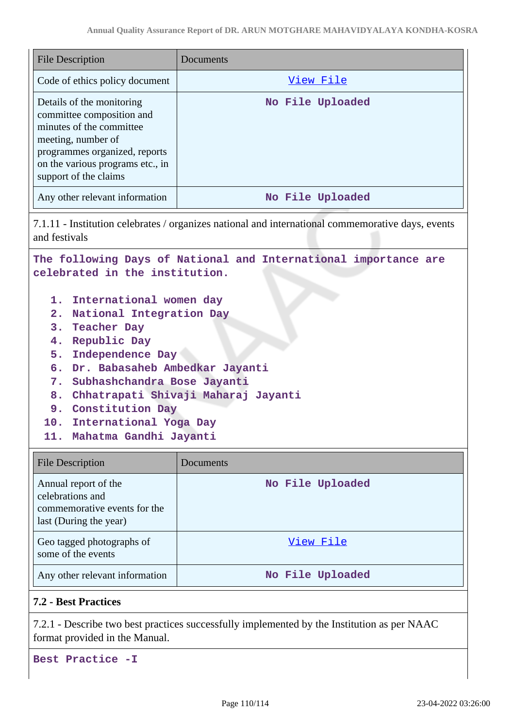| File Description | Documents |
|---|---|
| Code of ethics policy document | View File |
| Details of the monitoring committee composition and minutes of the committee meeting, number of programmes organized, reports on the various programs etc., in support of the claims | No File Uploaded |
| Any other relevant information | No File Uploaded |

7.1.11 - Institution celebrates / organizes national and international commemorative days, events and festivals

**The following Days of National and International importance are celebrated in the institution.**

1. International women day
2. National Integration Day
3. Teacher Day
4. Republic Day
5. Independence Day
6. Dr. Babasaheb Ambedkar Jayanti
7. Subhashchandra Bose Jayanti
8. Chhatrapati Shivaji Maharaj Jayanti
9. Constitution Day
10. International Yoga Day
11. Mahatma Gandhi Jayanti

| File Description | Documents |
|---|---|
| Annual report of the celebrations and commemorative events for the last (During the year) | No File Uploaded |
| Geo tagged photographs of some of the events | View File |
| Any other relevant information | No File Uploaded |

### 7.2 - Best Practices

7.2.1 - Describe two best practices successfully implemented by the Institution as per NAAC format provided in the Manual.

**Best Practice -I**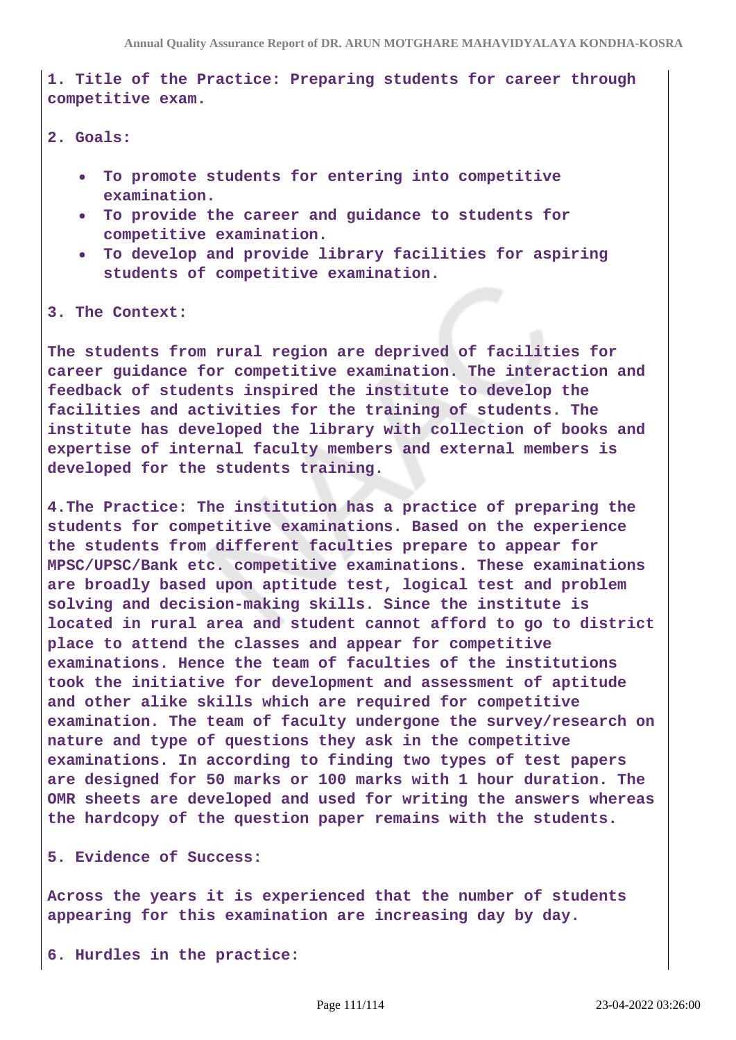**1. Title of the Practice: Preparing students for career through competitive exam.**

**2. Goals:**

- **To promote students for entering into competitive examination.**
- **To provide the career and guidance to students for competitive examination.**
- **To develop and provide library facilities for aspiring students of competitive examination.**

**3. The Context:**

**The students from rural region are deprived of facilities for career guidance for competitive examination. The interaction and feedback of students inspired the institute to develop the facilities and activities for the training of students. The institute has developed the library with collection of books and expertise of internal faculty members and external members is developed for the students training.**

**4.The Practice: The institution has a practice of preparing the students for competitive examinations. Based on the experience the students from different faculties prepare to appear for MPSC/UPSC/Bank etc. competitive examinations. These examinations are broadly based upon aptitude test, logical test and problem solving and decision-making skills. Since the institute is located in rural area and student cannot afford to go to district place to attend the classes and appear for competitive examinations. Hence the team of faculties of the institutions took the initiative for development and assessment of aptitude and other alike skills which are required for competitive examination. The team of faculty undergone the survey/research on nature and type of questions they ask in the competitive examinations. In according to finding two types of test papers are designed for 50 marks or 100 marks with 1 hour duration. The OMR sheets are developed and used for writing the answers whereas the hardcopy of the question paper remains with the students.**

**5. Evidence of Success:**

**Across the years it is experienced that the number of students appearing for this examination are increasing day by day.**

**6. Hurdles in the practice:**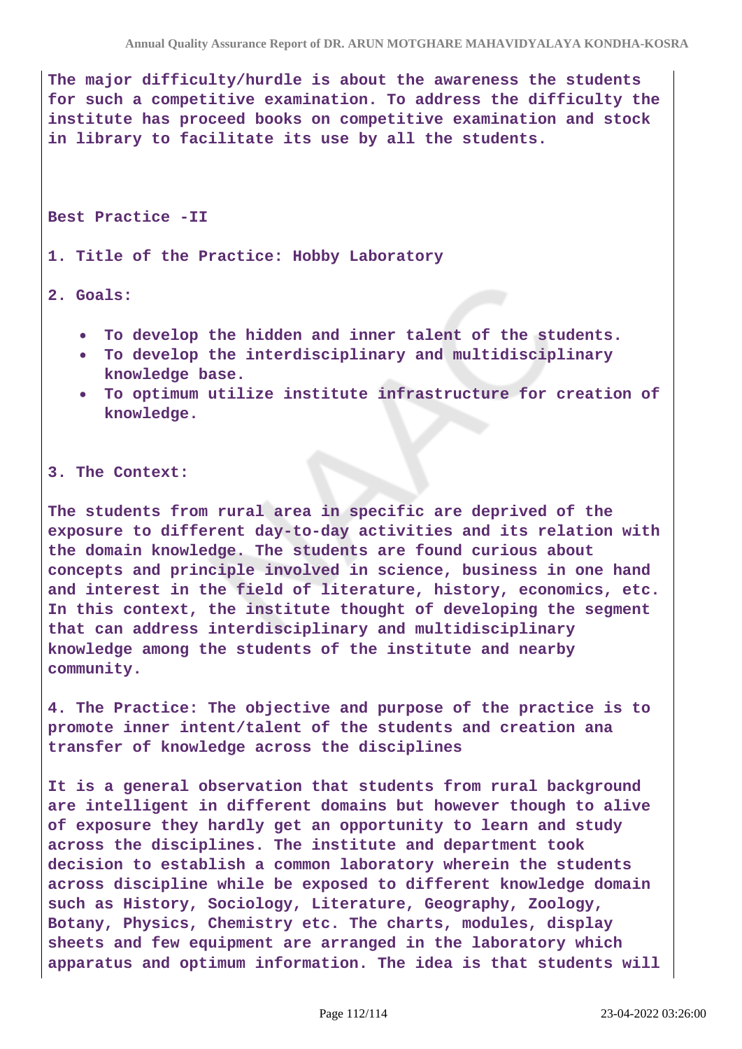**The major difficulty/hurdle is about the awareness the students for such a competitive examination. To address the difficulty the institute has proceed books on competitive examination and stock in library to facilitate its use by all the students.**

**Best Practice -II**

**1. Title of the Practice: Hobby Laboratory**

**2. Goals:**

- **To develop the hidden and inner talent of the students.**
- **To develop the interdisciplinary and multidisciplinary knowledge base.**
- **To optimum utilize institute infrastructure for creation of knowledge.**

**3. The Context:**

**The students from rural area in specific are deprived of the exposure to different day-to-day activities and its relation with the domain knowledge. The students are found curious about concepts and principle involved in science, business in one hand and interest in the field of literature, history, economics, etc. In this context, the institute thought of developing the segment that can address interdisciplinary and multidisciplinary knowledge among the students of the institute and nearby community.**

**4. The Practice: The objective and purpose of the practice is to promote inner intent/talent of the students and creation ana transfer of knowledge across the disciplines**

**It is a general observation that students from rural background are intelligent in different domains but however though to alive of exposure they hardly get an opportunity to learn and study across the disciplines. The institute and department took decision to establish a common laboratory wherein the students across discipline while be exposed to different knowledge domain such as History, Sociology, Literature, Geography, Zoology, Botany, Physics, Chemistry etc. The charts, modules, display sheets and few equipment are arranged in the laboratory which apparatus and optimum information. The idea is that students will**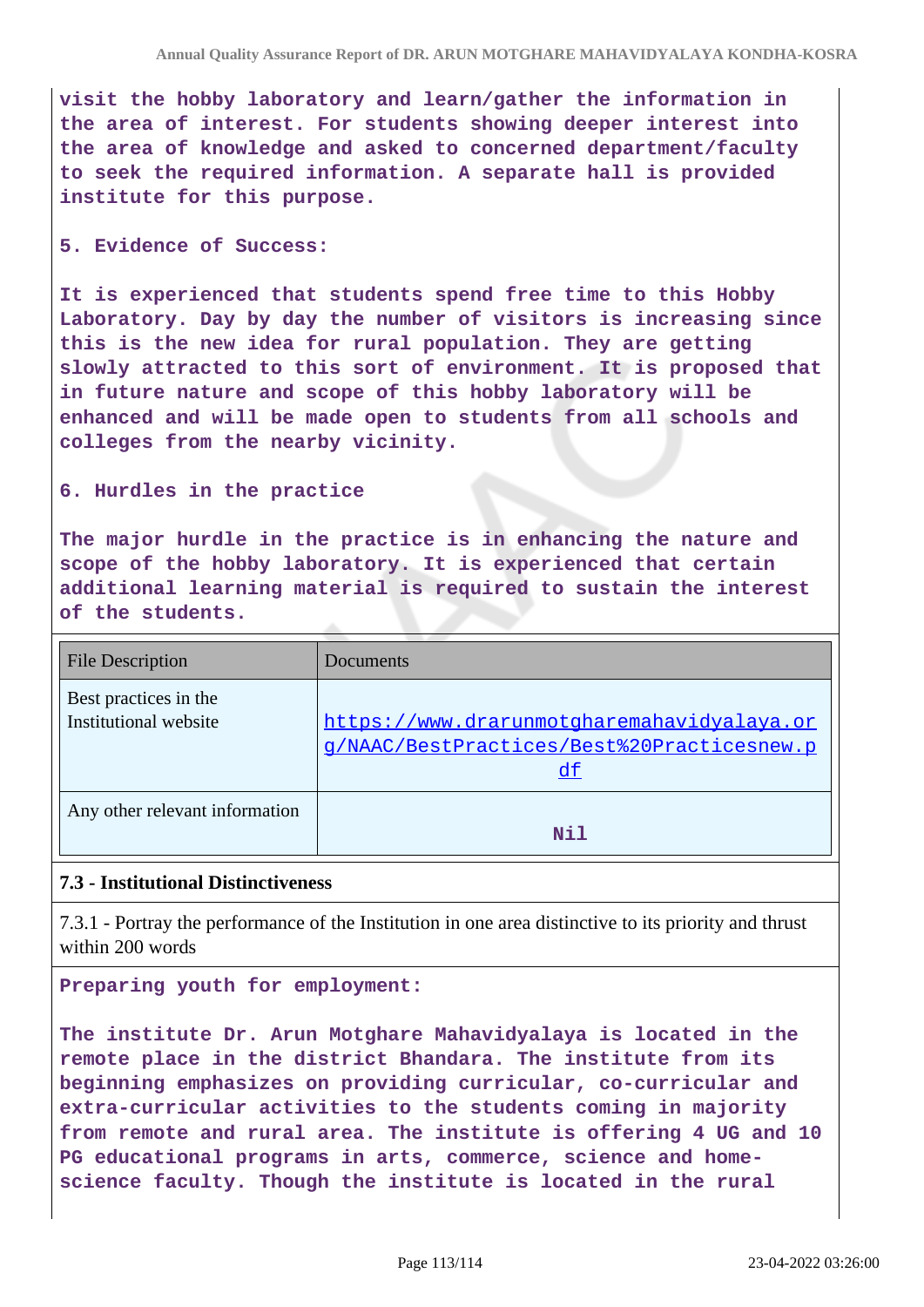visit the hobby laboratory and learn/gather the information in the area of interest. For students showing deeper interest into the area of knowledge and asked to concerned department/faculty to seek the required information. A separate hall is provided institute for this purpose.

5. Evidence of Success:

It is experienced that students spend free time to this Hobby Laboratory. Day by day the number of visitors is increasing since this is the new idea for rural population. They are getting slowly attracted to this sort of environment. It is proposed that in future nature and scope of this hobby laboratory will be enhanced and will be made open to students from all schools and colleges from the nearby vicinity.

6. Hurdles in the practice

The major hurdle in the practice is in enhancing the nature and scope of the hobby laboratory. It is experienced that certain additional learning material is required to sustain the interest of the students.

| File Description | Documents |
|---|---|
| Best practices in the Institutional website | https://www.drarunmotgharemahavidyalaya.org/NAAC/BestPractices/Best%20Practicesnew.pdf |
| Any other relevant information | Nil |

### 7.3 - Institutional Distinctiveness

7.3.1 - Portray the performance of the Institution in one area distinctive to its priority and thrust within 200 words

Preparing youth for employment:

The institute Dr. Arun Motghare Mahavidyalaya is located in the remote place in the district Bhandara. The institute from its beginning emphasizes on providing curricular, co-curricular and extra-curricular activities to the students coming in majority from remote and rural area. The institute is offering 4 UG and 10 PG educational programs in arts, commerce, science and home-science faculty. Though the institute is located in the rural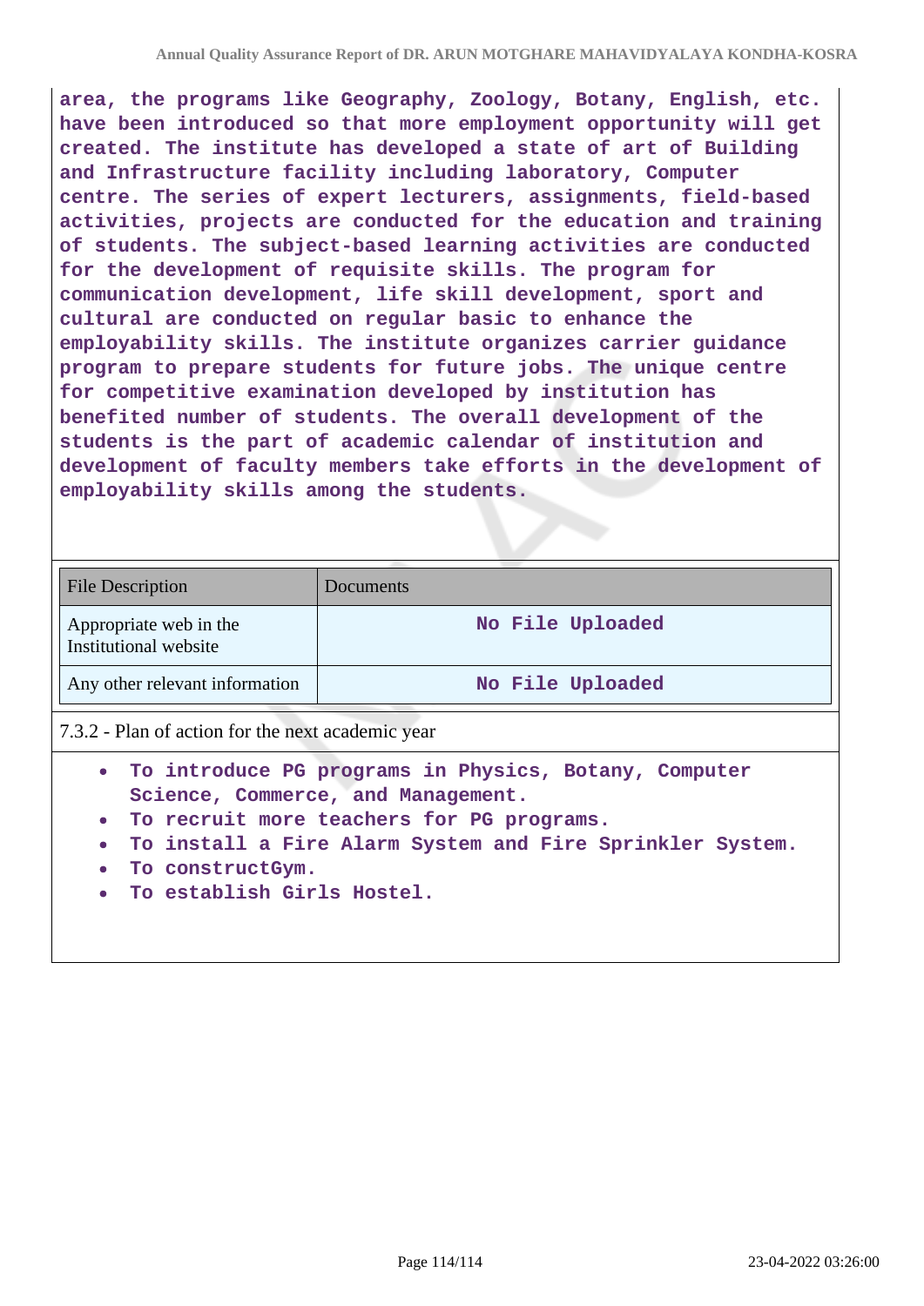area, the programs like Geography, Zoology, Botany, English, etc. have been introduced so that more employment opportunity will get created. The institute has developed a state of art of Building and Infrastructure facility including laboratory, Computer centre. The series of expert lecturers, assignments, field-based activities, projects are conducted for the education and training of students. The subject-based learning activities are conducted for the development of requisite skills. The program for communication development, life skill development, sport and cultural are conducted on regular basic to enhance the employability skills. The institute organizes carrier guidance program to prepare students for future jobs. The unique centre for competitive examination developed by institution has benefited number of students. The overall development of the students is the part of academic calendar of institution and development of faculty members take efforts in the development of employability skills among the students.

| File Description | Documents |
|---|---|
| Appropriate web in the Institutional website | No File Uploaded |
| Any other relevant information | No File Uploaded |

7.3.2 - Plan of action for the next academic year

- To introduce PG programs in Physics, Botany, Computer Science, Commerce, and Management.
- To recruit more teachers for PG programs.
- To install a Fire Alarm System and Fire Sprinkler System.
- To constructGym.
- To establish Girls Hostel.